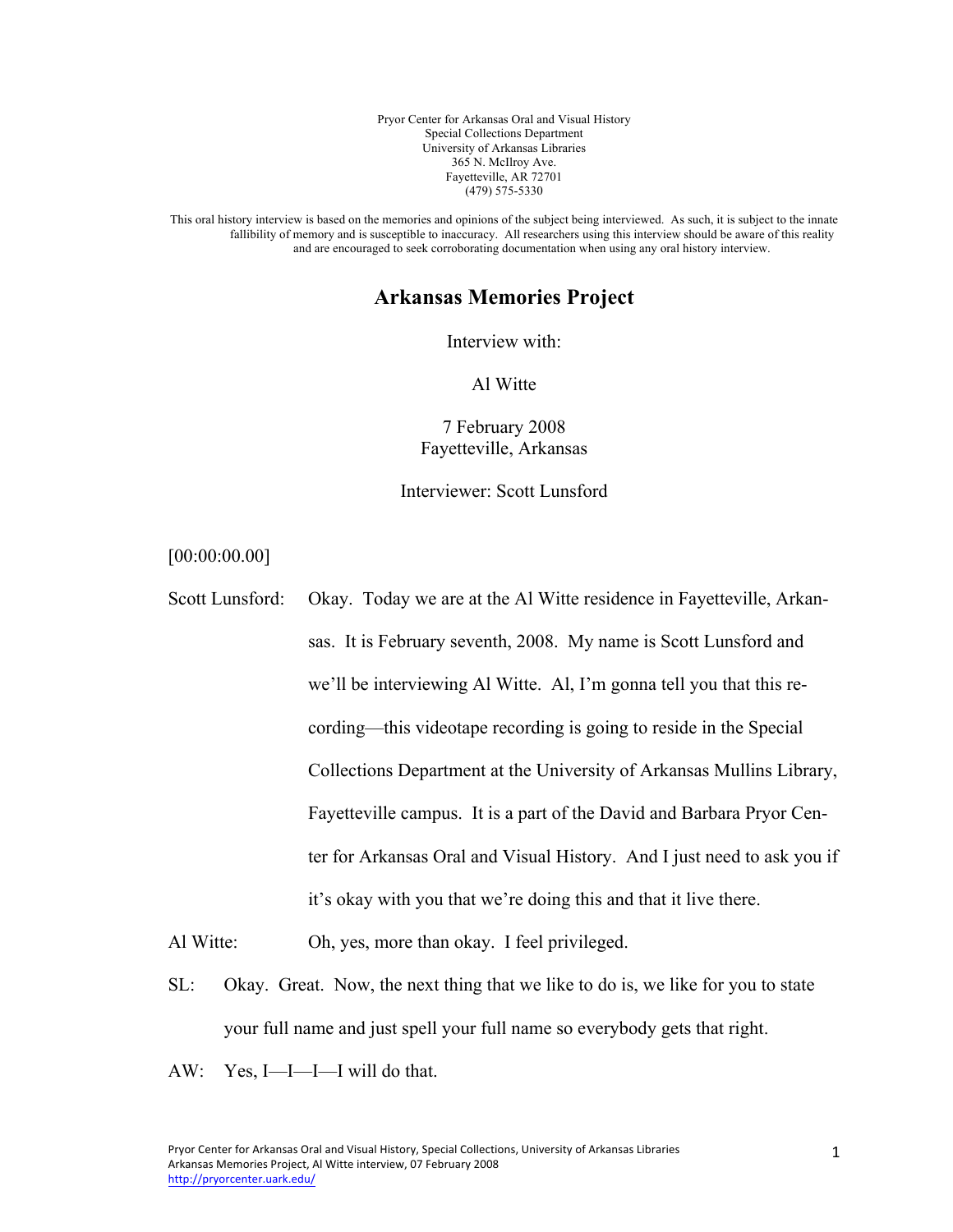Pryor Center for Arkansas Oral and Visual History
Special Collections Department
University of Arkansas Libraries
365 N. McIlroy Ave.
Fayetteville, AR 72701
(479) 575-5330

This oral history interview is based on the memories and opinions of the subject being interviewed. As such, it is subject to the innate fallibility of memory and is susceptible to inaccuracy. All researchers using this interview should be aware of this reality and are encouraged to seek corroborating documentation when using any oral history interview.

# Arkansas Memories Project

Interview with:

Al Witte

7 February 2008
Fayetteville, Arkansas

Interviewer: Scott Lunsford

[00:00:00.00]

Scott Lunsford: Okay. Today we are at the Al Witte residence in Fayetteville, Arkansas. It is February seventh, 2008. My name is Scott Lunsford and we'll be interviewing Al Witte. Al, I'm gonna tell you that this recording—this videotape recording is going to reside in the Special Collections Department at the University of Arkansas Mullins Library, Fayetteville campus. It is a part of the David and Barbara Pryor Center for Arkansas Oral and Visual History. And I just need to ask you if it's okay with you that we're doing this and that it live there.

Al Witte: Oh, yes, more than okay. I feel privileged.

SL: Okay. Great. Now, the next thing that we like to do is, we like for you to state your full name and just spell your full name so everybody gets that right.

AW: Yes, I—I—I—I will do that.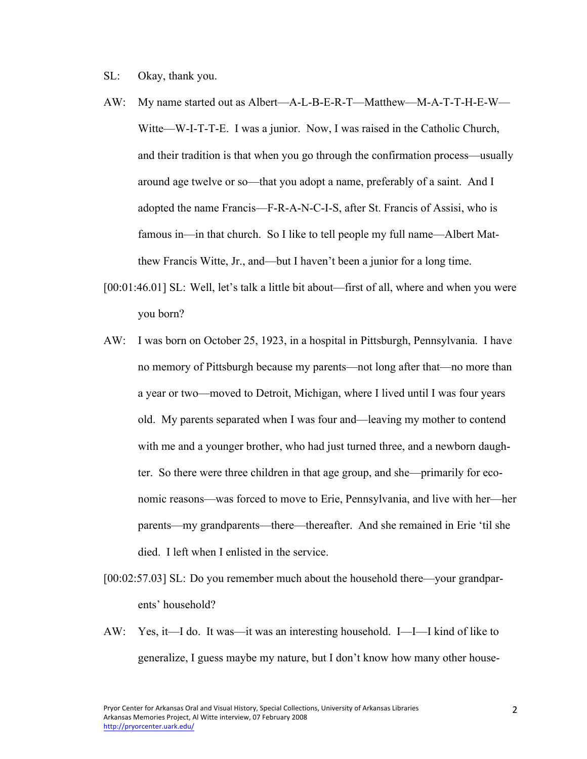SL: Okay, thank you.

AW: My name started out as Albert—A-L-B-E-R-T—Matthew—M-A-T-T-H-E-W—Witte—W-I-T-T-E. I was a junior. Now, I was raised in the Catholic Church, and their tradition is that when you go through the confirmation process—usually around age twelve or so—that you adopt a name, preferably of a saint. And I adopted the name Francis—F-R-A-N-C-I-S, after St. Francis of Assisi, who is famous in—in that church. So I like to tell people my full name—Albert Matthew Francis Witte, Jr., and—but I haven't been a junior for a long time.

[00:01:46.01] SL: Well, let's talk a little bit about—first of all, where and when you were you born?

AW: I was born on October 25, 1923, in a hospital in Pittsburgh, Pennsylvania. I have no memory of Pittsburgh because my parents—not long after that—no more than a year or two—moved to Detroit, Michigan, where I lived until I was four years old. My parents separated when I was four and—leaving my mother to contend with me and a younger brother, who had just turned three, and a newborn daughter. So there were three children in that age group, and she—primarily for economic reasons—was forced to move to Erie, Pennsylvania, and live with her—her parents—my grandparents—there—thereafter. And she remained in Erie 'til she died. I left when I enlisted in the service.

[00:02:57.03] SL: Do you remember much about the household there—your grandparents' household?

AW: Yes, it—I do. It was—it was an interesting household. I—I—I kind of like to generalize, I guess maybe my nature, but I don't know how many other house-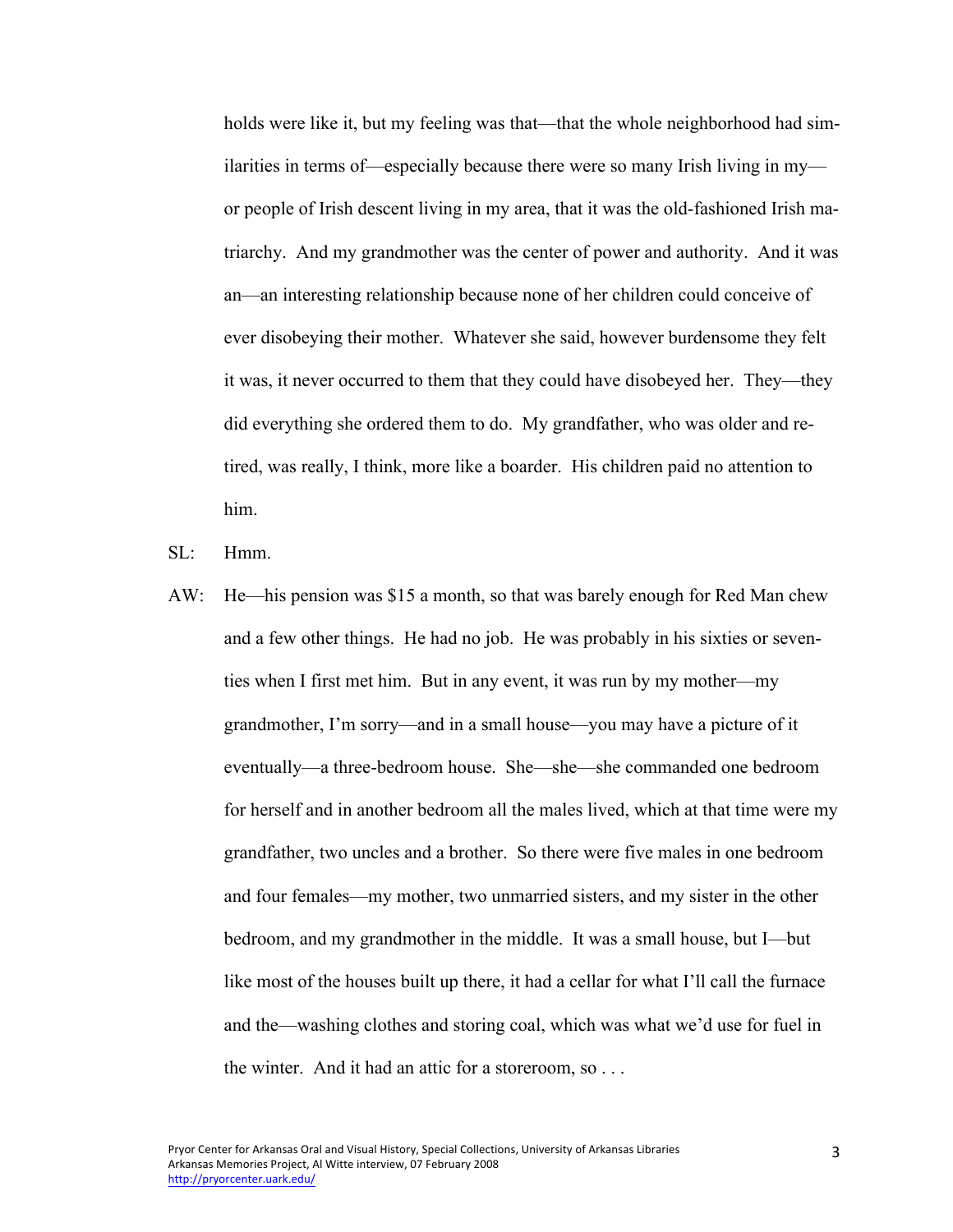holds were like it, but my feeling was that—that the whole neighborhood had similarities in terms of—especially because there were so many Irish living in my—or people of Irish descent living in my area, that it was the old-fashioned Irish matriarchy. And my grandmother was the center of power and authority. And it was an—an interesting relationship because none of her children could conceive of ever disobeying their mother. Whatever she said, however burdensome they felt it was, it never occurred to them that they could have disobeyed her. They—they did everything she ordered them to do. My grandfather, who was older and retired, was really, I think, more like a boarder. His children paid no attention to him.

SL: Hmm.

AW: He—his pension was $15 a month, so that was barely enough for Red Man chew and a few other things. He had no job. He was probably in his sixties or seventies when I first met him. But in any event, it was run by my mother—my grandmother, I'm sorry—and in a small house—you may have a picture of it eventually—a three-bedroom house. She—she—she commanded one bedroom for herself and in another bedroom all the males lived, which at that time were my grandfather, two uncles and a brother. So there were five males in one bedroom and four females—my mother, two unmarried sisters, and my sister in the other bedroom, and my grandmother in the middle. It was a small house, but I—but like most of the houses built up there, it had a cellar for what I'll call the furnace and the—washing clothes and storing coal, which was what we'd use for fuel in the winter. And it had an attic for a storeroom, so . . .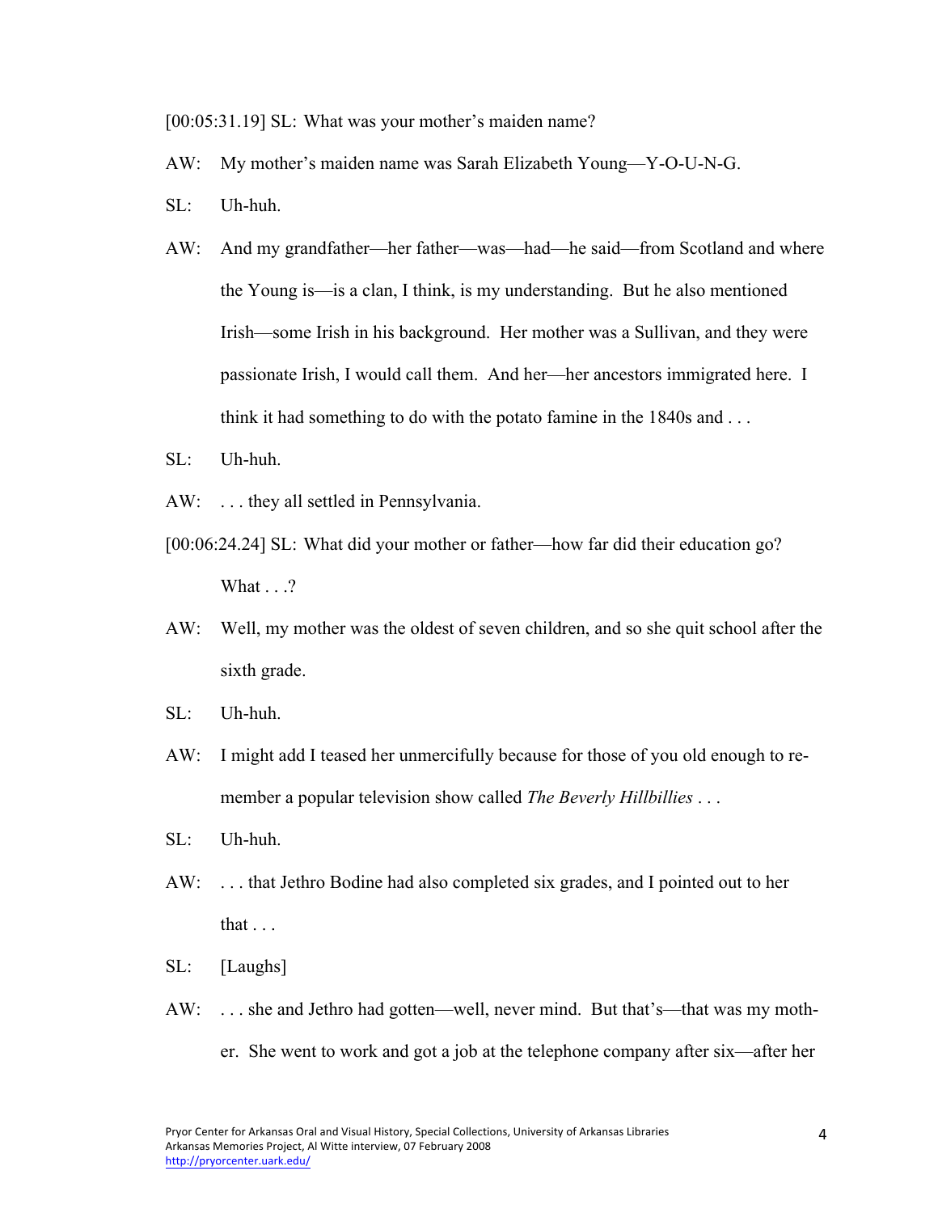[00:05:31.19] SL: What was your mother's maiden name?

AW: My mother's maiden name was Sarah Elizabeth Young—Y-O-U-N-G.

SL: Uh-huh.

AW: And my grandfather—her father—was—had—he said—from Scotland and where the Young is—is a clan, I think, is my understanding. But he also mentioned Irish—some Irish in his background. Her mother was a Sullivan, and they were passionate Irish, I would call them. And her—her ancestors immigrated here. I think it had something to do with the potato famine in the 1840s and . . .

SL: Uh-huh.

AW: . . . they all settled in Pennsylvania.

[00:06:24.24] SL: What did your mother or father—how far did their education go? What . . .?

AW: Well, my mother was the oldest of seven children, and so she quit school after the sixth grade.

SL: Uh-huh.

AW: I might add I teased her unmercifully because for those of you old enough to remember a popular television show called *The Beverly Hillbillies* . . .

SL: Uh-huh.

AW: . . . that Jethro Bodine had also completed six grades, and I pointed out to her that . . .

SL: [Laughs]

AW: . . . she and Jethro had gotten—well, never mind. But that's—that was my mother. She went to work and got a job at the telephone company after six—after her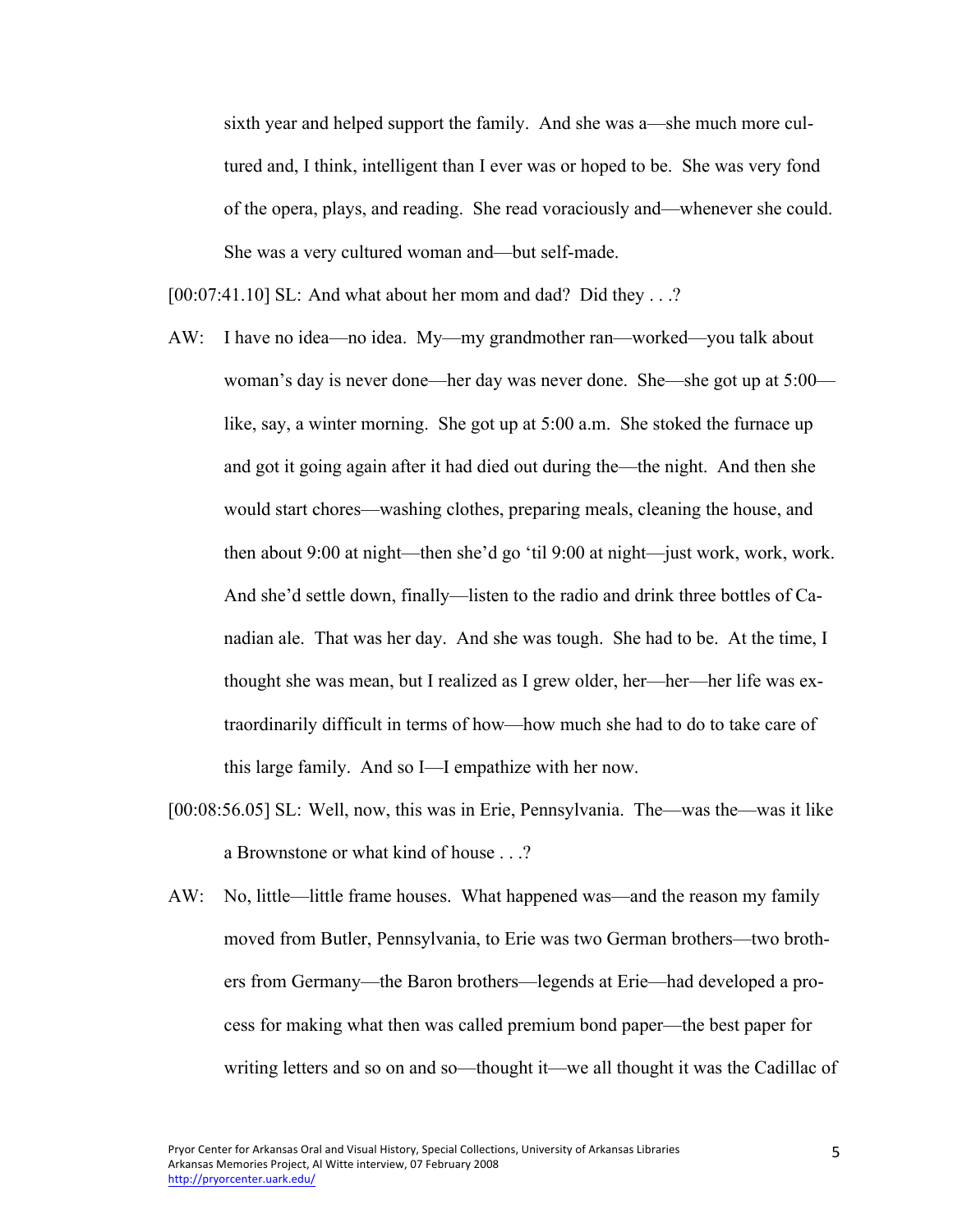sixth year and helped support the family. And she was a—she much more cultured and, I think, intelligent than I ever was or hoped to be. She was very fond of the opera, plays, and reading. She read voraciously and—whenever she could. She was a very cultured woman and—but self-made.

[00:07:41.10] SL: And what about her mom and dad? Did they . . .?

AW: I have no idea—no idea. My—my grandmother ran—worked—you talk about woman's day is never done—her day was never done. She—she got up at 5:00—like, say, a winter morning. She got up at 5:00 a.m. She stoked the furnace up and got it going again after it had died out during the—the night. And then she would start chores—washing clothes, preparing meals, cleaning the house, and then about 9:00 at night—then she'd go 'til 9:00 at night—just work, work, work. And she'd settle down, finally—listen to the radio and drink three bottles of Canadian ale. That was her day. And she was tough. She had to be. At the time, I thought she was mean, but I realized as I grew older, her—her—her life was extraordinarily difficult in terms of how—how much she had to do to take care of this large family. And so I—I empathize with her now.

[00:08:56.05] SL: Well, now, this was in Erie, Pennsylvania. The—was the—was it like a Brownstone or what kind of house . . .?

AW: No, little—little frame houses. What happened was—and the reason my family moved from Butler, Pennsylvania, to Erie was two German brothers—two brothers from Germany—the Baron brothers—legends at Erie—had developed a process for making what then was called premium bond paper—the best paper for writing letters and so on and so—thought it—we all thought it was the Cadillac of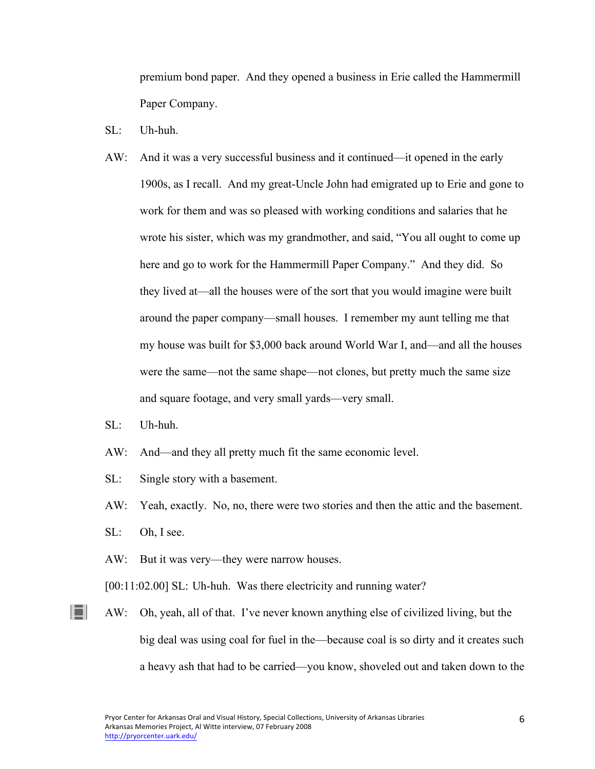premium bond paper. And they opened a business in Erie called the Hammermill Paper Company.

SL: Uh-huh.

AW: And it was a very successful business and it continued—it opened in the early 1900s, as I recall. And my great-Uncle John had emigrated up to Erie and gone to work for them and was so pleased with working conditions and salaries that he wrote his sister, which was my grandmother, and said, "You all ought to come up here and go to work for the Hammermill Paper Company." And they did. So they lived at—all the houses were of the sort that you would imagine were built around the paper company—small houses. I remember my aunt telling me that my house was built for $3,000 back around World War I, and—and all the houses were the same—not the same shape—not clones, but pretty much the same size and square footage, and very small yards—very small.

SL: Uh-huh.

AW: And—and they all pretty much fit the same economic level.

SL: Single story with a basement.

AW: Yeah, exactly. No, no, there were two stories and then the attic and the basement.

SL: Oh, I see.

AW: But it was very—they were narrow houses.

[00:11:02.00] SL: Uh-huh. Was there electricity and running water?

AW: Oh, yeah, all of that. I've never known anything else of civilized living, but the big deal was using coal for fuel in the—because coal is so dirty and it creates such a heavy ash that had to be carried—you know, shoveled out and taken down to the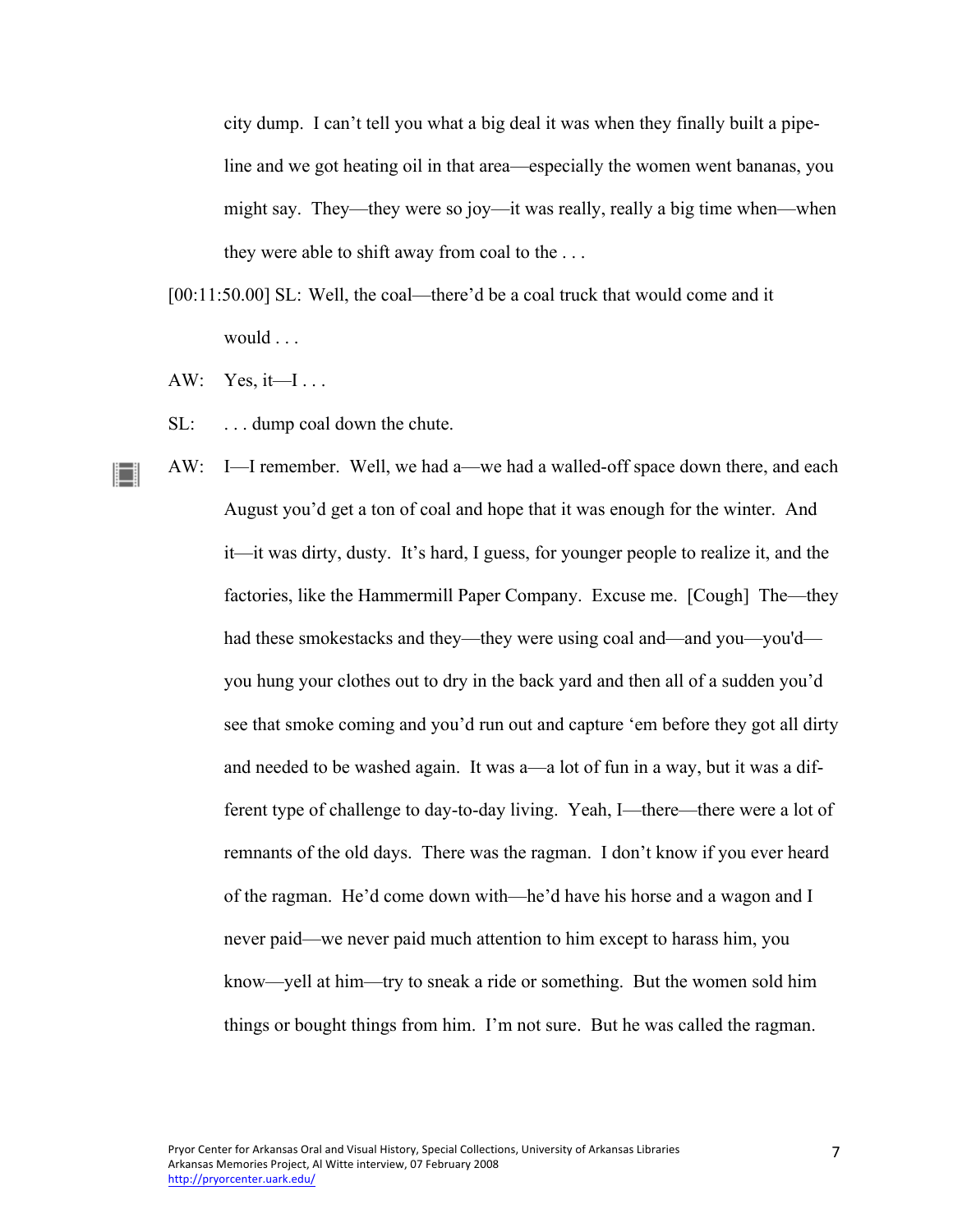city dump. I can't tell you what a big deal it was when they finally built a pipeline and we got heating oil in that area—especially the women went bananas, you might say. They—they were so joy—it was really, really a big time when—when they were able to shift away from coal to the . . .

[00:11:50.00] SL: Well, the coal—there'd be a coal truck that would come and it would . . .

AW: Yes, it—I . . .

SL: . . . dump coal down the chute.

AW: I—I remember. Well, we had a—we had a walled-off space down there, and each August you'd get a ton of coal and hope that it was enough for the winter. And it—it was dirty, dusty. It's hard, I guess, for younger people to realize it, and the factories, like the Hammermill Paper Company. Excuse me. [Cough] The—they had these smokestacks and they—they were using coal and—and you—you'd—you hung your clothes out to dry in the back yard and then all of a sudden you'd see that smoke coming and you'd run out and capture 'em before they got all dirty and needed to be washed again. It was a—a lot of fun in a way, but it was a different type of challenge to day-to-day living. Yeah, I—there—there were a lot of remnants of the old days. There was the ragman. I don't know if you ever heard of the ragman. He'd come down with—he'd have his horse and a wagon and I never paid—we never paid much attention to him except to harass him, you know—yell at him—try to sneak a ride or something. But the women sold him things or bought things from him. I'm not sure. But he was called the ragman.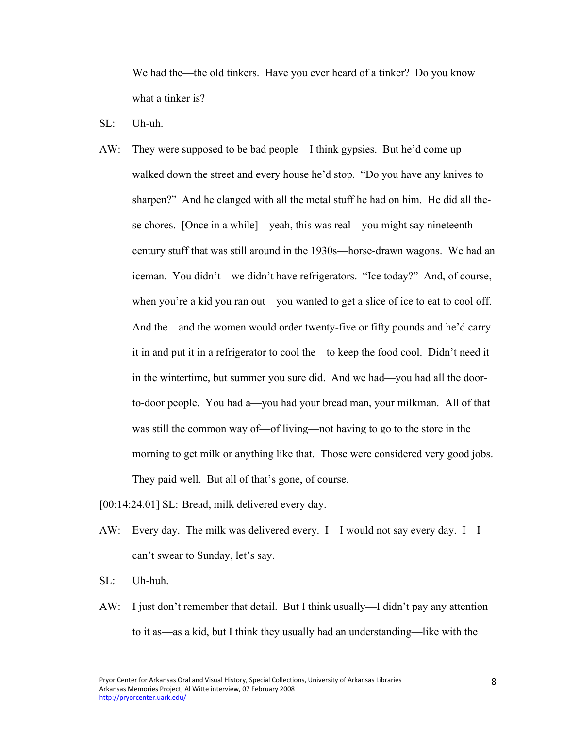We had the—the old tinkers. Have you ever heard of a tinker? Do you know what a tinker is?

SL: Uh-uh.

AW: They were supposed to be bad people—I think gypsies. But he'd come up—walked down the street and every house he'd stop. "Do you have any knives to sharpen?" And he clanged with all the metal stuff he had on him. He did all these chores. [Once in a while]—yeah, this was real—you might say nineteenth-century stuff that was still around in the 1930s—horse-drawn wagons. We had an iceman. You didn't—we didn't have refrigerators. "Ice today?" And, of course, when you're a kid you ran out—you wanted to get a slice of ice to eat to cool off. And the—and the women would order twenty-five or fifty pounds and he'd carry it in and put it in a refrigerator to cool the—to keep the food cool. Didn't need it in the wintertime, but summer you sure did. And we had—you had all the door-to-door people. You had a—you had your bread man, your milkman. All of that was still the common way of—of living—not having to go to the store in the morning to get milk or anything like that. Those were considered very good jobs. They paid well. But all of that's gone, of course.

[00:14:24.01] SL: Bread, milk delivered every day.

AW: Every day. The milk was delivered every. I—I would not say every day. I—I can't swear to Sunday, let's say.

SL: Uh-huh.

AW: I just don't remember that detail. But I think usually—I didn't pay any attention to it as—as a kid, but I think they usually had an understanding—like with the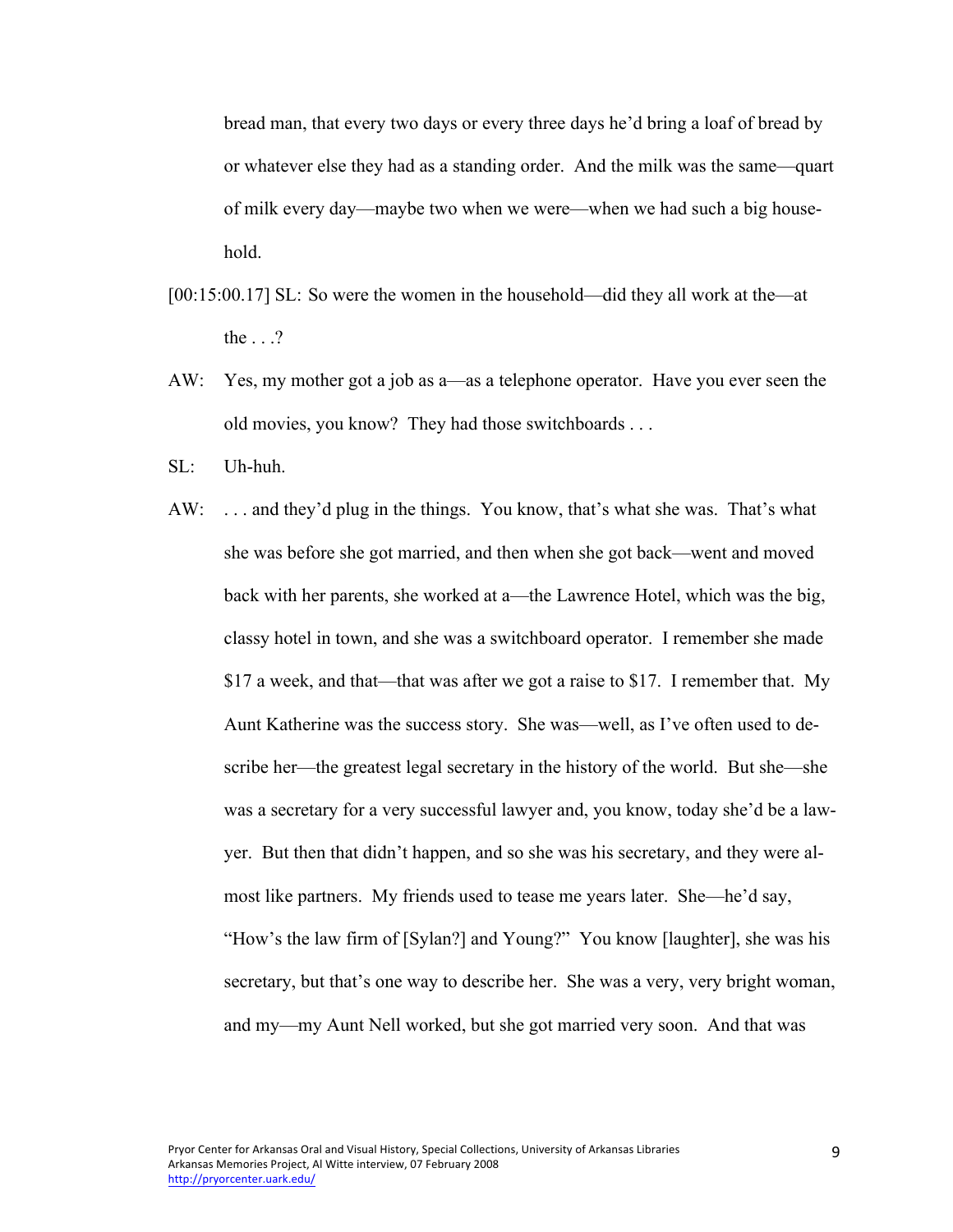bread man, that every two days or every three days he'd bring a loaf of bread by or whatever else they had as a standing order. And the milk was the same—quart of milk every day—maybe two when we were—when we had such a big household.

[00:15:00.17] SL: So were the women in the household—did they all work at the—at the . . .?

AW: Yes, my mother got a job as a—as a telephone operator. Have you ever seen the old movies, you know? They had those switchboards . . .

SL: Uh-huh.

AW: . . . and they'd plug in the things. You know, that's what she was. That's what she was before she got married, and then when she got back—went and moved back with her parents, she worked at a—the Lawrence Hotel, which was the big, classy hotel in town, and she was a switchboard operator. I remember she made $17 a week, and that—that was after we got a raise to $17. I remember that. My Aunt Katherine was the success story. She was—well, as I've often used to describe her—the greatest legal secretary in the history of the world. But she—she was a secretary for a very successful lawyer and, you know, today she'd be a lawyer. But then that didn't happen, and so she was his secretary, and they were almost like partners. My friends used to tease me years later. She—he'd say, "How's the law firm of [Sylan?] and Young?" You know [laughter], she was his secretary, but that's one way to describe her. She was a very, very bright woman, and my—my Aunt Nell worked, but she got married very soon. And that was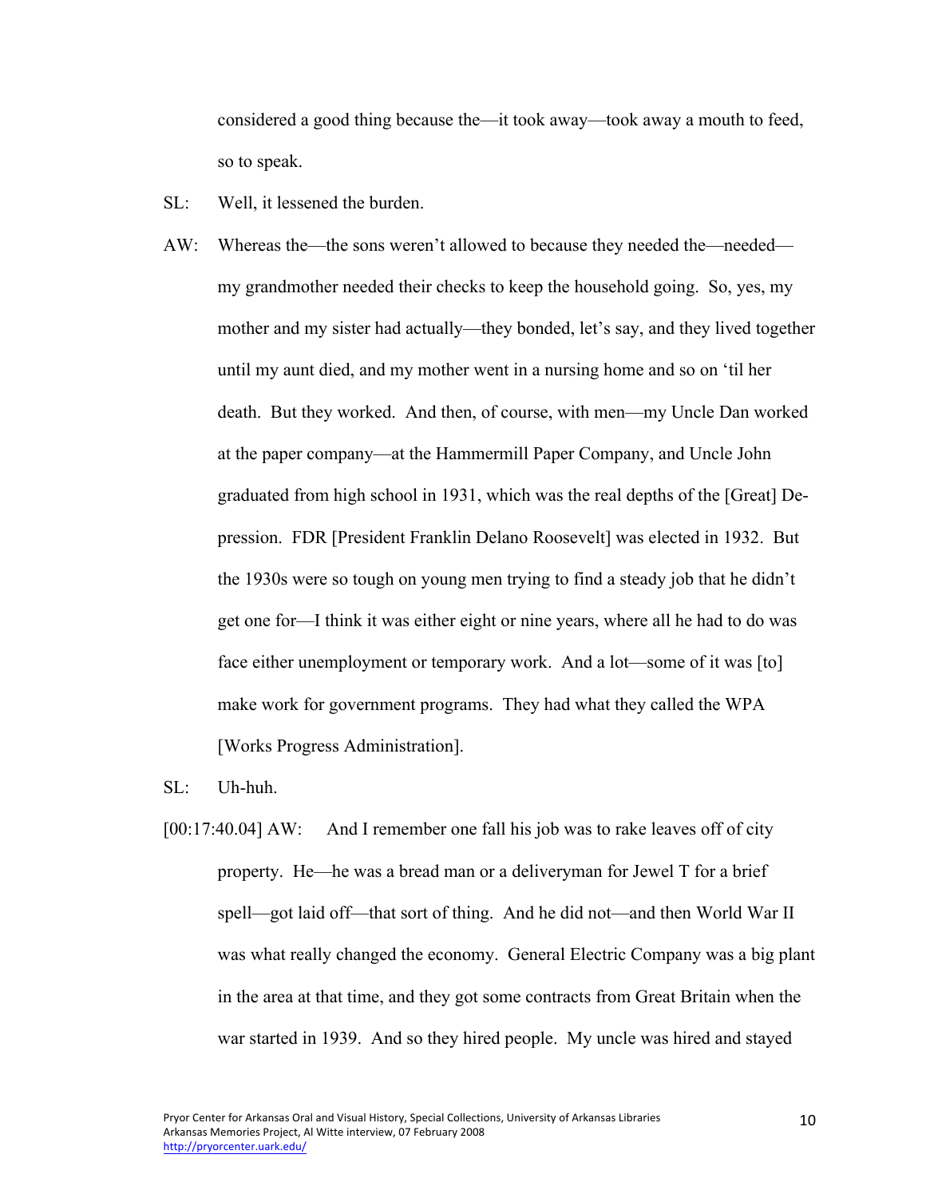considered a good thing because the—it took away—took away a mouth to feed, so to speak.

SL: Well, it lessened the burden.

AW: Whereas the—the sons weren't allowed to because they needed the—needed—my grandmother needed their checks to keep the household going. So, yes, my mother and my sister had actually—they bonded, let's say, and they lived together until my aunt died, and my mother went in a nursing home and so on 'til her death. But they worked. And then, of course, with men—my Uncle Dan worked at the paper company—at the Hammermill Paper Company, and Uncle John graduated from high school in 1931, which was the real depths of the [Great] Depression. FDR [President Franklin Delano Roosevelt] was elected in 1932. But the 1930s were so tough on young men trying to find a steady job that he didn't get one for—I think it was either eight or nine years, where all he had to do was face either unemployment or temporary work. And a lot—some of it was [to] make work for government programs. They had what they called the WPA [Works Progress Administration].

SL: Uh-huh.

[00:17:40.04] AW: And I remember one fall his job was to rake leaves off of city property. He—he was a bread man or a deliveryman for Jewel T for a brief spell—got laid off—that sort of thing. And he did not—and then World War II was what really changed the economy. General Electric Company was a big plant in the area at that time, and they got some contracts from Great Britain when the war started in 1939. And so they hired people. My uncle was hired and stayed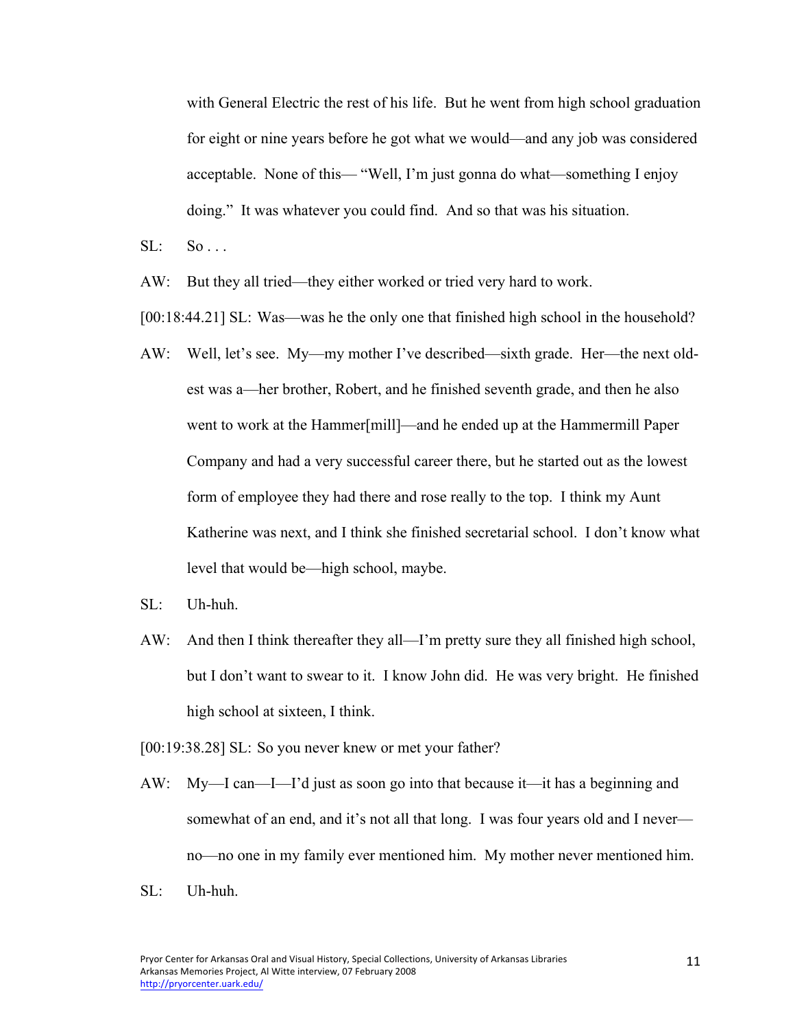with General Electric the rest of his life. But he went from high school graduation for eight or nine years before he got what we would—and any job was considered acceptable. None of this— "Well, I'm just gonna do what—something I enjoy doing." It was whatever you could find. And so that was his situation.

SL: So . . .

AW: But they all tried—they either worked or tried very hard to work.

[00:18:44.21] SL: Was—was he the only one that finished high school in the household?

AW: Well, let's see. My—my mother I've described—sixth grade. Her—the next old-est was a—her brother, Robert, and he finished seventh grade, and then he also went to work at the Hammer[mill]—and he ended up at the Hammermill Paper Company and had a very successful career there, but he started out as the lowest form of employee they had there and rose really to the top. I think my Aunt Katherine was next, and I think she finished secretarial school. I don't know what level that would be—high school, maybe.

SL: Uh-huh.

AW: And then I think thereafter they all—I'm pretty sure they all finished high school, but I don't want to swear to it. I know John did. He was very bright. He finished high school at sixteen, I think.

[00:19:38.28] SL: So you never knew or met your father?

AW: My—I can—I—I'd just as soon go into that because it—it has a beginning and somewhat of an end, and it's not all that long. I was four years old and I never—no—no one in my family ever mentioned him. My mother never mentioned him.

SL: Uh-huh.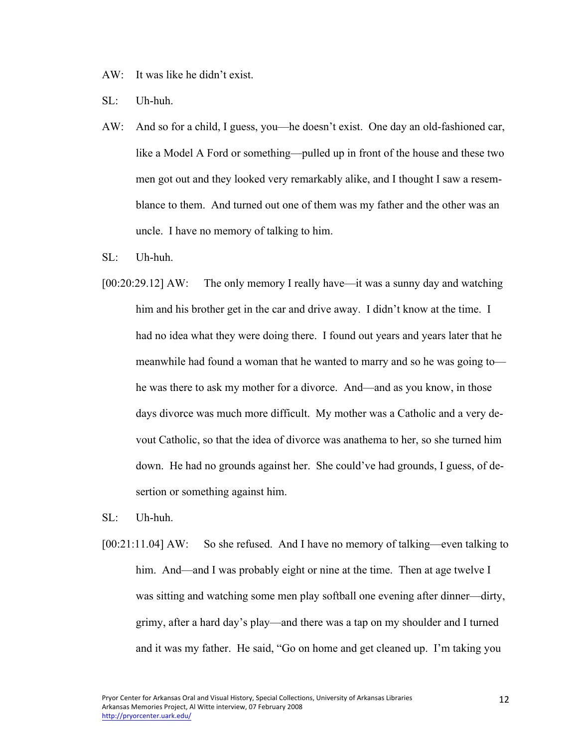AW: It was like he didn't exist.

SL: Uh-huh.

AW: And so for a child, I guess, you—he doesn't exist. One day an old-fashioned car, like a Model A Ford or something—pulled up in front of the house and these two men got out and they looked very remarkably alike, and I thought I saw a resemblance to them. And turned out one of them was my father and the other was an uncle. I have no memory of talking to him.

SL: Uh-huh.

[00:20:29.12] AW: The only memory I really have—it was a sunny day and watching him and his brother get in the car and drive away. I didn't know at the time. I had no idea what they were doing there. I found out years and years later that he meanwhile had found a woman that he wanted to marry and so he was going to—he was there to ask my mother for a divorce. And—and as you know, in those days divorce was much more difficult. My mother was a Catholic and a very devout Catholic, so that the idea of divorce was anathema to her, so she turned him down. He had no grounds against her. She could've had grounds, I guess, of desertion or something against him.

SL: Uh-huh.

[00:21:11.04] AW: So she refused. And I have no memory of talking—even talking to him. And—and I was probably eight or nine at the time. Then at age twelve I was sitting and watching some men play softball one evening after dinner—dirty, grimy, after a hard day's play—and there was a tap on my shoulder and I turned and it was my father. He said, "Go on home and get cleaned up. I'm taking you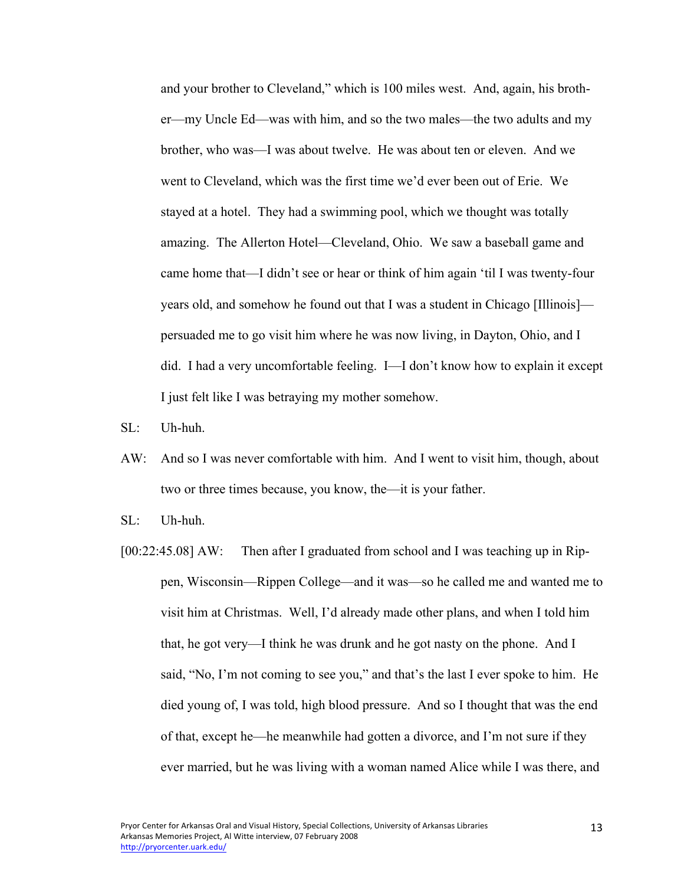and your brother to Cleveland," which is 100 miles west. And, again, his brother—my Uncle Ed—was with him, and so the two males—the two adults and my brother, who was—I was about twelve. He was about ten or eleven. And we went to Cleveland, which was the first time we'd ever been out of Erie. We stayed at a hotel. They had a swimming pool, which we thought was totally amazing. The Allerton Hotel—Cleveland, Ohio. We saw a baseball game and came home that—I didn't see or hear or think of him again 'til I was twenty-four years old, and somehow he found out that I was a student in Chicago [Illinois]—persuaded me to go visit him where he was now living, in Dayton, Ohio, and I did. I had a very uncomfortable feeling. I—I don't know how to explain it except I just felt like I was betraying my mother somehow.

SL: Uh-huh.

AW: And so I was never comfortable with him. And I went to visit him, though, about two or three times because, you know, the—it is your father.

SL: Uh-huh.

[00:22:45.08] AW: Then after I graduated from school and I was teaching up in Rippen, Wisconsin—Rippen College—and it was—so he called me and wanted me to visit him at Christmas. Well, I'd already made other plans, and when I told him that, he got very—I think he was drunk and he got nasty on the phone. And I said, "No, I'm not coming to see you," and that's the last I ever spoke to him. He died young of, I was told, high blood pressure. And so I thought that was the end of that, except he—he meanwhile had gotten a divorce, and I'm not sure if they ever married, but he was living with a woman named Alice while I was there, and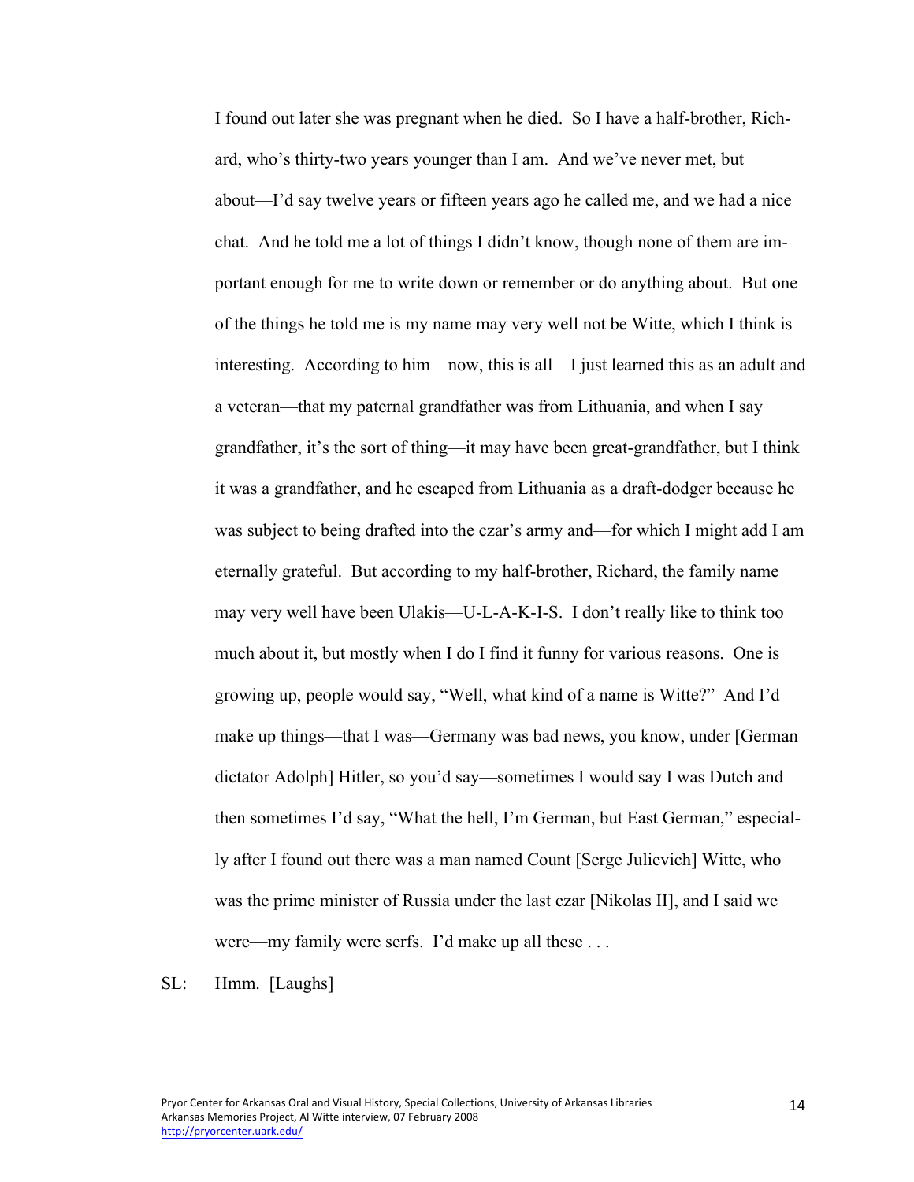I found out later she was pregnant when he died. So I have a half-brother, Richard, who's thirty-two years younger than I am. And we've never met, but about—I'd say twelve years or fifteen years ago he called me, and we had a nice chat. And he told me a lot of things I didn't know, though none of them are important enough for me to write down or remember or do anything about. But one of the things he told me is my name may very well not be Witte, which I think is interesting. According to him—now, this is all—I just learned this as an adult and a veteran—that my paternal grandfather was from Lithuania, and when I say grandfather, it's the sort of thing—it may have been great-grandfather, but I think it was a grandfather, and he escaped from Lithuania as a draft-dodger because he was subject to being drafted into the czar's army and—for which I might add I am eternally grateful. But according to my half-brother, Richard, the family name may very well have been Ulakis—U-L-A-K-I-S. I don't really like to think too much about it, but mostly when I do I find it funny for various reasons. One is growing up, people would say, "Well, what kind of a name is Witte?" And I'd make up things—that I was—Germany was bad news, you know, under [German dictator Adolph] Hitler, so you'd say—sometimes I would say I was Dutch and then sometimes I'd say, "What the hell, I'm German, but East German," especially after I found out there was a man named Count [Serge Julievich] Witte, who was the prime minister of Russia under the last czar [Nikolas II], and I said we were—my family were serfs. I'd make up all these . . .

SL: Hmm. [Laughs]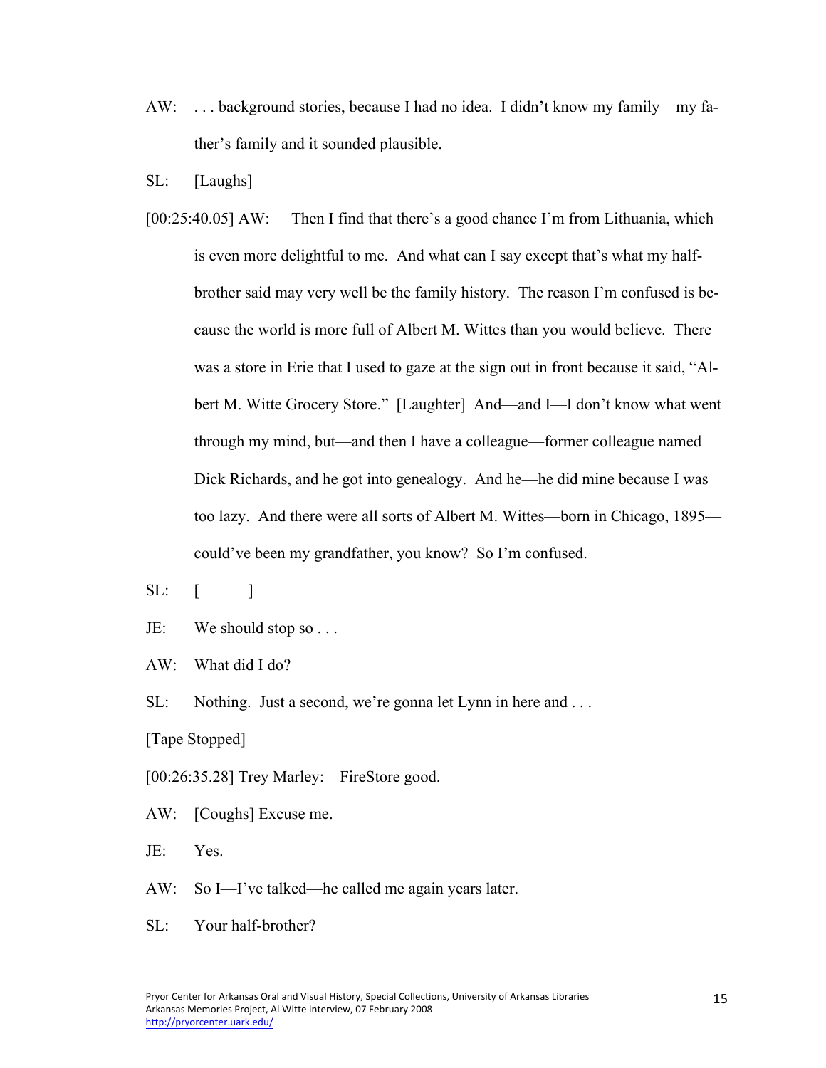AW: . . . background stories, because I had no idea. I didn't know my family—my father's family and it sounded plausible.

SL: [Laughs]

[00:25:40.05] AW: Then I find that there's a good chance I'm from Lithuania, which is even more delightful to me. And what can I say except that's what my half-brother said may very well be the family history. The reason I'm confused is because the world is more full of Albert M. Wittes than you would believe. There was a store in Erie that I used to gaze at the sign out in front because it said, "Albert M. Witte Grocery Store." [Laughter] And—and I—I don't know what went through my mind, but—and then I have a colleague—former colleague named Dick Richards, and he got into genealogy. And he—he did mine because I was too lazy. And there were all sorts of Albert M. Wittes—born in Chicago, 1895—could've been my grandfather, you know? So I'm confused.

SL: [ ]

JE: We should stop so . . .

AW: What did I do?

SL: Nothing. Just a second, we're gonna let Lynn in here and . . .

[Tape Stopped]

[00:26:35.28] Trey Marley: FireStore good.

AW: [Coughs] Excuse me.

JE: Yes.

AW: So I—I've talked—he called me again years later.

SL: Your half-brother?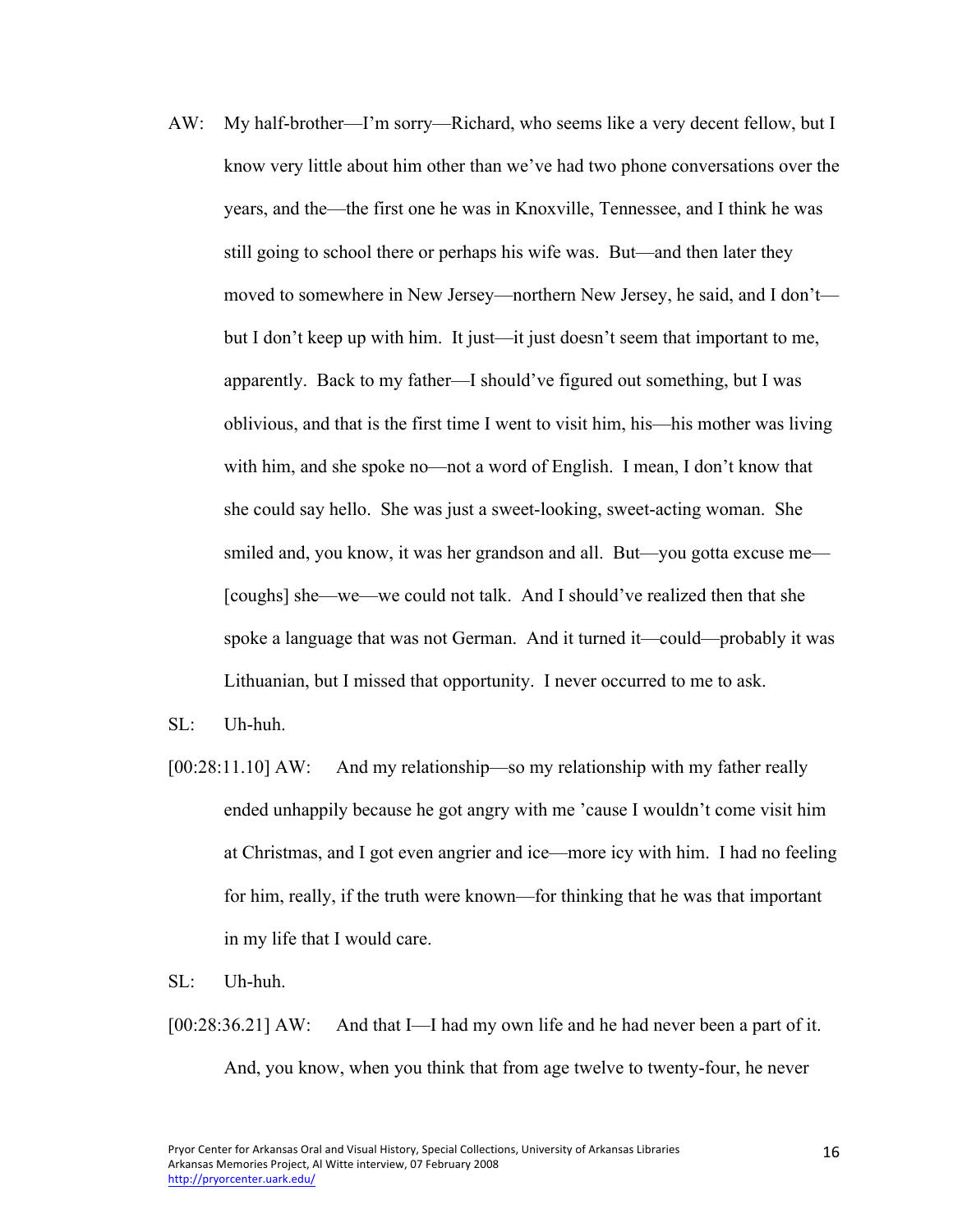AW: My half-brother—I'm sorry—Richard, who seems like a very decent fellow, but I know very little about him other than we've had two phone conversations over the years, and the—the first one he was in Knoxville, Tennessee, and I think he was still going to school there or perhaps his wife was. But—and then later they moved to somewhere in New Jersey—northern New Jersey, he said, and I don't—but I don't keep up with him. It just—it just doesn't seem that important to me, apparently. Back to my father—I should've figured out something, but I was oblivious, and that is the first time I went to visit him, his—his mother was living with him, and she spoke no—not a word of English. I mean, I don't know that she could say hello. She was just a sweet-looking, sweet-acting woman. She smiled and, you know, it was her grandson and all. But—you gotta excuse me—[coughs] she—we—we could not talk. And I should've realized then that she spoke a language that was not German. And it turned it—could—probably it was Lithuanian, but I missed that opportunity. I never occurred to me to ask.

SL: Uh-huh.

[00:28:11.10] AW: And my relationship—so my relationship with my father really ended unhappily because he got angry with me 'cause I wouldn't come visit him at Christmas, and I got even angrier and ice—more icy with him. I had no feeling for him, really, if the truth were known—for thinking that he was that important in my life that I would care.

SL: Uh-huh.

[00:28:36.21] AW: And that I—I had my own life and he had never been a part of it. And, you know, when you think that from age twelve to twenty-four, he never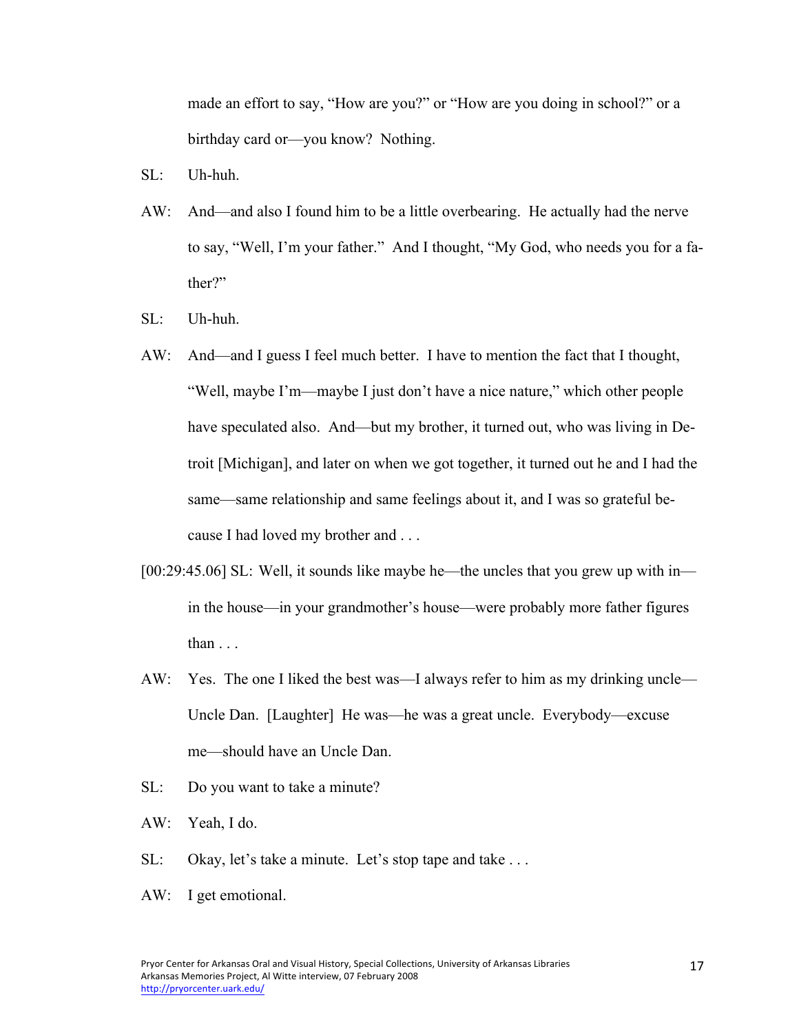made an effort to say, "How are you?" or "How are you doing in school?" or a birthday card or—you know? Nothing.

SL: Uh-huh.

AW: And—and also I found him to be a little overbearing. He actually had the nerve to say, "Well, I'm your father." And I thought, "My God, who needs you for a father?"

SL: Uh-huh.

AW: And—and I guess I feel much better. I have to mention the fact that I thought, "Well, maybe I'm—maybe I just don't have a nice nature," which other people have speculated also. And—but my brother, it turned out, who was living in Detroit [Michigan], and later on when we got together, it turned out he and I had the same—same relationship and same feelings about it, and I was so grateful because I had loved my brother and . . .

[00:29:45.06] SL: Well, it sounds like maybe he—the uncles that you grew up with in—in the house—in your grandmother's house—were probably more father figures than . . .

AW: Yes. The one I liked the best was—I always refer to him as my drinking uncle—Uncle Dan. [Laughter] He was—he was a great uncle. Everybody—excuse me—should have an Uncle Dan.

SL: Do you want to take a minute?

AW: Yeah, I do.

SL: Okay, let's take a minute. Let's stop tape and take . . .

AW: I get emotional.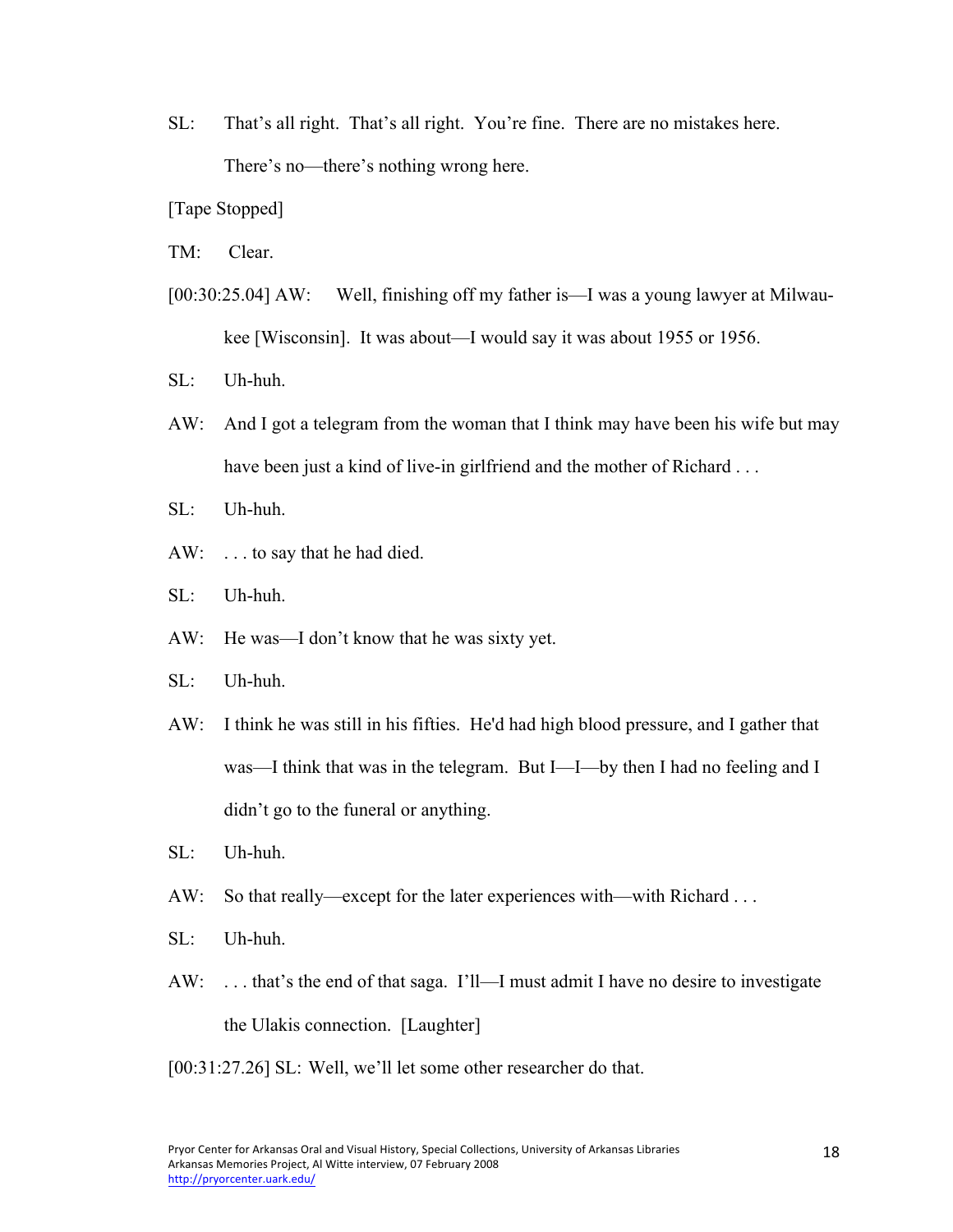SL: That's all right. That's all right. You're fine. There are no mistakes here. There's no—there's nothing wrong here.

[Tape Stopped]

TM: Clear.

[00:30:25.04] AW: Well, finishing off my father is—I was a young lawyer at Milwaukee [Wisconsin]. It was about—I would say it was about 1955 or 1956.

SL: Uh-huh.

AW: And I got a telegram from the woman that I think may have been his wife but may have been just a kind of live-in girlfriend and the mother of Richard . . .

SL: Uh-huh.

AW: . . . to say that he had died.

SL: Uh-huh.

AW: He was—I don't know that he was sixty yet.

SL: Uh-huh.

AW: I think he was still in his fifties. He'd had high blood pressure, and I gather that was—I think that was in the telegram. But I—I—by then I had no feeling and I didn't go to the funeral or anything.

SL: Uh-huh.

AW: So that really—except for the later experiences with—with Richard . . .

SL: Uh-huh.

AW: . . . that's the end of that saga. I'll—I must admit I have no desire to investigate the Ulakis connection. [Laughter]

[00:31:27.26] SL: Well, we'll let some other researcher do that.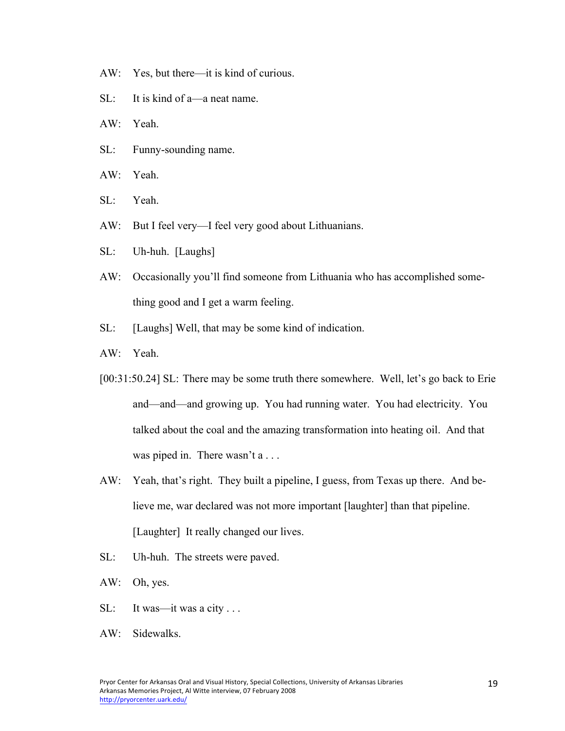AW: Yes, but there—it is kind of curious.

SL: It is kind of a—a neat name.

AW: Yeah.

SL: Funny-sounding name.

AW: Yeah.

SL: Yeah.

AW: But I feel very—I feel very good about Lithuanians.

SL: Uh-huh. [Laughs]

AW: Occasionally you'll find someone from Lithuania who has accomplished something good and I get a warm feeling.

SL: [Laughs] Well, that may be some kind of indication.

AW: Yeah.

[00:31:50.24] SL: There may be some truth there somewhere. Well, let's go back to Erie and—and—and growing up. You had running water. You had electricity. You talked about the coal and the amazing transformation into heating oil. And that was piped in. There wasn't a . . .

AW: Yeah, that's right. They built a pipeline, I guess, from Texas up there. And believe me, war declared was not more important [laughter] than that pipeline. [Laughter] It really changed our lives.

SL: Uh-huh. The streets were paved.

AW: Oh, yes.

SL: It was—it was a city . . .

AW: Sidewalks.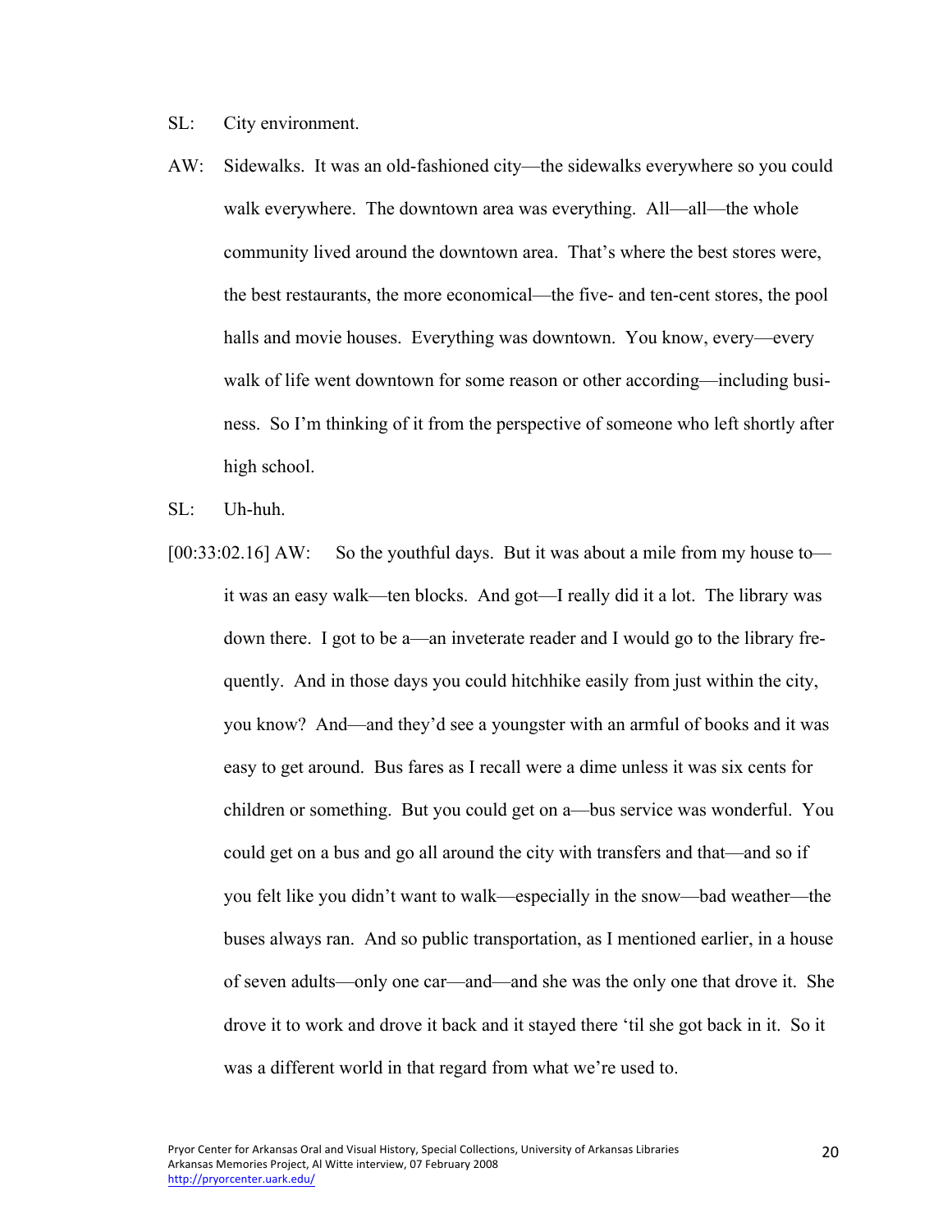SL: City environment.

AW: Sidewalks. It was an old-fashioned city—the sidewalks everywhere so you could walk everywhere. The downtown area was everything. All—all—the whole community lived around the downtown area. That's where the best stores were, the best restaurants, the more economical—the five- and ten-cent stores, the pool halls and movie houses. Everything was downtown. You know, every—every walk of life went downtown for some reason or other according—including business. So I'm thinking of it from the perspective of someone who left shortly after high school.

SL: Uh-huh.

[00:33:02.16] AW: So the youthful days. But it was about a mile from my house to—it was an easy walk—ten blocks. And got—I really did it a lot. The library was down there. I got to be a—an inveterate reader and I would go to the library frequently. And in those days you could hitchhike easily from just within the city, you know? And—and they'd see a youngster with an armful of books and it was easy to get around. Bus fares as I recall were a dime unless it was six cents for children or something. But you could get on a—bus service was wonderful. You could get on a bus and go all around the city with transfers and that—and so if you felt like you didn't want to walk—especially in the snow—bad weather—the buses always ran. And so public transportation, as I mentioned earlier, in a house of seven adults—only one car—and—and she was the only one that drove it. She drove it to work and drove it back and it stayed there 'til she got back in it. So it was a different world in that regard from what we're used to.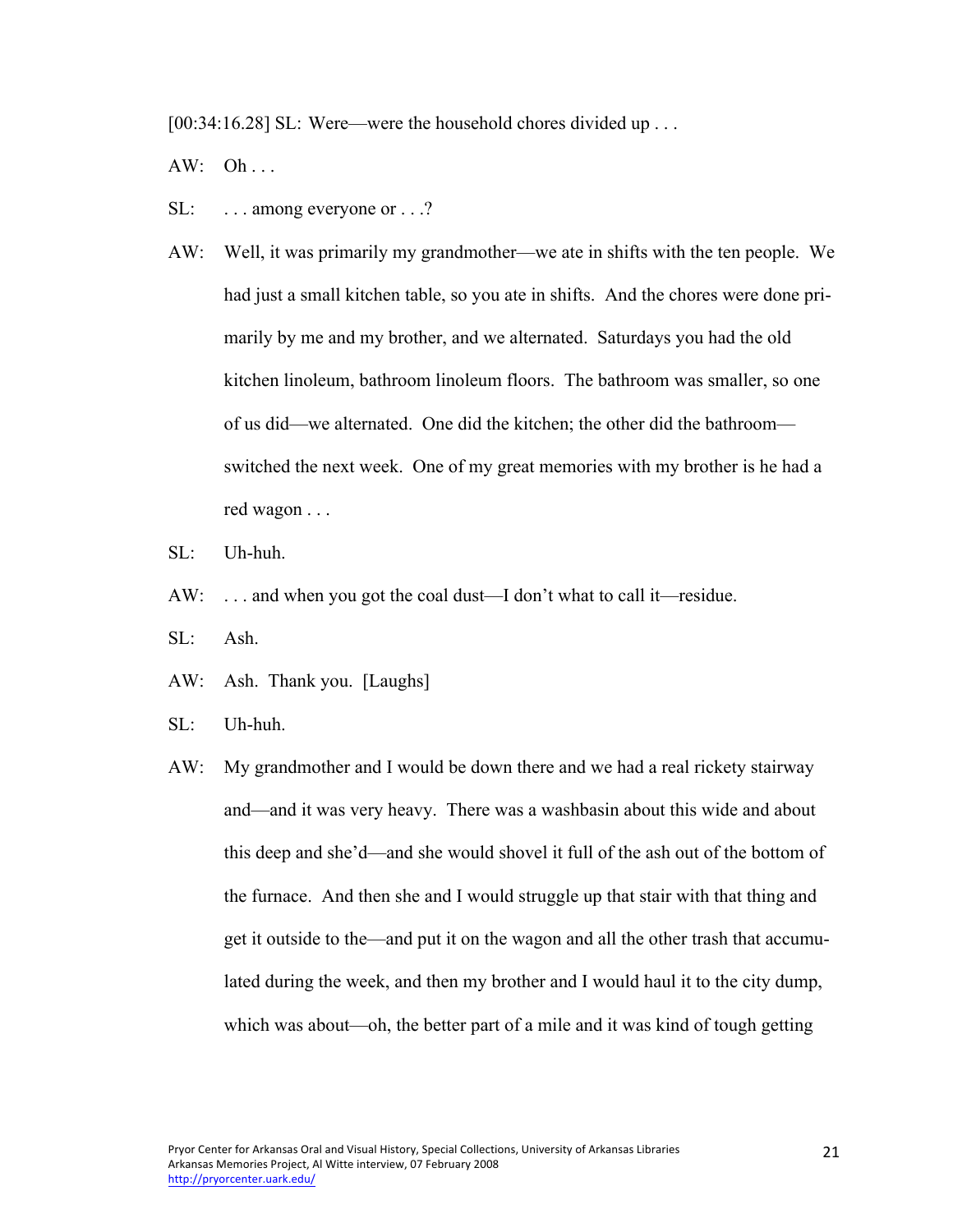[00:34:16.28] SL: Were—were the household chores divided up . . .

AW: Oh . . .

SL: . . . among everyone or . . .?

AW: Well, it was primarily my grandmother—we ate in shifts with the ten people. We had just a small kitchen table, so you ate in shifts. And the chores were done primarily by me and my brother, and we alternated. Saturdays you had the old kitchen linoleum, bathroom linoleum floors. The bathroom was smaller, so one of us did—we alternated. One did the kitchen; the other did the bathroom—switched the next week. One of my great memories with my brother is he had a red wagon . . .

SL: Uh-huh.

AW: . . . and when you got the coal dust—I don't what to call it—residue.

SL: Ash.

AW: Ash. Thank you. [Laughs]

SL: Uh-huh.

AW: My grandmother and I would be down there and we had a real rickety stairway and—and it was very heavy. There was a washbasin about this wide and about this deep and she'd—and she would shovel it full of the ash out of the bottom of the furnace. And then she and I would struggle up that stair with that thing and get it outside to the—and put it on the wagon and all the other trash that accumulated during the week, and then my brother and I would haul it to the city dump, which was about—oh, the better part of a mile and it was kind of tough getting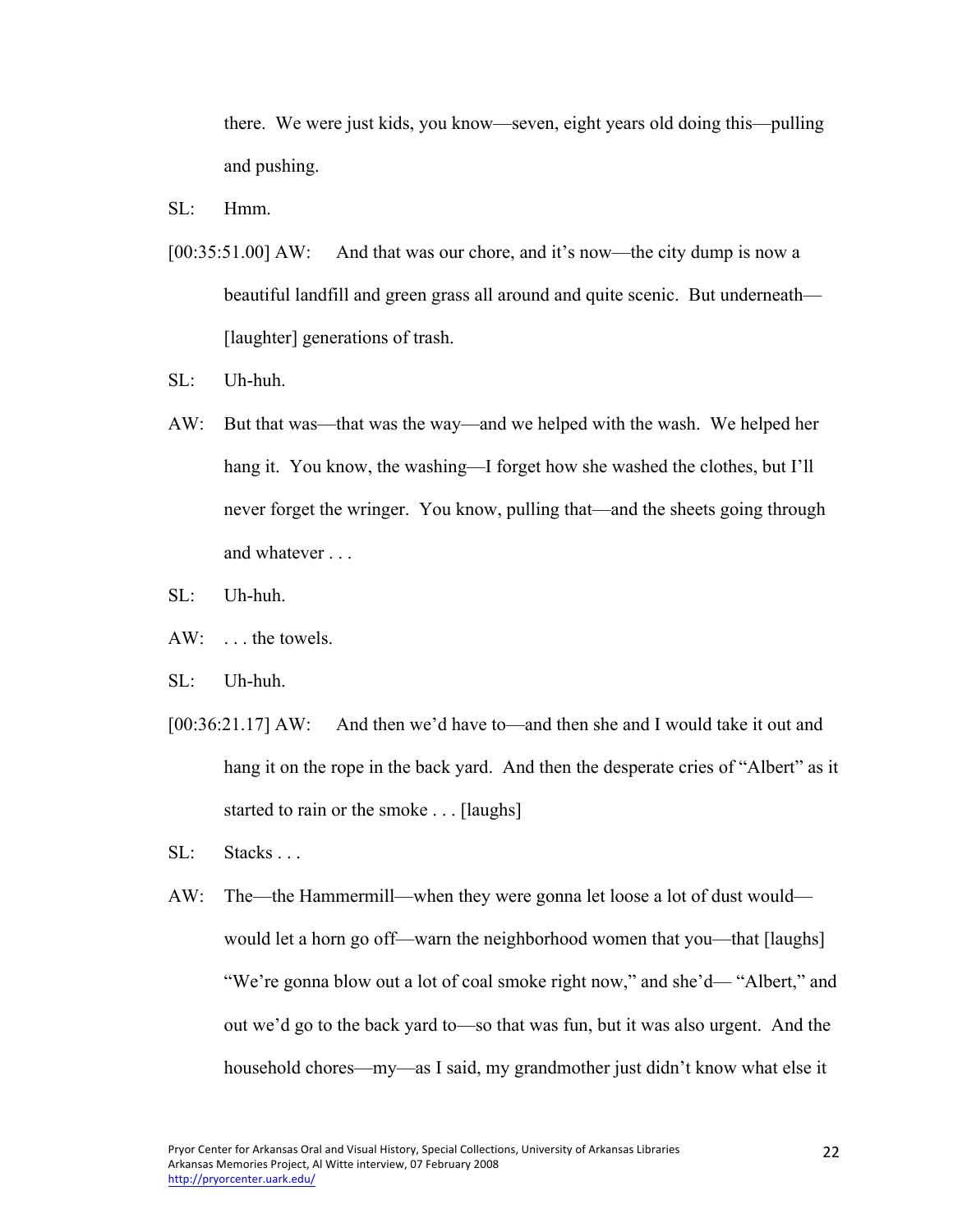there. We were just kids, you know—seven, eight years old doing this—pulling and pushing.

SL: Hmm.

[00:35:51.00] AW: And that was our chore, and it's now—the city dump is now a beautiful landfill and green grass all around and quite scenic. But underneath—[laughter] generations of trash.

SL: Uh-huh.

AW: But that was—that was the way—and we helped with the wash. We helped her hang it. You know, the washing—I forget how she washed the clothes, but I'll never forget the wringer. You know, pulling that—and the sheets going through and whatever . . .

SL: Uh-huh.

AW: . . . the towels.

SL: Uh-huh.

[00:36:21.17] AW: And then we'd have to—and then she and I would take it out and hang it on the rope in the back yard. And then the desperate cries of "Albert" as it started to rain or the smoke . . . [laughs]

SL: Stacks . . .

AW: The—the Hammermill—when they were gonna let loose a lot of dust would—would let a horn go off—warn the neighborhood women that you—that [laughs] "We're gonna blow out a lot of coal smoke right now," and she'd— "Albert," and out we'd go to the back yard to—so that was fun, but it was also urgent. And the household chores—my—as I said, my grandmother just didn't know what else it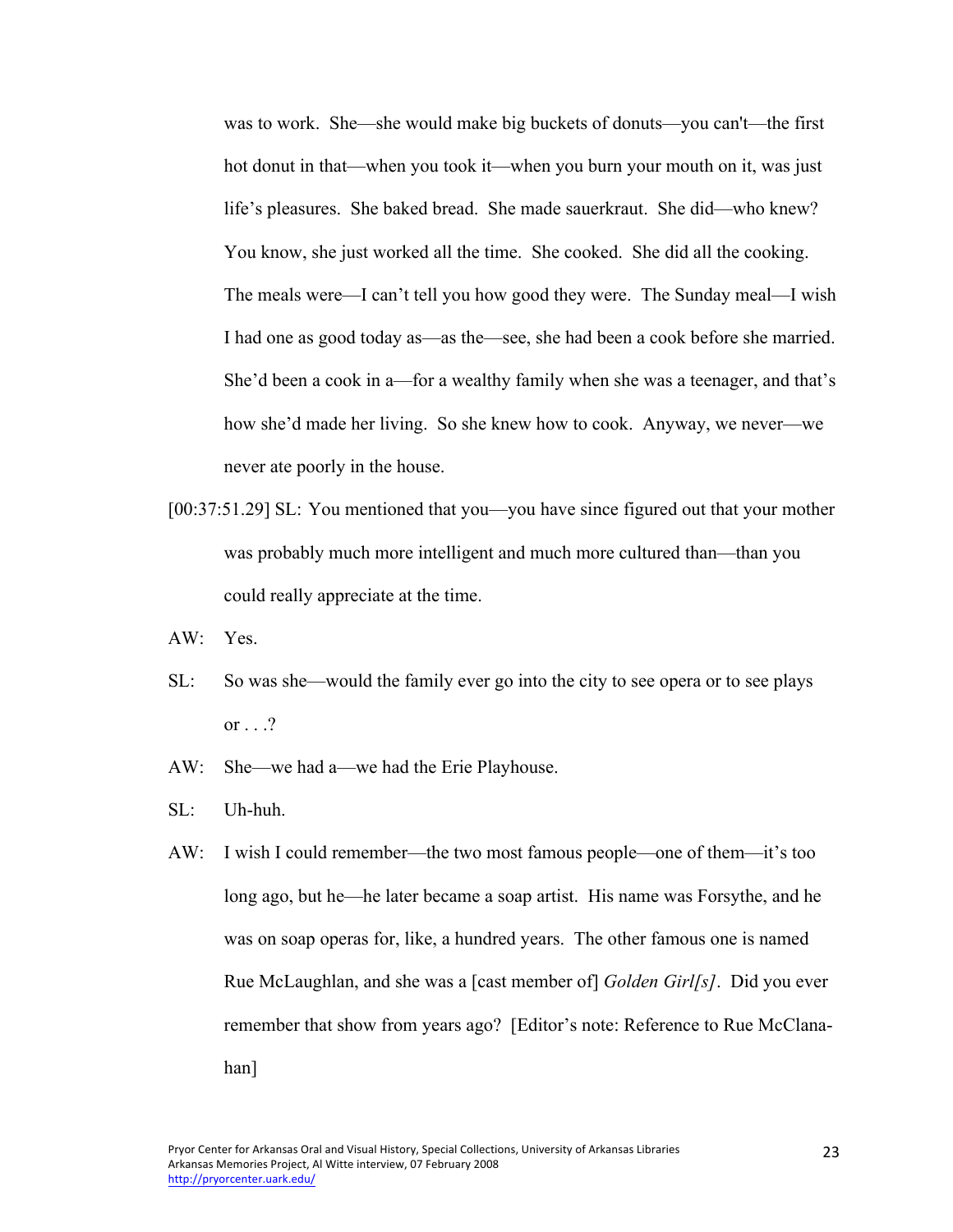was to work. She—she would make big buckets of donuts—you can't—the first hot donut in that—when you took it—when you burn your mouth on it, was just life's pleasures. She baked bread. She made sauerkraut. She did—who knew? You know, she just worked all the time. She cooked. She did all the cooking. The meals were—I can't tell you how good they were. The Sunday meal—I wish I had one as good today as—as the—see, she had been a cook before she married. She'd been a cook in a—for a wealthy family when she was a teenager, and that's how she'd made her living. So she knew how to cook. Anyway, we never—we never ate poorly in the house.

[00:37:51.29] SL: You mentioned that you—you have since figured out that your mother was probably much more intelligent and much more cultured than—than you could really appreciate at the time.

AW: Yes.

SL: So was she—would the family ever go into the city to see opera or to see plays or . . .?

AW: She—we had a—we had the Erie Playhouse.

SL: Uh-huh.

AW: I wish I could remember—the two most famous people—one of them—it's too long ago, but he—he later became a soap artist. His name was Forsythe, and he was on soap operas for, like, a hundred years. The other famous one is named Rue McLaughlan, and she was a [cast member of] *Golden Girl[s]*. Did you ever remember that show from years ago? [Editor's note: Reference to Rue McClanahan]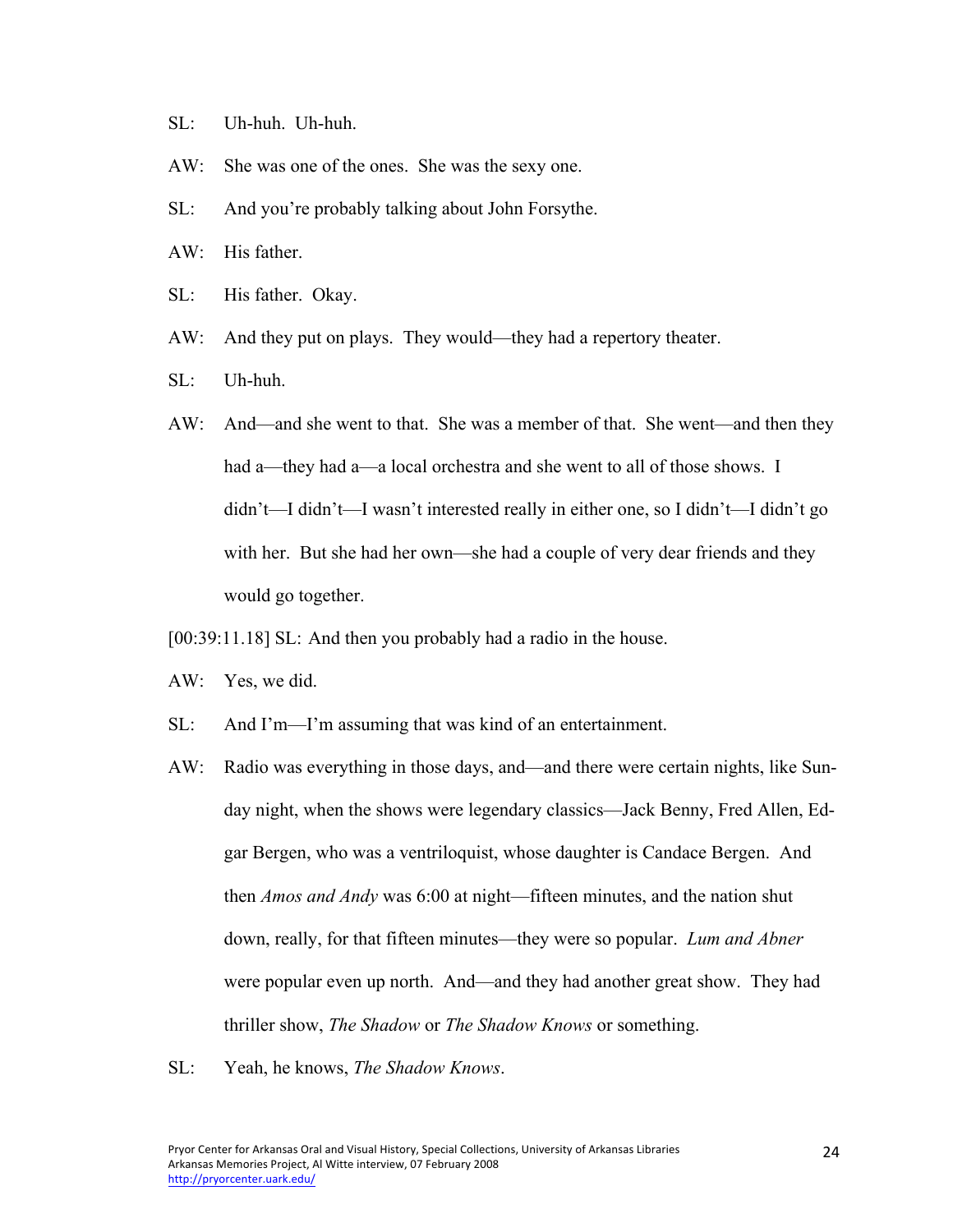SL: Uh-huh. Uh-huh.

AW: She was one of the ones. She was the sexy one.

SL: And you're probably talking about John Forsythe.

AW: His father.

SL: His father. Okay.

AW: And they put on plays. They would—they had a repertory theater.

SL: Uh-huh.

AW: And—and she went to that. She was a member of that. She went—and then they had a—they had a—a local orchestra and she went to all of those shows. I didn't—I didn't—I wasn't interested really in either one, so I didn't—I didn't go with her. But she had her own—she had a couple of very dear friends and they would go together.

[00:39:11.18] SL: And then you probably had a radio in the house.

AW: Yes, we did.

SL: And I'm—I'm assuming that was kind of an entertainment.

AW: Radio was everything in those days, and—and there were certain nights, like Sunday night, when the shows were legendary classics—Jack Benny, Fred Allen, Edgar Bergen, who was a ventriloquist, whose daughter is Candace Bergen. And then *Amos and Andy* was 6:00 at night—fifteen minutes, and the nation shut down, really, for that fifteen minutes—they were so popular. *Lum and Abner* were popular even up north. And—and they had another great show. They had thriller show, *The Shadow* or *The Shadow Knows* or something.

SL: Yeah, he knows, *The Shadow Knows*.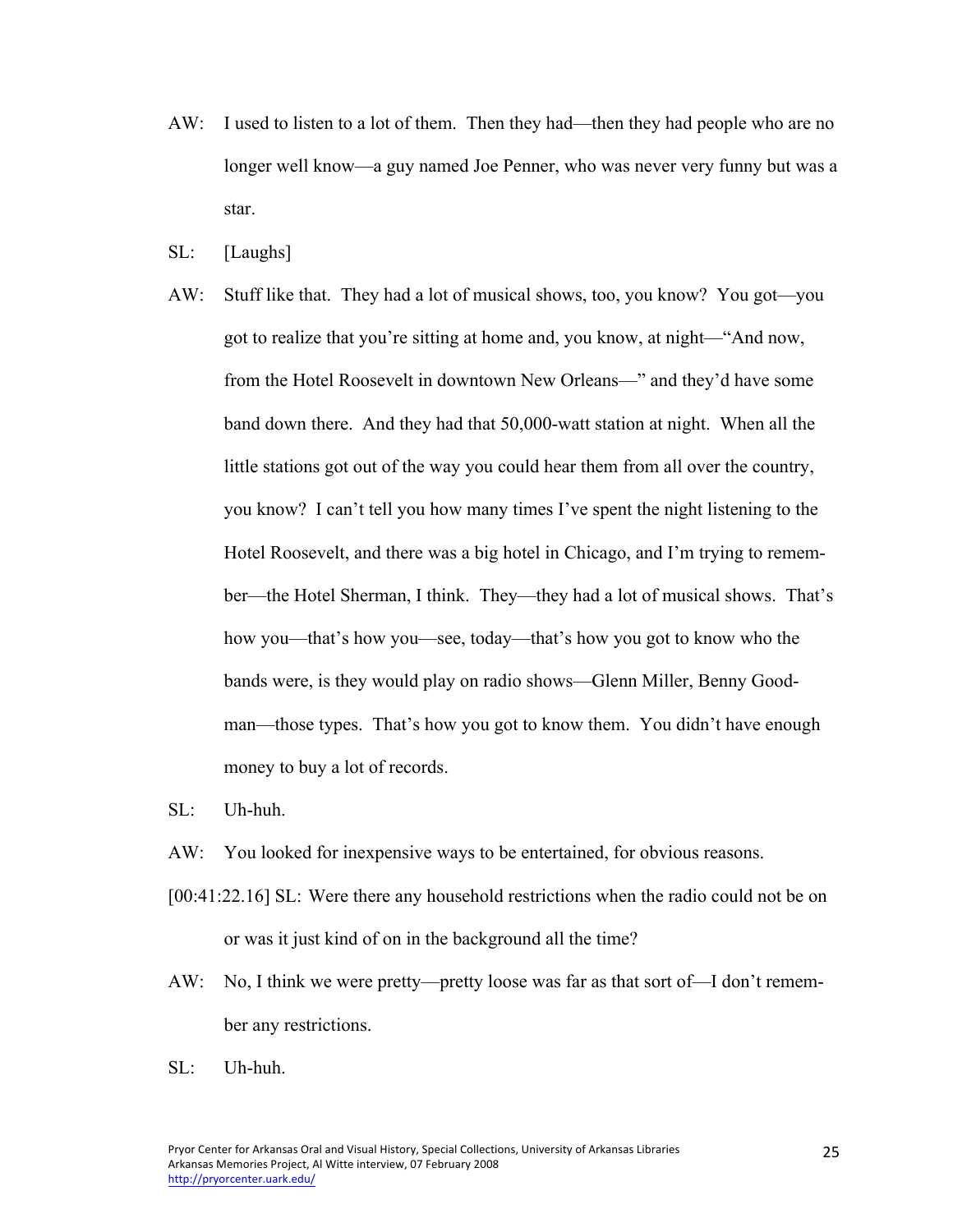AW: I used to listen to a lot of them. Then they had—then they had people who are no longer well know—a guy named Joe Penner, who was never very funny but was a star.

SL: [Laughs]

AW: Stuff like that. They had a lot of musical shows, too, you know? You got—you got to realize that you're sitting at home and, you know, at night—"And now, from the Hotel Roosevelt in downtown New Orleans—" and they'd have some band down there. And they had that 50,000-watt station at night. When all the little stations got out of the way you could hear them from all over the country, you know? I can't tell you how many times I've spent the night listening to the Hotel Roosevelt, and there was a big hotel in Chicago, and I'm trying to remember—the Hotel Sherman, I think. They—they had a lot of musical shows. That's how you—that's how you—see, today—that's how you got to know who the bands were, is they would play on radio shows—Glenn Miller, Benny Goodman—those types. That's how you got to know them. You didn't have enough money to buy a lot of records.

SL: Uh-huh.

AW: You looked for inexpensive ways to be entertained, for obvious reasons.

[00:41:22.16] SL: Were there any household restrictions when the radio could not be on or was it just kind of on in the background all the time?

AW: No, I think we were pretty—pretty loose was far as that sort of—I don't remember any restrictions.

SL: Uh-huh.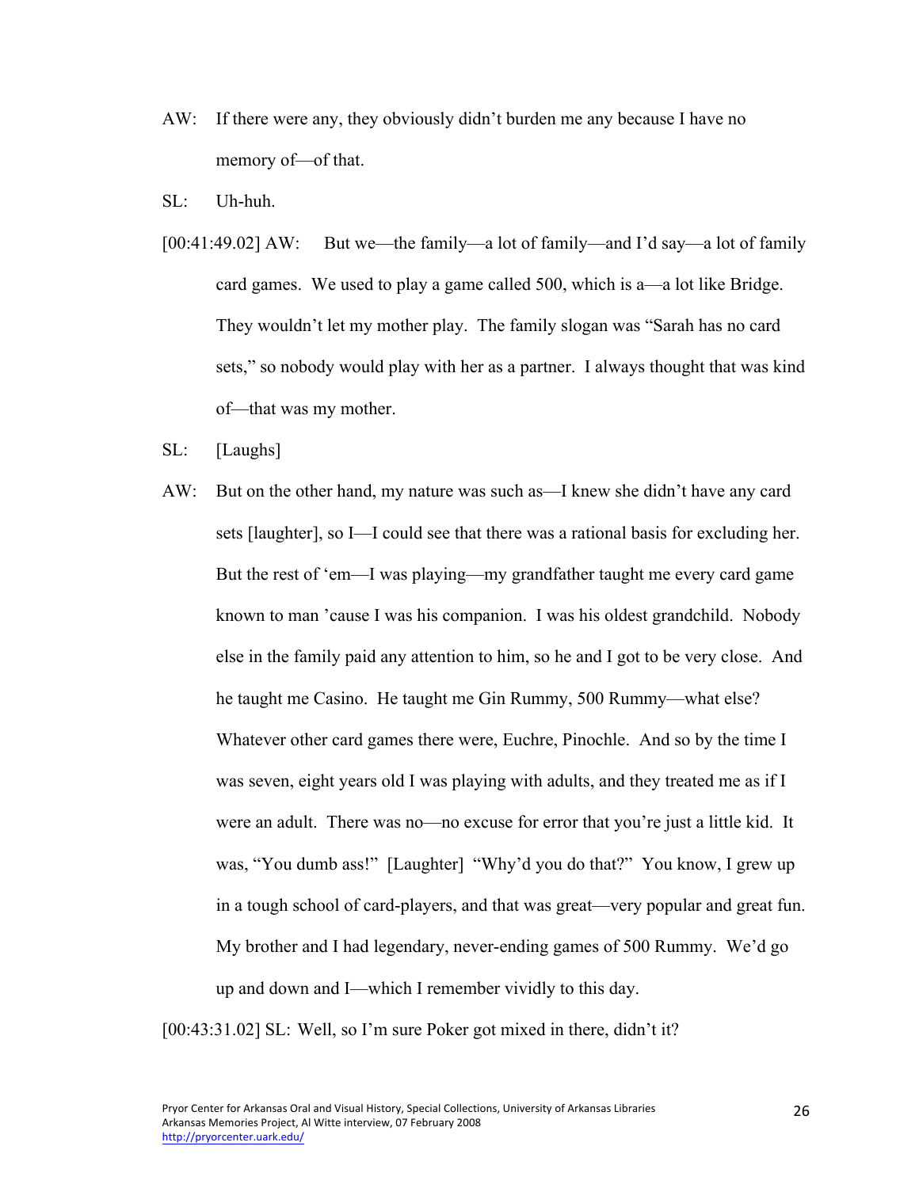AW: If there were any, they obviously didn't burden me any because I have no memory of—of that.

SL: Uh-huh.

[00:41:49.02] AW: But we—the family—a lot of family—and I'd say—a lot of family card games. We used to play a game called 500, which is a—a lot like Bridge. They wouldn't let my mother play. The family slogan was "Sarah has no card sets," so nobody would play with her as a partner. I always thought that was kind of—that was my mother.

SL: [Laughs]

AW: But on the other hand, my nature was such as—I knew she didn't have any card sets [laughter], so I—I could see that there was a rational basis for excluding her. But the rest of 'em—I was playing—my grandfather taught me every card game known to man 'cause I was his companion. I was his oldest grandchild. Nobody else in the family paid any attention to him, so he and I got to be very close. And he taught me Casino. He taught me Gin Rummy, 500 Rummy—what else? Whatever other card games there were, Euchre, Pinochle. And so by the time I was seven, eight years old I was playing with adults, and they treated me as if I were an adult. There was no—no excuse for error that you're just a little kid. It was, "You dumb ass!" [Laughter] "Why'd you do that?" You know, I grew up in a tough school of card-players, and that was great—very popular and great fun. My brother and I had legendary, never-ending games of 500 Rummy. We'd go up and down and I—which I remember vividly to this day.

[00:43:31.02] SL: Well, so I'm sure Poker got mixed in there, didn't it?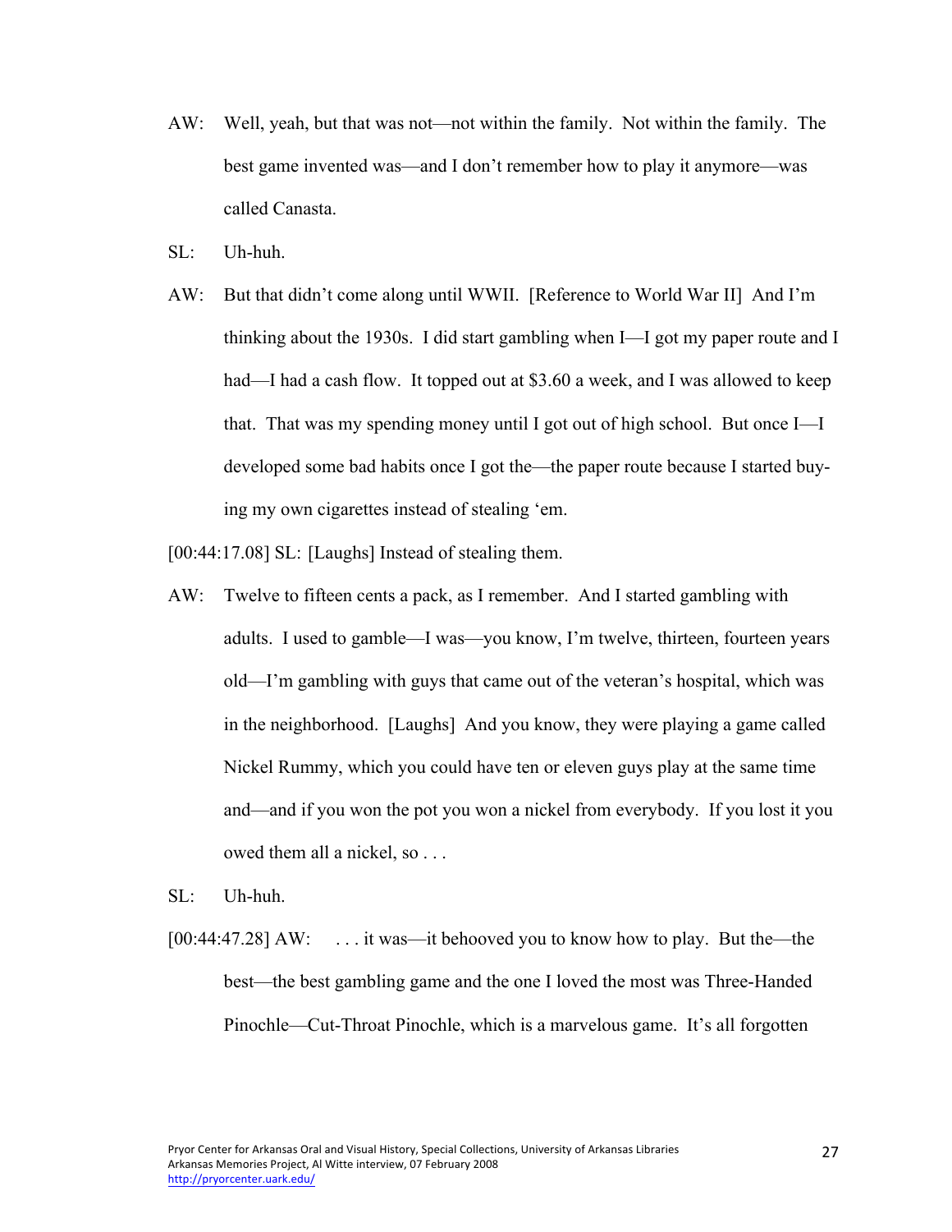AW: Well, yeah, but that was not—not within the family. Not within the family. The best game invented was—and I don't remember how to play it anymore—was called Canasta.

SL: Uh-huh.

AW: But that didn't come along until WWII. [Reference to World War II] And I'm thinking about the 1930s. I did start gambling when I—I got my paper route and I had—I had a cash flow. It topped out at $3.60 a week, and I was allowed to keep that. That was my spending money until I got out of high school. But once I—I developed some bad habits once I got the—the paper route because I started buying my own cigarettes instead of stealing 'em.

[00:44:17.08] SL: [Laughs] Instead of stealing them.

AW: Twelve to fifteen cents a pack, as I remember. And I started gambling with adults. I used to gamble—I was—you know, I'm twelve, thirteen, fourteen years old—I'm gambling with guys that came out of the veteran's hospital, which was in the neighborhood. [Laughs] And you know, they were playing a game called Nickel Rummy, which you could have ten or eleven guys play at the same time and—and if you won the pot you won a nickel from everybody. If you lost it you owed them all a nickel, so . . .

SL: Uh-huh.

[00:44:47.28] AW: . . . it was—it behooved you to know how to play. But the—the best—the best gambling game and the one I loved the most was Three-Handed Pinochle—Cut-Throat Pinochle, which is a marvelous game. It's all forgotten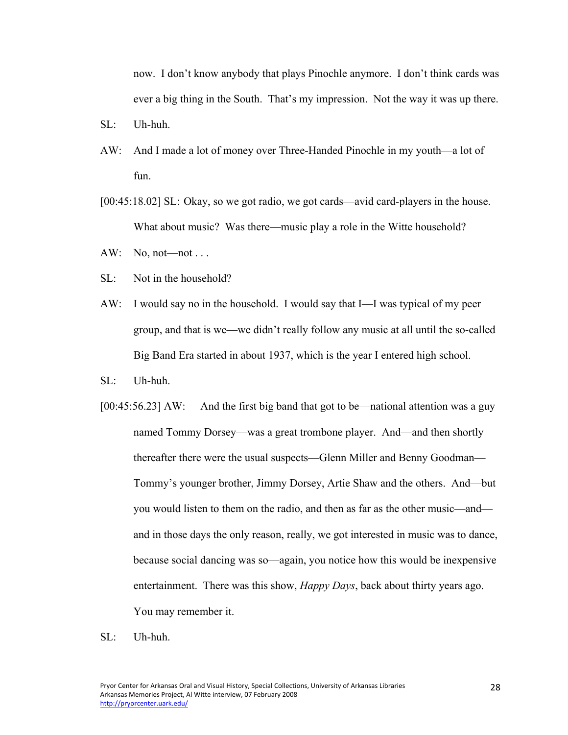now. I don't know anybody that plays Pinochle anymore. I don't think cards was ever a big thing in the South. That's my impression. Not the way it was up there.

SL: Uh-huh.

AW: And I made a lot of money over Three-Handed Pinochle in my youth—a lot of fun.

[00:45:18.02] SL: Okay, so we got radio, we got cards—avid card-players in the house. What about music? Was there—music play a role in the Witte household?

AW: No, not—not . . .

SL: Not in the household?

AW: I would say no in the household. I would say that I—I was typical of my peer group, and that is we—we didn't really follow any music at all until the so-called Big Band Era started in about 1937, which is the year I entered high school.

SL: Uh-huh.

[00:45:56.23] AW: And the first big band that got to be—national attention was a guy named Tommy Dorsey—was a great trombone player. And—and then shortly thereafter there were the usual suspects—Glenn Miller and Benny Goodman—Tommy's younger brother, Jimmy Dorsey, Artie Shaw and the others. And—but you would listen to them on the radio, and then as far as the other music—and—and in those days the only reason, really, we got interested in music was to dance, because social dancing was so—again, you notice how this would be inexpensive entertainment. There was this show, *Happy Days*, back about thirty years ago. You may remember it.

SL: Uh-huh.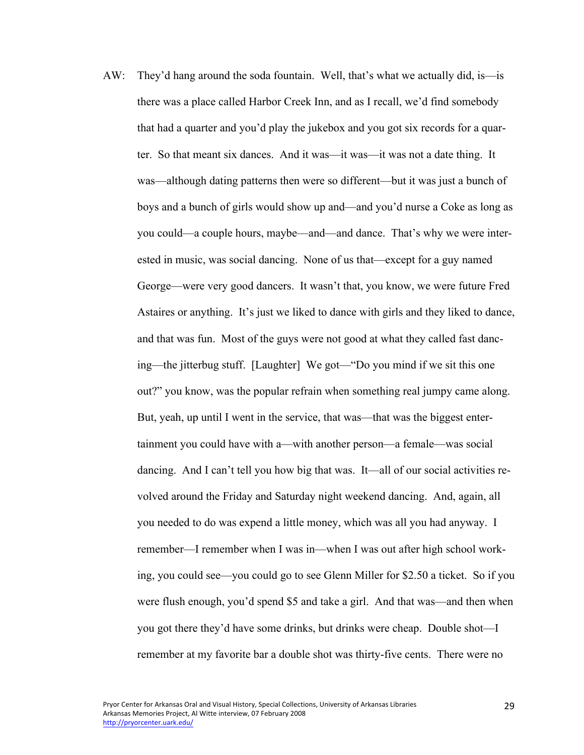AW: They'd hang around the soda fountain. Well, that's what we actually did, is—is there was a place called Harbor Creek Inn, and as I recall, we'd find somebody that had a quarter and you'd play the jukebox and you got six records for a quarter. So that meant six dances. And it was—it was—it was not a date thing. It was—although dating patterns then were so different—but it was just a bunch of boys and a bunch of girls would show up and—and you'd nurse a Coke as long as you could—a couple hours, maybe—and—and dance. That's why we were interested in music, was social dancing. None of us that—except for a guy named George—were very good dancers. It wasn't that, you know, we were future Fred Astaires or anything. It's just we liked to dance with girls and they liked to dance, and that was fun. Most of the guys were not good at what they called fast dancing—the jitterbug stuff. [Laughter] We got—"Do you mind if we sit this one out?" you know, was the popular refrain when something real jumpy came along. But, yeah, up until I went in the service, that was—that was the biggest entertainment you could have with a—with another person—a female—was social dancing. And I can't tell you how big that was. It—all of our social activities revolved around the Friday and Saturday night weekend dancing. And, again, all you needed to do was expend a little money, which was all you had anyway. I remember—I remember when I was in—when I was out after high school working, you could see—you could go to see Glenn Miller for $2.50 a ticket. So if you were flush enough, you'd spend $5 and take a girl. And that was—and then when you got there they'd have some drinks, but drinks were cheap. Double shot—I remember at my favorite bar a double shot was thirty-five cents. There were no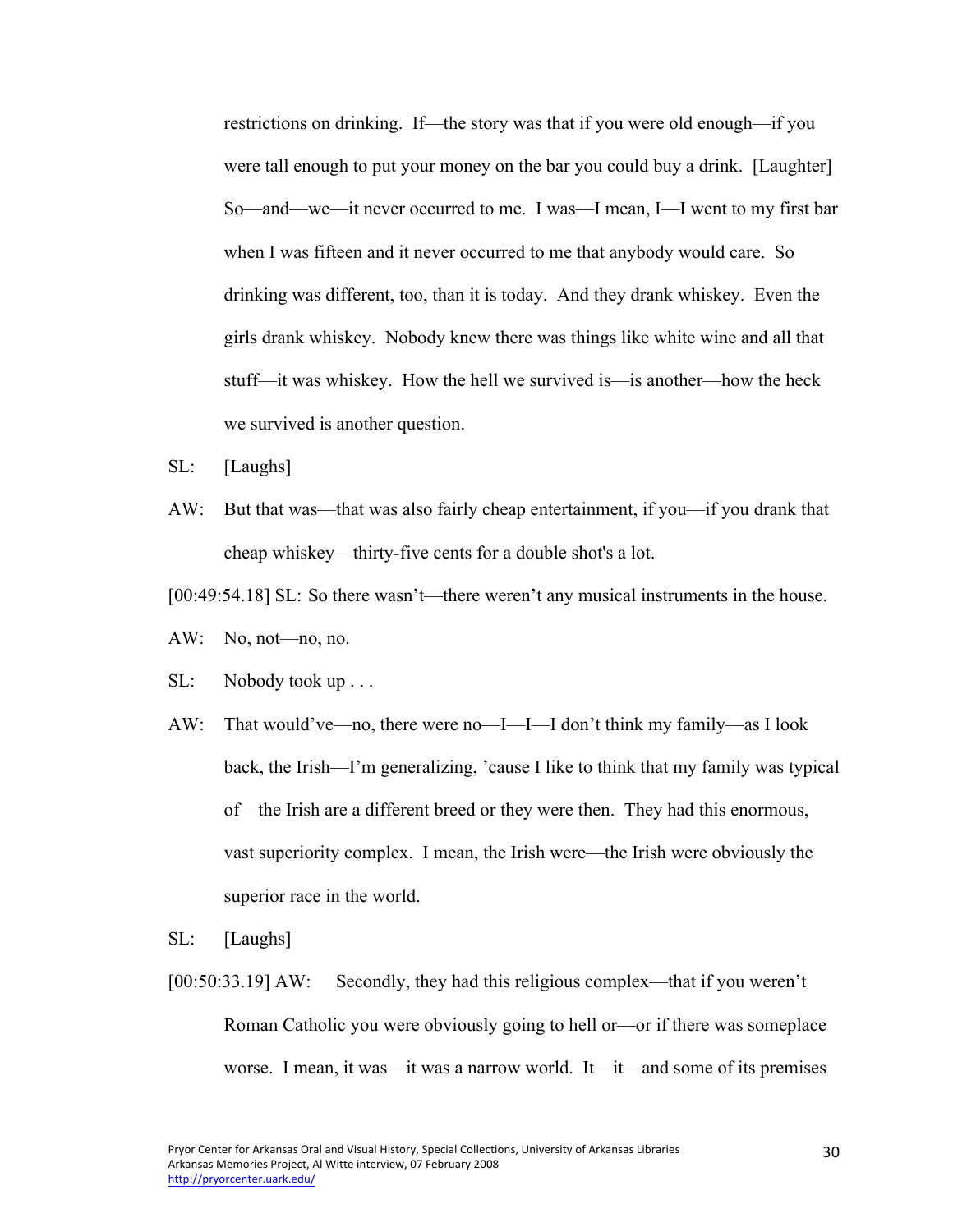restrictions on drinking. If—the story was that if you were old enough—if you were tall enough to put your money on the bar you could buy a drink. [Laughter] So—and—we—it never occurred to me. I was—I mean, I—I went to my first bar when I was fifteen and it never occurred to me that anybody would care. So drinking was different, too, than it is today. And they drank whiskey. Even the girls drank whiskey. Nobody knew there was things like white wine and all that stuff—it was whiskey. How the hell we survived is—is another—how the heck we survived is another question.

SL: [Laughs]

AW: But that was—that was also fairly cheap entertainment, if you—if you drank that cheap whiskey—thirty-five cents for a double shot's a lot.

[00:49:54.18] SL: So there wasn't—there weren't any musical instruments in the house.

AW: No, not—no, no.

SL: Nobody took up . . .

AW: That would've—no, there were no—I—I—I don't think my family—as I look back, the Irish—I'm generalizing, 'cause I like to think that my family was typical of—the Irish are a different breed or they were then. They had this enormous, vast superiority complex. I mean, the Irish were—the Irish were obviously the superior race in the world.

SL: [Laughs]

[00:50:33.19] AW: Secondly, they had this religious complex—that if you weren't Roman Catholic you were obviously going to hell or—or if there was someplace worse. I mean, it was—it was a narrow world. It—it—and some of its premises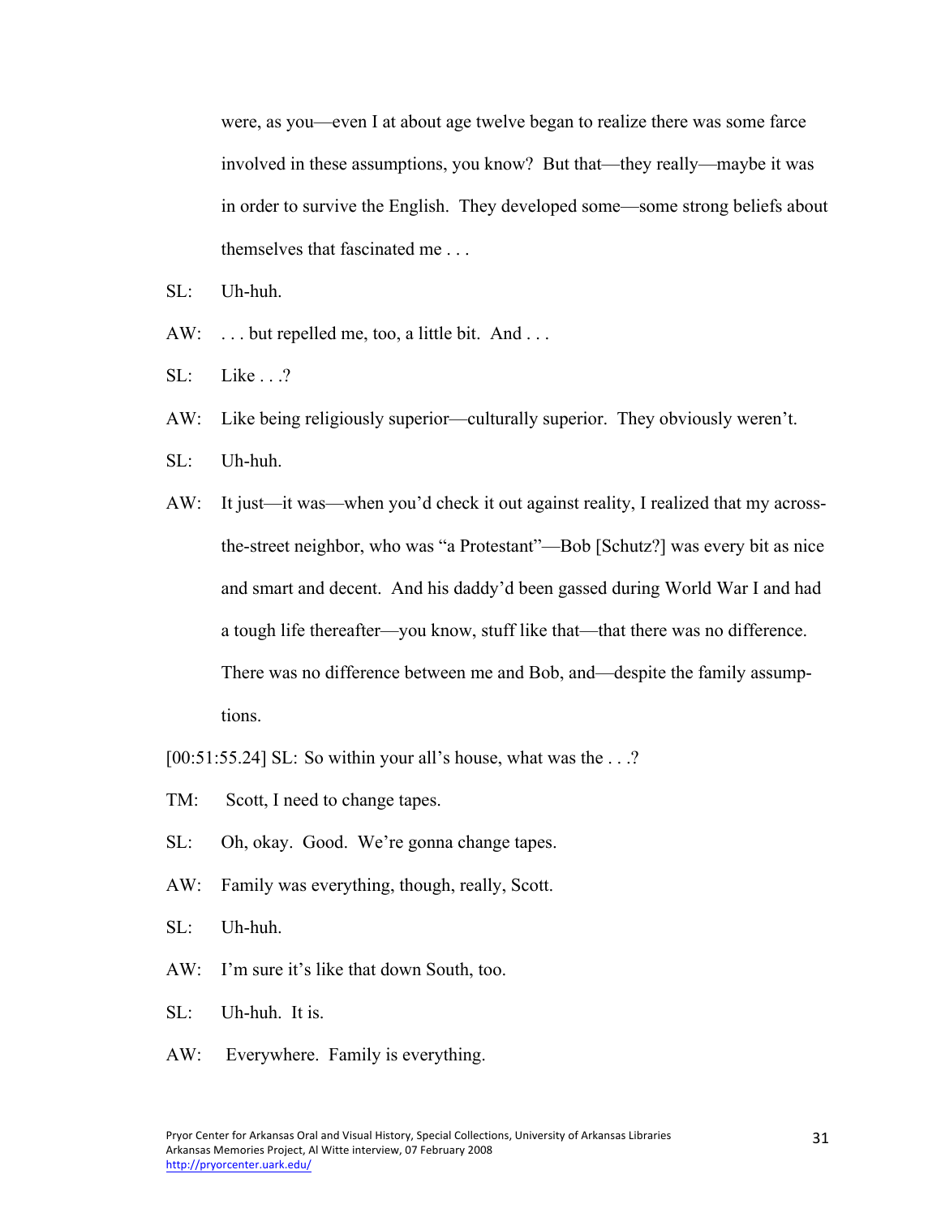were, as you—even I at about age twelve began to realize there was some farce involved in these assumptions, you know? But that—they really—maybe it was in order to survive the English. They developed some—some strong beliefs about themselves that fascinated me . . .

SL: Uh-huh.

AW: . . . but repelled me, too, a little bit. And . . .

SL: Like . . .?

AW: Like being religiously superior—culturally superior. They obviously weren't.

SL: Uh-huh.

AW: It just—it was—when you'd check it out against reality, I realized that my across-the-street neighbor, who was "a Protestant"—Bob [Schutz?] was every bit as nice and smart and decent. And his daddy'd been gassed during World War I and had a tough life thereafter—you know, stuff like that—that there was no difference. There was no difference between me and Bob, and—despite the family assumptions.

[00:51:55.24] SL: So within your all's house, what was the . . .?

TM: Scott, I need to change tapes.

SL: Oh, okay. Good. We're gonna change tapes.

AW: Family was everything, though, really, Scott.

SL: Uh-huh.

AW: I'm sure it's like that down South, too.

SL: Uh-huh. It is.

AW: Everywhere. Family is everything.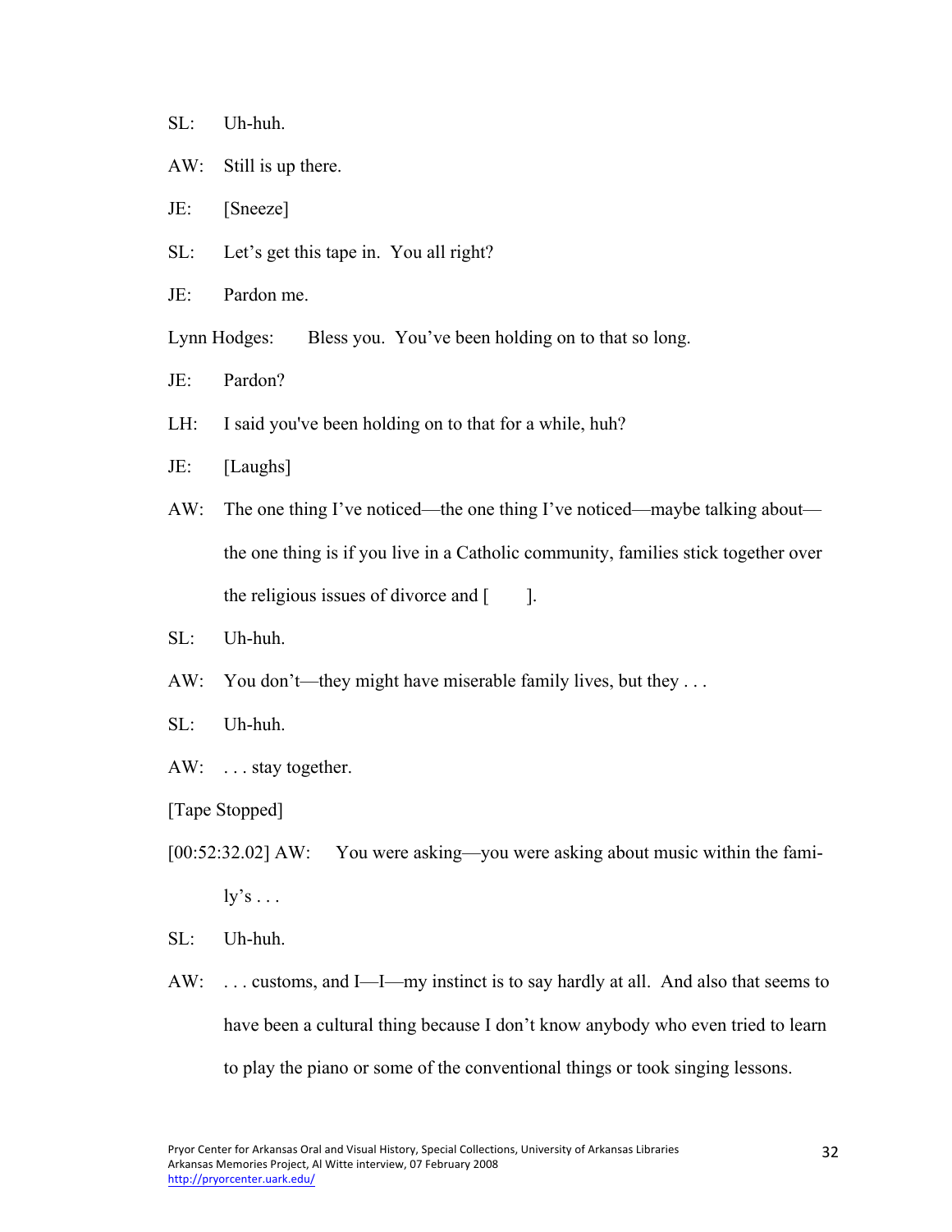SL: Uh-huh.

AW: Still is up there.

JE: [Sneeze]

SL: Let's get this tape in. You all right?

JE: Pardon me.

Lynn Hodges: Bless you. You've been holding on to that so long.

JE: Pardon?

LH: I said you've been holding on to that for a while, huh?

JE: [Laughs]

AW: The one thing I've noticed—the one thing I've noticed—maybe talking about—the one thing is if you live in a Catholic community, families stick together over the religious issues of divorce and [ ].

SL: Uh-huh.

AW: You don't—they might have miserable family lives, but they . . .

SL: Uh-huh.

AW: . . . stay together.

[Tape Stopped]

[00:52:32.02] AW: You were asking—you were asking about music within the family's . . .

SL: Uh-huh.

AW: . . . customs, and I—I—my instinct is to say hardly at all. And also that seems to have been a cultural thing because I don't know anybody who even tried to learn to play the piano or some of the conventional things or took singing lessons.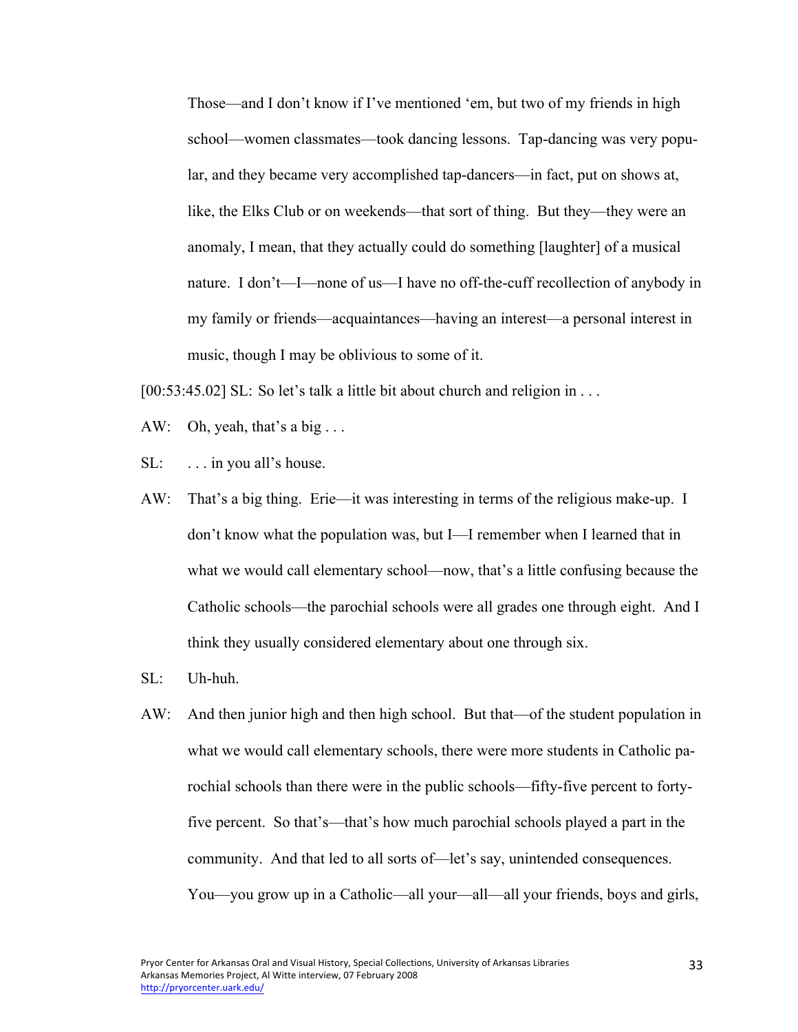Those—and I don't know if I've mentioned 'em, but two of my friends in high school—women classmates—took dancing lessons. Tap-dancing was very popular, and they became very accomplished tap-dancers—in fact, put on shows at, like, the Elks Club or on weekends—that sort of thing. But they—they were an anomaly, I mean, that they actually could do something [laughter] of a musical nature. I don't—I—none of us—I have no off-the-cuff recollection of anybody in my family or friends—acquaintances—having an interest—a personal interest in music, though I may be oblivious to some of it.

[00:53:45.02] SL: So let's talk a little bit about church and religion in . . .

AW: Oh, yeah, that's a big . . .

SL: . . . in you all's house.

AW: That's a big thing. Erie—it was interesting in terms of the religious make-up. I don't know what the population was, but I—I remember when I learned that in what we would call elementary school—now, that's a little confusing because the Catholic schools—the parochial schools were all grades one through eight. And I think they usually considered elementary about one through six.

SL: Uh-huh.

AW: And then junior high and then high school. But that—of the student population in what we would call elementary schools, there were more students in Catholic parochial schools than there were in the public schools—fifty-five percent to forty-five percent. So that's—that's how much parochial schools played a part in the community. And that led to all sorts of—let's say, unintended consequences. You—you grow up in a Catholic—all your—all—all your friends, boys and girls,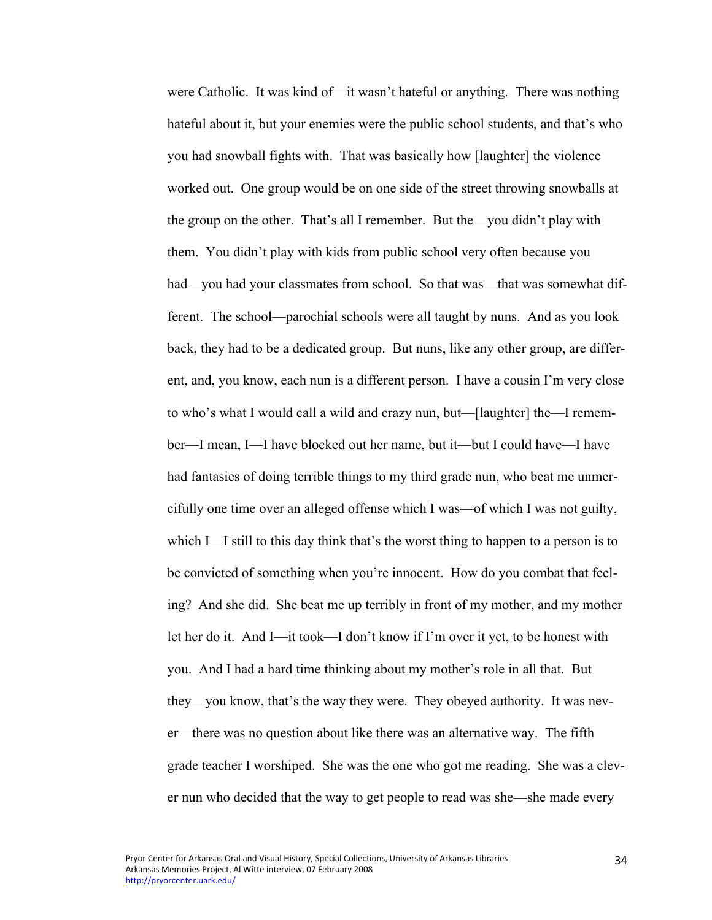were Catholic. It was kind of—it wasn't hateful or anything. There was nothing hateful about it, but your enemies were the public school students, and that's who you had snowball fights with. That was basically how [laughter] the violence worked out. One group would be on one side of the street throwing snowballs at the group on the other. That's all I remember. But the—you didn't play with them. You didn't play with kids from public school very often because you had—you had your classmates from school. So that was—that was somewhat different. The school—parochial schools were all taught by nuns. And as you look back, they had to be a dedicated group. But nuns, like any other group, are different, and, you know, each nun is a different person. I have a cousin I'm very close to who's what I would call a wild and crazy nun, but—[laughter] the—I remember—I mean, I—I have blocked out her name, but it—but I could have—I have had fantasies of doing terrible things to my third grade nun, who beat me unmercifully one time over an alleged offense which I was—of which I was not guilty, which I—I still to this day think that's the worst thing to happen to a person is to be convicted of something when you're innocent. How do you combat that feeling? And she did. She beat me up terribly in front of my mother, and my mother let her do it. And I—it took—I don't know if I'm over it yet, to be honest with you. And I had a hard time thinking about my mother's role in all that. But they—you know, that's the way they were. They obeyed authority. It was never—there was no question about like there was an alternative way. The fifth grade teacher I worshiped. She was the one who got me reading. She was a clever nun who decided that the way to get people to read was she—she made every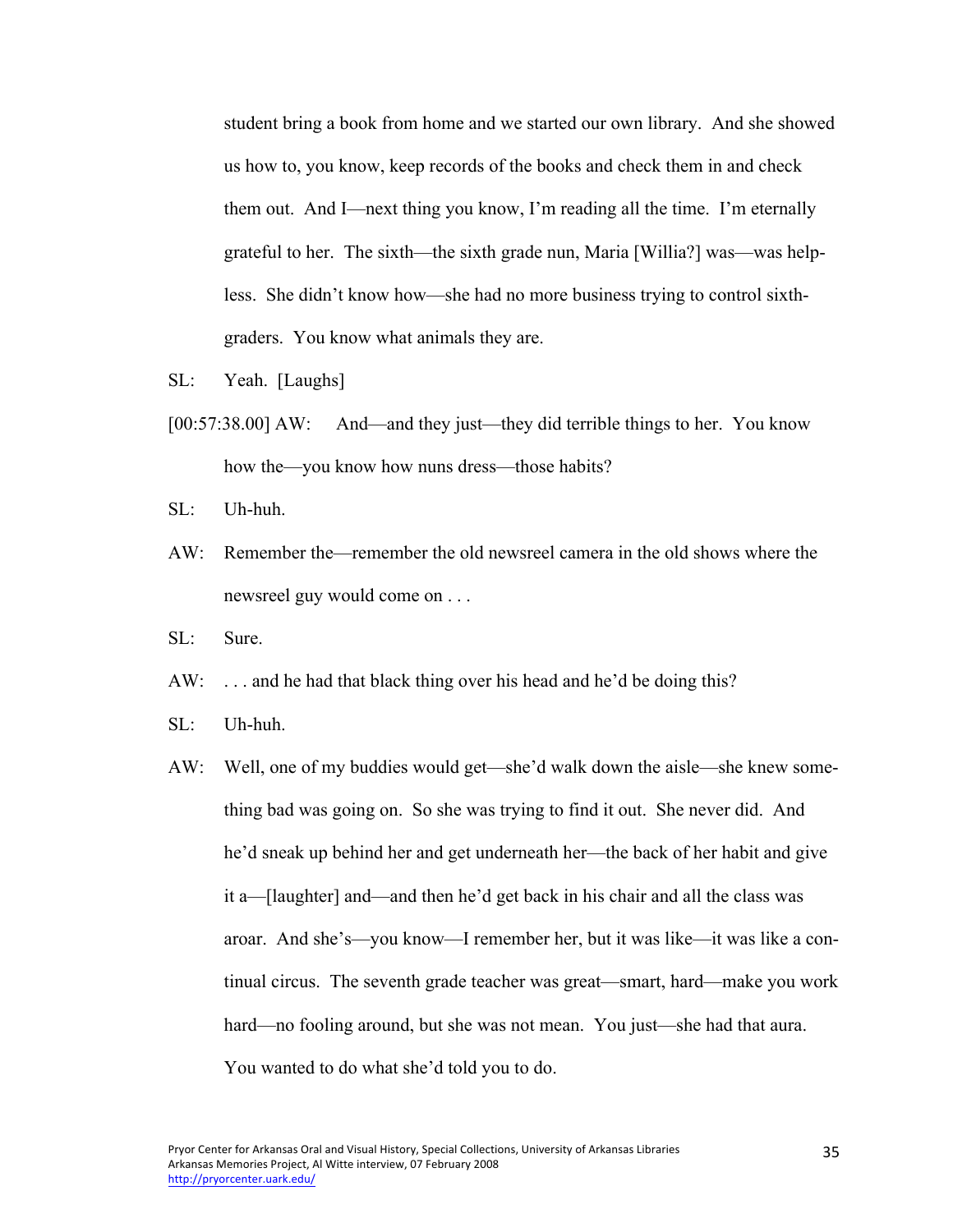student bring a book from home and we started our own library. And she showed us how to, you know, keep records of the books and check them in and check them out. And I—next thing you know, I'm reading all the time. I'm eternally grateful to her. The sixth—the sixth grade nun, Maria [Willia?] was—was helpless. She didn't know how—she had no more business trying to control sixth-graders. You know what animals they are.

SL: Yeah. [Laughs]

[00:57:38.00] AW: And—and they just—they did terrible things to her. You know how the—you know how nuns dress—those habits?

SL: Uh-huh.

AW: Remember the—remember the old newsreel camera in the old shows where the newsreel guy would come on . . .

SL: Sure.

AW: . . . and he had that black thing over his head and he'd be doing this?

SL: Uh-huh.

AW: Well, one of my buddies would get—she'd walk down the aisle—she knew something bad was going on. So she was trying to find it out. She never did. And he'd sneak up behind her and get underneath her—the back of her habit and give it a—[laughter] and—and then he'd get back in his chair and all the class was aroar. And she's—you know—I remember her, but it was like—it was like a continual circus. The seventh grade teacher was great—smart, hard—make you work hard—no fooling around, but she was not mean. You just—she had that aura. You wanted to do what she'd told you to do.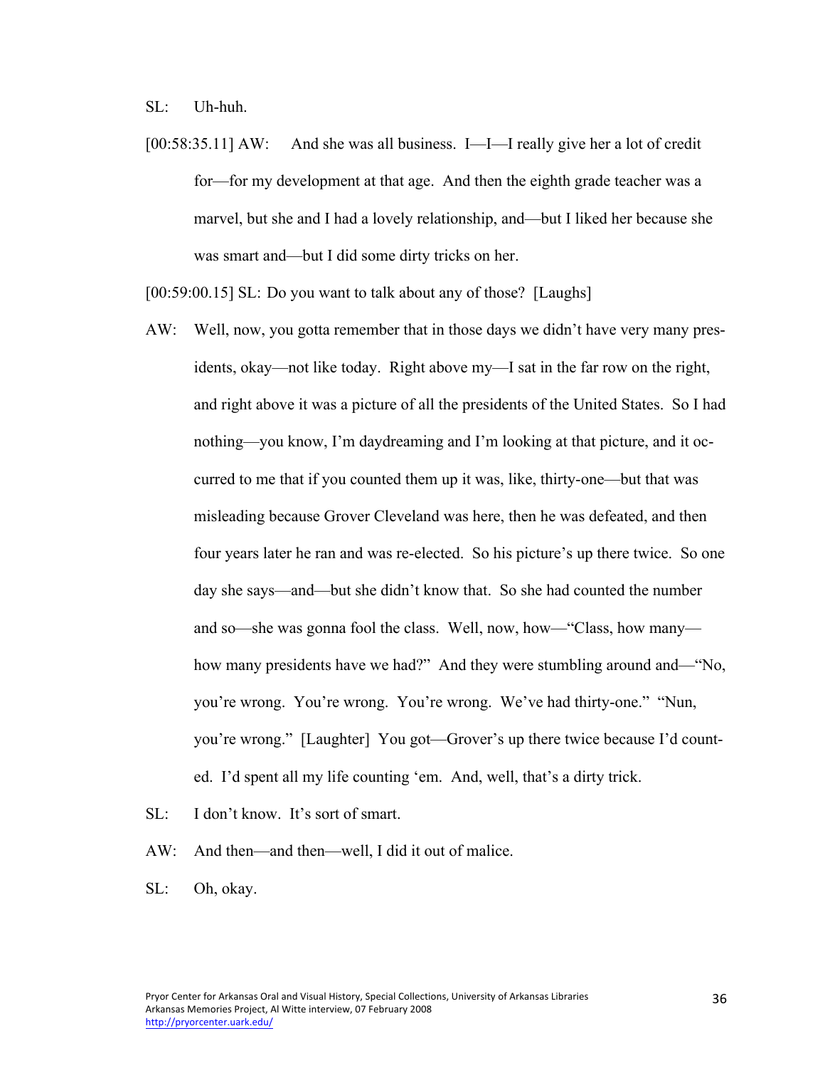SL: Uh-huh.

[00:58:35.11] AW: And she was all business. I—I—I really give her a lot of credit for—for my development at that age. And then the eighth grade teacher was a marvel, but she and I had a lovely relationship, and—but I liked her because she was smart and—but I did some dirty tricks on her.

[00:59:00.15] SL: Do you want to talk about any of those? [Laughs]

AW: Well, now, you gotta remember that in those days we didn't have very many presidents, okay—not like today. Right above my—I sat in the far row on the right, and right above it was a picture of all the presidents of the United States. So I had nothing—you know, I'm daydreaming and I'm looking at that picture, and it occurred to me that if you counted them up it was, like, thirty-one—but that was misleading because Grover Cleveland was here, then he was defeated, and then four years later he ran and was re-elected. So his picture's up there twice. So one day she says—and—but she didn't know that. So she had counted the number and so—she was gonna fool the class. Well, now, how—"Class, how many—how many presidents have we had?" And they were stumbling around and—"No, you're wrong. You're wrong. You're wrong. We've had thirty-one." "Nun, you're wrong." [Laughter] You got—Grover's up there twice because I'd counted. I'd spent all my life counting 'em. And, well, that's a dirty trick.

SL: I don't know. It's sort of smart.

AW: And then—and then—well, I did it out of malice.

SL: Oh, okay.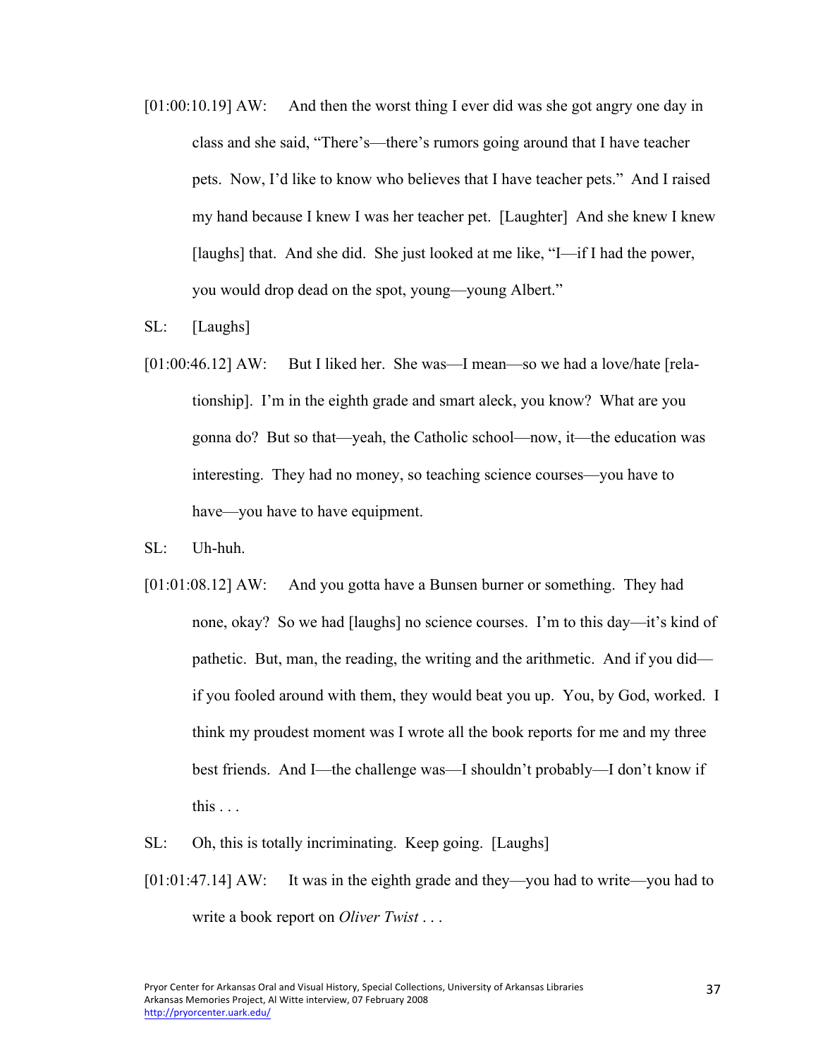[01:00:10.19] AW: And then the worst thing I ever did was she got angry one day in class and she said, "There's—there's rumors going around that I have teacher pets. Now, I'd like to know who believes that I have teacher pets." And I raised my hand because I knew I was her teacher pet. [Laughter] And she knew I knew [laughs] that. And she did. She just looked at me like, "I—if I had the power, you would drop dead on the spot, young—young Albert."

SL: [Laughs]

[01:00:46.12] AW: But I liked her. She was—I mean—so we had a love/hate [relationship]. I'm in the eighth grade and smart aleck, you know? What are you gonna do? But so that—yeah, the Catholic school—now, it—the education was interesting. They had no money, so teaching science courses—you have to have—you have to have equipment.

SL: Uh-huh.

[01:01:08.12] AW: And you gotta have a Bunsen burner or something. They had none, okay? So we had [laughs] no science courses. I'm to this day—it's kind of pathetic. But, man, the reading, the writing and the arithmetic. And if you did—if you fooled around with them, they would beat you up. You, by God, worked. I think my proudest moment was I wrote all the book reports for me and my three best friends. And I—the challenge was—I shouldn't probably—I don't know if this . . .

SL: Oh, this is totally incriminating. Keep going. [Laughs]

[01:01:47.14] AW: It was in the eighth grade and they—you had to write—you had to write a book report on *Oliver Twist* . . .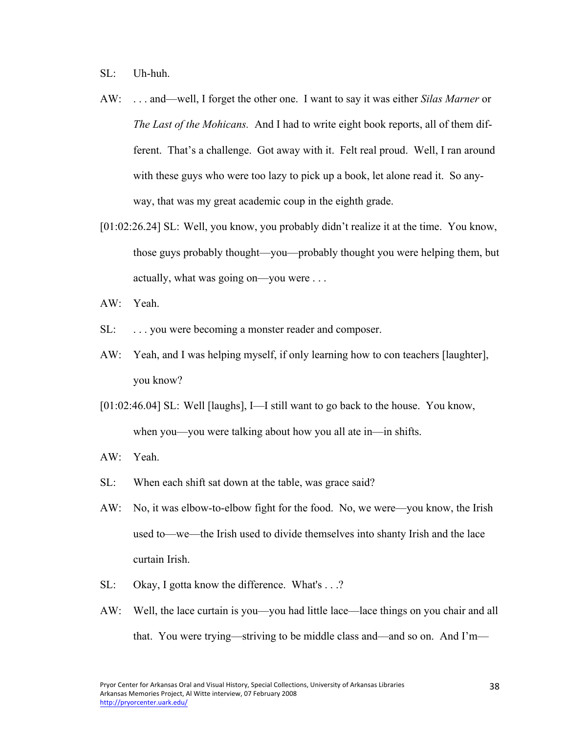SL: Uh-huh.

AW: . . . and—well, I forget the other one. I want to say it was either *Silas Marner* or *The Last of the Mohicans.* And I had to write eight book reports, all of them different. That's a challenge. Got away with it. Felt real proud. Well, I ran around with these guys who were too lazy to pick up a book, let alone read it. So anyway, that was my great academic coup in the eighth grade.

[01:02:26.24] SL: Well, you know, you probably didn't realize it at the time. You know, those guys probably thought—you—probably thought you were helping them, but actually, what was going on—you were . . .

AW: Yeah.

SL: . . . you were becoming a monster reader and composer.

AW: Yeah, and I was helping myself, if only learning how to con teachers [laughter], you know?

[01:02:46.04] SL: Well [laughs], I—I still want to go back to the house. You know, when you—you were talking about how you all ate in—in shifts.

AW: Yeah.

SL: When each shift sat down at the table, was grace said?

AW: No, it was elbow-to-elbow fight for the food. No, we were—you know, the Irish used to—we—the Irish used to divide themselves into shanty Irish and the lace curtain Irish.

SL: Okay, I gotta know the difference. What's . . .?

AW: Well, the lace curtain is you—you had little lace—lace things on you chair and all that. You were trying—striving to be middle class and—and so on. And I'm—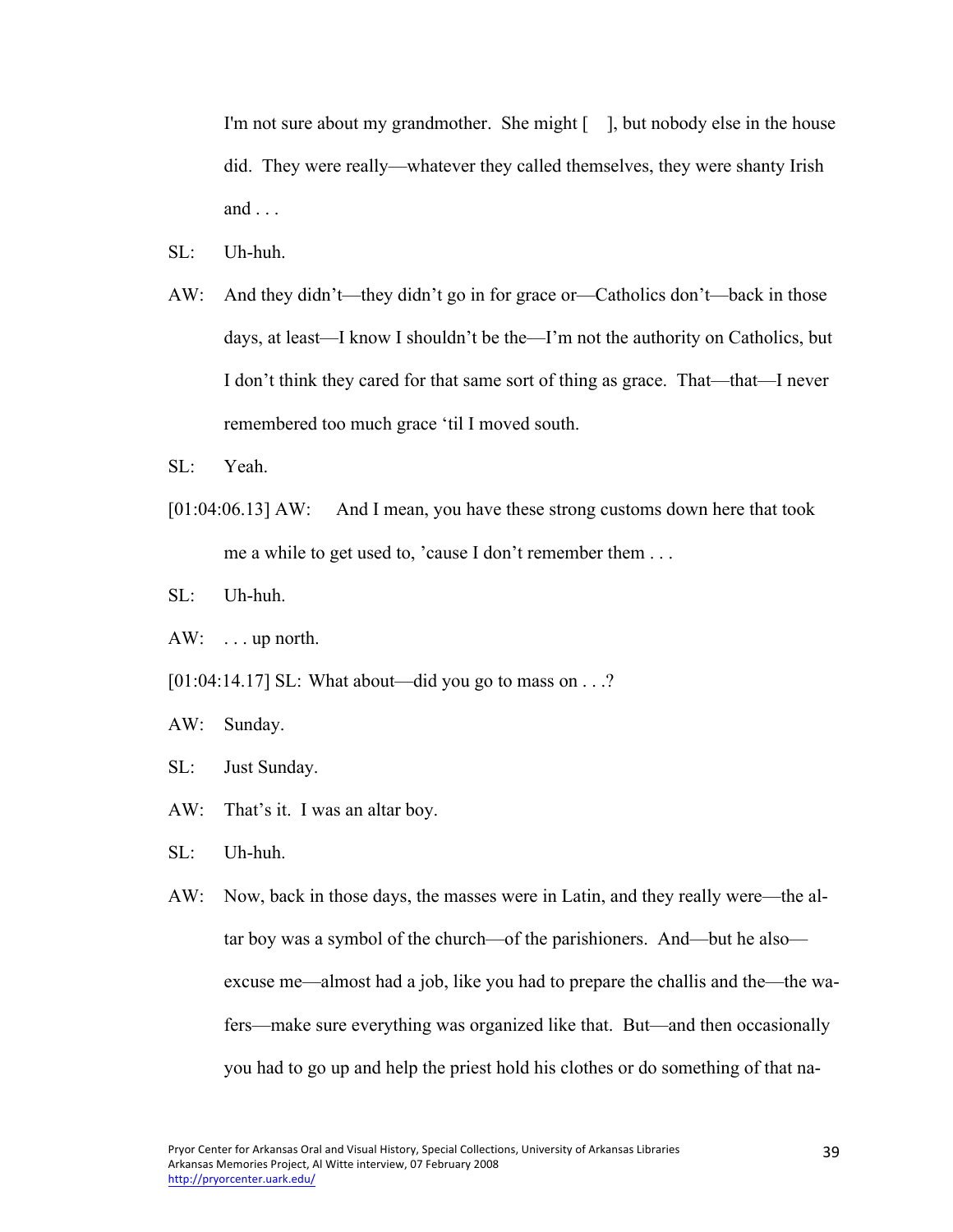I'm not sure about my grandmother. She might [ ], but nobody else in the house did. They were really—whatever they called themselves, they were shanty Irish and . . .

SL: Uh-huh.

AW: And they didn't—they didn't go in for grace or—Catholics don't—back in those days, at least—I know I shouldn't be the—I'm not the authority on Catholics, but I don't think they cared for that same sort of thing as grace. That—that—I never remembered too much grace 'til I moved south.

SL: Yeah.

[01:04:06.13] AW: And I mean, you have these strong customs down here that took me a while to get used to, 'cause I don't remember them . . .

SL: Uh-huh.

AW: . . . up north.

[01:04:14.17] SL: What about—did you go to mass on . . .?

AW: Sunday.

SL: Just Sunday.

AW: That's it. I was an altar boy.

SL: Uh-huh.

AW: Now, back in those days, the masses were in Latin, and they really were—the altar boy was a symbol of the church—of the parishioners. And—but he also—excuse me—almost had a job, like you had to prepare the challis and the—the wafers—make sure everything was organized like that. But—and then occasionally you had to go up and help the priest hold his clothes or do something of that na-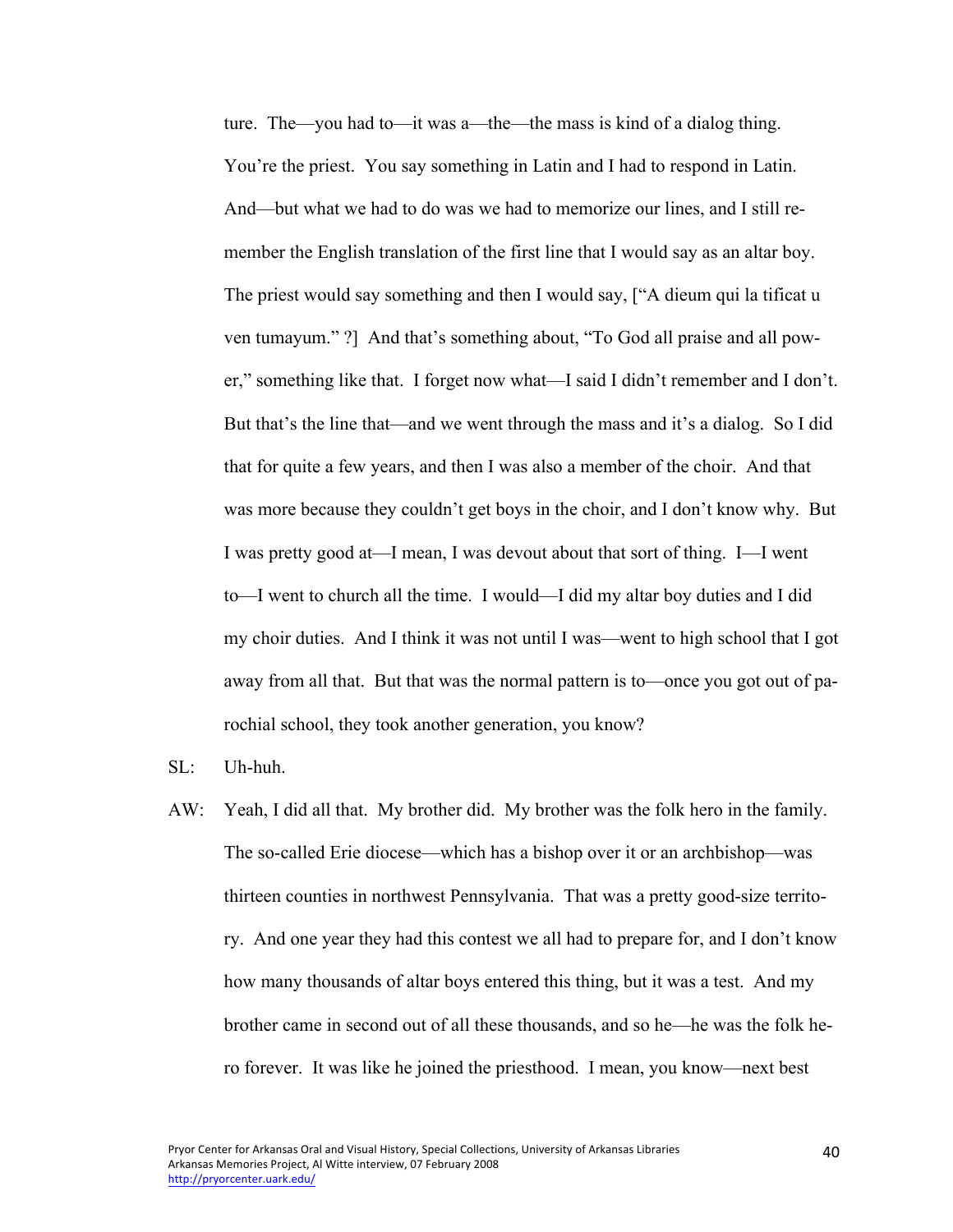ture. The—you had to—it was a—the—the mass is kind of a dialog thing. You're the priest. You say something in Latin and I had to respond in Latin. And—but what we had to do was we had to memorize our lines, and I still remember the English translation of the first line that I would say as an altar boy. The priest would say something and then I would say, ["A dieum qui la tificat u ven tumayum." ?] And that's something about, "To God all praise and all power," something like that. I forget now what—I said I didn't remember and I don't. But that's the line that—and we went through the mass and it's a dialog. So I did that for quite a few years, and then I was also a member of the choir. And that was more because they couldn't get boys in the choir, and I don't know why. But I was pretty good at—I mean, I was devout about that sort of thing. I—I went to—I went to church all the time. I would—I did my altar boy duties and I did my choir duties. And I think it was not until I was—went to high school that I got away from all that. But that was the normal pattern is to—once you got out of parochial school, they took another generation, you know?

SL: Uh-huh.

AW: Yeah, I did all that. My brother did. My brother was the folk hero in the family. The so-called Erie diocese—which has a bishop over it or an archbishop—was thirteen counties in northwest Pennsylvania. That was a pretty good-size territory. And one year they had this contest we all had to prepare for, and I don't know how many thousands of altar boys entered this thing, but it was a test. And my brother came in second out of all these thousands, and so he—he was the folk hero forever. It was like he joined the priesthood. I mean, you know—next best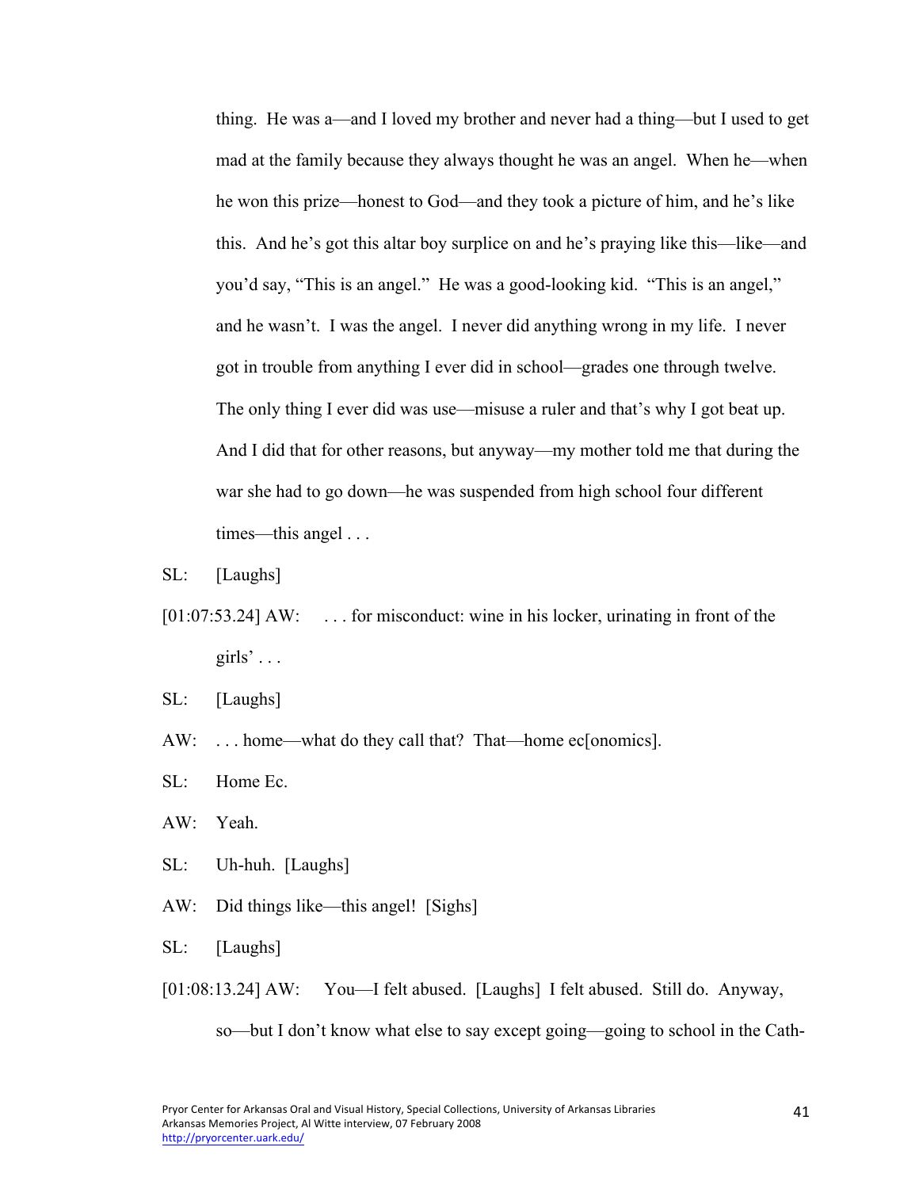thing. He was a—and I loved my brother and never had a thing—but I used to get mad at the family because they always thought he was an angel. When he—when he won this prize—honest to God—and they took a picture of him, and he's like this. And he's got this altar boy surplice on and he's praying like this—like—and you'd say, "This is an angel." He was a good-looking kid. "This is an angel," and he wasn't. I was the angel. I never did anything wrong in my life. I never got in trouble from anything I ever did in school—grades one through twelve. The only thing I ever did was use—misuse a ruler and that's why I got beat up. And I did that for other reasons, but anyway—my mother told me that during the war she had to go down—he was suspended from high school four different times—this angel . . .

SL: [Laughs]

[01:07:53.24] AW: . . . for misconduct: wine in his locker, urinating in front of the girls' . . .

SL: [Laughs]

AW: . . . home—what do they call that? That—home ec[onomics].

SL: Home Ec.

AW: Yeah.

SL: Uh-huh. [Laughs]

AW: Did things like—this angel! [Sighs]

SL: [Laughs]

[01:08:13.24] AW: You—I felt abused. [Laughs] I felt abused. Still do. Anyway, so—but I don't know what else to say except going—going to school in the Cath-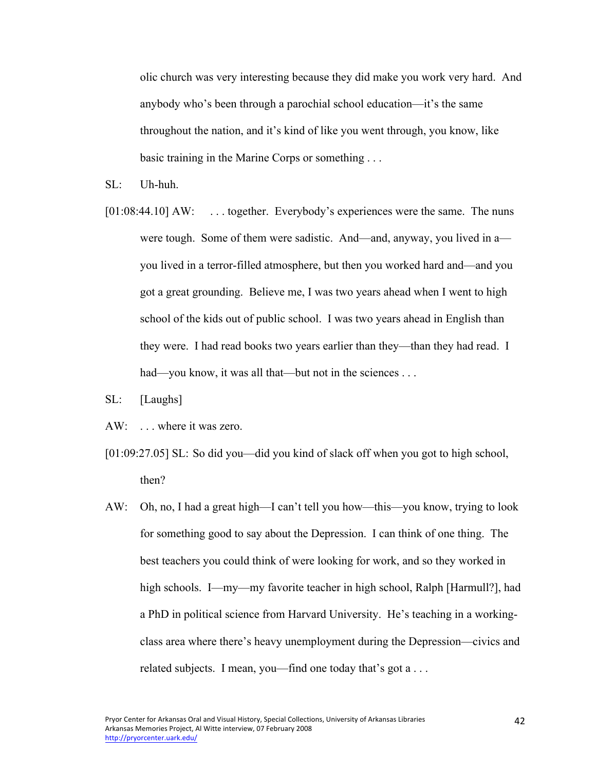olic church was very interesting because they did make you work very hard. And anybody who's been through a parochial school education—it's the same throughout the nation, and it's kind of like you went through, you know, like basic training in the Marine Corps or something . . .

SL: Uh-huh.

[01:08:44.10] AW: . . . together. Everybody's experiences were the same. The nuns were tough. Some of them were sadistic. And—and, anyway, you lived in a—you lived in a terror-filled atmosphere, but then you worked hard and—and you got a great grounding. Believe me, I was two years ahead when I went to high school of the kids out of public school. I was two years ahead in English than they were. I had read books two years earlier than they—than they had read. I had—you know, it was all that—but not in the sciences . . .

SL: [Laughs]

AW: . . . where it was zero.

[01:09:27.05] SL: So did you—did you kind of slack off when you got to high school, then?

AW: Oh, no, I had a great high—I can't tell you how—this—you know, trying to look for something good to say about the Depression. I can think of one thing. The best teachers you could think of were looking for work, and so they worked in high schools. I—my—my favorite teacher in high school, Ralph [Harmull?], had a PhD in political science from Harvard University. He's teaching in a working-class area where there's heavy unemployment during the Depression—civics and related subjects. I mean, you—find one today that's got a . . .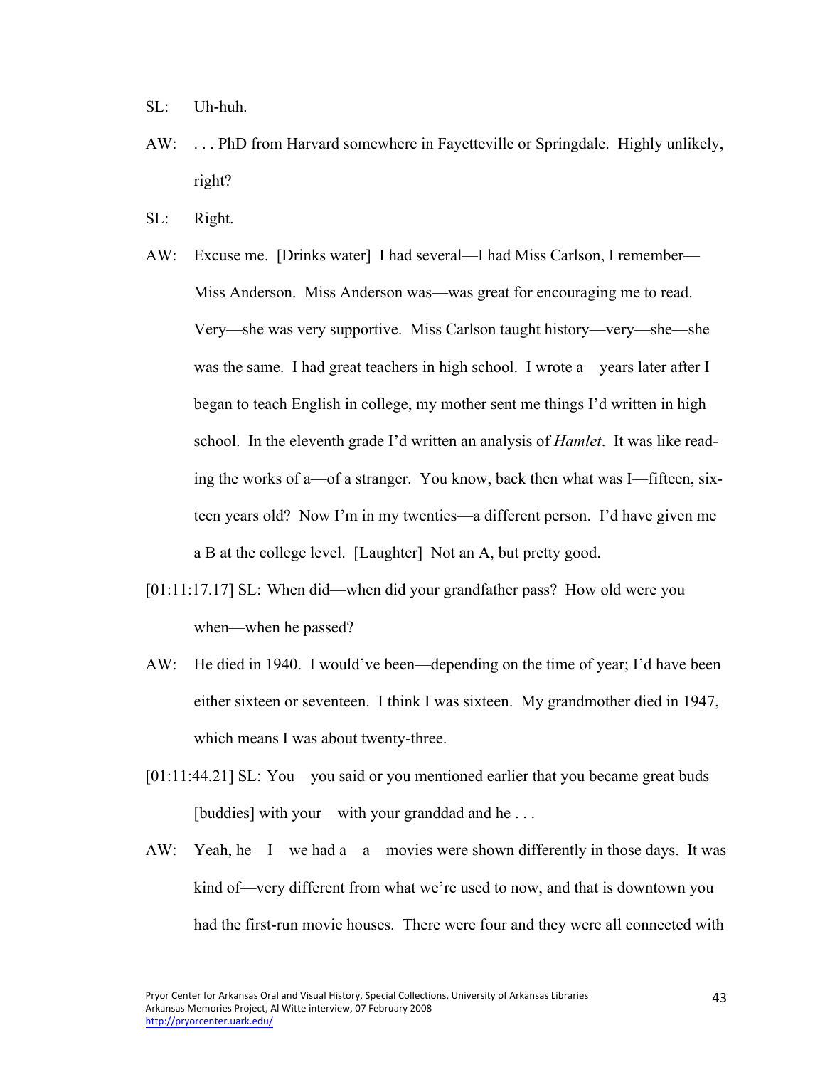SL: Uh-huh.

AW: . . . PhD from Harvard somewhere in Fayetteville or Springdale. Highly unlikely, right?

SL: Right.

AW: Excuse me. [Drinks water] I had several—I had Miss Carlson, I remember—Miss Anderson. Miss Anderson was—was great for encouraging me to read. Very—she was very supportive. Miss Carlson taught history—very—she—she was the same. I had great teachers in high school. I wrote a—years later after I began to teach English in college, my mother sent me things I'd written in high school. In the eleventh grade I'd written an analysis of *Hamlet*. It was like reading the works of a—of a stranger. You know, back then what was I—fifteen, sixteen years old? Now I'm in my twenties—a different person. I'd have given me a B at the college level. [Laughter] Not an A, but pretty good.

[01:11:17.17] SL: When did—when did your grandfather pass? How old were you when—when he passed?

AW: He died in 1940. I would've been—depending on the time of year; I'd have been either sixteen or seventeen. I think I was sixteen. My grandmother died in 1947, which means I was about twenty-three.

[01:11:44.21] SL: You—you said or you mentioned earlier that you became great buds [buddies] with your—with your granddad and he . . .

AW: Yeah, he—I—we had a—a—movies were shown differently in those days. It was kind of—very different from what we're used to now, and that is downtown you had the first-run movie houses. There were four and they were all connected with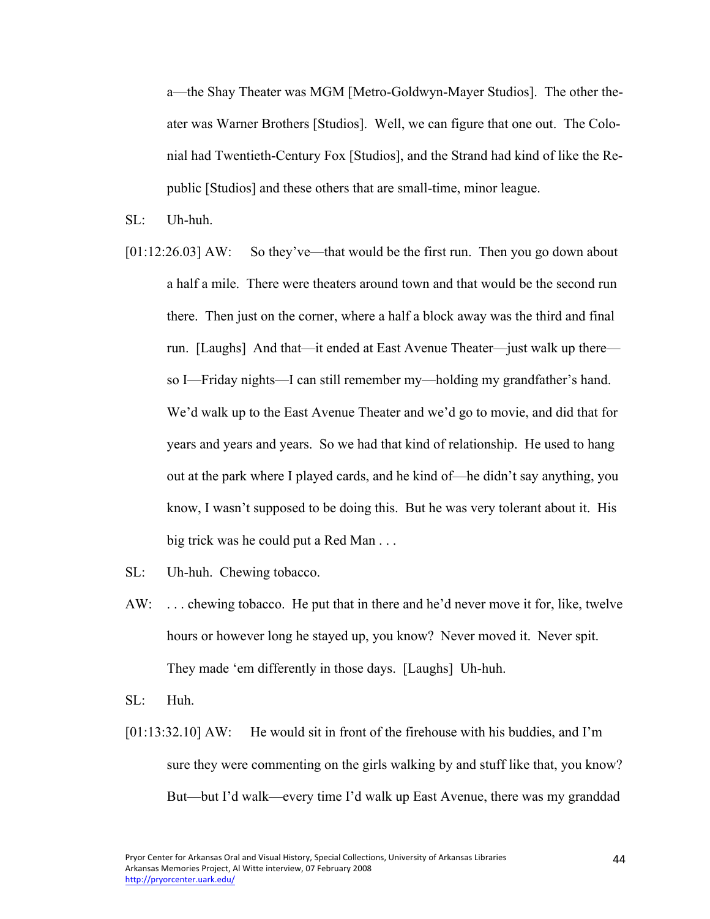a—the Shay Theater was MGM [Metro-Goldwyn-Mayer Studios]. The other theater was Warner Brothers [Studios]. Well, we can figure that one out. The Colonial had Twentieth-Century Fox [Studios], and the Strand had kind of like the Republic [Studios] and these others that are small-time, minor league.

SL: Uh-huh.

[01:12:26.03] AW: So they've—that would be the first run. Then you go down about a half a mile. There were theaters around town and that would be the second run there. Then just on the corner, where a half a block away was the third and final run. [Laughs] And that—it ended at East Avenue Theater—just walk up there—so I—Friday nights—I can still remember my—holding my grandfather's hand. We'd walk up to the East Avenue Theater and we'd go to movie, and did that for years and years and years. So we had that kind of relationship. He used to hang out at the park where I played cards, and he kind of—he didn't say anything, you know, I wasn't supposed to be doing this. But he was very tolerant about it. His big trick was he could put a Red Man . . .

SL: Uh-huh. Chewing tobacco.

AW: . . . chewing tobacco. He put that in there and he'd never move it for, like, twelve hours or however long he stayed up, you know? Never moved it. Never spit. They made 'em differently in those days. [Laughs] Uh-huh.

SL: Huh.

[01:13:32.10] AW: He would sit in front of the firehouse with his buddies, and I'm sure they were commenting on the girls walking by and stuff like that, you know? But—but I'd walk—every time I'd walk up East Avenue, there was my granddad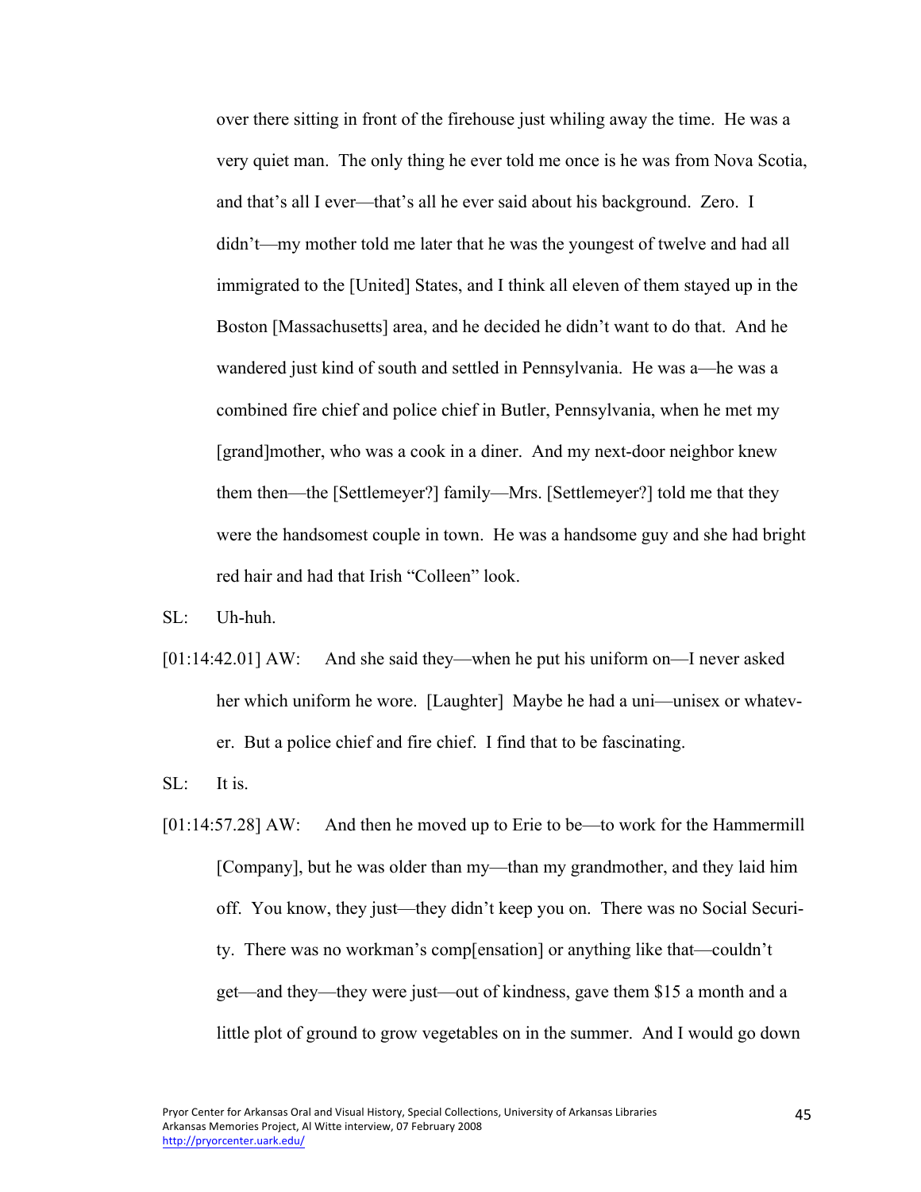over there sitting in front of the firehouse just whiling away the time. He was a very quiet man. The only thing he ever told me once is he was from Nova Scotia, and that's all I ever—that's all he ever said about his background. Zero. I didn't—my mother told me later that he was the youngest of twelve and had all immigrated to the [United] States, and I think all eleven of them stayed up in the Boston [Massachusetts] area, and he decided he didn't want to do that. And he wandered just kind of south and settled in Pennsylvania. He was a—he was a combined fire chief and police chief in Butler, Pennsylvania, when he met my [grand]mother, who was a cook in a diner. And my next-door neighbor knew them then—the [Settlemeyer?] family—Mrs. [Settlemeyer?] told me that they were the handsomest couple in town. He was a handsome guy and she had bright red hair and had that Irish "Colleen" look.

SL: Uh-huh.

[01:14:42.01] AW: And she said they—when he put his uniform on—I never asked her which uniform he wore. [Laughter] Maybe he had a uni—unisex or whatever. But a police chief and fire chief. I find that to be fascinating.

SL: It is.

[01:14:57.28] AW: And then he moved up to Erie to be—to work for the Hammermill [Company], but he was older than my—than my grandmother, and they laid him off. You know, they just—they didn't keep you on. There was no Social Security. There was no workman's comp[ensation] or anything like that—couldn't get—and they—they were just—out of kindness, gave them $15 a month and a little plot of ground to grow vegetables on in the summer. And I would go down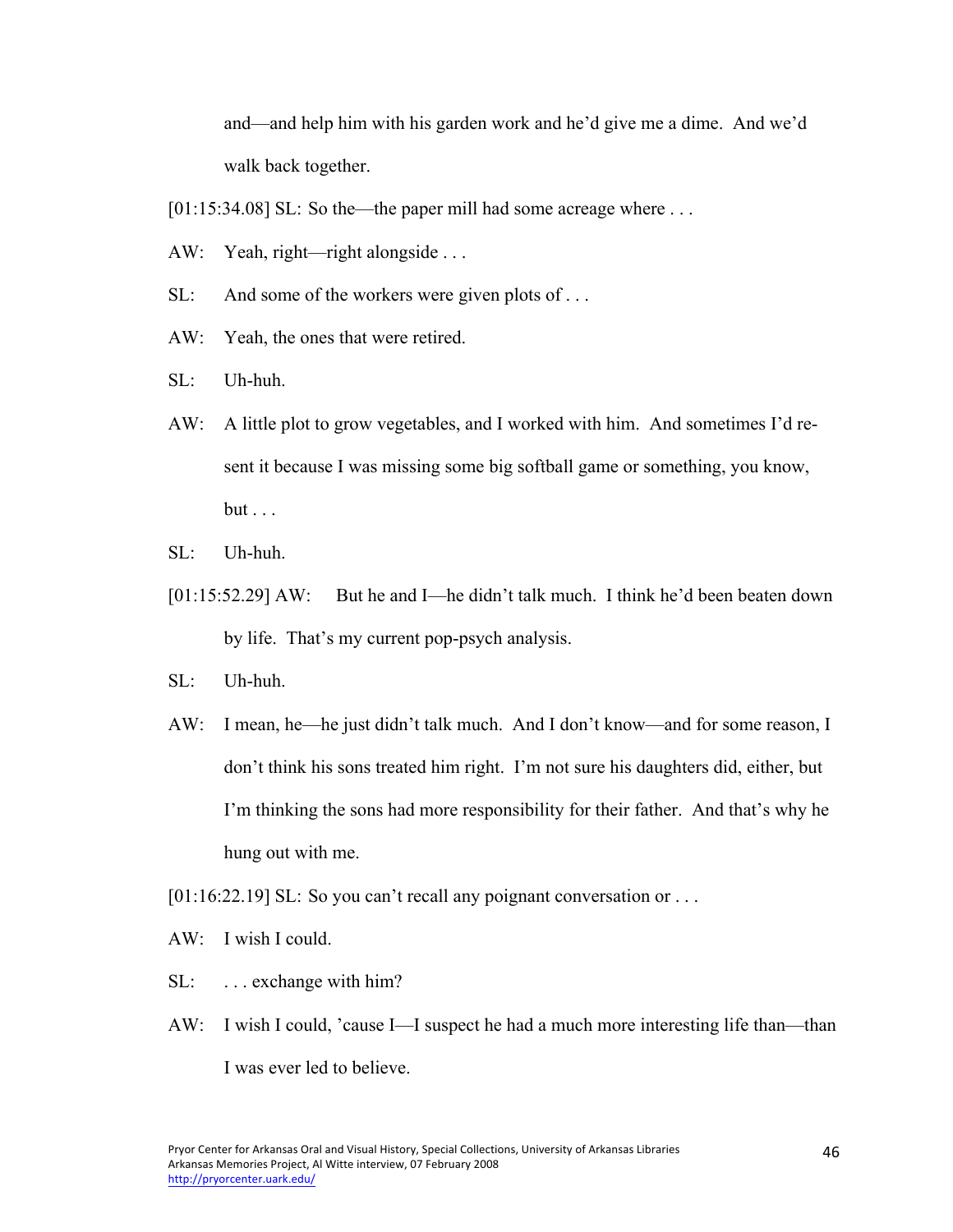and—and help him with his garden work and he'd give me a dime. And we'd walk back together.

[01:15:34.08] SL: So the—the paper mill had some acreage where . . .

AW: Yeah, right—right alongside . . .

SL: And some of the workers were given plots of . . .

AW: Yeah, the ones that were retired.

SL: Uh-huh.

AW: A little plot to grow vegetables, and I worked with him. And sometimes I'd resent it because I was missing some big softball game or something, you know, but . . .

SL: Uh-huh.

[01:15:52.29] AW: But he and I—he didn't talk much. I think he'd been beaten down by life. That's my current pop-psych analysis.

SL: Uh-huh.

AW: I mean, he—he just didn't talk much. And I don't know—and for some reason, I don't think his sons treated him right. I'm not sure his daughters did, either, but I'm thinking the sons had more responsibility for their father. And that's why he hung out with me.

[01:16:22.19] SL: So you can't recall any poignant conversation or . . .

AW: I wish I could.

SL: . . . exchange with him?

AW: I wish I could, 'cause I—I suspect he had a much more interesting life than—than I was ever led to believe.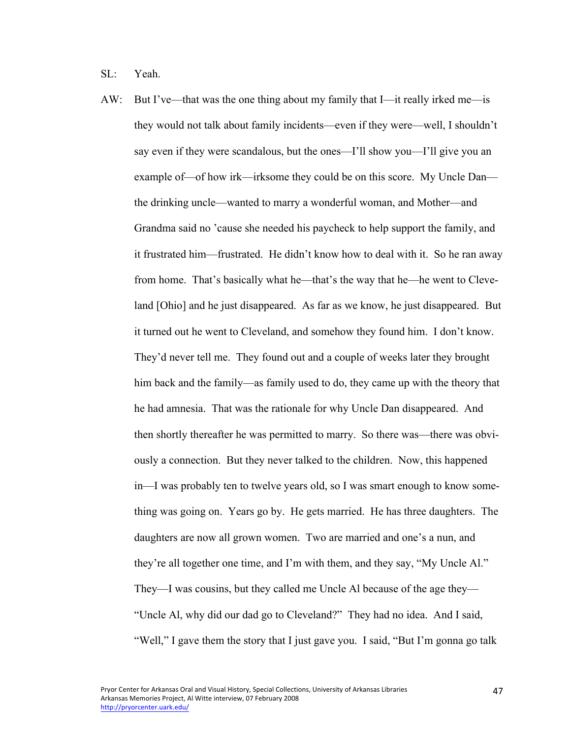SL: Yeah.

AW: But I've—that was the one thing about my family that I—it really irked me—is they would not talk about family incidents—even if they were—well, I shouldn't say even if they were scandalous, but the ones—I'll show you—I'll give you an example of—of how irk—irksome they could be on this score. My Uncle Dan—the drinking uncle—wanted to marry a wonderful woman, and Mother—and Grandma said no 'cause she needed his paycheck to help support the family, and it frustrated him—frustrated. He didn't know how to deal with it. So he ran away from home. That's basically what he—that's the way that he—he went to Cleveland [Ohio] and he just disappeared. As far as we know, he just disappeared. But it turned out he went to Cleveland, and somehow they found him. I don't know. They'd never tell me. They found out and a couple of weeks later they brought him back and the family—as family used to do, they came up with the theory that he had amnesia. That was the rationale for why Uncle Dan disappeared. And then shortly thereafter he was permitted to marry. So there was—there was obviously a connection. But they never talked to the children. Now, this happened in—I was probably ten to twelve years old, so I was smart enough to know something was going on. Years go by. He gets married. He has three daughters. The daughters are now all grown women. Two are married and one's a nun, and they're all together one time, and I'm with them, and they say, "My Uncle Al." They—I was cousins, but they called me Uncle Al because of the age they—"Uncle Al, why did our dad go to Cleveland?" They had no idea. And I said, "Well," I gave them the story that I just gave you. I said, "But I'm gonna go talk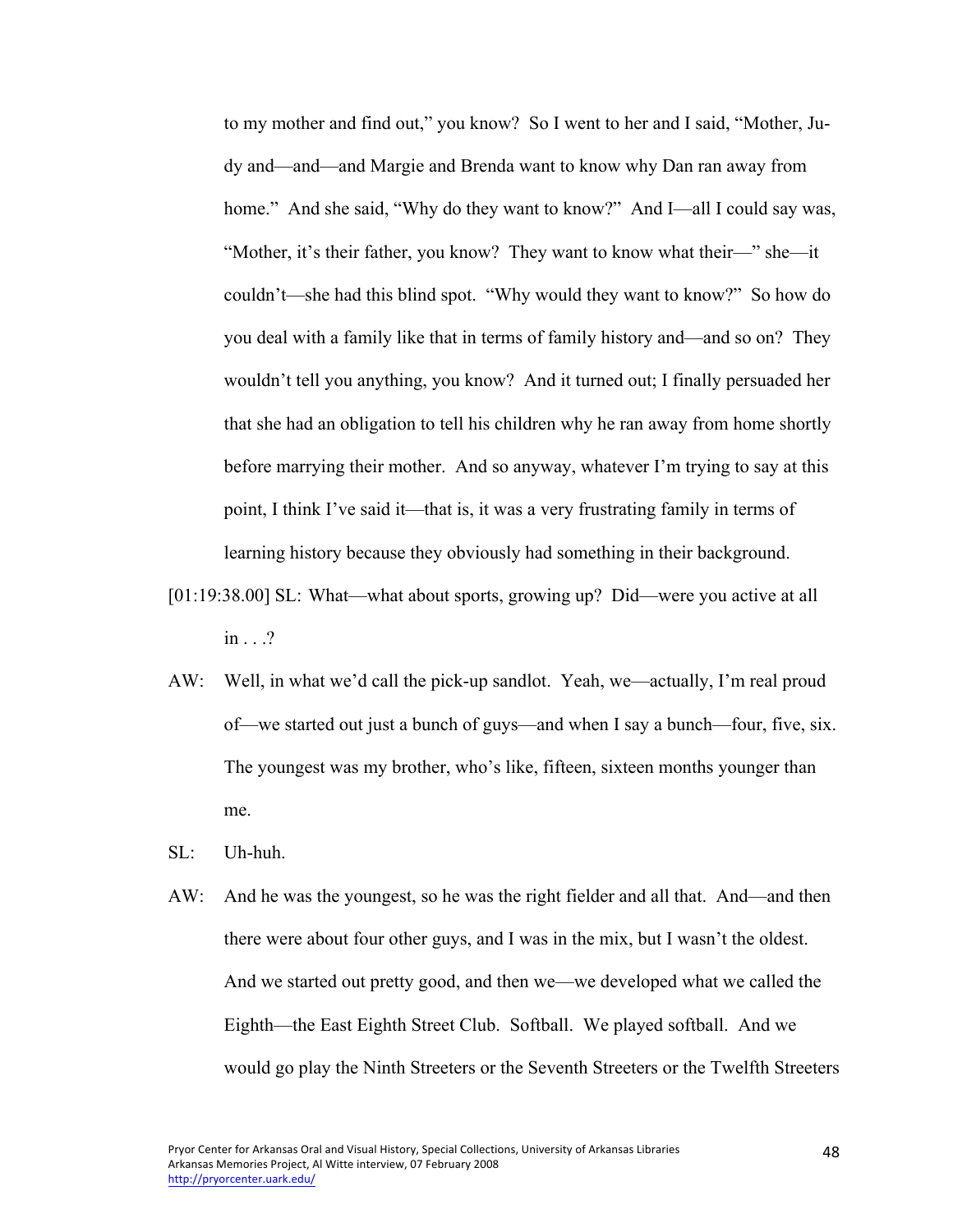to my mother and find out," you know? So I went to her and I said, "Mother, Judy and—and—and Margie and Brenda want to know why Dan ran away from home." And she said, "Why do they want to know?" And I—all I could say was, "Mother, it's their father, you know? They want to know what their—" she—it couldn't—she had this blind spot. "Why would they want to know?" So how do you deal with a family like that in terms of family history and—and so on? They wouldn't tell you anything, you know? And it turned out; I finally persuaded her that she had an obligation to tell his children why he ran away from home shortly before marrying their mother. And so anyway, whatever I'm trying to say at this point, I think I've said it—that is, it was a very frustrating family in terms of learning history because they obviously had something in their background.

[01:19:38.00] SL: What—what about sports, growing up? Did—were you active at all in . . .?

AW: Well, in what we'd call the pick-up sandlot. Yeah, we—actually, I'm real proud of—we started out just a bunch of guys—and when I say a bunch—four, five, six. The youngest was my brother, who's like, fifteen, sixteen months younger than me.

SL: Uh-huh.

AW: And he was the youngest, so he was the right fielder and all that. And—and then there were about four other guys, and I was in the mix, but I wasn't the oldest. And we started out pretty good, and then we—we developed what we called the Eighth—the East Eighth Street Club. Softball. We played softball. And we would go play the Ninth Streeters or the Seventh Streeters or the Twelfth Streeters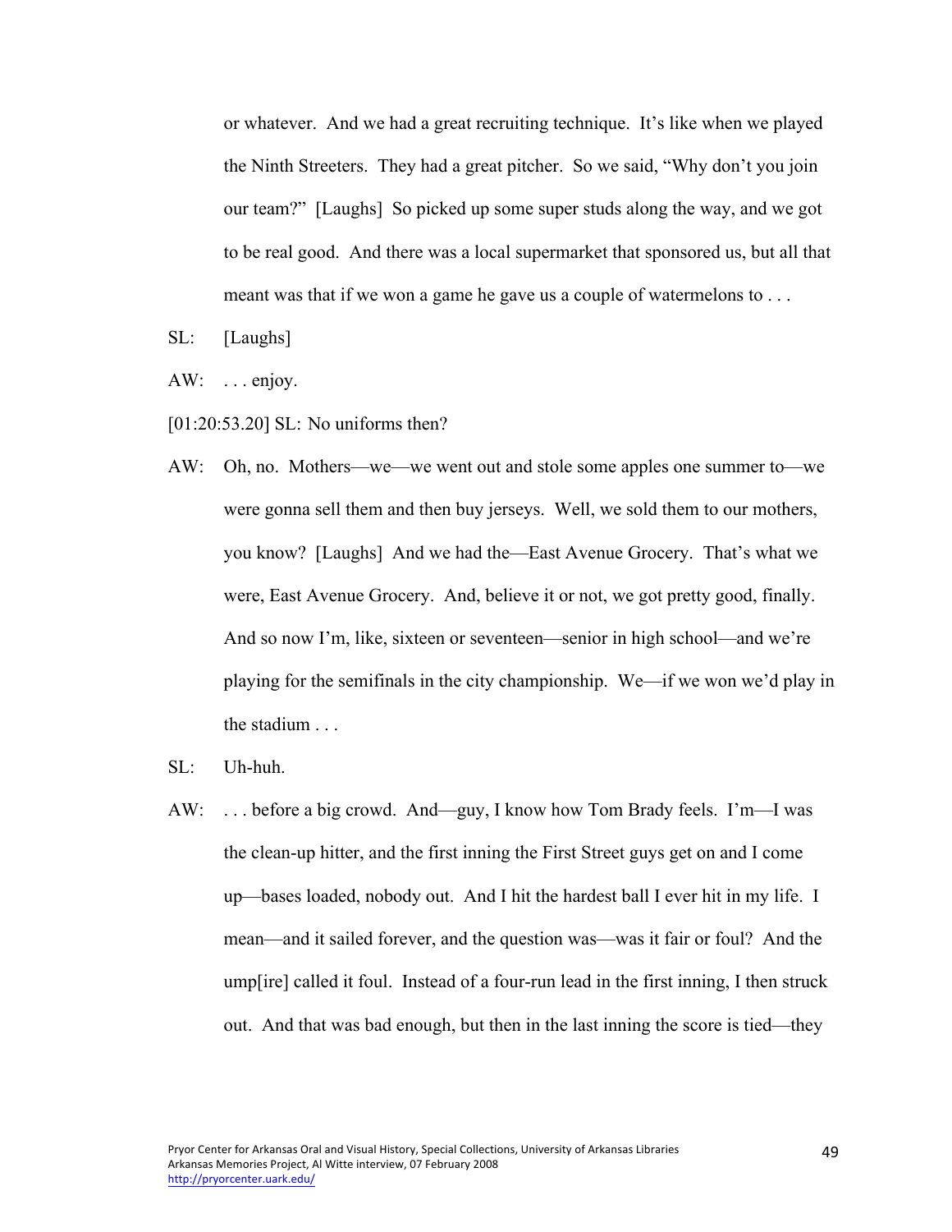or whatever. And we had a great recruiting technique. It's like when we played the Ninth Streeters. They had a great pitcher. So we said, "Why don't you join our team?" [Laughs] So picked up some super studs along the way, and we got to be real good. And there was a local supermarket that sponsored us, but all that meant was that if we won a game he gave us a couple of watermelons to . . .

SL: [Laughs]

AW: . . . enjoy.

[01:20:53.20] SL: No uniforms then?

AW: Oh, no. Mothers—we—we went out and stole some apples one summer to—we were gonna sell them and then buy jerseys. Well, we sold them to our mothers, you know? [Laughs] And we had the—East Avenue Grocery. That's what we were, East Avenue Grocery. And, believe it or not, we got pretty good, finally. And so now I'm, like, sixteen or seventeen—senior in high school—and we're playing for the semifinals in the city championship. We—if we won we'd play in the stadium . . .

SL: Uh-huh.

AW: . . . before a big crowd. And—guy, I know how Tom Brady feels. I'm—I was the clean-up hitter, and the first inning the First Street guys get on and I come up—bases loaded, nobody out. And I hit the hardest ball I ever hit in my life. I mean—and it sailed forever, and the question was—was it fair or foul? And the ump[ire] called it foul. Instead of a four-run lead in the first inning, I then struck out. And that was bad enough, but then in the last inning the score is tied—they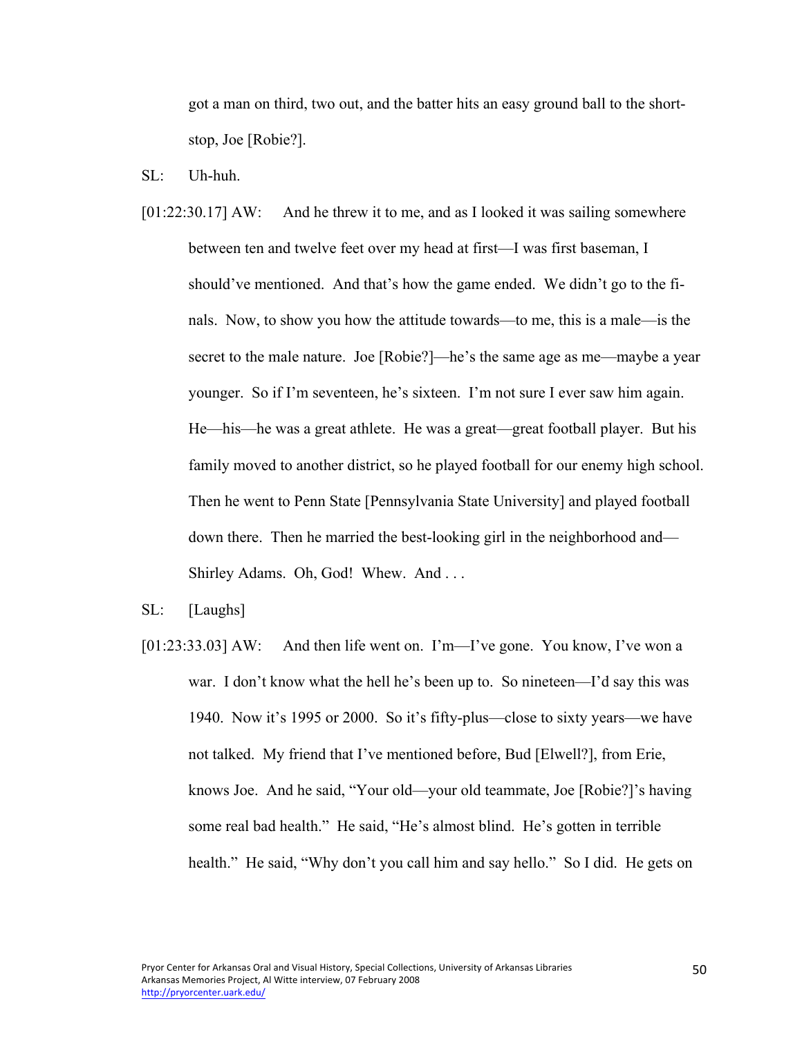got a man on third, two out, and the batter hits an easy ground ball to the shortstop, Joe [Robie?].

SL: Uh-huh.

[01:22:30.17] AW: And he threw it to me, and as I looked it was sailing somewhere between ten and twelve feet over my head at first—I was first baseman, I should've mentioned. And that's how the game ended. We didn't go to the finals. Now, to show you how the attitude towards—to me, this is a male—is the secret to the male nature. Joe [Robie?]—he's the same age as me—maybe a year younger. So if I'm seventeen, he's sixteen. I'm not sure I ever saw him again. He—his—he was a great athlete. He was a great—great football player. But his family moved to another district, so he played football for our enemy high school. Then he went to Penn State [Pennsylvania State University] and played football down there. Then he married the best-looking girl in the neighborhood and—Shirley Adams. Oh, God! Whew. And . . .

SL: [Laughs]

[01:23:33.03] AW: And then life went on. I'm—I've gone. You know, I've won a war. I don't know what the hell he's been up to. So nineteen—I'd say this was 1940. Now it's 1995 or 2000. So it's fifty-plus—close to sixty years—we have not talked. My friend that I've mentioned before, Bud [Elwell?], from Erie, knows Joe. And he said, "Your old—your old teammate, Joe [Robie?]'s having some real bad health." He said, "He's almost blind. He's gotten in terrible health." He said, "Why don't you call him and say hello." So I did. He gets on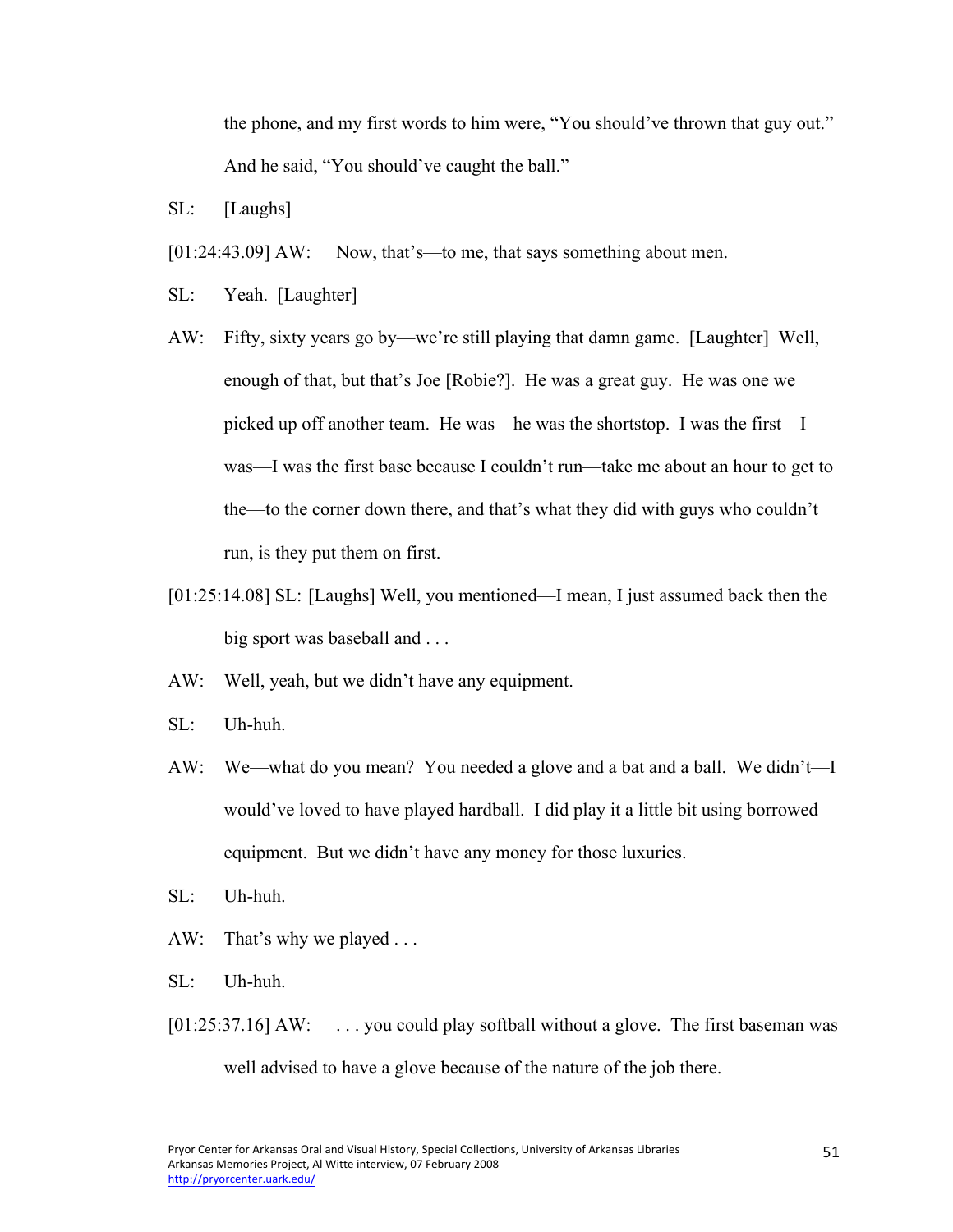the phone, and my first words to him were, "You should've thrown that guy out." And he said, "You should've caught the ball."

SL: [Laughs]

[01:24:43.09] AW: Now, that's—to me, that says something about men.

SL: Yeah. [Laughter]

AW: Fifty, sixty years go by—we're still playing that damn game. [Laughter] Well, enough of that, but that's Joe [Robie?]. He was a great guy. He was one we picked up off another team. He was—he was the shortstop. I was the first—I was—I was the first base because I couldn't run—take me about an hour to get to the—to the corner down there, and that's what they did with guys who couldn't run, is they put them on first.

[01:25:14.08] SL: [Laughs] Well, you mentioned—I mean, I just assumed back then the big sport was baseball and . . .

AW: Well, yeah, but we didn't have any equipment.

SL: Uh-huh.

AW: We—what do you mean? You needed a glove and a bat and a ball. We didn't—I would've loved to have played hardball. I did play it a little bit using borrowed equipment. But we didn't have any money for those luxuries.

SL: Uh-huh.

AW: That's why we played . . .

SL: Uh-huh.

[01:25:37.16] AW: . . . you could play softball without a glove. The first baseman was well advised to have a glove because of the nature of the job there.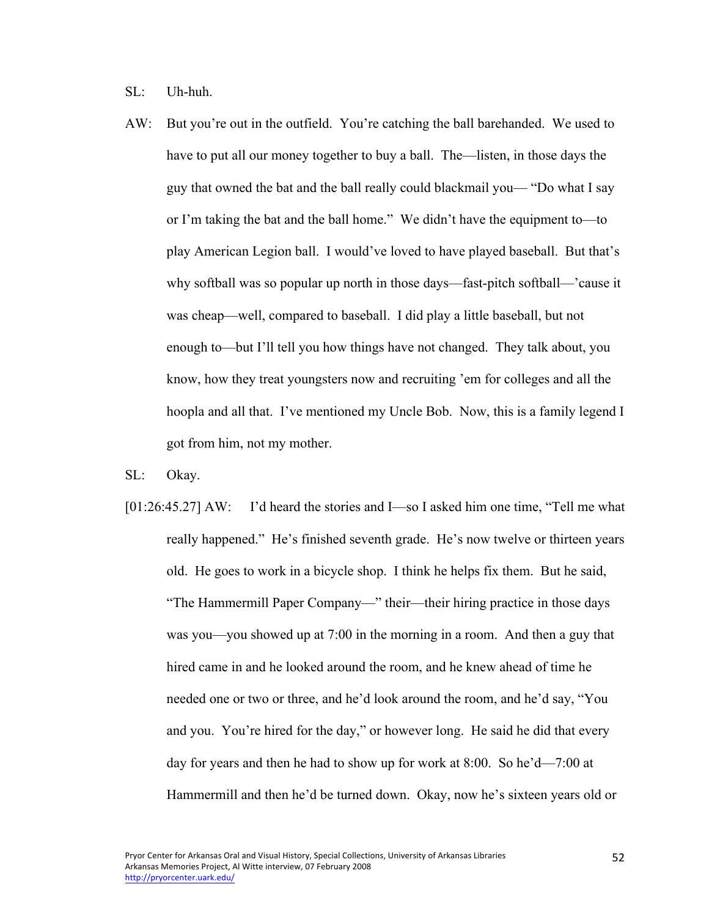SL: Uh-huh.

AW: But you're out in the outfield. You're catching the ball barehanded. We used to have to put all our money together to buy a ball. The—listen, in those days the guy that owned the bat and the ball really could blackmail you— "Do what I say or I'm taking the bat and the ball home." We didn't have the equipment to—to play American Legion ball. I would've loved to have played baseball. But that's why softball was so popular up north in those days—fast-pitch softball—'cause it was cheap—well, compared to baseball. I did play a little baseball, but not enough to—but I'll tell you how things have not changed. They talk about, you know, how they treat youngsters now and recruiting 'em for colleges and all the hoopla and all that. I've mentioned my Uncle Bob. Now, this is a family legend I got from him, not my mother.

SL: Okay.

[01:26:45.27] AW: I'd heard the stories and I—so I asked him one time, "Tell me what really happened." He's finished seventh grade. He's now twelve or thirteen years old. He goes to work in a bicycle shop. I think he helps fix them. But he said, "The Hammermill Paper Company—" their—their hiring practice in those days was you—you showed up at 7:00 in the morning in a room. And then a guy that hired came in and he looked around the room, and he knew ahead of time he needed one or two or three, and he'd look around the room, and he'd say, "You and you. You're hired for the day," or however long. He said he did that every day for years and then he had to show up for work at 8:00. So he'd—7:00 at Hammermill and then he'd be turned down. Okay, now he's sixteen years old or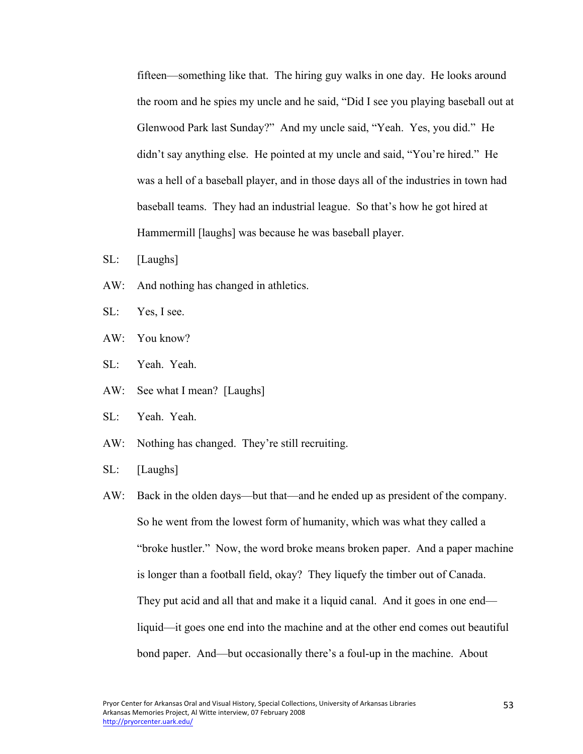fifteen—something like that. The hiring guy walks in one day. He looks around the room and he spies my uncle and he said, "Did I see you playing baseball out at Glenwood Park last Sunday?" And my uncle said, "Yeah. Yes, you did." He didn't say anything else. He pointed at my uncle and said, "You're hired." He was a hell of a baseball player, and in those days all of the industries in town had baseball teams. They had an industrial league. So that's how he got hired at Hammermill [laughs] was because he was baseball player.

SL: [Laughs]

AW: And nothing has changed in athletics.

SL: Yes, I see.

AW: You know?

SL: Yeah. Yeah.

AW: See what I mean? [Laughs]

SL: Yeah. Yeah.

AW: Nothing has changed. They're still recruiting.

SL: [Laughs]

AW: Back in the olden days—but that—and he ended up as president of the company. So he went from the lowest form of humanity, which was what they called a "broke hustler." Now, the word broke means broken paper. And a paper machine is longer than a football field, okay? They liquefy the timber out of Canada. They put acid and all that and make it a liquid canal. And it goes in one end—liquid—it goes one end into the machine and at the other end comes out beautiful bond paper. And—but occasionally there's a foul-up in the machine. About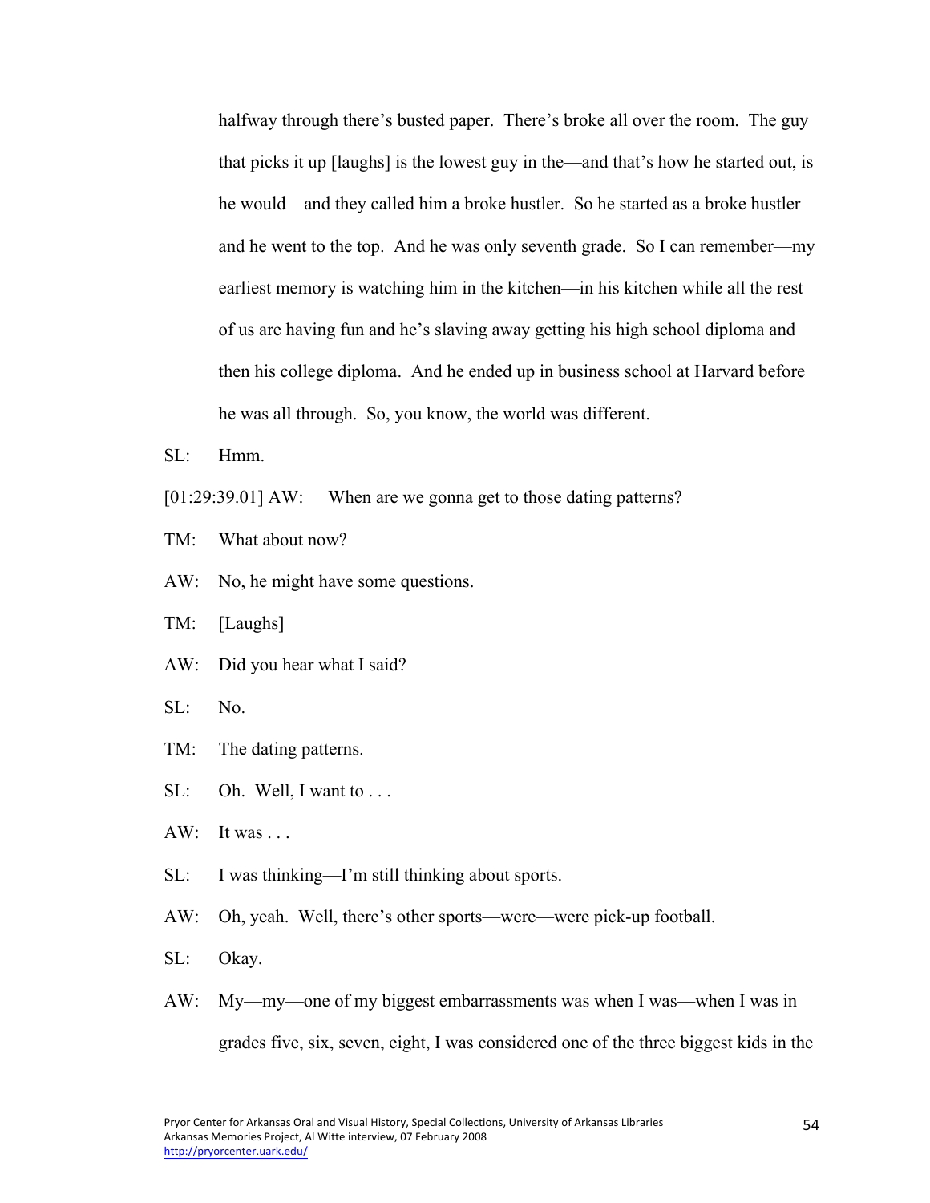halfway through there's busted paper. There's broke all over the room. The guy that picks it up [laughs] is the lowest guy in the—and that's how he started out, is he would—and they called him a broke hustler. So he started as a broke hustler and he went to the top. And he was only seventh grade. So I can remember—my earliest memory is watching him in the kitchen—in his kitchen while all the rest of us are having fun and he's slaving away getting his high school diploma and then his college diploma. And he ended up in business school at Harvard before he was all through. So, you know, the world was different.

SL: Hmm.

[01:29:39.01] AW: When are we gonna get to those dating patterns?

TM: What about now?

AW: No, he might have some questions.

TM: [Laughs]

AW: Did you hear what I said?

SL: No.

TM: The dating patterns.

SL: Oh. Well, I want to . . .

AW: It was . . .

SL: I was thinking—I'm still thinking about sports.

AW: Oh, yeah. Well, there's other sports—were—were pick-up football.

SL: Okay.

AW: My—my—one of my biggest embarrassments was when I was—when I was in grades five, six, seven, eight, I was considered one of the three biggest kids in the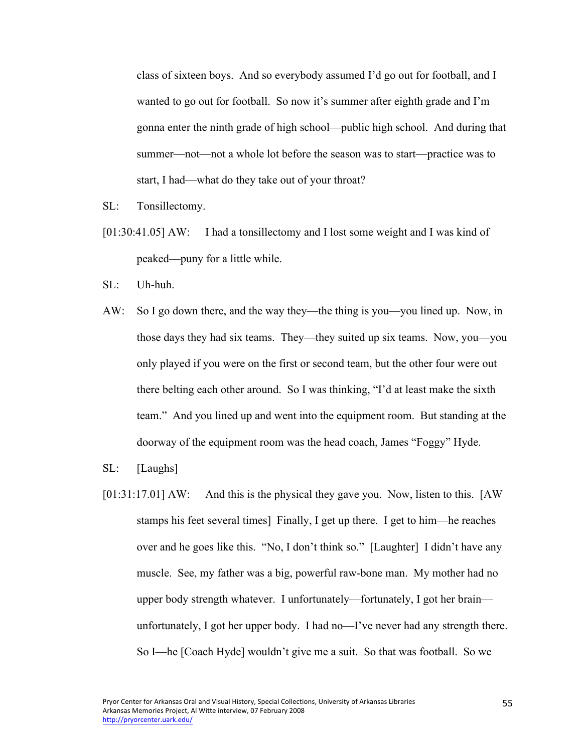class of sixteen boys. And so everybody assumed I'd go out for football, and I wanted to go out for football. So now it's summer after eighth grade and I'm gonna enter the ninth grade of high school—public high school. And during that summer—not—not a whole lot before the season was to start—practice was to start, I had—what do they take out of your throat?

SL: Tonsillectomy.

[01:30:41.05] AW: I had a tonsillectomy and I lost some weight and I was kind of peaked—puny for a little while.

SL: Uh-huh.

AW: So I go down there, and the way they—the thing is you—you lined up. Now, in those days they had six teams. They—they suited up six teams. Now, you—you only played if you were on the first or second team, but the other four were out there belting each other around. So I was thinking, "I'd at least make the sixth team." And you lined up and went into the equipment room. But standing at the doorway of the equipment room was the head coach, James "Foggy" Hyde.

SL: [Laughs]

[01:31:17.01] AW: And this is the physical they gave you. Now, listen to this. [AW stamps his feet several times] Finally, I get up there. I get to him—he reaches over and he goes like this. "No, I don't think so." [Laughter] I didn't have any muscle. See, my father was a big, powerful raw-bone man. My mother had no upper body strength whatever. I unfortunately—fortunately, I got her brain—unfortunately, I got her upper body. I had no—I've never had any strength there. So I—he [Coach Hyde] wouldn't give me a suit. So that was football. So we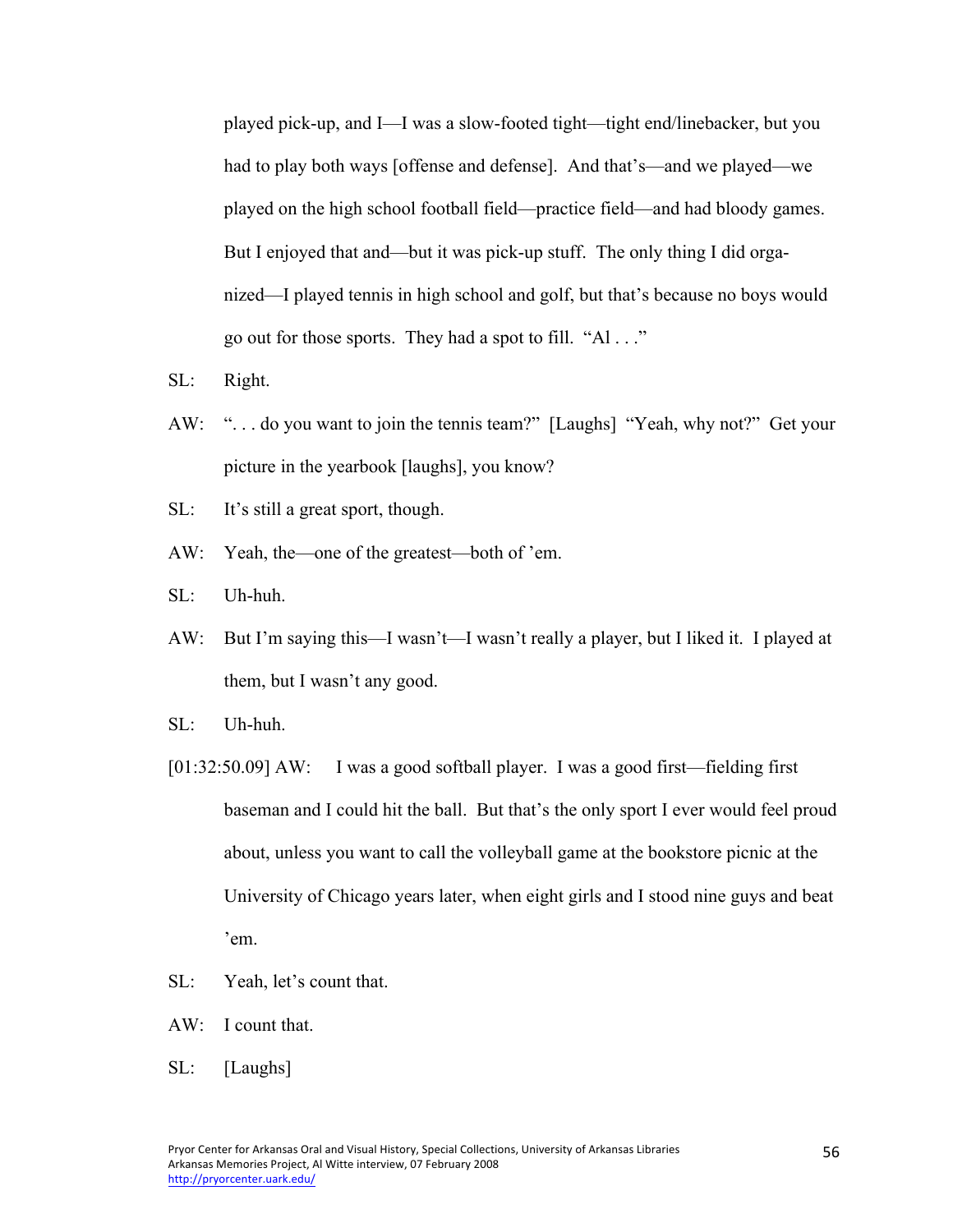played pick-up, and I—I was a slow-footed tight—tight end/linebacker, but you had to play both ways [offense and defense]. And that's—and we played—we played on the high school football field—practice field—and had bloody games. But I enjoyed that and—but it was pick-up stuff. The only thing I did organized—I played tennis in high school and golf, but that's because no boys would go out for those sports. They had a spot to fill. "Al . . ."

SL: Right.

AW: ". . . do you want to join the tennis team?" [Laughs] "Yeah, why not?" Get your picture in the yearbook [laughs], you know?

SL: It's still a great sport, though.

AW: Yeah, the—one of the greatest—both of 'em.

SL: Uh-huh.

AW: But I'm saying this—I wasn't—I wasn't really a player, but I liked it. I played at them, but I wasn't any good.

SL: Uh-huh.

[01:32:50.09] AW: I was a good softball player. I was a good first—fielding first baseman and I could hit the ball. But that's the only sport I ever would feel proud about, unless you want to call the volleyball game at the bookstore picnic at the University of Chicago years later, when eight girls and I stood nine guys and beat 'em.

SL: Yeah, let's count that.

AW: I count that.

SL: [Laughs]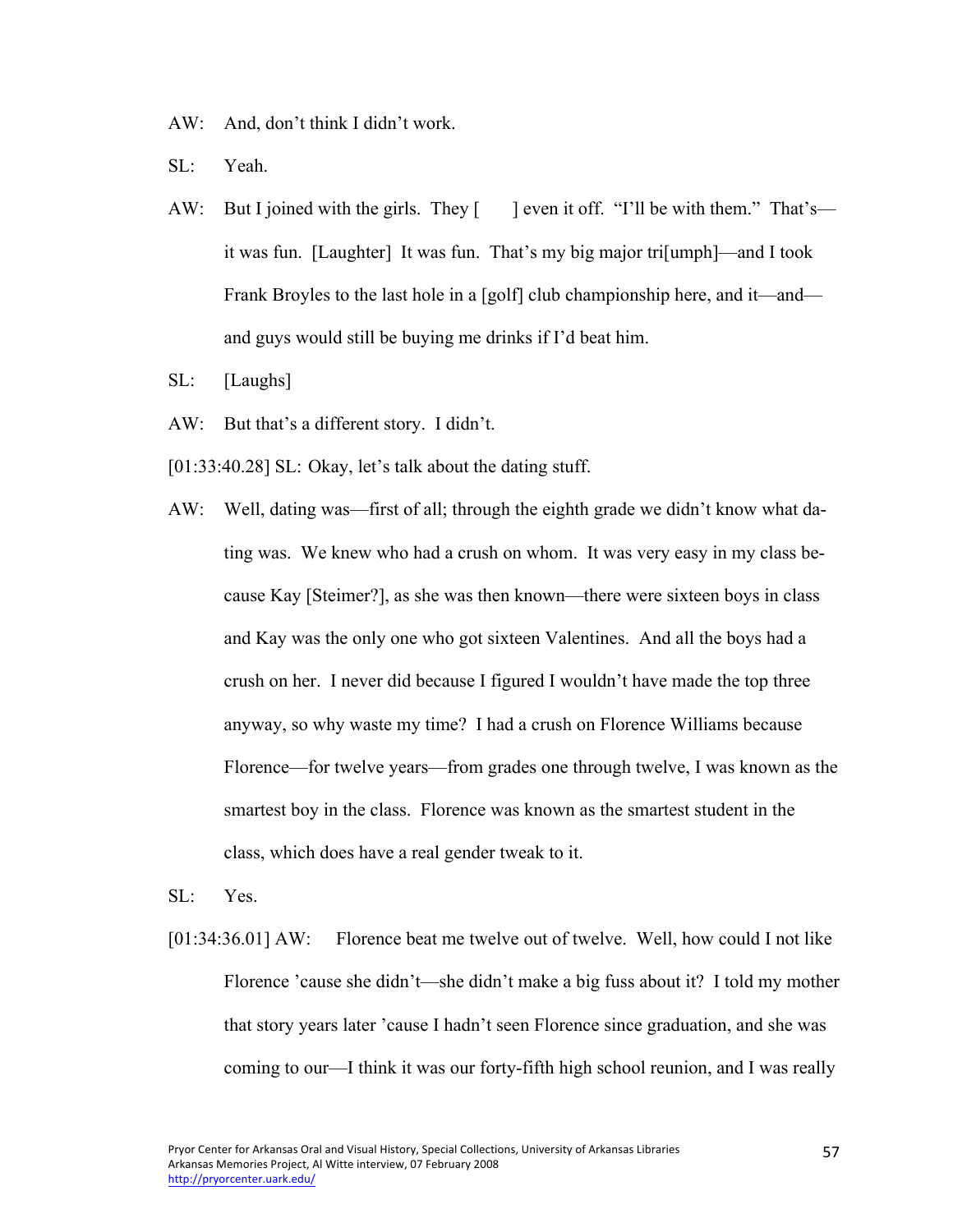AW: And, don't think I didn't work.

SL: Yeah.

AW: But I joined with the girls. They [ ] even it off. "I'll be with them." That's—it was fun. [Laughter] It was fun. That's my big major tri[umph]—and I took Frank Broyles to the last hole in a [golf] club championship here, and it—and—and guys would still be buying me drinks if I'd beat him.

SL: [Laughs]

AW: But that's a different story. I didn't.

[01:33:40.28] SL: Okay, let's talk about the dating stuff.

AW: Well, dating was—first of all; through the eighth grade we didn't know what dating was. We knew who had a crush on whom. It was very easy in my class because Kay [Steimer?], as she was then known—there were sixteen boys in class and Kay was the only one who got sixteen Valentines. And all the boys had a crush on her. I never did because I figured I wouldn't have made the top three anyway, so why waste my time? I had a crush on Florence Williams because Florence—for twelve years—from grades one through twelve, I was known as the smartest boy in the class. Florence was known as the smartest student in the class, which does have a real gender tweak to it.

SL: Yes.

[01:34:36.01] AW: Florence beat me twelve out of twelve. Well, how could I not like Florence 'cause she didn't—she didn't make a big fuss about it? I told my mother that story years later 'cause I hadn't seen Florence since graduation, and she was coming to our—I think it was our forty-fifth high school reunion, and I was really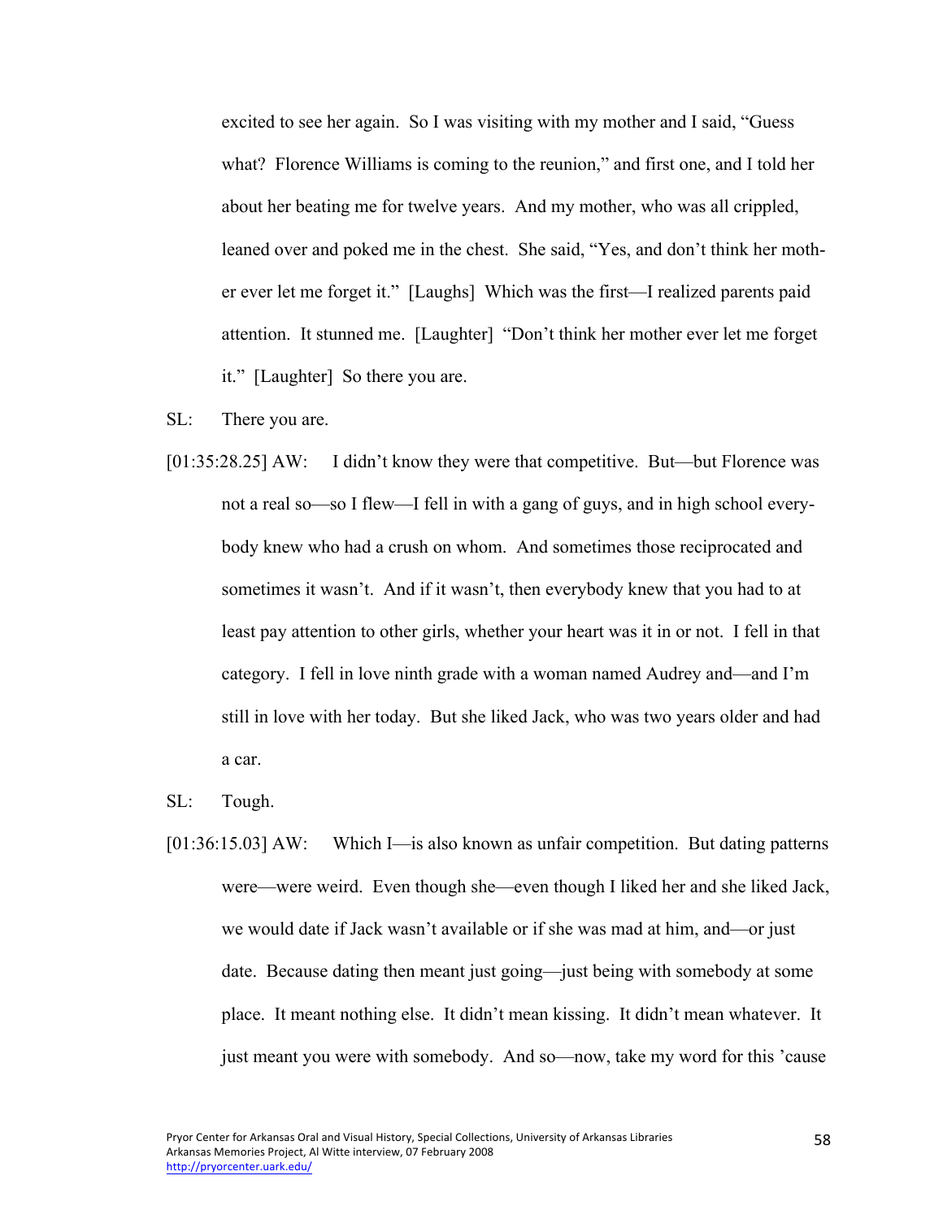excited to see her again. So I was visiting with my mother and I said, "Guess what? Florence Williams is coming to the reunion," and first one, and I told her about her beating me for twelve years. And my mother, who was all crippled, leaned over and poked me in the chest. She said, "Yes, and don't think her mother ever let me forget it." [Laughs] Which was the first—I realized parents paid attention. It stunned me. [Laughter] "Don't think her mother ever let me forget it." [Laughter] So there you are.

SL: There you are.

[01:35:28.25] AW: I didn't know they were that competitive. But—but Florence was not a real so—so I flew—I fell in with a gang of guys, and in high school everybody knew who had a crush on whom. And sometimes those reciprocated and sometimes it wasn't. And if it wasn't, then everybody knew that you had to at least pay attention to other girls, whether your heart was it in or not. I fell in that category. I fell in love ninth grade with a woman named Audrey and—and I'm still in love with her today. But she liked Jack, who was two years older and had a car.

SL: Tough.

[01:36:15.03] AW: Which I—is also known as unfair competition. But dating patterns were—were weird. Even though she—even though I liked her and she liked Jack, we would date if Jack wasn't available or if she was mad at him, and—or just date. Because dating then meant just going—just being with somebody at some place. It meant nothing else. It didn't mean kissing. It didn't mean whatever. It just meant you were with somebody. And so—now, take my word for this 'cause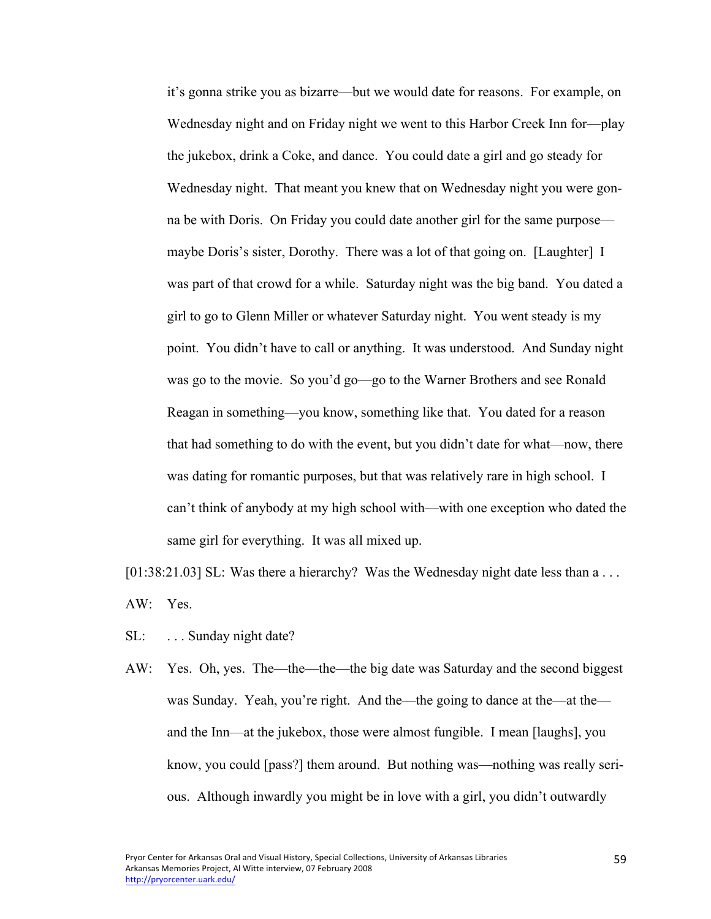it's gonna strike you as bizarre—but we would date for reasons. For example, on Wednesday night and on Friday night we went to this Harbor Creek Inn for—play the jukebox, drink a Coke, and dance. You could date a girl and go steady for Wednesday night. That meant you knew that on Wednesday night you were gonna be with Doris. On Friday you could date another girl for the same purpose—maybe Doris's sister, Dorothy. There was a lot of that going on. [Laughter] I was part of that crowd for a while. Saturday night was the big band. You dated a girl to go to Glenn Miller or whatever Saturday night. You went steady is my point. You didn't have to call or anything. It was understood. And Sunday night was go to the movie. So you'd go—go to the Warner Brothers and see Ronald Reagan in something—you know, something like that. You dated for a reason that had something to do with the event, but you didn't date for what—now, there was dating for romantic purposes, but that was relatively rare in high school. I can't think of anybody at my high school with—with one exception who dated the same girl for everything. It was all mixed up.

[01:38:21.03] SL: Was there a hierarchy? Was the Wednesday night date less than a . . .

AW: Yes.

SL: . . . Sunday night date?

AW: Yes. Oh, yes. The—the—the—the big date was Saturday and the second biggest was Sunday. Yeah, you're right. And the—the going to dance at the—at the—and the Inn—at the jukebox, those were almost fungible. I mean [laughs], you know, you could [pass?] them around. But nothing was—nothing was really serious. Although inwardly you might be in love with a girl, you didn't outwardly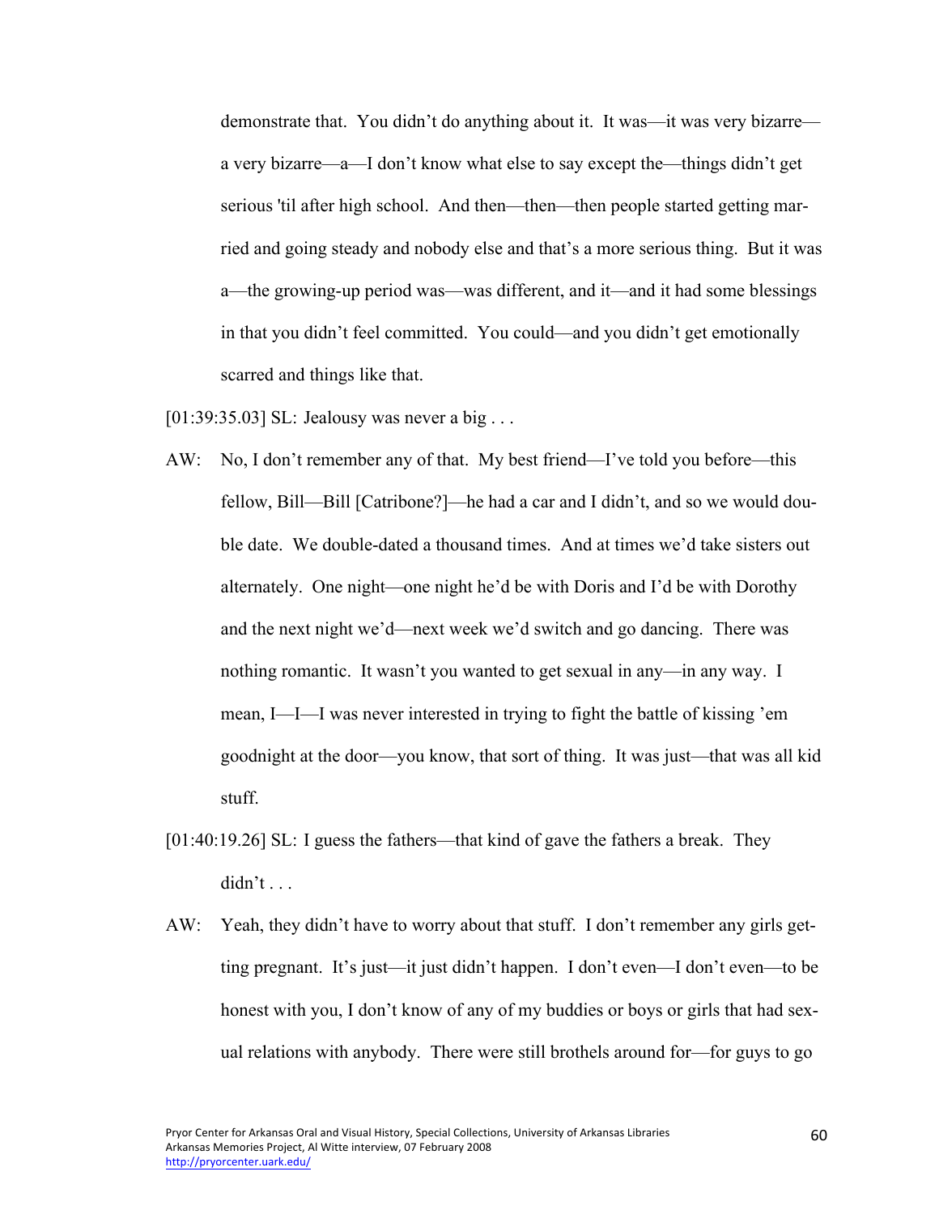demonstrate that. You didn't do anything about it. It was—it was very bizarre—a very bizarre—a—I don't know what else to say except the—things didn't get serious 'til after high school. And then—then—then people started getting married and going steady and nobody else and that's a more serious thing. But it was a—the growing-up period was—was different, and it—and it had some blessings in that you didn't feel committed. You could—and you didn't get emotionally scarred and things like that.

[01:39:35.03] SL: Jealousy was never a big . . .

AW: No, I don't remember any of that. My best friend—I've told you before—this fellow, Bill—Bill [Catribone?]—he had a car and I didn't, and so we would double date. We double-dated a thousand times. And at times we'd take sisters out alternately. One night—one night he'd be with Doris and I'd be with Dorothy and the next night we'd—next week we'd switch and go dancing. There was nothing romantic. It wasn't you wanted to get sexual in any—in any way. I mean, I—I—I was never interested in trying to fight the battle of kissing 'em goodnight at the door—you know, that sort of thing. It was just—that was all kid stuff.

[01:40:19.26] SL: I guess the fathers—that kind of gave the fathers a break. They didn't . . .

AW: Yeah, they didn't have to worry about that stuff. I don't remember any girls getting pregnant. It's just—it just didn't happen. I don't even—I don't even—to be honest with you, I don't know of any of my buddies or boys or girls that had sexual relations with anybody. There were still brothels around for—for guys to go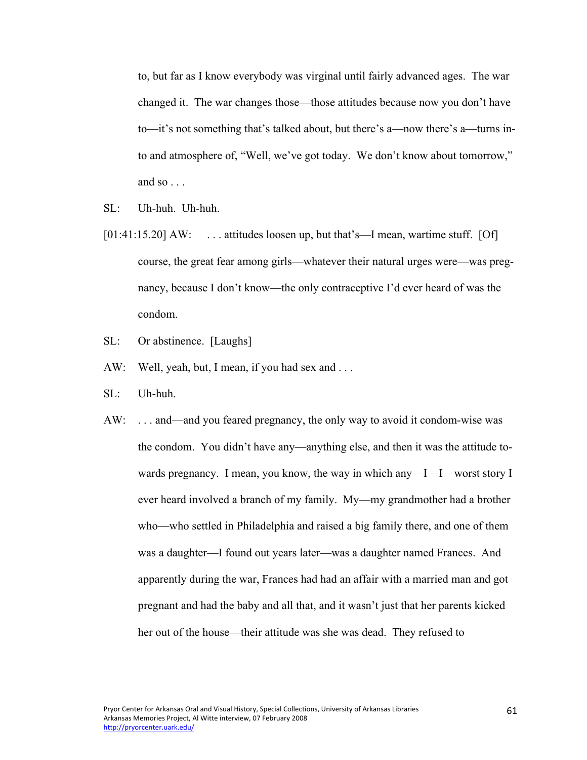to, but far as I know everybody was virginal until fairly advanced ages. The war changed it. The war changes those—those attitudes because now you don't have to—it's not something that's talked about, but there's a—now there's a—turns into and atmosphere of, "Well, we've got today. We don't know about tomorrow," and so . . .

SL: Uh-huh. Uh-huh.

[01:41:15.20] AW: . . . attitudes loosen up, but that's—I mean, wartime stuff. [Of] course, the great fear among girls—whatever their natural urges were—was pregnancy, because I don't know—the only contraceptive I'd ever heard of was the condom.

SL: Or abstinence. [Laughs]

AW: Well, yeah, but, I mean, if you had sex and . . .

SL: Uh-huh.

AW: . . . and—and you feared pregnancy, the only way to avoid it condom-wise was the condom. You didn't have any—anything else, and then it was the attitude towards pregnancy. I mean, you know, the way in which any—I—I—worst story I ever heard involved a branch of my family. My—my grandmother had a brother who—who settled in Philadelphia and raised a big family there, and one of them was a daughter—I found out years later—was a daughter named Frances. And apparently during the war, Frances had had an affair with a married man and got pregnant and had the baby and all that, and it wasn't just that her parents kicked her out of the house—their attitude was she was dead. They refused to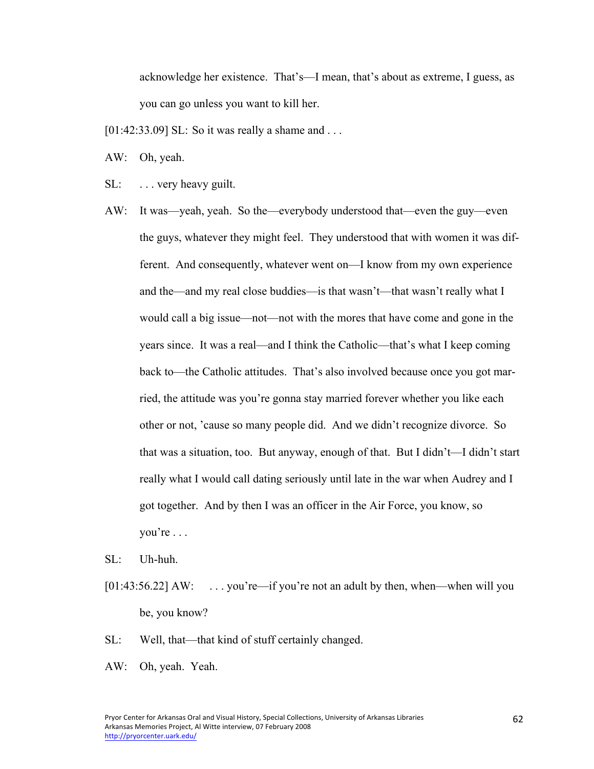acknowledge her existence. That's—I mean, that's about as extreme, I guess, as you can go unless you want to kill her.

[01:42:33.09] SL: So it was really a shame and . . .

AW: Oh, yeah.

SL: . . . very heavy guilt.

AW: It was—yeah, yeah. So the—everybody understood that—even the guy—even the guys, whatever they might feel. They understood that with women it was different. And consequently, whatever went on—I know from my own experience and the—and my real close buddies—is that wasn't—that wasn't really what I would call a big issue—not—not with the mores that have come and gone in the years since. It was a real—and I think the Catholic—that's what I keep coming back to—the Catholic attitudes. That's also involved because once you got married, the attitude was you're gonna stay married forever whether you like each other or not, 'cause so many people did. And we didn't recognize divorce. So that was a situation, too. But anyway, enough of that. But I didn't—I didn't start really what I would call dating seriously until late in the war when Audrey and I got together. And by then I was an officer in the Air Force, you know, so you're . . .

SL: Uh-huh.

[01:43:56.22] AW: . . . you're—if you're not an adult by then, when—when will you be, you know?

SL: Well, that—that kind of stuff certainly changed.

AW: Oh, yeah. Yeah.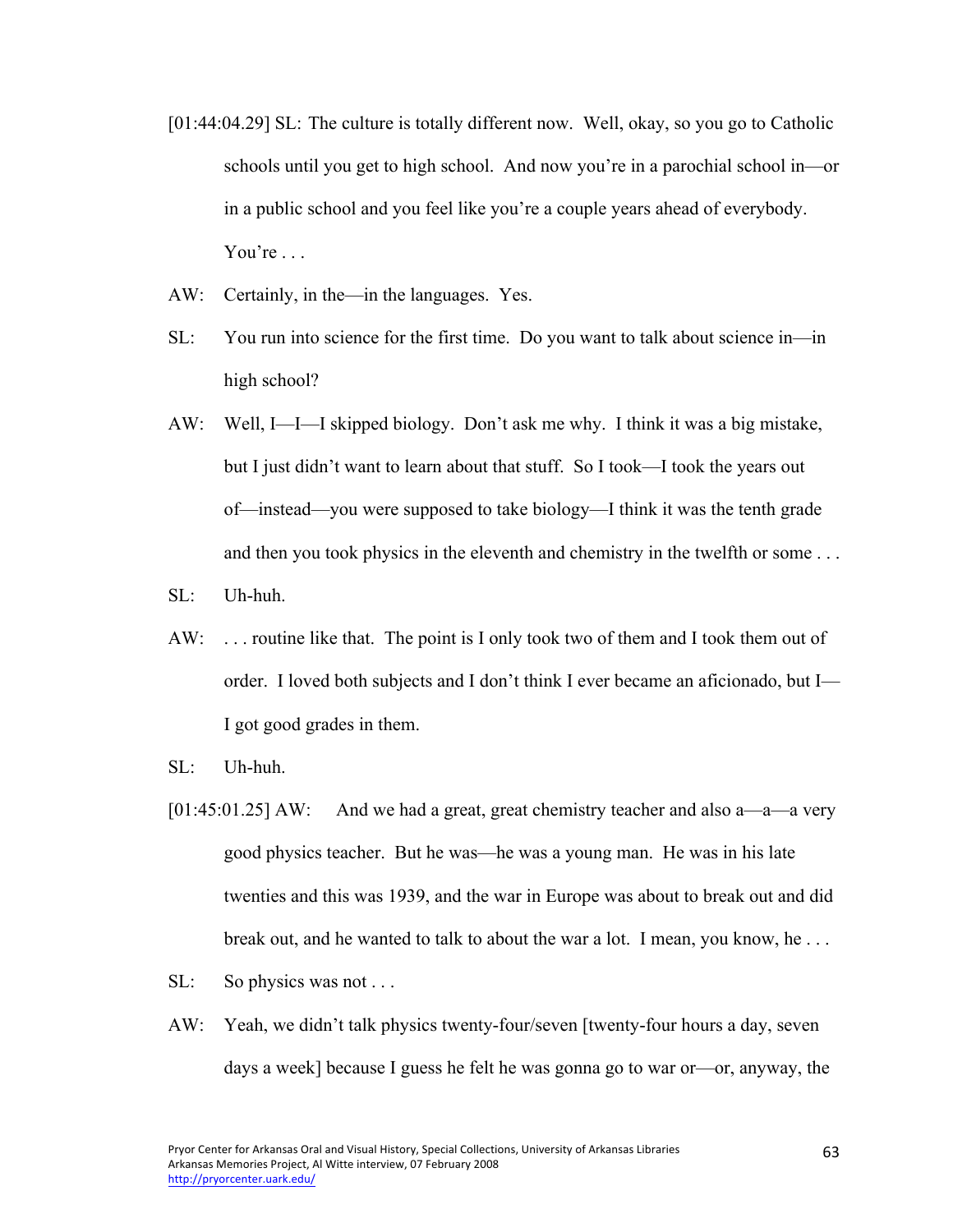[01:44:04.29] SL: The culture is totally different now. Well, okay, so you go to Catholic schools until you get to high school. And now you're in a parochial school in—or in a public school and you feel like you're a couple years ahead of everybody. You're . . .

AW: Certainly, in the—in the languages. Yes.

SL: You run into science for the first time. Do you want to talk about science in—in high school?

AW: Well, I—I—I skipped biology. Don't ask me why. I think it was a big mistake, but I just didn't want to learn about that stuff. So I took—I took the years out of—instead—you were supposed to take biology—I think it was the tenth grade and then you took physics in the eleventh and chemistry in the twelfth or some . . .

SL: Uh-huh.

AW: . . . routine like that. The point is I only took two of them and I took them out of order. I loved both subjects and I don't think I ever became an aficionado, but I—I got good grades in them.

SL: Uh-huh.

[01:45:01.25] AW: And we had a great, great chemistry teacher and also a—a—a very good physics teacher. But he was—he was a young man. He was in his late twenties and this was 1939, and the war in Europe was about to break out and did break out, and he wanted to talk to about the war a lot. I mean, you know, he . . .

SL: So physics was not . . .

AW: Yeah, we didn't talk physics twenty-four/seven [twenty-four hours a day, seven days a week] because I guess he felt he was gonna go to war or—or, anyway, the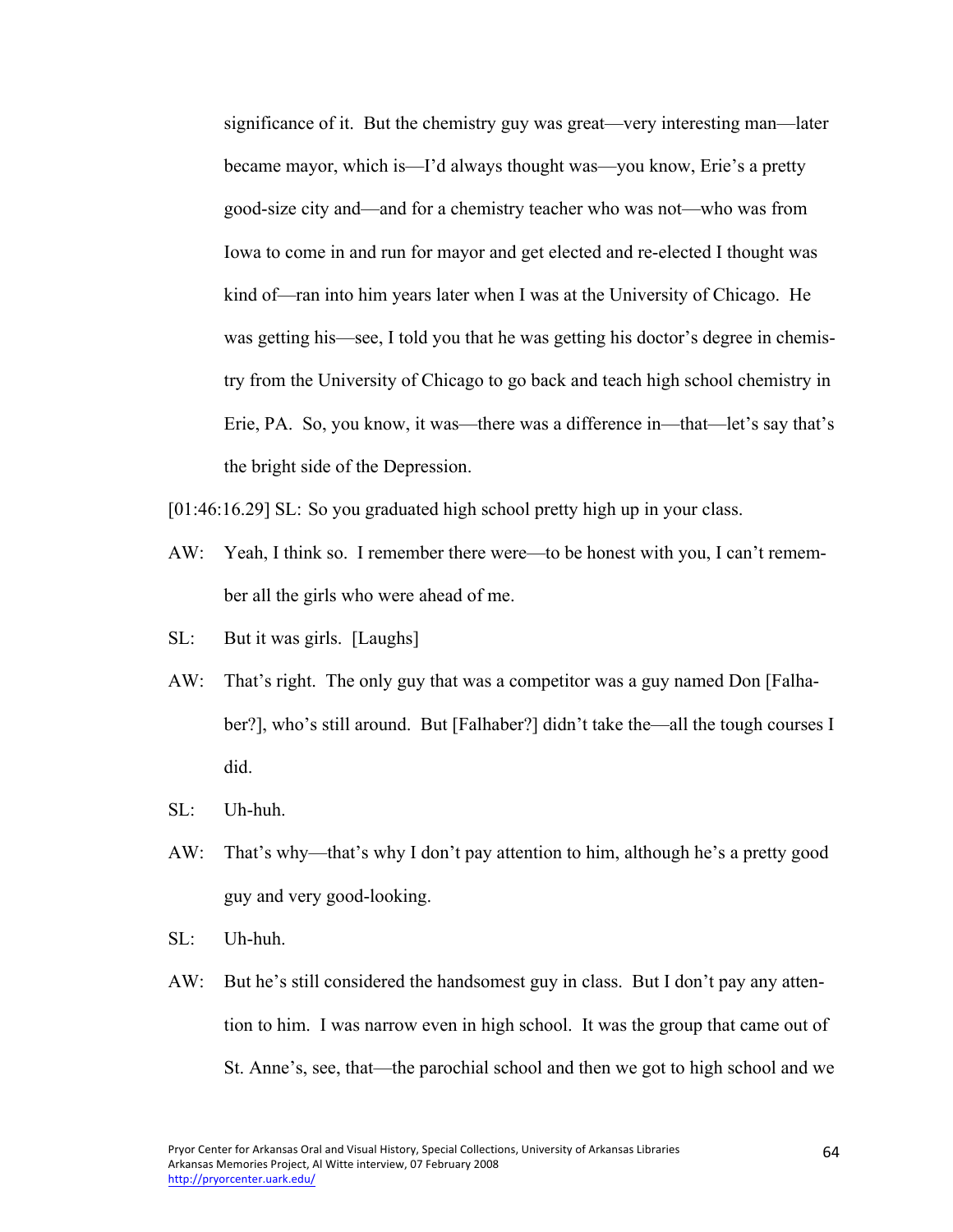significance of it. But the chemistry guy was great—very interesting man—later became mayor, which is—I'd always thought was—you know, Erie's a pretty good-size city and—and for a chemistry teacher who was not—who was from Iowa to come in and run for mayor and get elected and re-elected I thought was kind of—ran into him years later when I was at the University of Chicago. He was getting his—see, I told you that he was getting his doctor's degree in chemistry from the University of Chicago to go back and teach high school chemistry in Erie, PA. So, you know, it was—there was a difference in—that—let's say that's the bright side of the Depression.

[01:46:16.29] SL: So you graduated high school pretty high up in your class.

AW: Yeah, I think so. I remember there were—to be honest with you, I can't remember all the girls who were ahead of me.

SL: But it was girls. [Laughs]

AW: That's right. The only guy that was a competitor was a guy named Don [Falhaber?], who's still around. But [Falhaber?] didn't take the—all the tough courses I did.

SL: Uh-huh.

AW: That's why—that's why I don't pay attention to him, although he's a pretty good guy and very good-looking.

SL: Uh-huh.

AW: But he's still considered the handsomest guy in class. But I don't pay any attention to him. I was narrow even in high school. It was the group that came out of St. Anne's, see, that—the parochial school and then we got to high school and we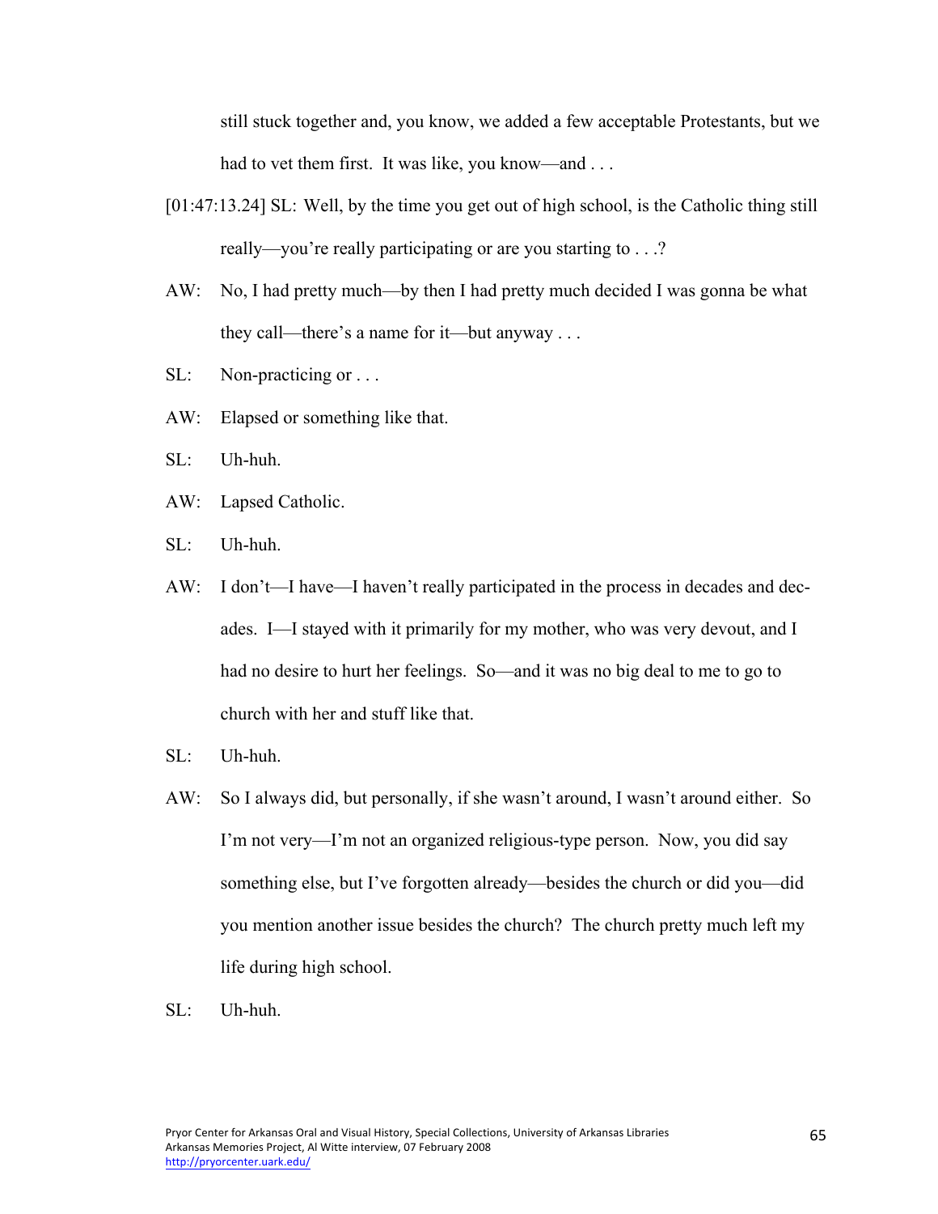still stuck together and, you know, we added a few acceptable Protestants, but we had to vet them first. It was like, you know—and . . .

[01:47:13.24] SL: Well, by the time you get out of high school, is the Catholic thing still really—you're really participating or are you starting to . . .?

AW: No, I had pretty much—by then I had pretty much decided I was gonna be what they call—there's a name for it—but anyway . . .

SL: Non-practicing or . . .

AW: Elapsed or something like that.

SL: Uh-huh.

AW: Lapsed Catholic.

SL: Uh-huh.

AW: I don't—I have—I haven't really participated in the process in decades and decades. I—I stayed with it primarily for my mother, who was very devout, and I had no desire to hurt her feelings. So—and it was no big deal to me to go to church with her and stuff like that.

SL: Uh-huh.

AW: So I always did, but personally, if she wasn't around, I wasn't around either. So I'm not very—I'm not an organized religious-type person. Now, you did say something else, but I've forgotten already—besides the church or did you—did you mention another issue besides the church? The church pretty much left my life during high school.

SL: Uh-huh.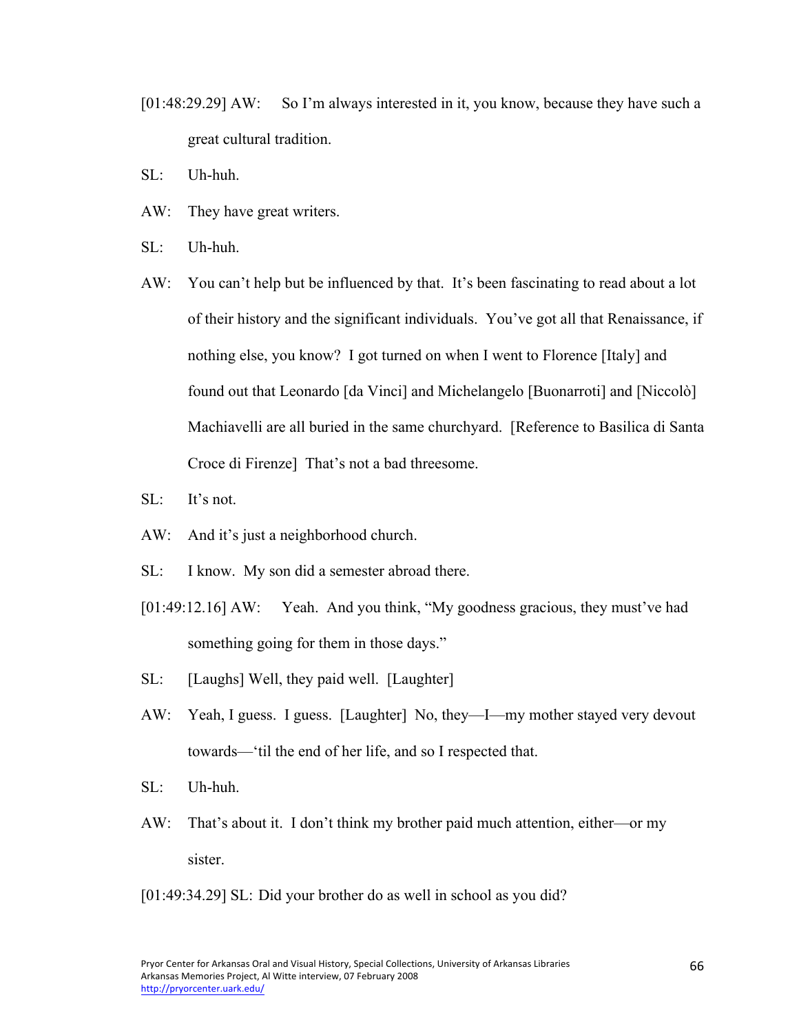[01:48:29.29] AW: So I'm always interested in it, you know, because they have such a great cultural tradition.

SL: Uh-huh.

AW: They have great writers.

SL: Uh-huh.

AW: You can't help but be influenced by that. It's been fascinating to read about a lot of their history and the significant individuals. You've got all that Renaissance, if nothing else, you know? I got turned on when I went to Florence [Italy] and found out that Leonardo [da Vinci] and Michelangelo [Buonarroti] and [Niccolò] Machiavelli are all buried in the same churchyard. [Reference to Basilica di Santa Croce di Firenze] That's not a bad threesome.

SL: It's not.

AW: And it's just a neighborhood church.

SL: I know. My son did a semester abroad there.

[01:49:12.16] AW: Yeah. And you think, "My goodness gracious, they must've had something going for them in those days."

SL: [Laughs] Well, they paid well. [Laughter]

AW: Yeah, I guess. I guess. [Laughter] No, they—I—my mother stayed very devout towards—'til the end of her life, and so I respected that.

SL: Uh-huh.

AW: That's about it. I don't think my brother paid much attention, either—or my sister.

[01:49:34.29] SL: Did your brother do as well in school as you did?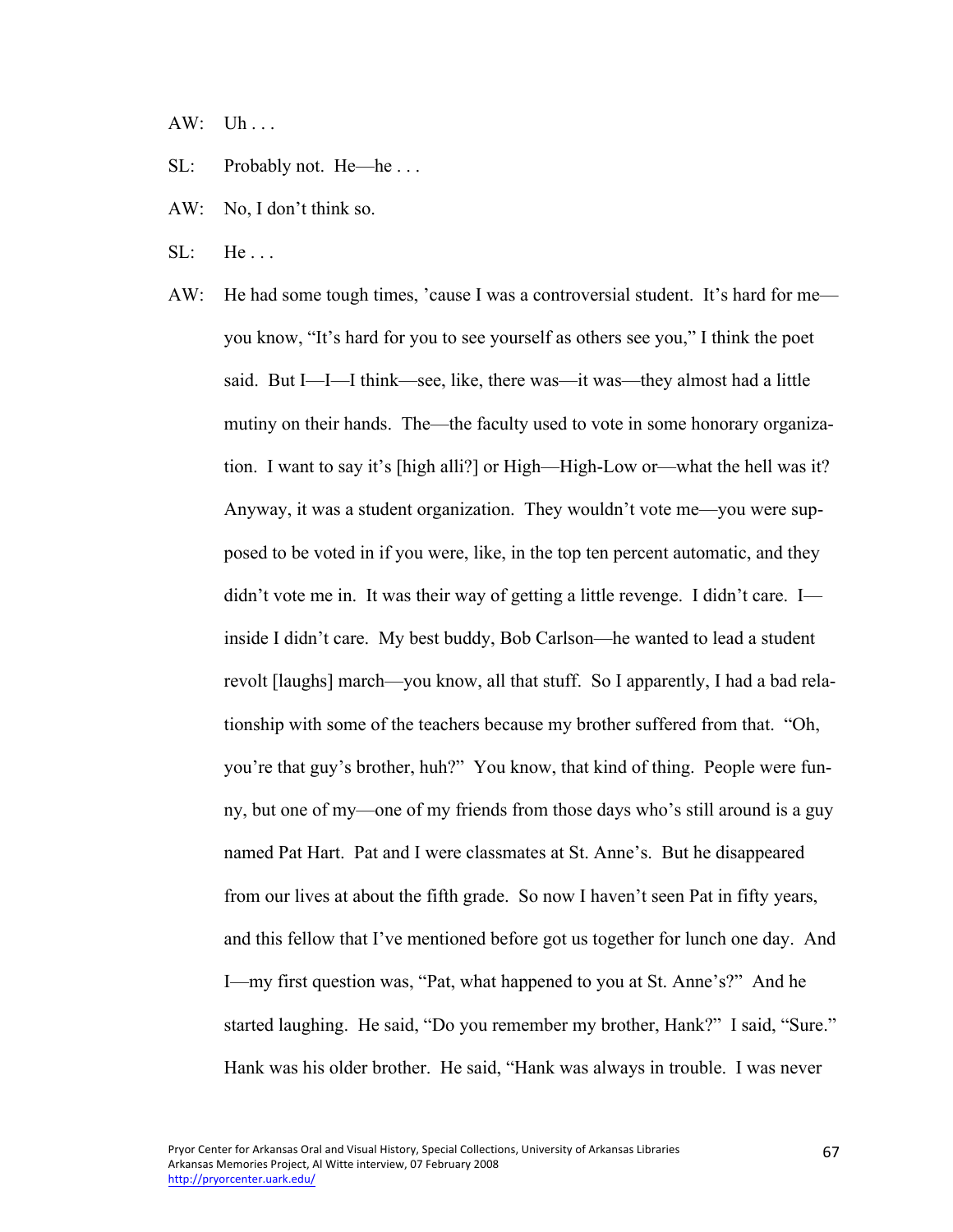AW: Uh . . .

SL: Probably not. He—he . . .

AW: No, I don't think so.

SL: He . . .

AW: He had some tough times, 'cause I was a controversial student. It's hard for me—you know, "It's hard for you to see yourself as others see you," I think the poet said. But I—I—I think—see, like, there was—it was—they almost had a little mutiny on their hands. The—the faculty used to vote in some honorary organization. I want to say it's [high alli?] or High—High-Low or—what the hell was it? Anyway, it was a student organization. They wouldn't vote me—you were supposed to be voted in if you were, like, in the top ten percent automatic, and they didn't vote me in. It was their way of getting a little revenge. I didn't care. I—inside I didn't care. My best buddy, Bob Carlson—he wanted to lead a student revolt [laughs] march—you know, all that stuff. So I apparently, I had a bad relationship with some of the teachers because my brother suffered from that. "Oh, you're that guy's brother, huh?" You know, that kind of thing. People were funny, but one of my—one of my friends from those days who's still around is a guy named Pat Hart. Pat and I were classmates at St. Anne's. But he disappeared from our lives at about the fifth grade. So now I haven't seen Pat in fifty years, and this fellow that I've mentioned before got us together for lunch one day. And I—my first question was, "Pat, what happened to you at St. Anne's?" And he started laughing. He said, "Do you remember my brother, Hank?" I said, "Sure." Hank was his older brother. He said, "Hank was always in trouble. I was never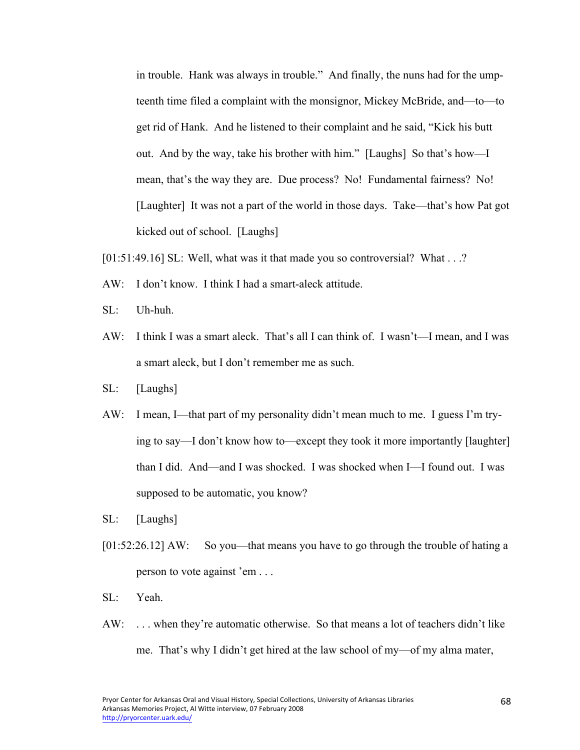in trouble. Hank was always in trouble." And finally, the nuns had for the umpteenth time filed a complaint with the monsignor, Mickey McBride, and—to—to get rid of Hank. And he listened to their complaint and he said, "Kick his butt out. And by the way, take his brother with him." [Laughs] So that's how—I mean, that's the way they are. Due process? No! Fundamental fairness? No! [Laughter] It was not a part of the world in those days. Take—that's how Pat got kicked out of school. [Laughs]

[01:51:49.16] SL: Well, what was it that made you so controversial? What . . .?

AW: I don't know. I think I had a smart-aleck attitude.

SL: Uh-huh.

AW: I think I was a smart aleck. That's all I can think of. I wasn't—I mean, and I was a smart aleck, but I don't remember me as such.

SL: [Laughs]

AW: I mean, I—that part of my personality didn't mean much to me. I guess I'm trying to say—I don't know how to—except they took it more importantly [laughter] than I did. And—and I was shocked. I was shocked when I—I found out. I was supposed to be automatic, you know?

SL: [Laughs]

[01:52:26.12] AW: So you—that means you have to go through the trouble of hating a person to vote against 'em . . .

SL: Yeah.

AW: . . . when they're automatic otherwise. So that means a lot of teachers didn't like me. That's why I didn't get hired at the law school of my—of my alma mater,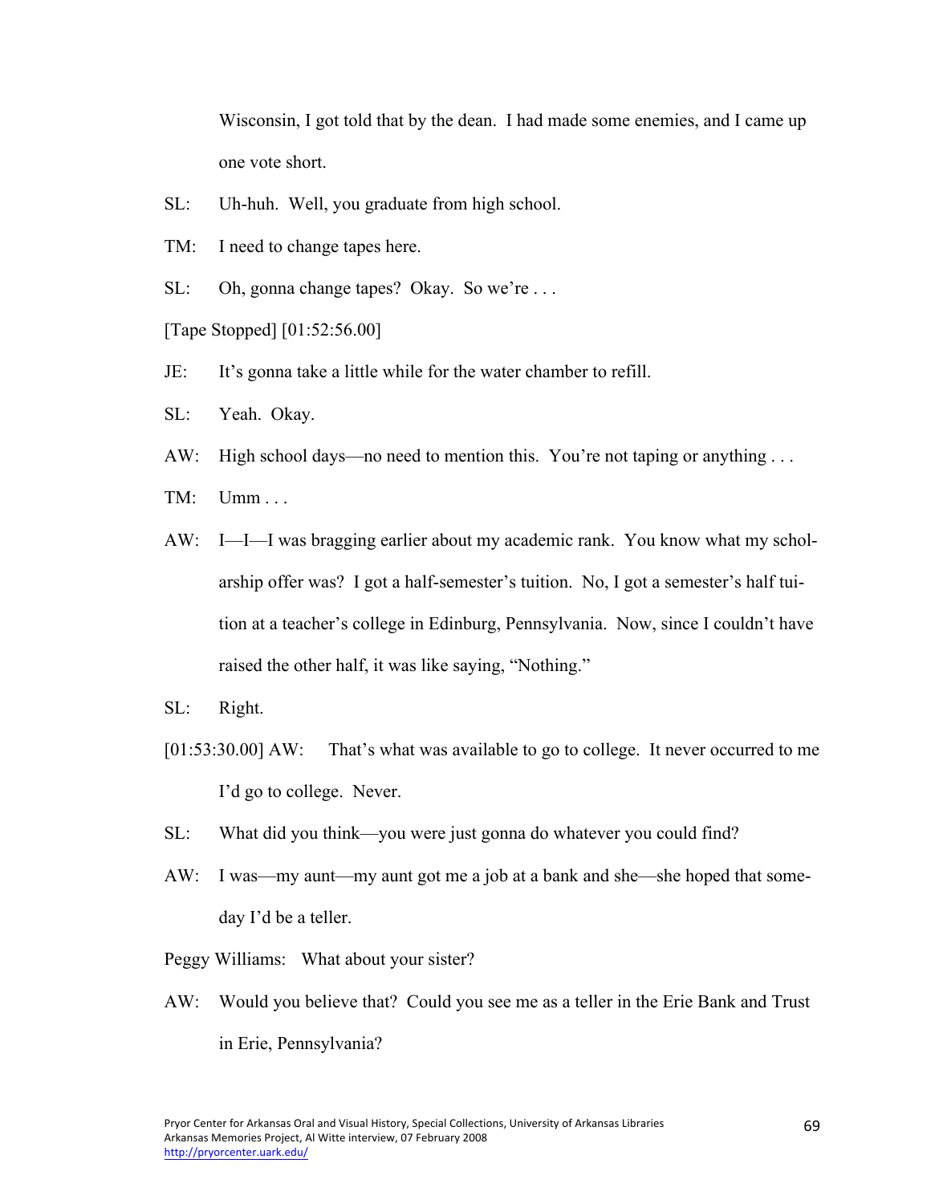Wisconsin, I got told that by the dean. I had made some enemies, and I came up one vote short.

SL: Uh-huh. Well, you graduate from high school.

TM: I need to change tapes here.

SL: Oh, gonna change tapes? Okay. So we're . . .

[Tape Stopped] [01:52:56.00]

JE: It's gonna take a little while for the water chamber to refill.

SL: Yeah. Okay.

AW: High school days—no need to mention this. You're not taping or anything . . .

TM: Umm . . .

AW: I—I—I was bragging earlier about my academic rank. You know what my scholarship offer was? I got a half-semester's tuition. No, I got a semester's half tuition at a teacher's college in Edinburg, Pennsylvania. Now, since I couldn't have raised the other half, it was like saying, "Nothing."

SL: Right.

[01:53:30.00] AW: That's what was available to go to college. It never occurred to me I'd go to college. Never.

SL: What did you think—you were just gonna do whatever you could find?

AW: I was—my aunt—my aunt got me a job at a bank and she—she hoped that someday I'd be a teller.

Peggy Williams: What about your sister?

AW: Would you believe that? Could you see me as a teller in the Erie Bank and Trust in Erie, Pennsylvania?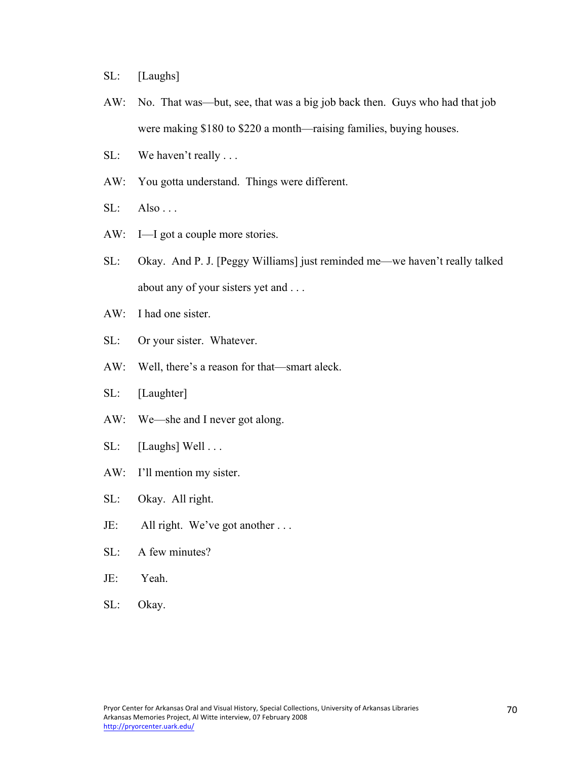SL: [Laughs]

AW: No. That was—but, see, that was a big job back then. Guys who had that job were making $180 to $220 a month—raising families, buying houses.

SL: We haven't really . . .

AW: You gotta understand. Things were different.

SL: Also . . .

AW: I—I got a couple more stories.

SL: Okay. And P. J. [Peggy Williams] just reminded me—we haven't really talked about any of your sisters yet and . . .

AW: I had one sister.

SL: Or your sister. Whatever.

AW: Well, there's a reason for that—smart aleck.

SL: [Laughter]

AW: We—she and I never got along.

SL: [Laughs] Well . . .

AW: I'll mention my sister.

SL: Okay. All right.

JE: All right. We've got another . . .

SL: A few minutes?

JE: Yeah.

SL: Okay.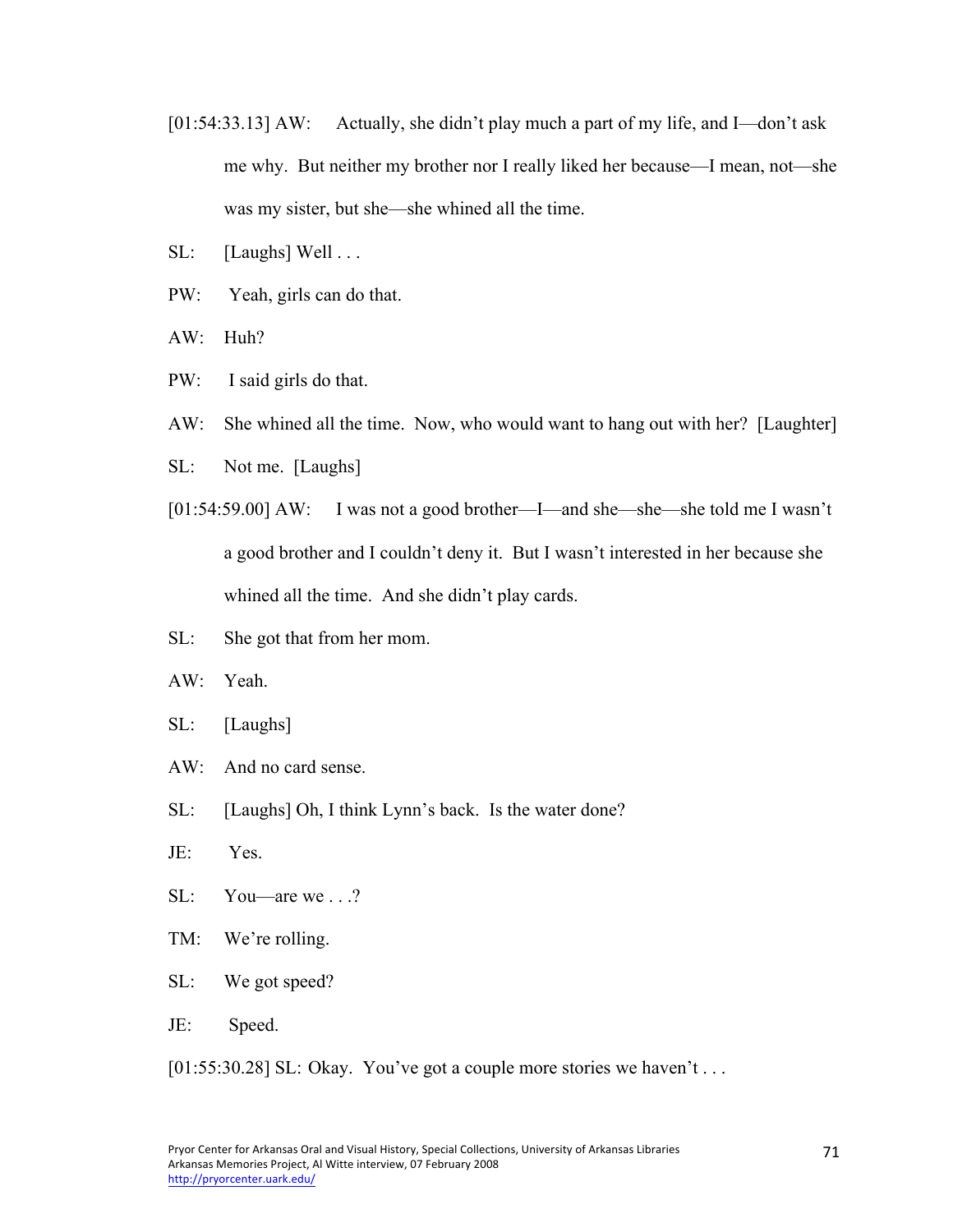[01:54:33.13] AW: Actually, she didn't play much a part of my life, and I—don't ask me why. But neither my brother nor I really liked her because—I mean, not—she was my sister, but she—she whined all the time.

SL: [Laughs] Well . . .

PW: Yeah, girls can do that.

AW: Huh?

PW: I said girls do that.

AW: She whined all the time. Now, who would want to hang out with her? [Laughter]

SL: Not me. [Laughs]

[01:54:59.00] AW: I was not a good brother—I—and she—she—she told me I wasn't a good brother and I couldn't deny it. But I wasn't interested in her because she whined all the time. And she didn't play cards.

SL: She got that from her mom.

AW: Yeah.

SL: [Laughs]

AW: And no card sense.

SL: [Laughs] Oh, I think Lynn's back. Is the water done?

JE: Yes.

SL: You—are we . . .?

TM: We're rolling.

SL: We got speed?

JE: Speed.

[01:55:30.28] SL: Okay. You've got a couple more stories we haven't . . .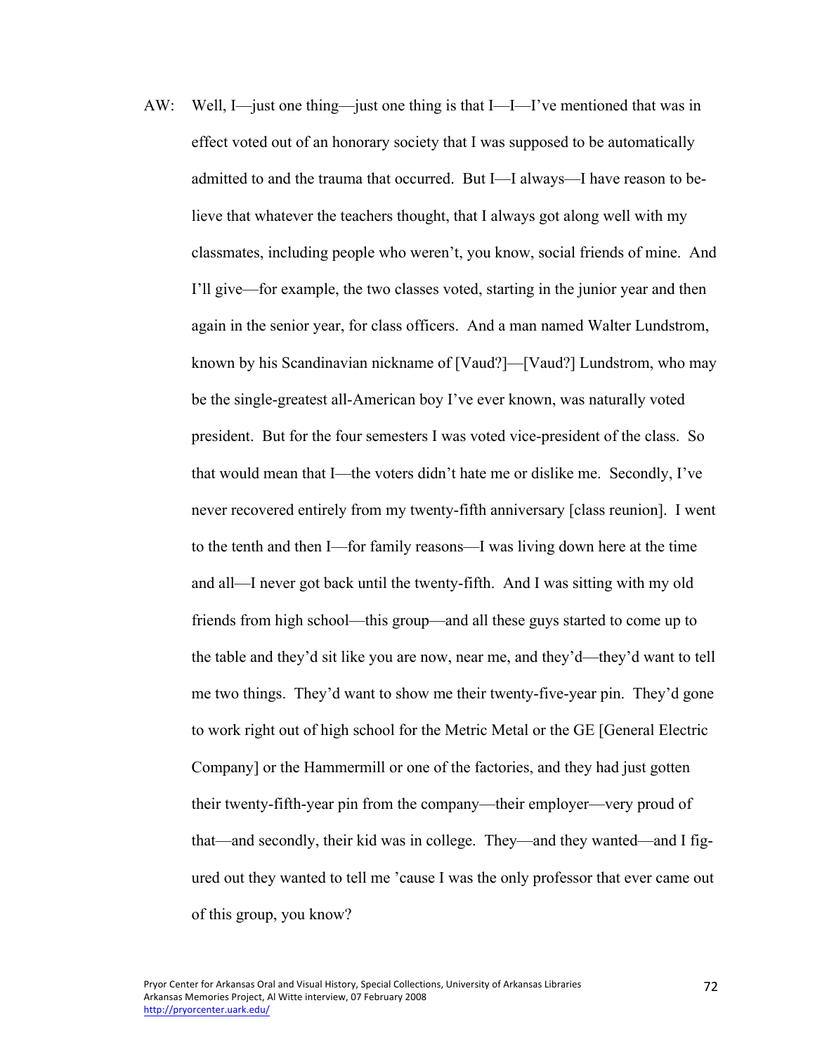AW: Well, I—just one thing—just one thing is that I—I—I've mentioned that was in effect voted out of an honorary society that I was supposed to be automatically admitted to and the trauma that occurred. But I—I always—I have reason to believe that whatever the teachers thought, that I always got along well with my classmates, including people who weren't, you know, social friends of mine. And I'll give—for example, the two classes voted, starting in the junior year and then again in the senior year, for class officers. And a man named Walter Lundstrom, known by his Scandinavian nickname of [Vaud?]—[Vaud?] Lundstrom, who may be the single-greatest all-American boy I've ever known, was naturally voted president. But for the four semesters I was voted vice-president of the class. So that would mean that I—the voters didn't hate me or dislike me. Secondly, I've never recovered entirely from my twenty-fifth anniversary [class reunion]. I went to the tenth and then I—for family reasons—I was living down here at the time and all—I never got back until the twenty-fifth. And I was sitting with my old friends from high school—this group—and all these guys started to come up to the table and they'd sit like you are now, near me, and they'd—they'd want to tell me two things. They'd want to show me their twenty-five-year pin. They'd gone to work right out of high school for the Metric Metal or the GE [General Electric Company] or the Hammermill or one of the factories, and they had just gotten their twenty-fifth-year pin from the company—their employer—very proud of that—and secondly, their kid was in college. They—and they wanted—and I figured out they wanted to tell me 'cause I was the only professor that ever came out of this group, you know?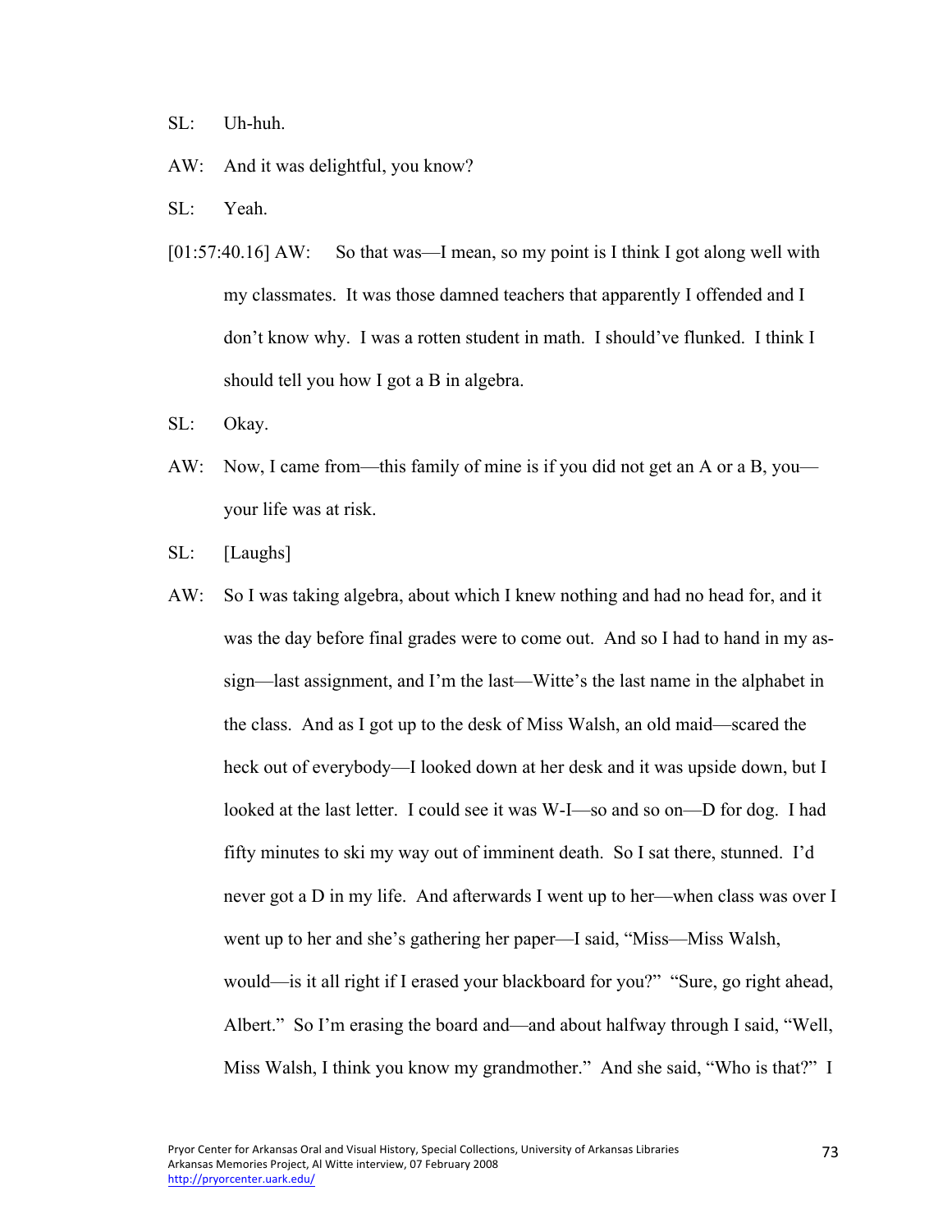SL: Uh-huh.

AW: And it was delightful, you know?

SL: Yeah.

[01:57:40.16] AW: So that was—I mean, so my point is I think I got along well with my classmates. It was those damned teachers that apparently I offended and I don't know why. I was a rotten student in math. I should've flunked. I think I should tell you how I got a B in algebra.

SL: Okay.

AW: Now, I came from—this family of mine is if you did not get an A or a B, you—your life was at risk.

SL: [Laughs]

AW: So I was taking algebra, about which I knew nothing and had no head for, and it was the day before final grades were to come out. And so I had to hand in my as-sign—last assignment, and I'm the last—Witte's the last name in the alphabet in the class. And as I got up to the desk of Miss Walsh, an old maid—scared the heck out of everybody—I looked down at her desk and it was upside down, but I looked at the last letter. I could see it was W-I—so and so on—D for dog. I had fifty minutes to ski my way out of imminent death. So I sat there, stunned. I'd never got a D in my life. And afterwards I went up to her—when class was over I went up to her and she's gathering her paper—I said, "Miss—Miss Walsh, would—is it all right if I erased your blackboard for you?" "Sure, go right ahead, Albert." So I'm erasing the board and—and about halfway through I said, "Well, Miss Walsh, I think you know my grandmother." And she said, "Who is that?" I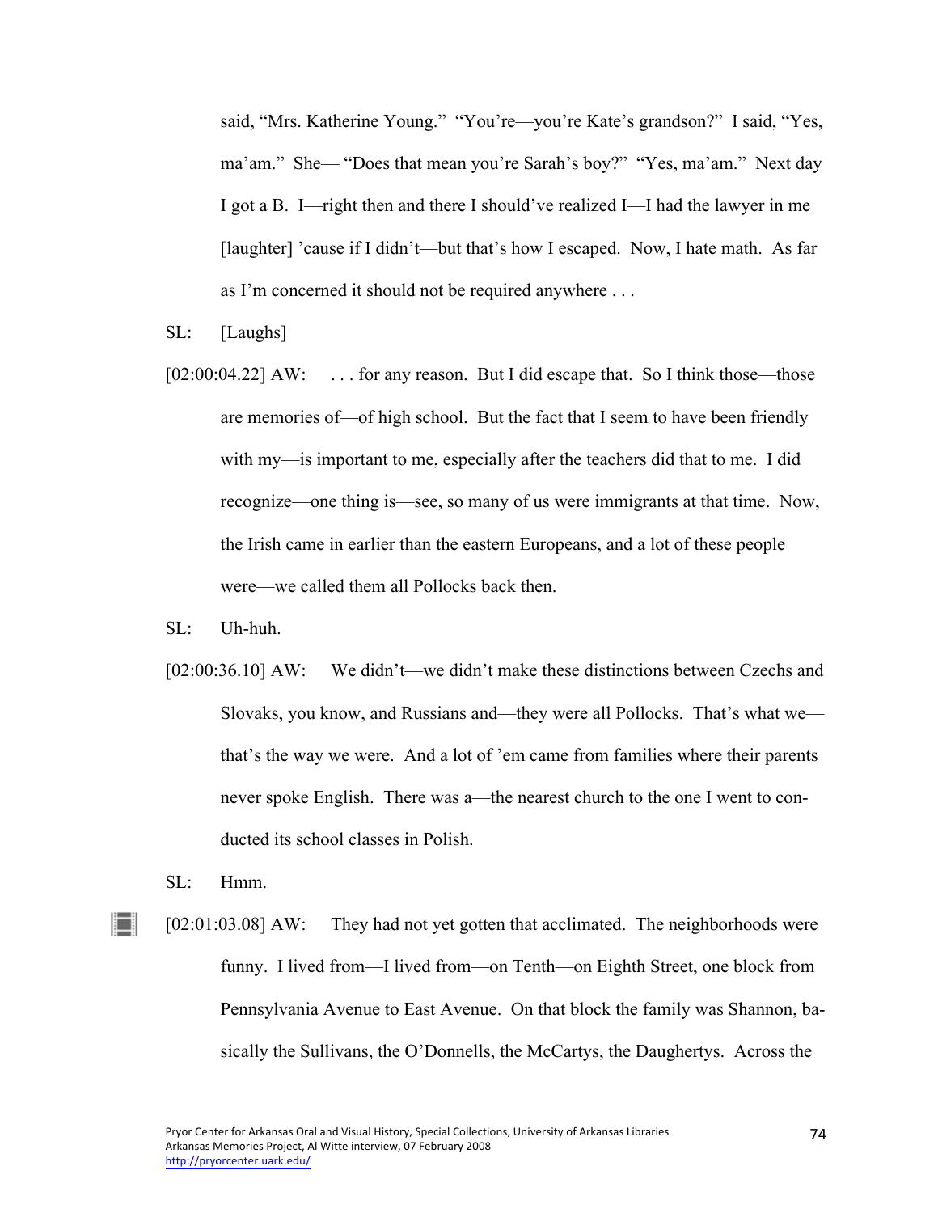said, "Mrs. Katherine Young." "You're—you're Kate's grandson?" I said, "Yes, ma'am." She— "Does that mean you're Sarah's boy?" "Yes, ma'am." Next day I got a B. I—right then and there I should've realized I—I had the lawyer in me [laughter] 'cause if I didn't—but that's how I escaped. Now, I hate math. As far as I'm concerned it should not be required anywhere . . .

SL: [Laughs]

[02:00:04.22] AW: . . . for any reason. But I did escape that. So I think those—those are memories of—of high school. But the fact that I seem to have been friendly with my—is important to me, especially after the teachers did that to me. I did recognize—one thing is—see, so many of us were immigrants at that time. Now, the Irish came in earlier than the eastern Europeans, and a lot of these people were—we called them all Pollocks back then.

SL: Uh-huh.

[02:00:36.10] AW: We didn't—we didn't make these distinctions between Czechs and Slovaks, you know, and Russians and—they were all Pollocks. That's what we—that's the way we were. And a lot of 'em came from families where their parents never spoke English. There was a—the nearest church to the one I went to conducted its school classes in Polish.

SL: Hmm.

[02:01:03.08] AW: They had not yet gotten that acclimated. The neighborhoods were funny. I lived from—I lived from—on Tenth—on Eighth Street, one block from Pennsylvania Avenue to East Avenue. On that block the family was Shannon, basically the Sullivans, the O'Donnells, the McCartys, the Daughertys. Across the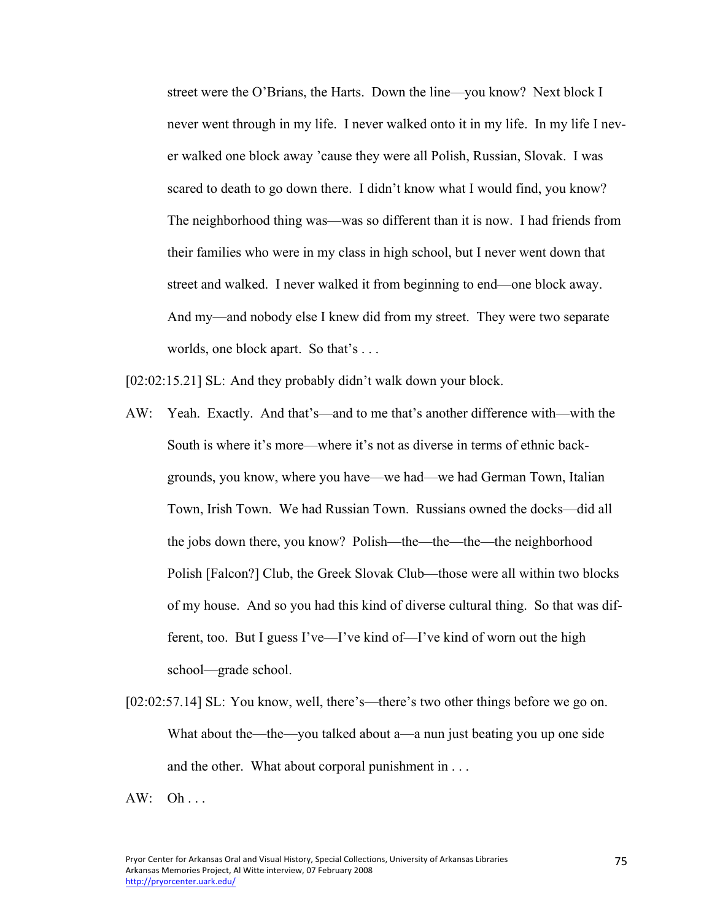street were the O'Brians, the Harts. Down the line—you know? Next block I never went through in my life. I never walked onto it in my life. In my life I never walked one block away 'cause they were all Polish, Russian, Slovak. I was scared to death to go down there. I didn't know what I would find, you know? The neighborhood thing was—was so different than it is now. I had friends from their families who were in my class in high school, but I never went down that street and walked. I never walked it from beginning to end—one block away. And my—and nobody else I knew did from my street. They were two separate worlds, one block apart. So that's . . .

[02:02:15.21] SL: And they probably didn't walk down your block.

AW: Yeah. Exactly. And that's—and to me that's another difference with—with the South is where it's more—where it's not as diverse in terms of ethnic backgrounds, you know, where you have—we had—we had German Town, Italian Town, Irish Town. We had Russian Town. Russians owned the docks—did all the jobs down there, you know? Polish—the—the—the—the neighborhood Polish [Falcon?] Club, the Greek Slovak Club—those were all within two blocks of my house. And so you had this kind of diverse cultural thing. So that was different, too. But I guess I've—I've kind of—I've kind of worn out the high school—grade school.

[02:02:57.14] SL: You know, well, there's—there's two other things before we go on. What about the—the—you talked about a—a nun just beating you up one side and the other. What about corporal punishment in . . .

AW: Oh . . .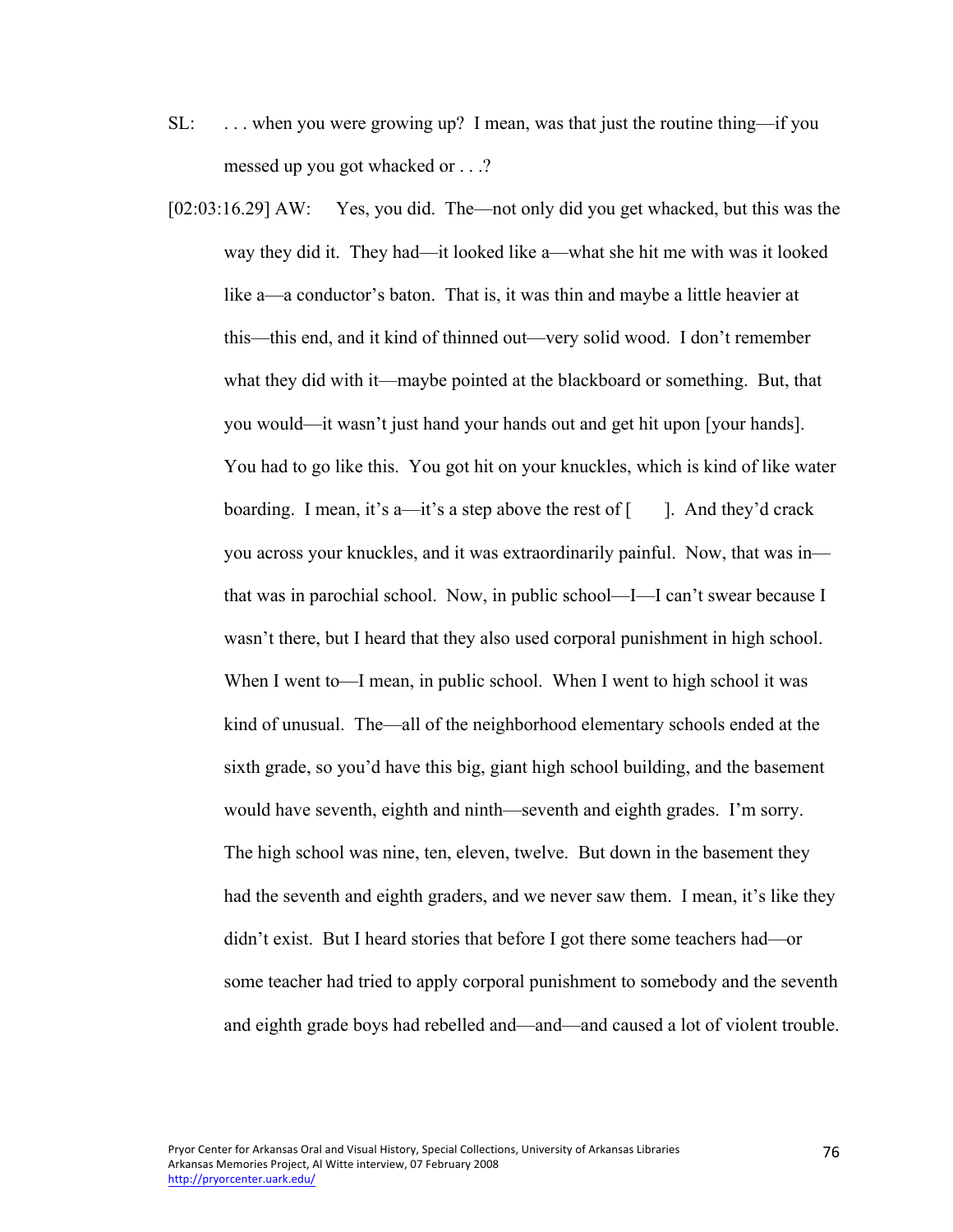SL: . . . when you were growing up? I mean, was that just the routine thing—if you messed up you got whacked or . . .?

[02:03:16.29] AW: Yes, you did. The—not only did you get whacked, but this was the way they did it. They had—it looked like a—what she hit me with was it looked like a—a conductor's baton. That is, it was thin and maybe a little heavier at this—this end, and it kind of thinned out—very solid wood. I don't remember what they did with it—maybe pointed at the blackboard or something. But, that you would—it wasn't just hand your hands out and get hit upon [your hands]. You had to go like this. You got hit on your knuckles, which is kind of like water boarding. I mean, it's a—it's a step above the rest of [ ]. And they'd crack you across your knuckles, and it was extraordinarily painful. Now, that was in—that was in parochial school. Now, in public school—I—I can't swear because I wasn't there, but I heard that they also used corporal punishment in high school. When I went to—I mean, in public school. When I went to high school it was kind of unusual. The—all of the neighborhood elementary schools ended at the sixth grade, so you'd have this big, giant high school building, and the basement would have seventh, eighth and ninth—seventh and eighth grades. I'm sorry. The high school was nine, ten, eleven, twelve. But down in the basement they had the seventh and eighth graders, and we never saw them. I mean, it's like they didn't exist. But I heard stories that before I got there some teachers had—or some teacher had tried to apply corporal punishment to somebody and the seventh and eighth grade boys had rebelled and—and—and caused a lot of violent trouble.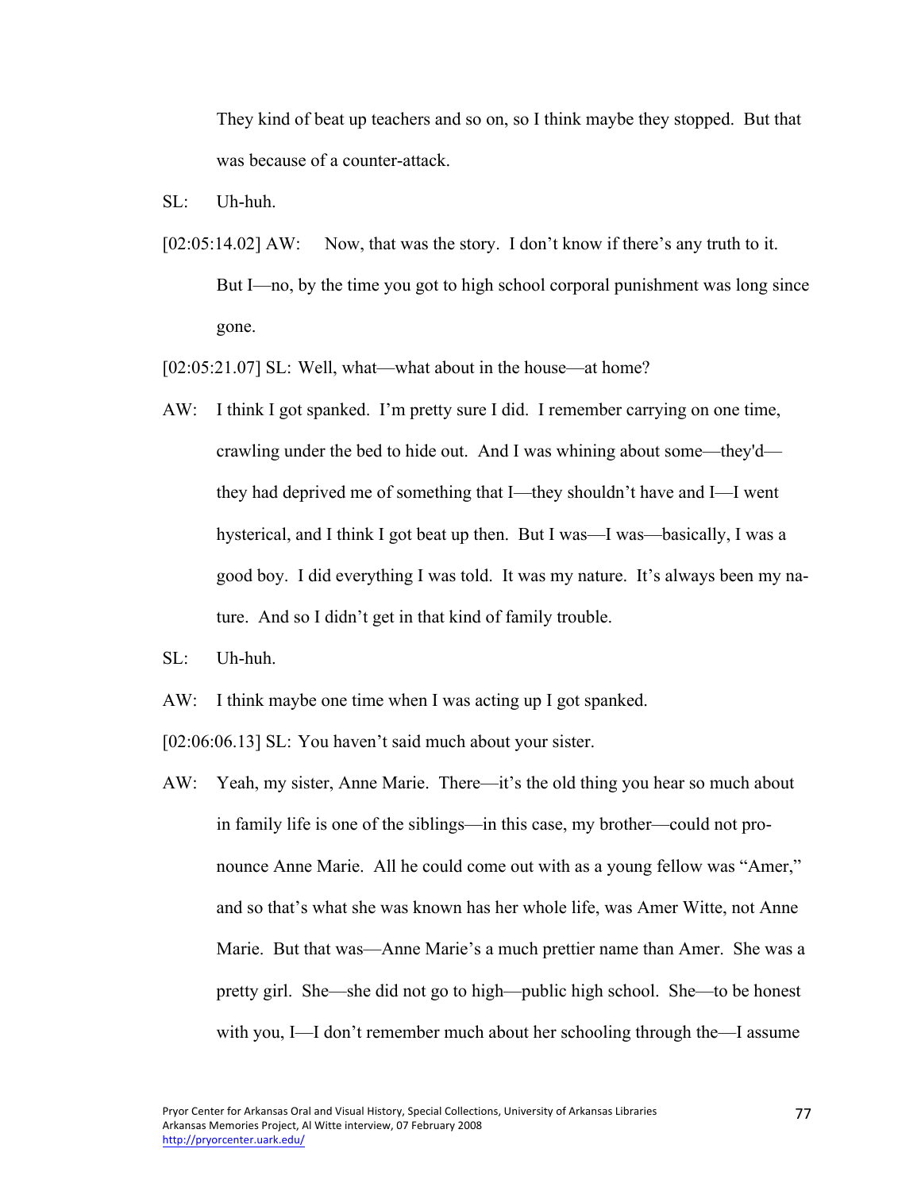They kind of beat up teachers and so on, so I think maybe they stopped. But that was because of a counter-attack.

SL: Uh-huh.

[02:05:14.02] AW: Now, that was the story. I don't know if there's any truth to it. But I—no, by the time you got to high school corporal punishment was long since gone.

[02:05:21.07] SL: Well, what—what about in the house—at home?

AW: I think I got spanked. I'm pretty sure I did. I remember carrying on one time, crawling under the bed to hide out. And I was whining about some—they'd—they had deprived me of something that I—they shouldn't have and I—I went hysterical, and I think I got beat up then. But I was—I was—basically, I was a good boy. I did everything I was told. It was my nature. It's always been my nature. And so I didn't get in that kind of family trouble.

SL: Uh-huh.

AW: I think maybe one time when I was acting up I got spanked.

[02:06:06.13] SL: You haven't said much about your sister.

AW: Yeah, my sister, Anne Marie. There—it's the old thing you hear so much about in family life is one of the siblings—in this case, my brother—could not pronounce Anne Marie. All he could come out with as a young fellow was "Amer," and so that's what she was known has her whole life, was Amer Witte, not Anne Marie. But that was—Anne Marie's a much prettier name than Amer. She was a pretty girl. She—she did not go to high—public high school. She—to be honest with you, I—I don't remember much about her schooling through the—I assume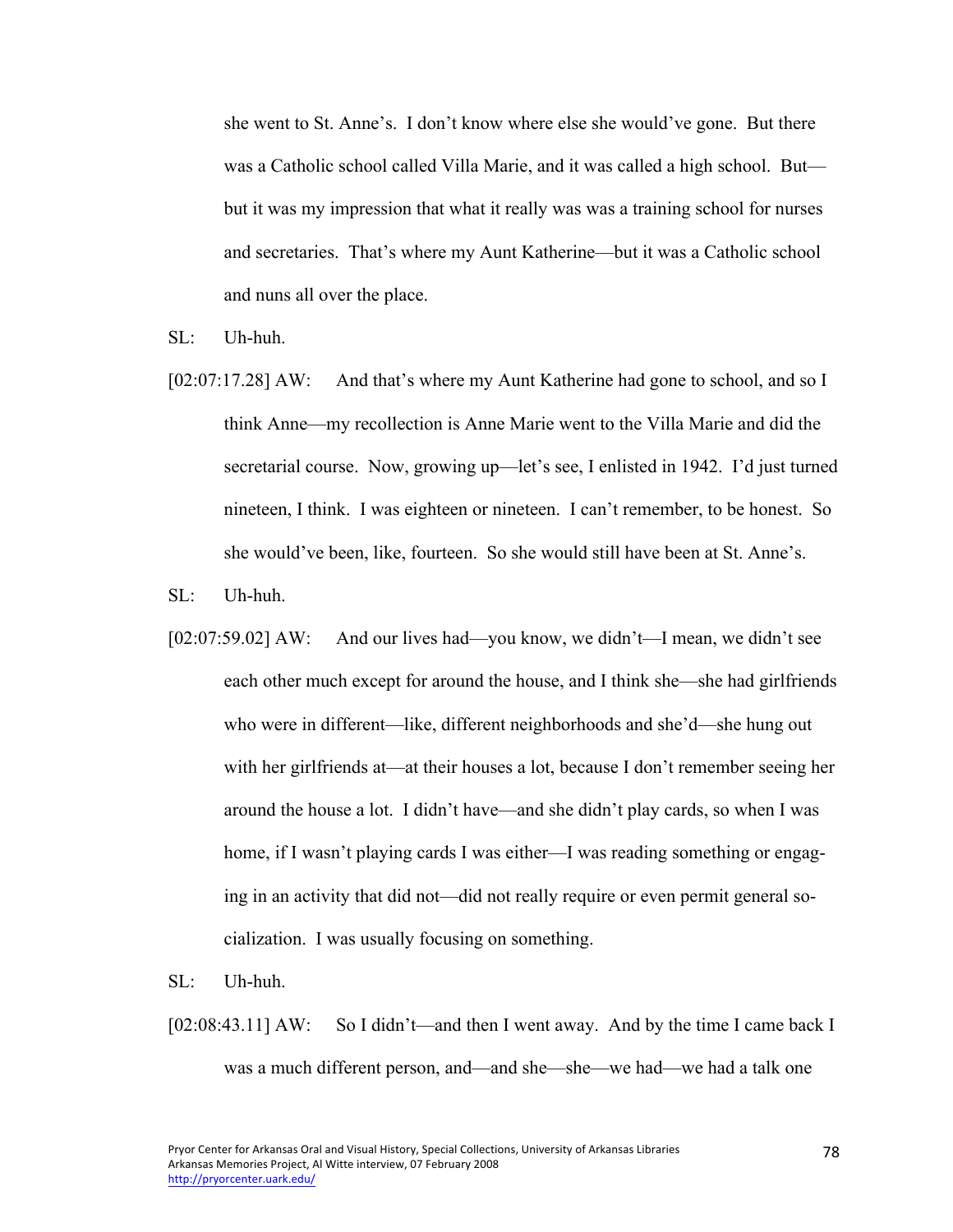she went to St. Anne's. I don't know where else she would've gone. But there was a Catholic school called Villa Marie, and it was called a high school. But—but it was my impression that what it really was was a training school for nurses and secretaries. That's where my Aunt Katherine—but it was a Catholic school and nuns all over the place.

SL: Uh-huh.

[02:07:17.28] AW: And that's where my Aunt Katherine had gone to school, and so I think Anne—my recollection is Anne Marie went to the Villa Marie and did the secretarial course. Now, growing up—let's see, I enlisted in 1942. I'd just turned nineteen, I think. I was eighteen or nineteen. I can't remember, to be honest. So she would've been, like, fourteen. So she would still have been at St. Anne's.

SL: Uh-huh.

[02:07:59.02] AW: And our lives had—you know, we didn't—I mean, we didn't see each other much except for around the house, and I think she—she had girlfriends who were in different—like, different neighborhoods and she'd—she hung out with her girlfriends at—at their houses a lot, because I don't remember seeing her around the house a lot. I didn't have—and she didn't play cards, so when I was home, if I wasn't playing cards I was either—I was reading something or engaging in an activity that did not—did not really require or even permit general socialization. I was usually focusing on something.

SL: Uh-huh.

[02:08:43.11] AW: So I didn't—and then I went away. And by the time I came back I was a much different person, and—and she—she—we had—we had a talk one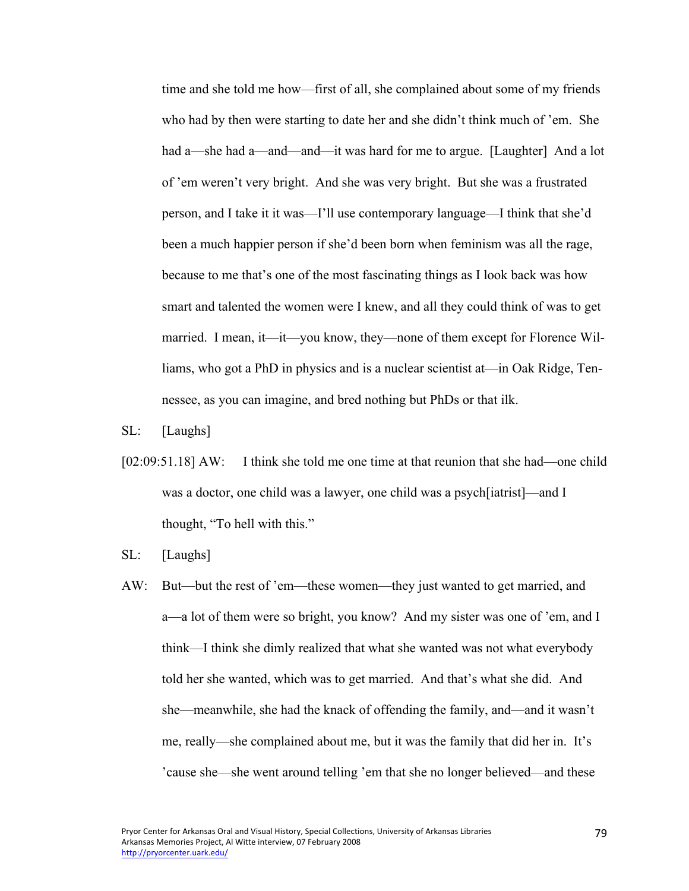time and she told me how—first of all, she complained about some of my friends who had by then were starting to date her and she didn't think much of 'em. She had a—she had a—and—and—it was hard for me to argue. [Laughter] And a lot of 'em weren't very bright. And she was very bright. But she was a frustrated person, and I take it it was—I'll use contemporary language—I think that she'd been a much happier person if she'd been born when feminism was all the rage, because to me that's one of the most fascinating things as I look back was how smart and talented the women were I knew, and all they could think of was to get married. I mean, it—it—you know, they—none of them except for Florence Williams, who got a PhD in physics and is a nuclear scientist at—in Oak Ridge, Tennessee, as you can imagine, and bred nothing but PhDs or that ilk.

SL: [Laughs]

[02:09:51.18] AW: I think she told me one time at that reunion that she had—one child was a doctor, one child was a lawyer, one child was a psych[iatrist]—and I thought, "To hell with this."

SL: [Laughs]

AW: But—but the rest of 'em—these women—they just wanted to get married, and a—a lot of them were so bright, you know? And my sister was one of 'em, and I think—I think she dimly realized that what she wanted was not what everybody told her she wanted, which was to get married. And that's what she did. And she—meanwhile, she had the knack of offending the family, and—and it wasn't me, really—she complained about me, but it was the family that did her in. It's 'cause she—she went around telling 'em that she no longer believed—and these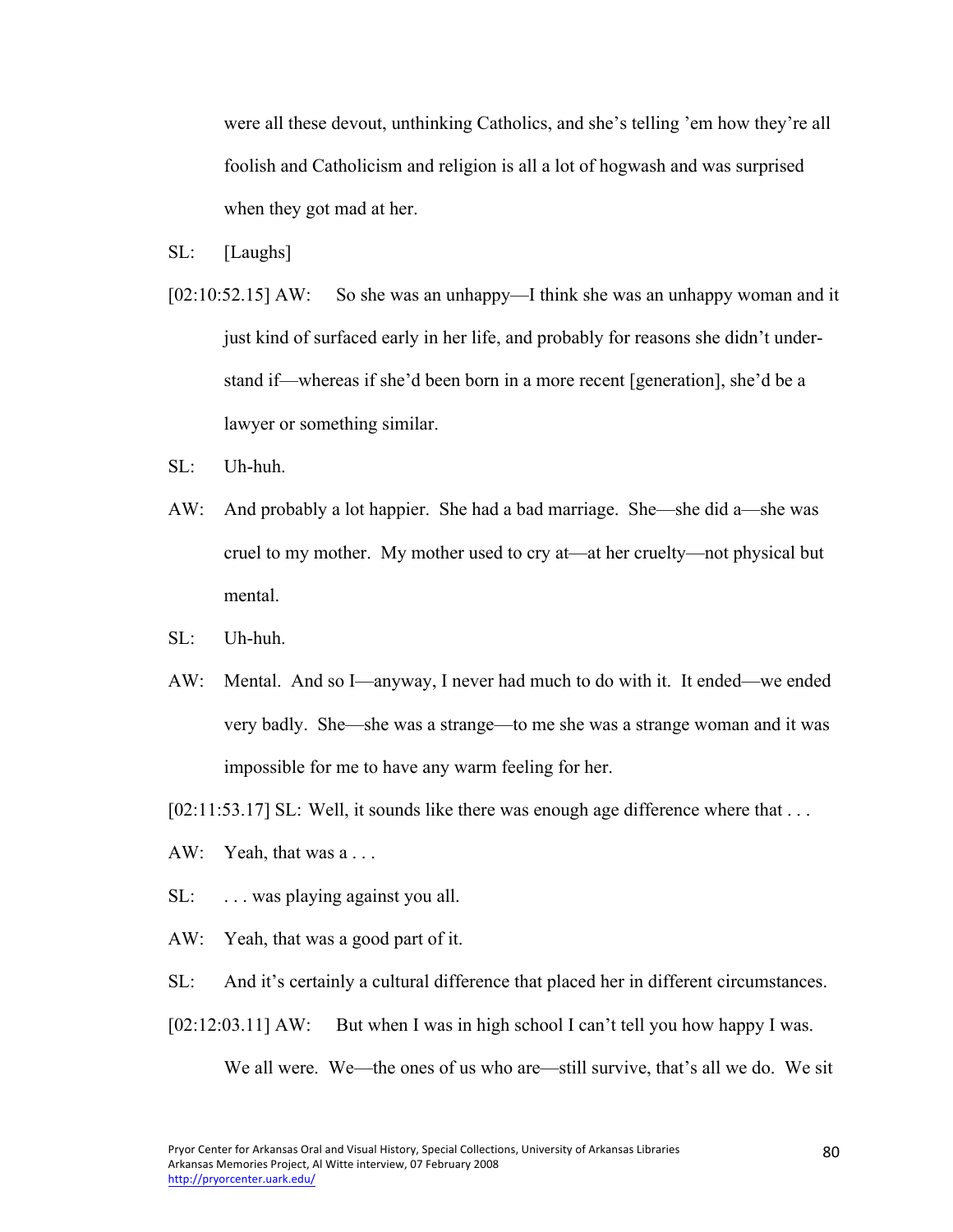were all these devout, unthinking Catholics, and she's telling 'em how they're all foolish and Catholicism and religion is all a lot of hogwash and was surprised when they got mad at her.

SL: [Laughs]

[02:10:52.15] AW: So she was an unhappy—I think she was an unhappy woman and it just kind of surfaced early in her life, and probably for reasons she didn't understand if—whereas if she'd been born in a more recent [generation], she'd be a lawyer or something similar.

SL: Uh-huh.

AW: And probably a lot happier. She had a bad marriage. She—she did a—she was cruel to my mother. My mother used to cry at—at her cruelty—not physical but mental.

SL: Uh-huh.

AW: Mental. And so I—anyway, I never had much to do with it. It ended—we ended very badly. She—she was a strange—to me she was a strange woman and it was impossible for me to have any warm feeling for her.

[02:11:53.17] SL: Well, it sounds like there was enough age difference where that . . .

AW: Yeah, that was a . . .

SL: . . . was playing against you all.

AW: Yeah, that was a good part of it.

SL: And it's certainly a cultural difference that placed her in different circumstances.

[02:12:03.11] AW: But when I was in high school I can't tell you how happy I was. We all were. We—the ones of us who are—still survive, that's all we do. We sit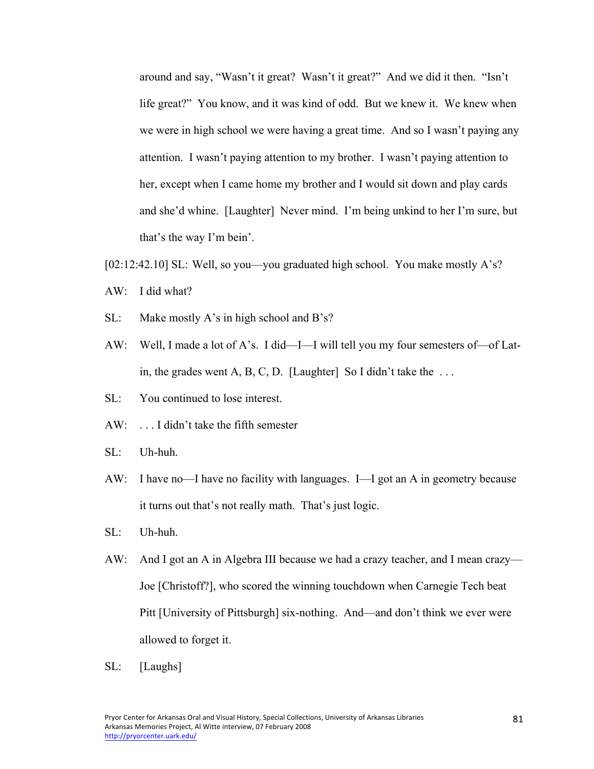around and say, "Wasn't it great? Wasn't it great?" And we did it then. "Isn't life great?" You know, and it was kind of odd. But we knew it. We knew when we were in high school we were having a great time. And so I wasn't paying any attention. I wasn't paying attention to my brother. I wasn't paying attention to her, except when I came home my brother and I would sit down and play cards and she'd whine. [Laughter] Never mind. I'm being unkind to her I'm sure, but that's the way I'm bein'.

[02:12:42.10] SL: Well, so you—you graduated high school. You make mostly A's?

AW: I did what?

SL: Make mostly A's in high school and B's?

AW: Well, I made a lot of A's. I did—I—I will tell you my four semesters of—of Latin, the grades went A, B, C, D. [Laughter] So I didn't take the . . .

SL: You continued to lose interest.

AW: . . . I didn't take the fifth semester

SL: Uh-huh.

AW: I have no—I have no facility with languages. I—I got an A in geometry because it turns out that's not really math. That's just logic.

SL: Uh-huh.

AW: And I got an A in Algebra III because we had a crazy teacher, and I mean crazy—Joe [Christoff?], who scored the winning touchdown when Carnegie Tech beat Pitt [University of Pittsburgh] six-nothing. And—and don't think we ever were allowed to forget it.

SL: [Laughs]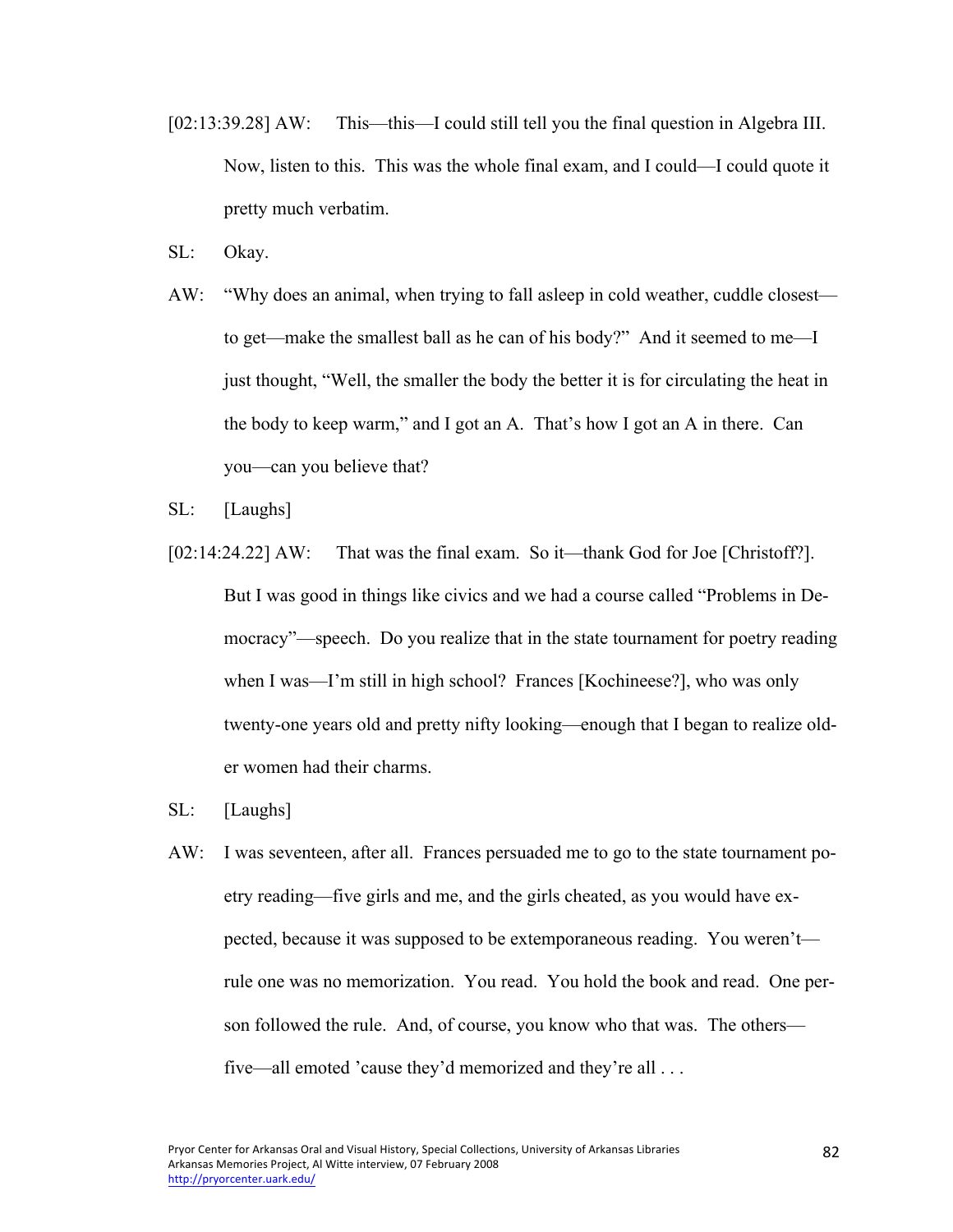[02:13:39.28] AW: This—this—I could still tell you the final question in Algebra III. Now, listen to this. This was the whole final exam, and I could—I could quote it pretty much verbatim.

SL: Okay.

AW: "Why does an animal, when trying to fall asleep in cold weather, cuddle closest—to get—make the smallest ball as he can of his body?" And it seemed to me—I just thought, "Well, the smaller the body the better it is for circulating the heat in the body to keep warm," and I got an A. That's how I got an A in there. Can you—can you believe that?

SL: [Laughs]

[02:14:24.22] AW: That was the final exam. So it—thank God for Joe [Christoff?]. But I was good in things like civics and we had a course called "Problems in Democracy"—speech. Do you realize that in the state tournament for poetry reading when I was—I'm still in high school? Frances [Kochineese?], who was only twenty-one years old and pretty nifty looking—enough that I began to realize older women had their charms.

SL: [Laughs]

AW: I was seventeen, after all. Frances persuaded me to go to the state tournament poetry reading—five girls and me, and the girls cheated, as you would have expected, because it was supposed to be extemporaneous reading. You weren't—rule one was no memorization. You read. You hold the book and read. One person followed the rule. And, of course, you know who that was. The others—five—all emoted 'cause they'd memorized and they're all . . .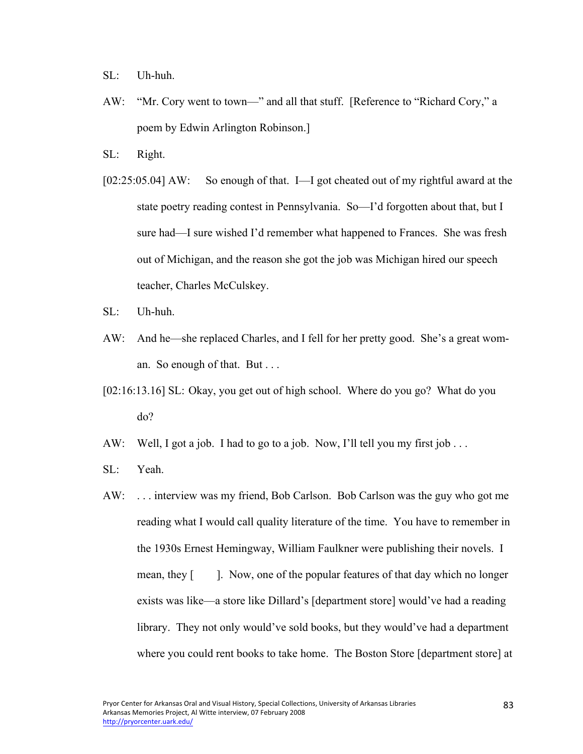SL: Uh-huh.

AW: "Mr. Cory went to town—" and all that stuff. [Reference to "Richard Cory," a poem by Edwin Arlington Robinson.]

SL: Right.

[02:25:05.04] AW: So enough of that. I—I got cheated out of my rightful award at the state poetry reading contest in Pennsylvania. So—I'd forgotten about that, but I sure had—I sure wished I'd remember what happened to Frances. She was fresh out of Michigan, and the reason she got the job was Michigan hired our speech teacher, Charles McCulskey.

SL: Uh-huh.

AW: And he—she replaced Charles, and I fell for her pretty good. She's a great woman. So enough of that. But . . .

[02:16:13.16] SL: Okay, you get out of high school. Where do you go? What do you do?

AW: Well, I got a job. I had to go to a job. Now, I'll tell you my first job . . .

SL: Yeah.

AW: . . . interview was my friend, Bob Carlson. Bob Carlson was the guy who got me reading what I would call quality literature of the time. You have to remember in the 1930s Ernest Hemingway, William Faulkner were publishing their novels. I mean, they [ ]. Now, one of the popular features of that day which no longer exists was like—a store like Dillard's [department store] would've had a reading library. They not only would've sold books, but they would've had a department where you could rent books to take home. The Boston Store [department store] at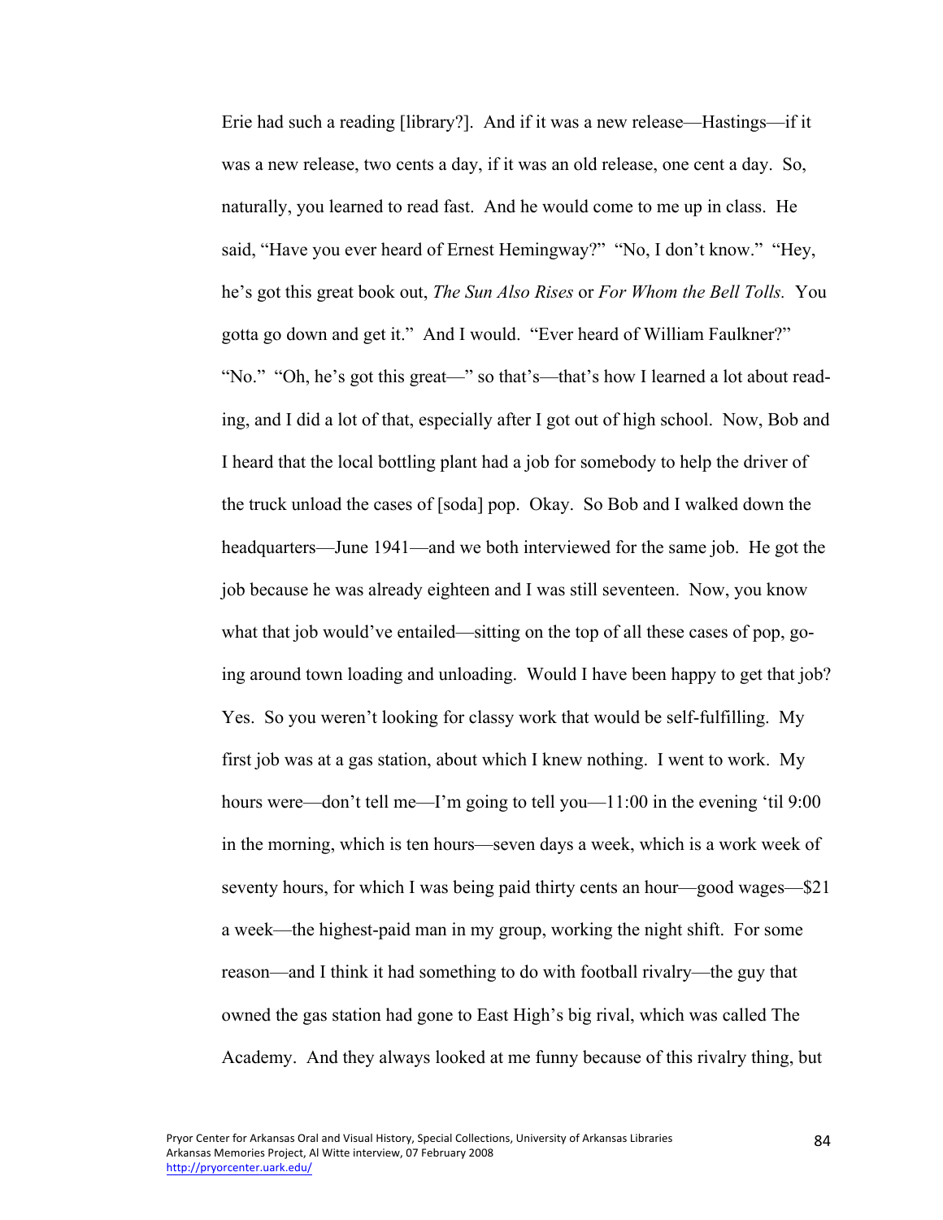Erie had such a reading [library?]. And if it was a new release—Hastings—if it was a new release, two cents a day, if it was an old release, one cent a day. So, naturally, you learned to read fast. And he would come to me up in class. He said, "Have you ever heard of Ernest Hemingway?" "No, I don't know." "Hey, he's got this great book out, *The Sun Also Rises* or *For Whom the Bell Tolls.* You gotta go down and get it." And I would. "Ever heard of William Faulkner?" "No." "Oh, he's got this great—" so that's—that's how I learned a lot about reading, and I did a lot of that, especially after I got out of high school. Now, Bob and I heard that the local bottling plant had a job for somebody to help the driver of the truck unload the cases of [soda] pop. Okay. So Bob and I walked down the headquarters—June 1941—and we both interviewed for the same job. He got the job because he was already eighteen and I was still seventeen. Now, you know what that job would've entailed—sitting on the top of all these cases of pop, going around town loading and unloading. Would I have been happy to get that job? Yes. So you weren't looking for classy work that would be self-fulfilling. My first job was at a gas station, about which I knew nothing. I went to work. My hours were—don't tell me—I'm going to tell you—11:00 in the evening 'til 9:00 in the morning, which is ten hours—seven days a week, which is a work week of seventy hours, for which I was being paid thirty cents an hour—good wages—$21 a week—the highest-paid man in my group, working the night shift. For some reason—and I think it had something to do with football rivalry—the guy that owned the gas station had gone to East High's big rival, which was called The Academy. And they always looked at me funny because of this rivalry thing, but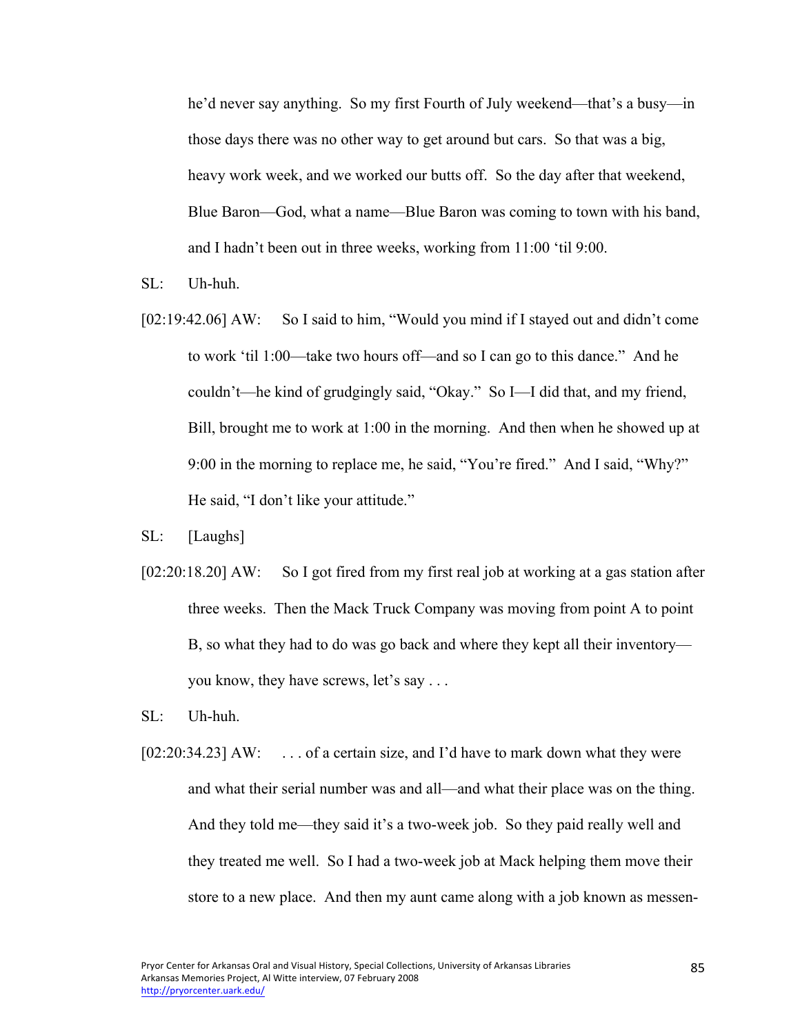he'd never say anything. So my first Fourth of July weekend—that's a busy—in those days there was no other way to get around but cars. So that was a big, heavy work week, and we worked our butts off. So the day after that weekend, Blue Baron—God, what a name—Blue Baron was coming to town with his band, and I hadn't been out in three weeks, working from 11:00 'til 9:00.

SL: Uh-huh.

[02:19:42.06] AW: So I said to him, "Would you mind if I stayed out and didn't come to work 'til 1:00—take two hours off—and so I can go to this dance." And he couldn't—he kind of grudgingly said, "Okay." So I—I did that, and my friend, Bill, brought me to work at 1:00 in the morning. And then when he showed up at 9:00 in the morning to replace me, he said, "You're fired." And I said, "Why?" He said, "I don't like your attitude."

SL: [Laughs]

[02:20:18.20] AW: So I got fired from my first real job at working at a gas station after three weeks. Then the Mack Truck Company was moving from point A to point B, so what they had to do was go back and where they kept all their inventory—you know, they have screws, let's say . . .

SL: Uh-huh.

[02:20:34.23] AW: . . . of a certain size, and I'd have to mark down what they were and what their serial number was and all—and what their place was on the thing. And they told me—they said it's a two-week job. So they paid really well and they treated me well. So I had a two-week job at Mack helping them move their store to a new place. And then my aunt came along with a job known as messen-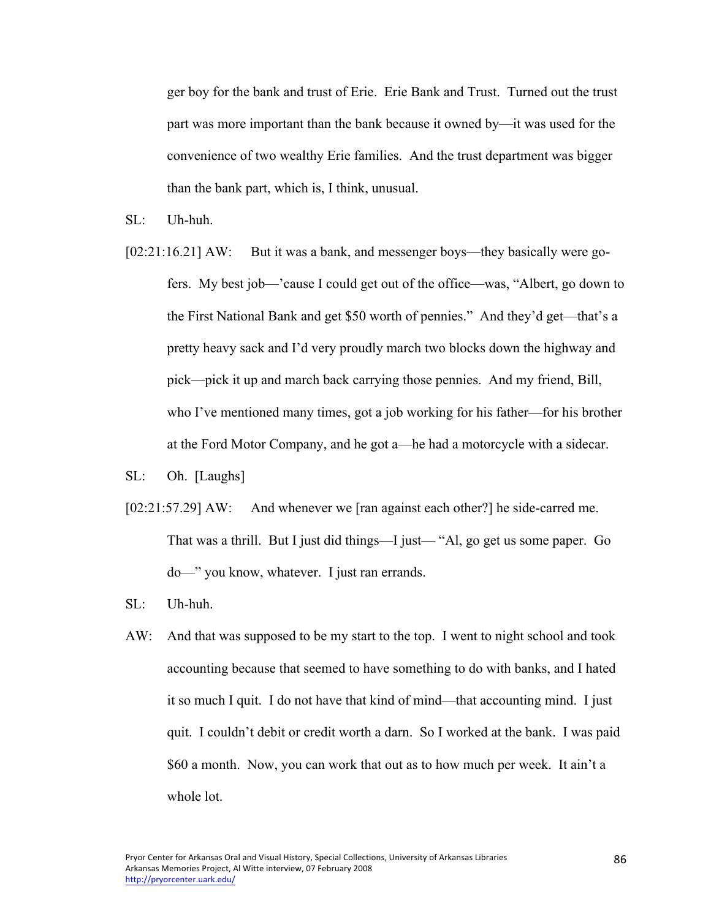ger boy for the bank and trust of Erie. Erie Bank and Trust. Turned out the trust part was more important than the bank because it owned by—it was used for the convenience of two wealthy Erie families. And the trust department was bigger than the bank part, which is, I think, unusual.

SL: Uh-huh.

[02:21:16.21] AW: But it was a bank, and messenger boys—they basically were go-fers. My best job—'cause I could get out of the office—was, "Albert, go down to the First National Bank and get $50 worth of pennies." And they'd get—that's a pretty heavy sack and I'd very proudly march two blocks down the highway and pick—pick it up and march back carrying those pennies. And my friend, Bill, who I've mentioned many times, got a job working for his father—for his brother at the Ford Motor Company, and he got a—he had a motorcycle with a sidecar.

SL: Oh. [Laughs]

[02:21:57.29] AW: And whenever we [ran against each other?] he side-carred me. That was a thrill. But I just did things—I just— "Al, go get us some paper. Go do—" you know, whatever. I just ran errands.

SL: Uh-huh.

AW: And that was supposed to be my start to the top. I went to night school and took accounting because that seemed to have something to do with banks, and I hated it so much I quit. I do not have that kind of mind—that accounting mind. I just quit. I couldn't debit or credit worth a darn. So I worked at the bank. I was paid $60 a month. Now, you can work that out as to how much per week. It ain't a whole lot.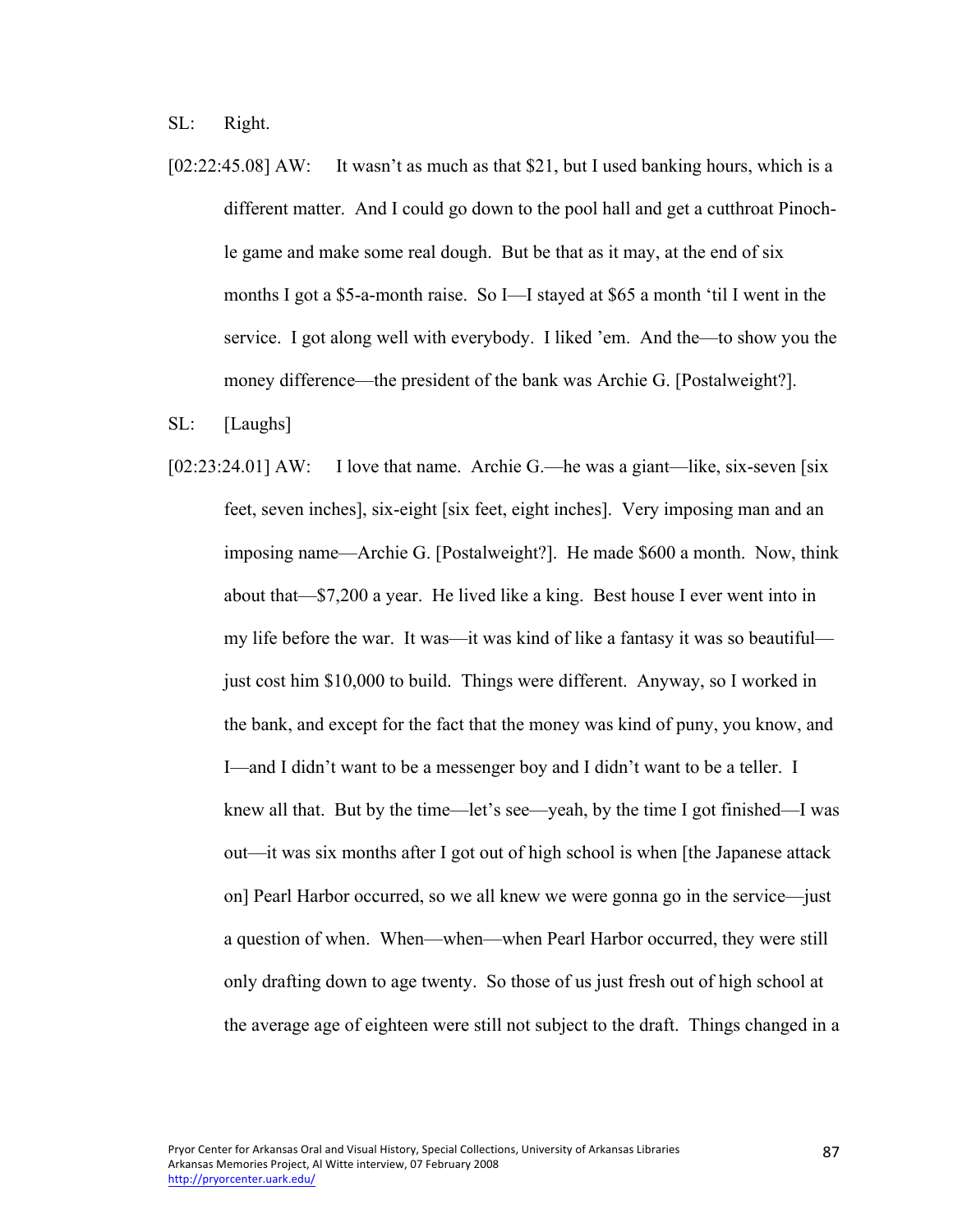SL: Right.

[02:22:45.08] AW: It wasn't as much as that $21, but I used banking hours, which is a different matter. And I could go down to the pool hall and get a cutthroat Pinochle game and make some real dough. But be that as it may, at the end of six months I got a $5-a-month raise. So I—I stayed at $65 a month 'til I went in the service. I got along well with everybody. I liked 'em. And the—to show you the money difference—the president of the bank was Archie G. [Postalweight?].

SL: [Laughs]

[02:23:24.01] AW: I love that name. Archie G.—he was a giant—like, six-seven [six feet, seven inches], six-eight [six feet, eight inches]. Very imposing man and an imposing name—Archie G. [Postalweight?]. He made $600 a month. Now, think about that—$7,200 a year. He lived like a king. Best house I ever went into in my life before the war. It was—it was kind of like a fantasy it was so beautiful—just cost him $10,000 to build. Things were different. Anyway, so I worked in the bank, and except for the fact that the money was kind of puny, you know, and I—and I didn't want to be a messenger boy and I didn't want to be a teller. I knew all that. But by the time—let's see—yeah, by the time I got finished—I was out—it was six months after I got out of high school is when [the Japanese attack on] Pearl Harbor occurred, so we all knew we were gonna go in the service—just a question of when. When—when—when Pearl Harbor occurred, they were still only drafting down to age twenty. So those of us just fresh out of high school at the average age of eighteen were still not subject to the draft. Things changed in a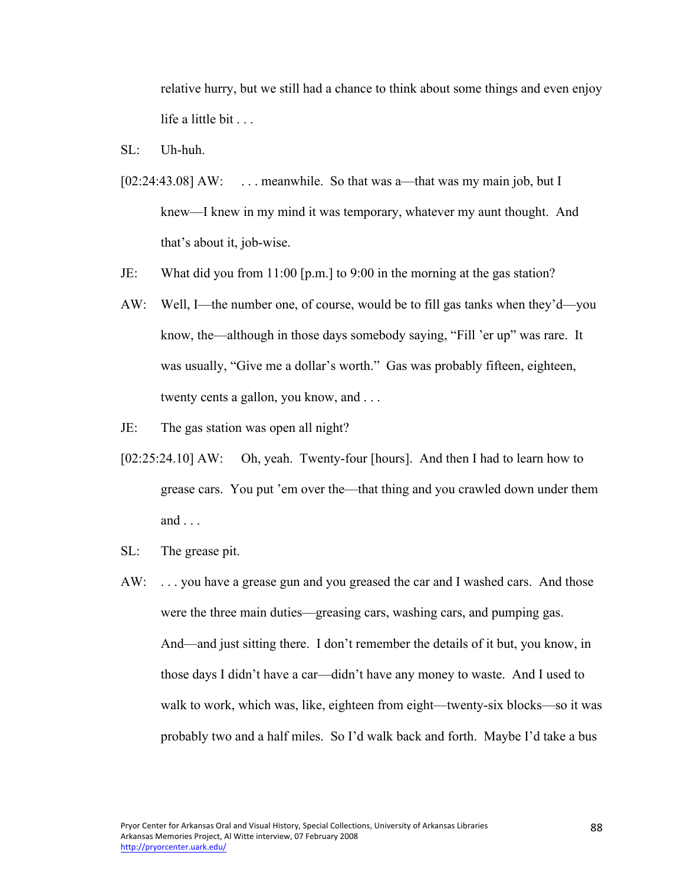relative hurry, but we still had a chance to think about some things and even enjoy life a little bit . . .

SL: Uh-huh.

[02:24:43.08] AW: . . . meanwhile. So that was a—that was my main job, but I knew—I knew in my mind it was temporary, whatever my aunt thought. And that's about it, job-wise.

JE: What did you from 11:00 [p.m.] to 9:00 in the morning at the gas station?

AW: Well, I—the number one, of course, would be to fill gas tanks when they'd—you know, the—although in those days somebody saying, "Fill 'er up" was rare. It was usually, "Give me a dollar's worth." Gas was probably fifteen, eighteen, twenty cents a gallon, you know, and . . .

JE: The gas station was open all night?

[02:25:24.10] AW: Oh, yeah. Twenty-four [hours]. And then I had to learn how to grease cars. You put 'em over the—that thing and you crawled down under them and . . .

SL: The grease pit.

AW: . . . you have a grease gun and you greased the car and I washed cars. And those were the three main duties—greasing cars, washing cars, and pumping gas. And—and just sitting there. I don't remember the details of it but, you know, in those days I didn't have a car—didn't have any money to waste. And I used to walk to work, which was, like, eighteen from eight—twenty-six blocks—so it was probably two and a half miles. So I'd walk back and forth. Maybe I'd take a bus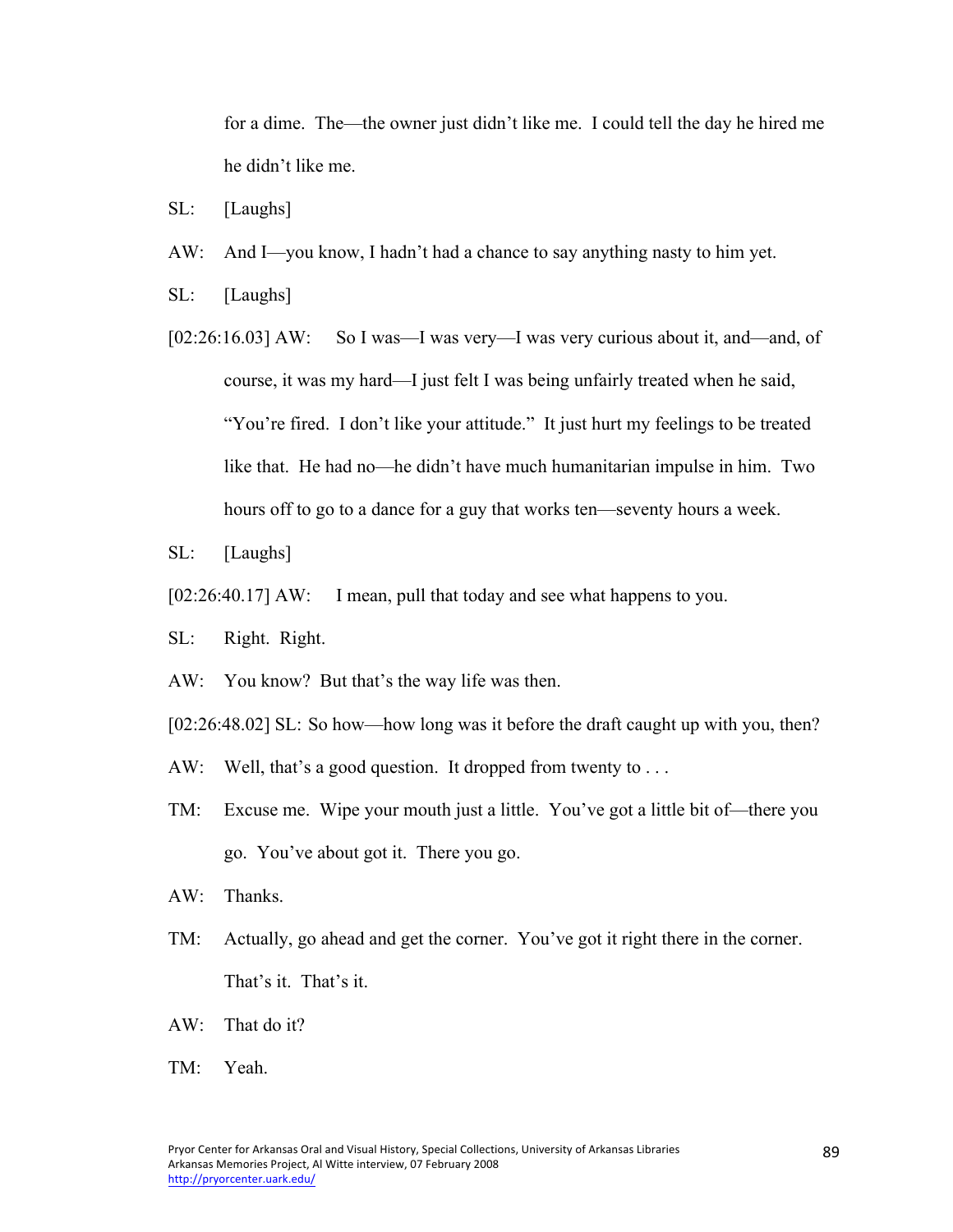for a dime. The—the owner just didn't like me. I could tell the day he hired me he didn't like me.

SL: [Laughs]

AW: And I—you know, I hadn't had a chance to say anything nasty to him yet.

SL: [Laughs]

[02:26:16.03] AW: So I was—I was very—I was very curious about it, and—and, of course, it was my hard—I just felt I was being unfairly treated when he said, "You're fired. I don't like your attitude." It just hurt my feelings to be treated like that. He had no—he didn't have much humanitarian impulse in him. Two hours off to go to a dance for a guy that works ten—seventy hours a week.

SL: [Laughs]

[02:26:40.17] AW: I mean, pull that today and see what happens to you.

SL: Right. Right.

AW: You know? But that's the way life was then.

[02:26:48.02] SL: So how—how long was it before the draft caught up with you, then?

AW: Well, that's a good question. It dropped from twenty to . . .

TM: Excuse me. Wipe your mouth just a little. You've got a little bit of—there you go. You've about got it. There you go.

AW: Thanks.

TM: Actually, go ahead and get the corner. You've got it right there in the corner. That's it. That's it.

AW: That do it?

TM: Yeah.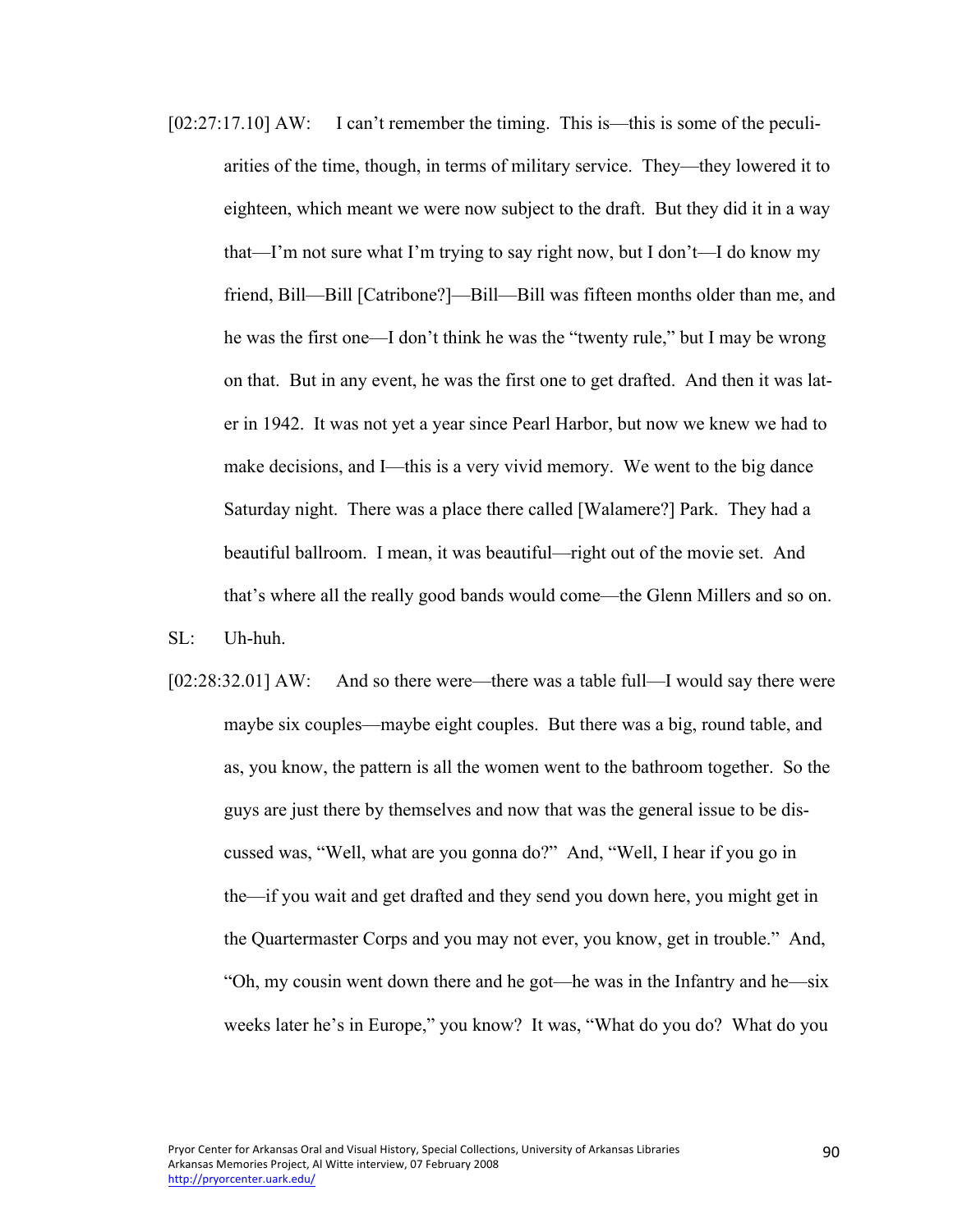[02:27:17.10] AW: I can't remember the timing. This is—this is some of the peculiarities of the time, though, in terms of military service. They—they lowered it to eighteen, which meant we were now subject to the draft. But they did it in a way that—I'm not sure what I'm trying to say right now, but I don't—I do know my friend, Bill—Bill [Catribone?]—Bill—Bill was fifteen months older than me, and he was the first one—I don't think he was the "twenty rule," but I may be wrong on that. But in any event, he was the first one to get drafted. And then it was later in 1942. It was not yet a year since Pearl Harbor, but now we knew we had to make decisions, and I—this is a very vivid memory. We went to the big dance Saturday night. There was a place there called [Walamere?] Park. They had a beautiful ballroom. I mean, it was beautiful—right out of the movie set. And that's where all the really good bands would come—the Glenn Millers and so on.

SL: Uh-huh.

[02:28:32.01] AW: And so there were—there was a table full—I would say there were maybe six couples—maybe eight couples. But there was a big, round table, and as, you know, the pattern is all the women went to the bathroom together. So the guys are just there by themselves and now that was the general issue to be discussed was, "Well, what are you gonna do?" And, "Well, I hear if you go in the—if you wait and get drafted and they send you down here, you might get in the Quartermaster Corps and you may not ever, you know, get in trouble." And, "Oh, my cousin went down there and he got—he was in the Infantry and he—six weeks later he's in Europe," you know? It was, "What do you do? What do you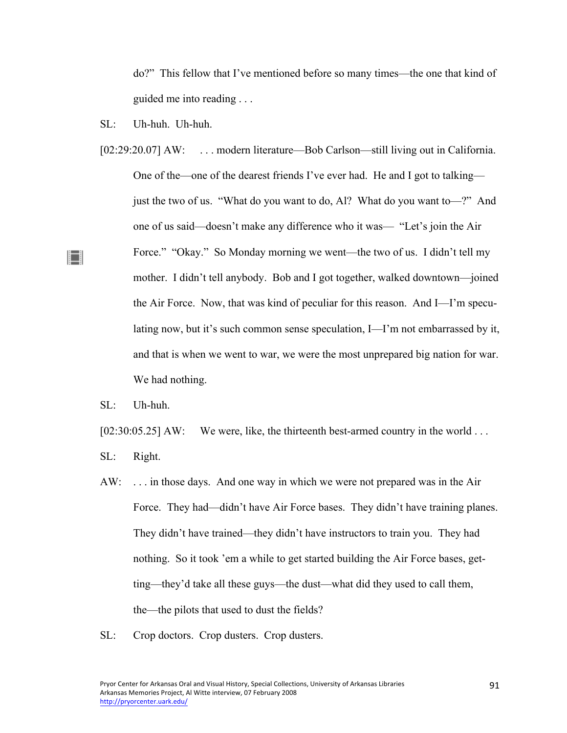do?" This fellow that I've mentioned before so many times—the one that kind of guided me into reading . . .

SL: Uh-huh. Uh-huh.

[02:29:20.07] AW: . . . modern literature—Bob Carlson—still living out in California. One of the—one of the dearest friends I've ever had. He and I got to talking—just the two of us. "What do you want to do, Al? What do you want to—?" And one of us said—doesn't make any difference who it was— "Let's join the Air Force." "Okay." So Monday morning we went—the two of us. I didn't tell my mother. I didn't tell anybody. Bob and I got together, walked downtown—joined the Air Force. Now, that was kind of peculiar for this reason. And I—I'm speculating now, but it's such common sense speculation, I—I'm not embarrassed by it, and that is when we went to war, we were the most unprepared big nation for war. We had nothing.

SL: Uh-huh.

[02:30:05.25] AW: We were, like, the thirteenth best-armed country in the world . . .

SL: Right.

AW: . . . in those days. And one way in which we were not prepared was in the Air Force. They had—didn't have Air Force bases. They didn't have training planes. They didn't have trained—they didn't have instructors to train you. They had nothing. So it took 'em a while to get started building the Air Force bases, getting—they'd take all these guys—the dust—what did they used to call them, the—the pilots that used to dust the fields?

SL: Crop doctors. Crop dusters. Crop dusters.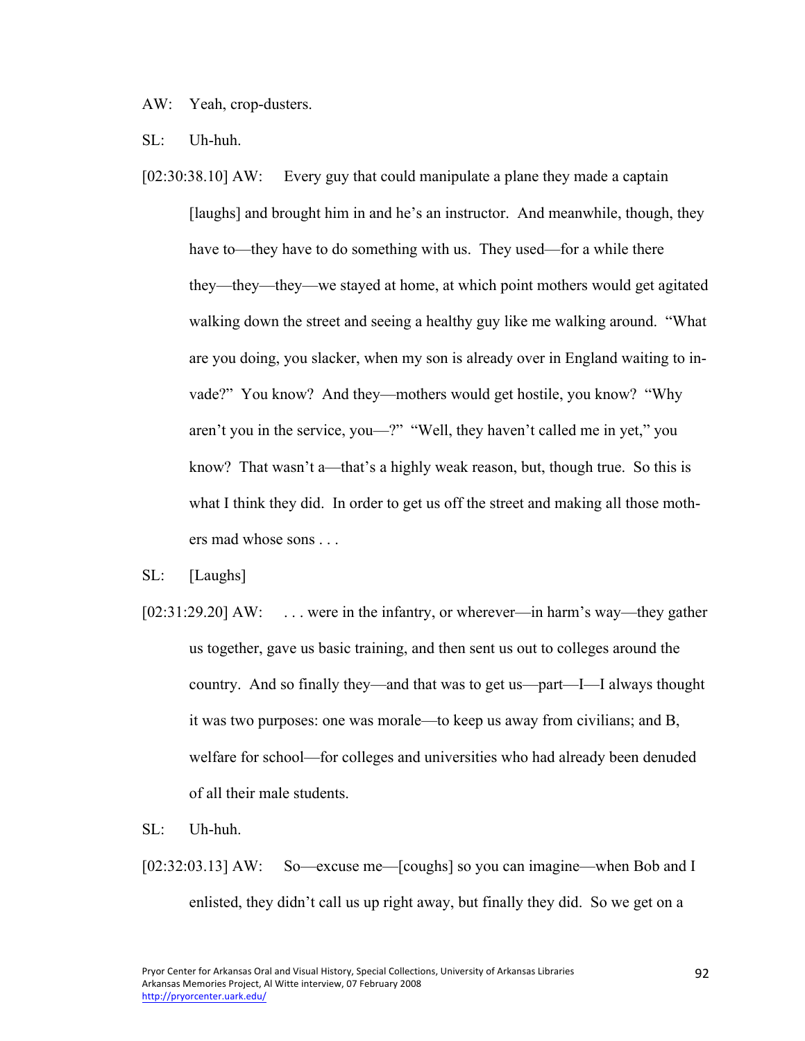AW: Yeah, crop-dusters.

SL: Uh-huh.

[02:30:38.10] AW: Every guy that could manipulate a plane they made a captain [laughs] and brought him in and he's an instructor. And meanwhile, though, they have to—they have to do something with us. They used—for a while there they—they—they—we stayed at home, at which point mothers would get agitated walking down the street and seeing a healthy guy like me walking around. "What are you doing, you slacker, when my son is already over in England waiting to invade?" You know? And they—mothers would get hostile, you know? "Why aren't you in the service, you—?" "Well, they haven't called me in yet," you know? That wasn't a—that's a highly weak reason, but, though true. So this is what I think they did. In order to get us off the street and making all those mothers mad whose sons . . .

SL: [Laughs]

[02:31:29.20] AW: . . . were in the infantry, or wherever—in harm's way—they gather us together, gave us basic training, and then sent us out to colleges around the country. And so finally they—and that was to get us—part—I—I always thought it was two purposes: one was morale—to keep us away from civilians; and B, welfare for school—for colleges and universities who had already been denuded of all their male students.

SL: Uh-huh.

[02:32:03.13] AW: So—excuse me—[coughs] so you can imagine—when Bob and I enlisted, they didn't call us up right away, but finally they did. So we get on a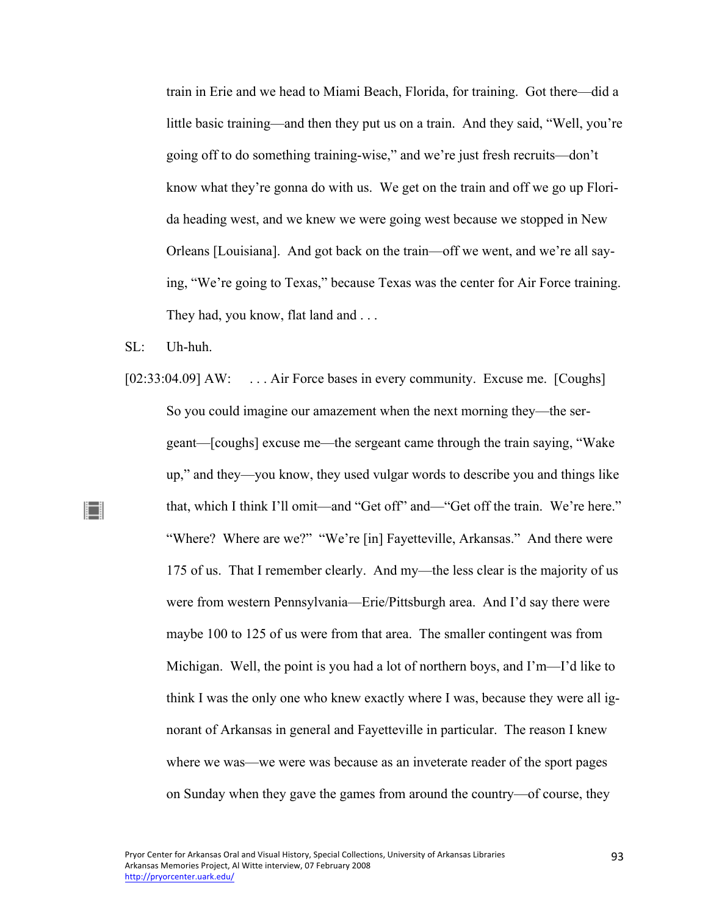train in Erie and we head to Miami Beach, Florida, for training. Got there—did a little basic training—and then they put us on a train. And they said, "Well, you're going off to do something training-wise," and we're just fresh recruits—don't know what they're gonna do with us. We get on the train and off we go up Florida heading west, and we knew we were going west because we stopped in New Orleans [Louisiana]. And got back on the train—off we went, and we're all saying, "We're going to Texas," because Texas was the center for Air Force training. They had, you know, flat land and . . .

SL: Uh-huh.

[02:33:04.09] AW: . . . Air Force bases in every community. Excuse me. [Coughs] So you could imagine our amazement when the next morning they—the sergeant—[coughs] excuse me—the sergeant came through the train saying, "Wake up," and they—you know, they used vulgar words to describe you and things like that, which I think I'll omit—and "Get off" and—"Get off the train. We're here." "Where? Where are we?" "We're [in] Fayetteville, Arkansas." And there were 175 of us. That I remember clearly. And my—the less clear is the majority of us were from western Pennsylvania—Erie/Pittsburgh area. And I'd say there were maybe 100 to 125 of us were from that area. The smaller contingent was from Michigan. Well, the point is you had a lot of northern boys, and I'm—I'd like to think I was the only one who knew exactly where I was, because they were all ignorant of Arkansas in general and Fayetteville in particular. The reason I knew where we was—we were was because as an inveterate reader of the sport pages on Sunday when they gave the games from around the country—of course, they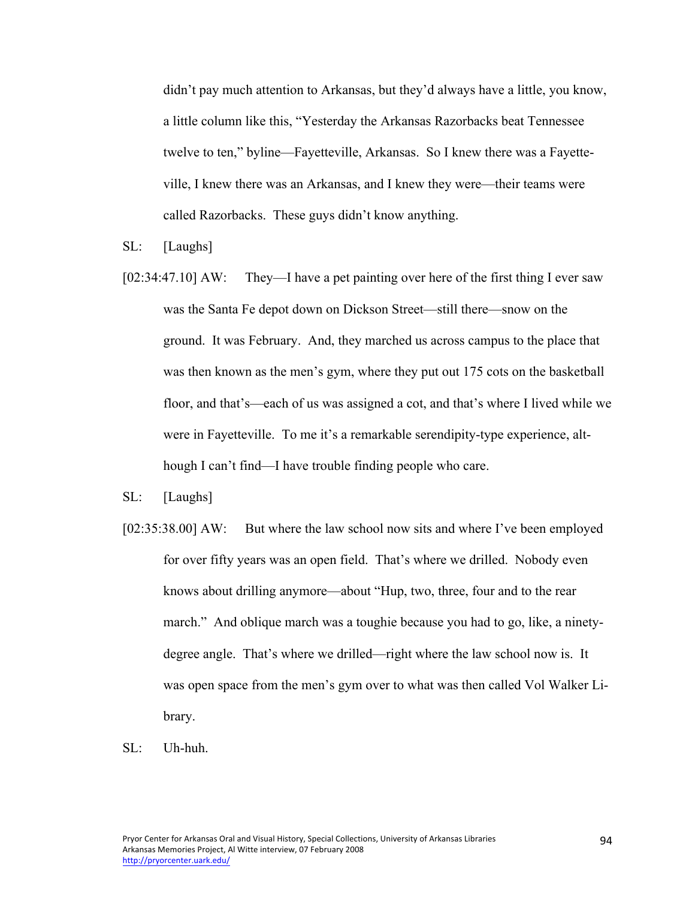didn't pay much attention to Arkansas, but they'd always have a little, you know, a little column like this, "Yesterday the Arkansas Razorbacks beat Tennessee twelve to ten," byline—Fayetteville, Arkansas. So I knew there was a Fayetteville, I knew there was an Arkansas, and I knew they were—their teams were called Razorbacks. These guys didn't know anything.

SL: [Laughs]

[02:34:47.10] AW: They—I have a pet painting over here of the first thing I ever saw was the Santa Fe depot down on Dickson Street—still there—snow on the ground. It was February. And, they marched us across campus to the place that was then known as the men's gym, where they put out 175 cots on the basketball floor, and that's—each of us was assigned a cot, and that's where I lived while we were in Fayetteville. To me it's a remarkable serendipity-type experience, although I can't find—I have trouble finding people who care.

SL: [Laughs]

[02:35:38.00] AW: But where the law school now sits and where I've been employed for over fifty years was an open field. That's where we drilled. Nobody even knows about drilling anymore—about "Hup, two, three, four and to the rear march." And oblique march was a toughie because you had to go, like, a ninety-degree angle. That's where we drilled—right where the law school now is. It was open space from the men's gym over to what was then called Vol Walker Library.

SL: Uh-huh.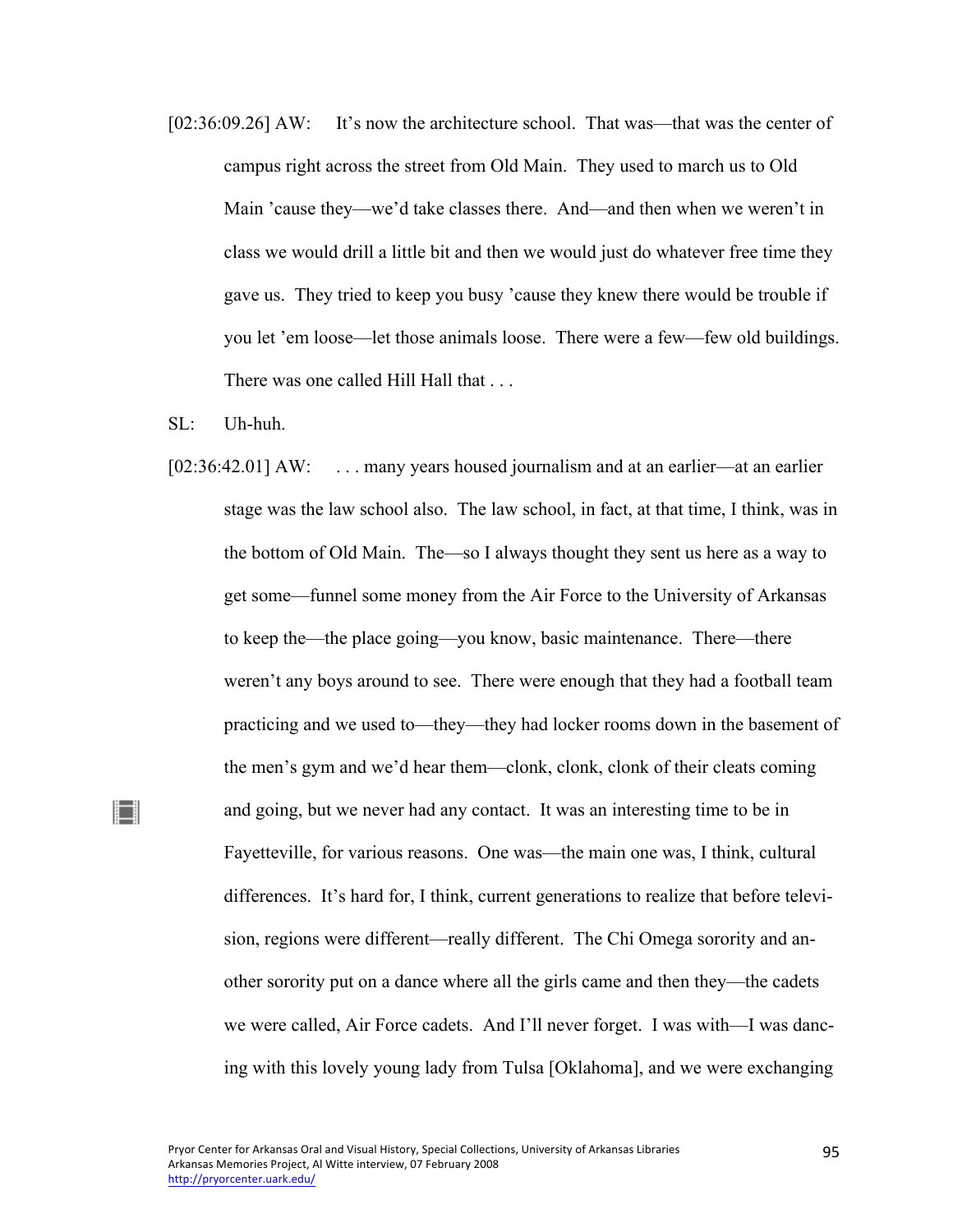[02:36:09.26] AW: It's now the architecture school. That was—that was the center of campus right across the street from Old Main. They used to march us to Old Main 'cause they—we'd take classes there. And—and then when we weren't in class we would drill a little bit and then we would just do whatever free time they gave us. They tried to keep you busy 'cause they knew there would be trouble if you let 'em loose—let those animals loose. There were a few—few old buildings. There was one called Hill Hall that . . .

SL: Uh-huh.

[02:36:42.01] AW: . . . many years housed journalism and at an earlier—at an earlier stage was the law school also. The law school, in fact, at that time, I think, was in the bottom of Old Main. The—so I always thought they sent us here as a way to get some—funnel some money from the Air Force to the University of Arkansas to keep the—the place going—you know, basic maintenance. There—there weren't any boys around to see. There were enough that they had a football team practicing and we used to—they—they had locker rooms down in the basement of the men's gym and we'd hear them—clonk, clonk, clonk of their cleats coming and going, but we never had any contact. It was an interesting time to be in Fayetteville, for various reasons. One was—the main one was, I think, cultural differences. It's hard for, I think, current generations to realize that before television, regions were different—really different. The Chi Omega sorority and another sorority put on a dance where all the girls came and then they—the cadets we were called, Air Force cadets. And I'll never forget. I was with—I was dancing with this lovely young lady from Tulsa [Oklahoma], and we were exchanging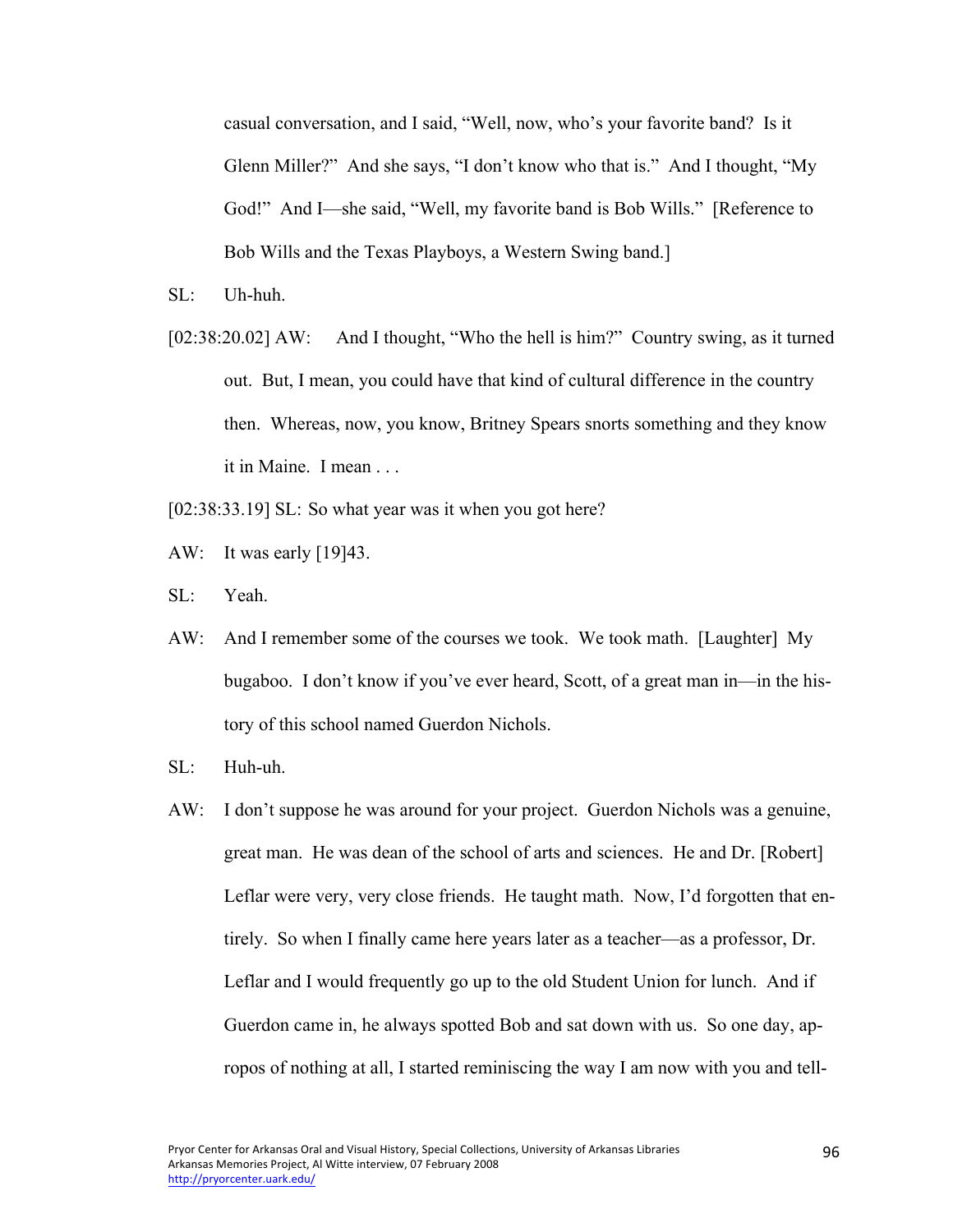casual conversation, and I said, "Well, now, who's your favorite band? Is it Glenn Miller?" And she says, "I don't know who that is." And I thought, "My God!" And I—she said, "Well, my favorite band is Bob Wills." [Reference to Bob Wills and the Texas Playboys, a Western Swing band.]

SL: Uh-huh.

[02:38:20.02] AW: And I thought, "Who the hell is him?" Country swing, as it turned out. But, I mean, you could have that kind of cultural difference in the country then. Whereas, now, you know, Britney Spears snorts something and they know it in Maine. I mean . . .

[02:38:33.19] SL: So what year was it when you got here?

AW: It was early [19]43.

SL: Yeah.

AW: And I remember some of the courses we took. We took math. [Laughter] My bugaboo. I don't know if you've ever heard, Scott, of a great man in—in the history of this school named Guerdon Nichols.

SL: Huh-uh.

AW: I don't suppose he was around for your project. Guerdon Nichols was a genuine, great man. He was dean of the school of arts and sciences. He and Dr. [Robert] Leflar were very, very close friends. He taught math. Now, I'd forgotten that entirely. So when I finally came here years later as a teacher—as a professor, Dr. Leflar and I would frequently go up to the old Student Union for lunch. And if Guerdon came in, he always spotted Bob and sat down with us. So one day, apropos of nothing at all, I started reminiscing the way I am now with you and tell-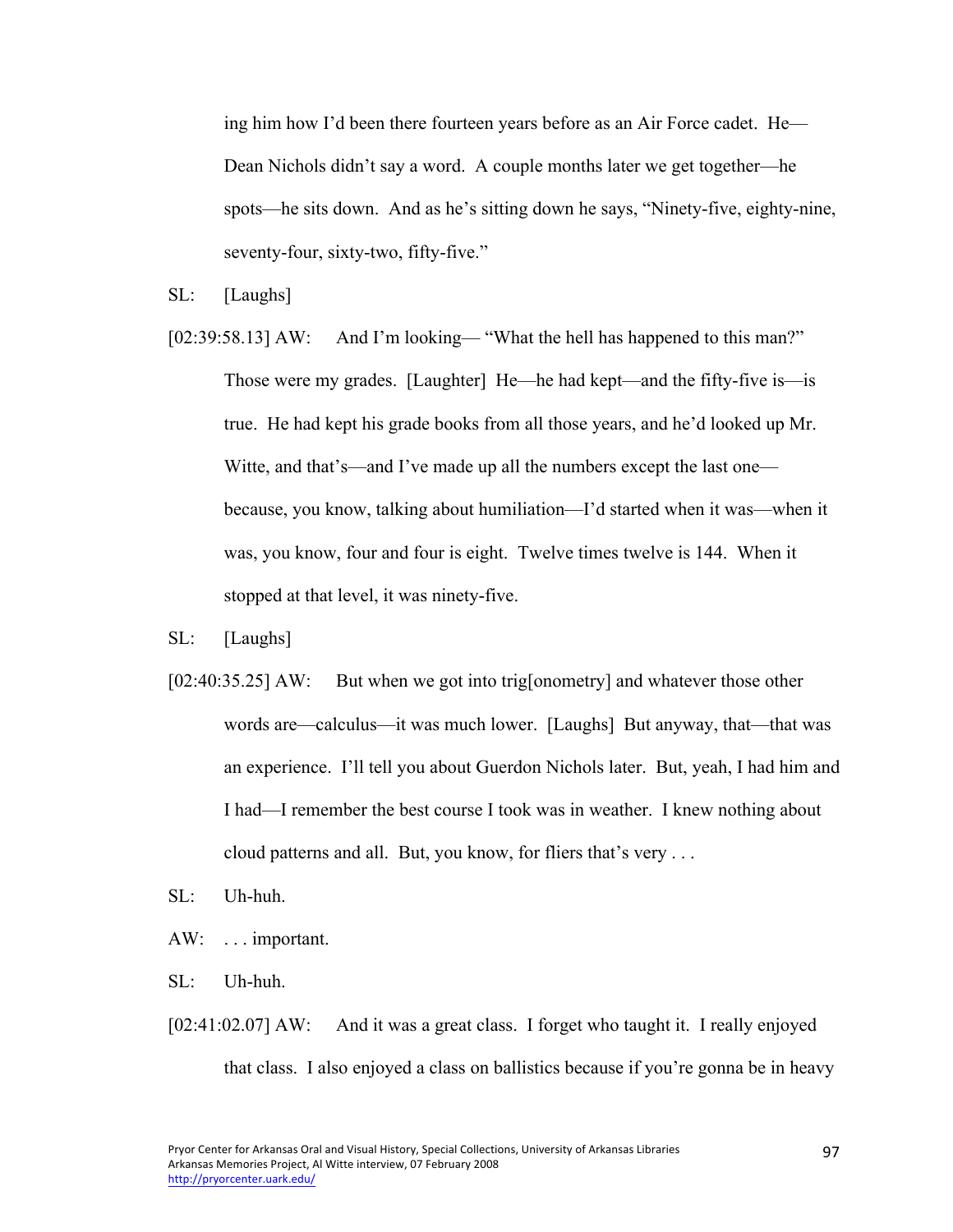ing him how I'd been there fourteen years before as an Air Force cadet. He—Dean Nichols didn't say a word. A couple months later we get together—he spots—he sits down. And as he's sitting down he says, "Ninety-five, eighty-nine, seventy-four, sixty-two, fifty-five."

SL: [Laughs]

[02:39:58.13] AW: And I'm looking— "What the hell has happened to this man?" Those were my grades. [Laughter] He—he had kept—and the fifty-five is—is true. He had kept his grade books from all those years, and he'd looked up Mr. Witte, and that's—and I've made up all the numbers except the last one—because, you know, talking about humiliation—I'd started when it was—when it was, you know, four and four is eight. Twelve times twelve is 144. When it stopped at that level, it was ninety-five.

SL: [Laughs]

[02:40:35.25] AW: But when we got into trig[onometry] and whatever those other words are—calculus—it was much lower. [Laughs] But anyway, that—that was an experience. I'll tell you about Guerdon Nichols later. But, yeah, I had him and I had—I remember the best course I took was in weather. I knew nothing about cloud patterns and all. But, you know, for fliers that's very . . .

SL: Uh-huh.

AW: . . . important.

SL: Uh-huh.

[02:41:02.07] AW: And it was a great class. I forget who taught it. I really enjoyed that class. I also enjoyed a class on ballistics because if you're gonna be in heavy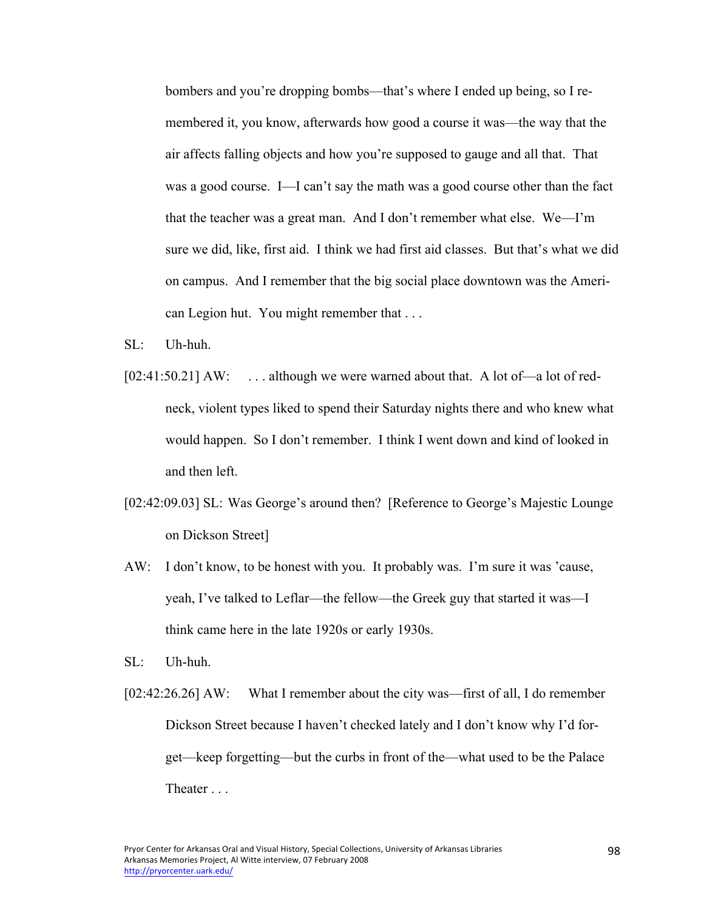bombers and you're dropping bombs—that's where I ended up being, so I remembered it, you know, afterwards how good a course it was—the way that the air affects falling objects and how you're supposed to gauge and all that. That was a good course. I—I can't say the math was a good course other than the fact that the teacher was a great man. And I don't remember what else. We—I'm sure we did, like, first aid. I think we had first aid classes. But that's what we did on campus. And I remember that the big social place downtown was the American Legion hut. You might remember that . . .

SL: Uh-huh.

[02:41:50.21] AW: . . . although we were warned about that. A lot of—a lot of redneck, violent types liked to spend their Saturday nights there and who knew what would happen. So I don't remember. I think I went down and kind of looked in and then left.

[02:42:09.03] SL: Was George's around then? [Reference to George's Majestic Lounge on Dickson Street]

AW: I don't know, to be honest with you. It probably was. I'm sure it was 'cause, yeah, I've talked to Leflar—the fellow—the Greek guy that started it was—I think came here in the late 1920s or early 1930s.

SL: Uh-huh.

[02:42:26.26] AW: What I remember about the city was—first of all, I do remember Dickson Street because I haven't checked lately and I don't know why I'd forget—keep forgetting—but the curbs in front of the—what used to be the Palace Theater . . .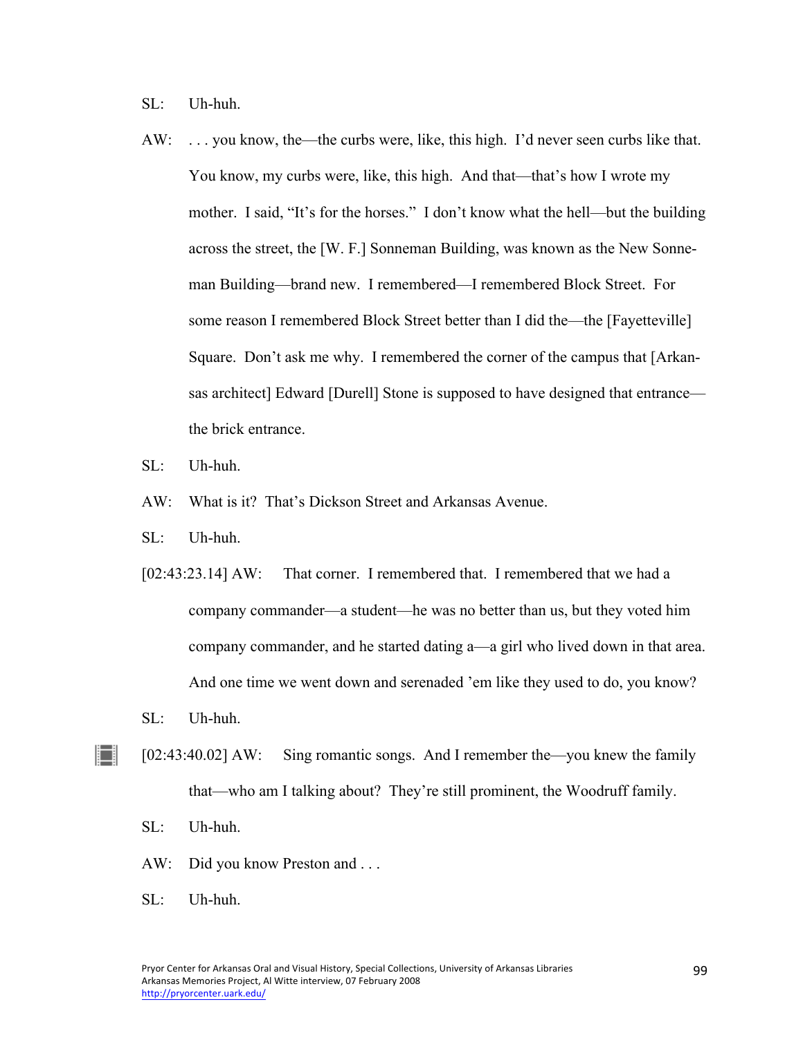SL: Uh-huh.

AW: . . . you know, the—the curbs were, like, this high. I'd never seen curbs like that. You know, my curbs were, like, this high. And that—that's how I wrote my mother. I said, "It's for the horses." I don't know what the hell—but the building across the street, the [W. F.] Sonneman Building, was known as the New Sonneman Building—brand new. I remembered—I remembered Block Street. For some reason I remembered Block Street better than I did the—the [Fayetteville] Square. Don't ask me why. I remembered the corner of the campus that [Arkansas architect] Edward [Durell] Stone is supposed to have designed that entrance—the brick entrance.

SL: Uh-huh.

AW: What is it? That's Dickson Street and Arkansas Avenue.

SL: Uh-huh.

[02:43:23.14] AW: That corner. I remembered that. I remembered that we had a company commander—a student—he was no better than us, but they voted him company commander, and he started dating a—a girl who lived down in that area. And one time we went down and serenaded 'em like they used to do, you know?

SL: Uh-huh.

[02:43:40.02] AW: Sing romantic songs. And I remember the—you knew the family that—who am I talking about? They're still prominent, the Woodruff family.

SL: Uh-huh.

AW: Did you know Preston and . . .

SL: Uh-huh.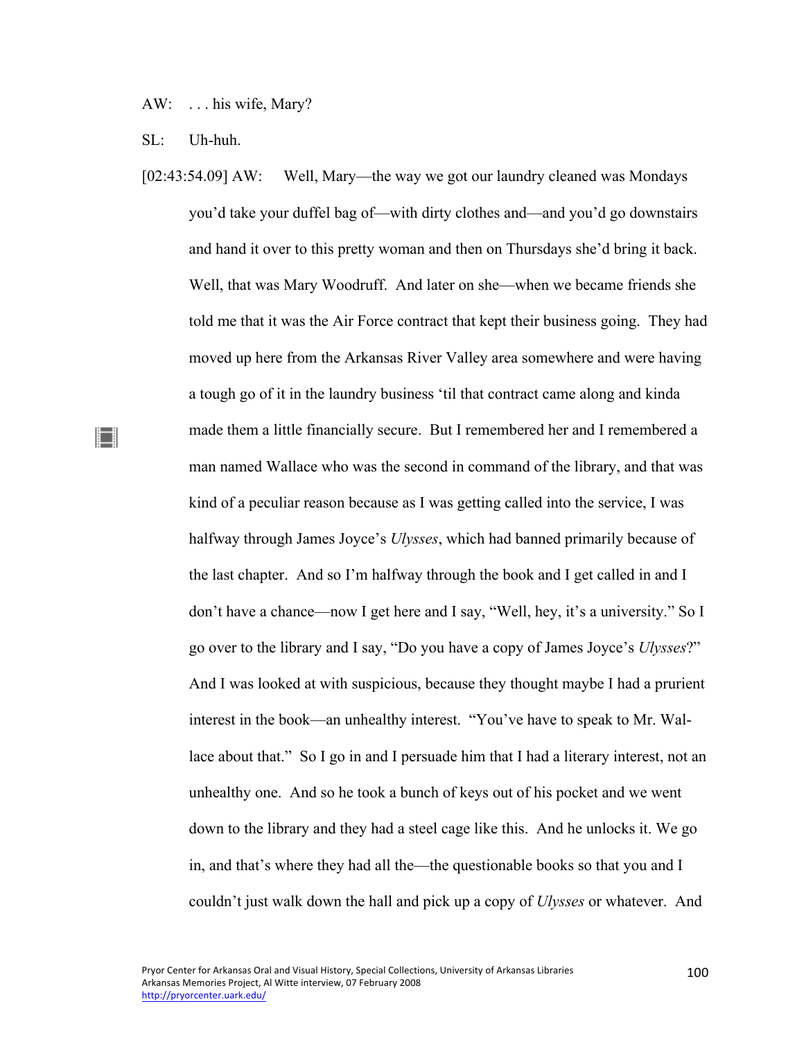AW: . . . his wife, Mary?

SL: Uh-huh.

[02:43:54.09] AW: Well, Mary—the way we got our laundry cleaned was Mondays you'd take your duffel bag of—with dirty clothes and—and you'd go downstairs and hand it over to this pretty woman and then on Thursdays she'd bring it back. Well, that was Mary Woodruff. And later on she—when we became friends she told me that it was the Air Force contract that kept their business going. They had moved up here from the Arkansas River Valley area somewhere and were having a tough go of it in the laundry business 'til that contract came along and kinda made them a little financially secure. But I remembered her and I remembered a man named Wallace who was the second in command of the library, and that was kind of a peculiar reason because as I was getting called into the service, I was halfway through James Joyce's *Ulysses*, which had banned primarily because of the last chapter. And so I'm halfway through the book and I get called in and I don't have a chance—now I get here and I say, "Well, hey, it's a university." So I go over to the library and I say, "Do you have a copy of James Joyce's *Ulysses*?" And I was looked at with suspicious, because they thought maybe I had a prurient interest in the book—an unhealthy interest. "You've have to speak to Mr. Wallace about that." So I go in and I persuade him that I had a literary interest, not an unhealthy one. And so he took a bunch of keys out of his pocket and we went down to the library and they had a steel cage like this. And he unlocks it. We go in, and that's where they had all the—the questionable books so that you and I couldn't just walk down the hall and pick up a copy of *Ulysses* or whatever. And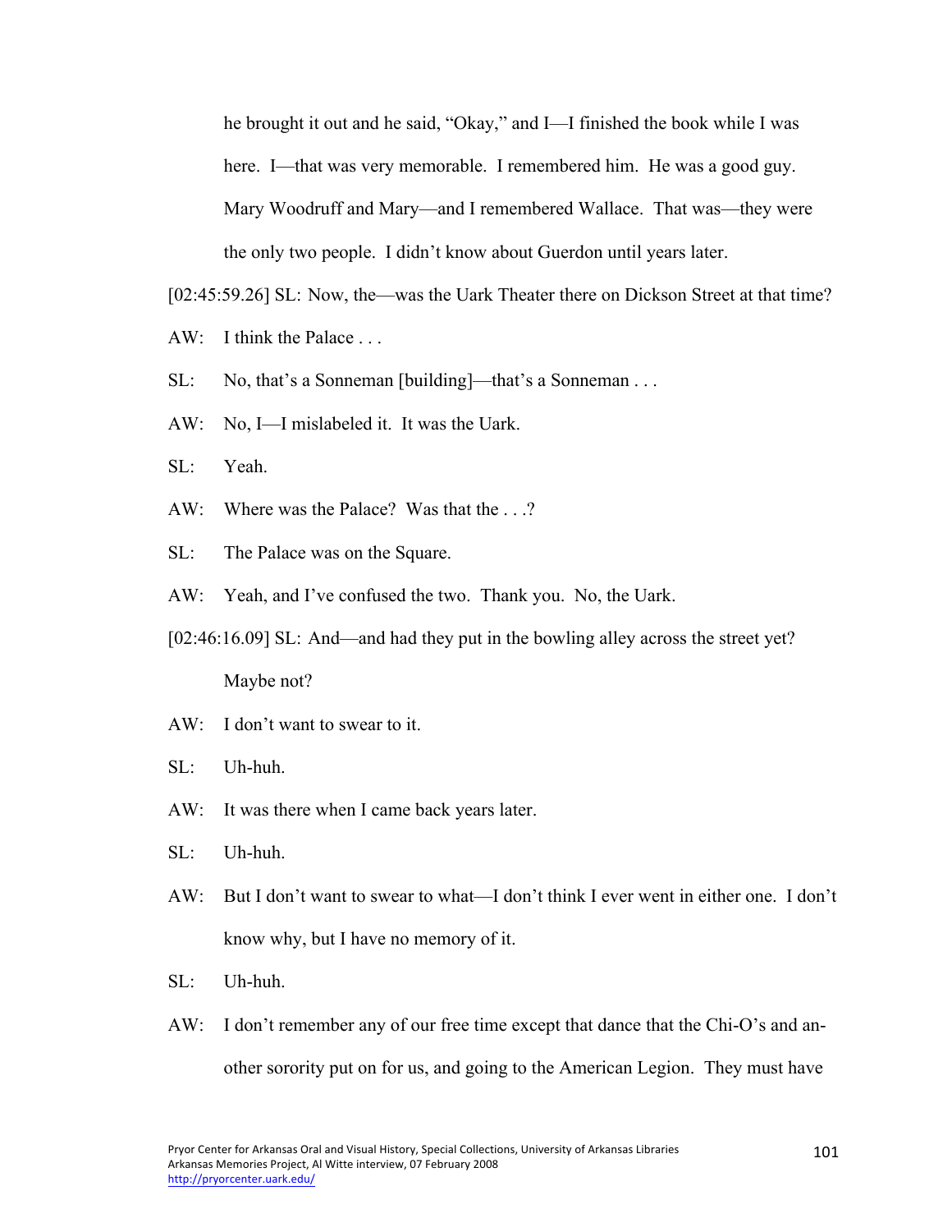he brought it out and he said, "Okay," and I—I finished the book while I was here. I—that was very memorable. I remembered him. He was a good guy. Mary Woodruff and Mary—and I remembered Wallace. That was—they were the only two people. I didn't know about Guerdon until years later.

[02:45:59.26] SL: Now, the—was the Uark Theater there on Dickson Street at that time?

AW: I think the Palace . . .

SL: No, that's a Sonneman [building]—that's a Sonneman . . .

AW: No, I—I mislabeled it. It was the Uark.

SL: Yeah.

AW: Where was the Palace? Was that the . . .?

SL: The Palace was on the Square.

AW: Yeah, and I've confused the two. Thank you. No, the Uark.

[02:46:16.09] SL: And—and had they put in the bowling alley across the street yet? Maybe not?

AW: I don't want to swear to it.

SL: Uh-huh.

AW: It was there when I came back years later.

SL: Uh-huh.

AW: But I don't want to swear to what—I don't think I ever went in either one. I don't know why, but I have no memory of it.

SL: Uh-huh.

AW: I don't remember any of our free time except that dance that the Chi-O's and another sorority put on for us, and going to the American Legion. They must have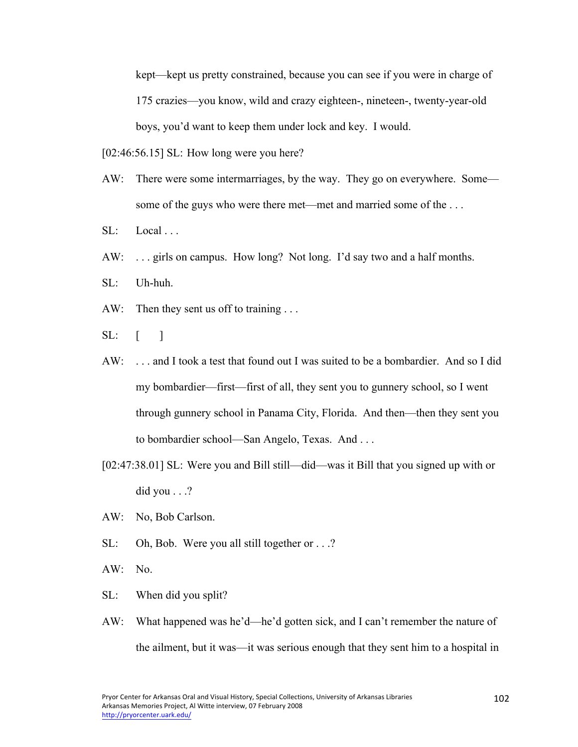kept—kept us pretty constrained, because you can see if you were in charge of 175 crazies—you know, wild and crazy eighteen-, nineteen-, twenty-year-old boys, you'd want to keep them under lock and key. I would.

[02:46:56.15] SL: How long were you here?

AW: There were some intermarriages, by the way. They go on everywhere. Some—some of the guys who were there met—met and married some of the . . .

SL: Local . . .

AW: . . . girls on campus. How long? Not long. I'd say two and a half months.

SL: Uh-huh.

AW: Then they sent us off to training . . .

SL: [ ]

AW: . . . and I took a test that found out I was suited to be a bombardier. And so I did my bombardier—first—first of all, they sent you to gunnery school, so I went through gunnery school in Panama City, Florida. And then—then they sent you to bombardier school—San Angelo, Texas. And . . .

[02:47:38.01] SL: Were you and Bill still—did—was it Bill that you signed up with or did you . . .?

AW: No, Bob Carlson.

SL: Oh, Bob. Were you all still together or . . .?

AW: No.

SL: When did you split?

AW: What happened was he'd—he'd gotten sick, and I can't remember the nature of the ailment, but it was—it was serious enough that they sent him to a hospital in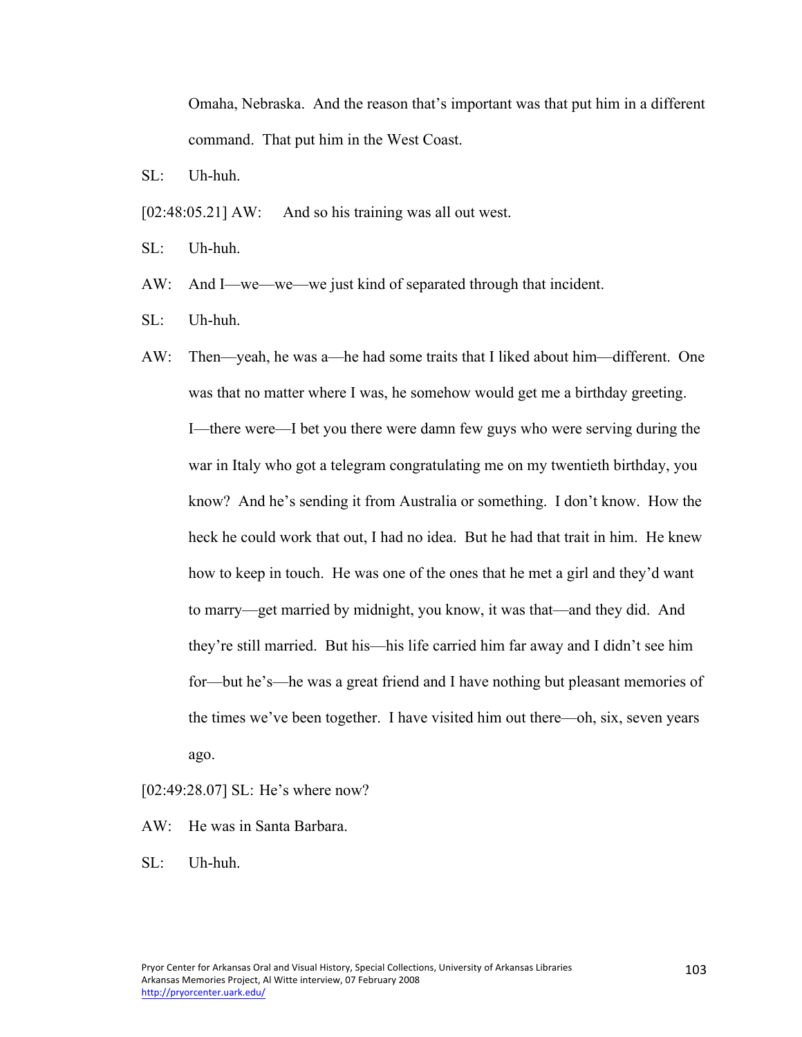Omaha, Nebraska. And the reason that's important was that put him in a different command. That put him in the West Coast.

SL: Uh-huh.

[02:48:05.21] AW: And so his training was all out west.

SL: Uh-huh.

AW: And I—we—we—we just kind of separated through that incident.

SL: Uh-huh.

AW: Then—yeah, he was a—he had some traits that I liked about him—different. One was that no matter where I was, he somehow would get me a birthday greeting. I—there were—I bet you there were damn few guys who were serving during the war in Italy who got a telegram congratulating me on my twentieth birthday, you know? And he's sending it from Australia or something. I don't know. How the heck he could work that out, I had no idea. But he had that trait in him. He knew how to keep in touch. He was one of the ones that he met a girl and they'd want to marry—get married by midnight, you know, it was that—and they did. And they're still married. But his—his life carried him far away and I didn't see him for—but he's—he was a great friend and I have nothing but pleasant memories of the times we've been together. I have visited him out there—oh, six, seven years ago.

[02:49:28.07] SL: He's where now?

AW: He was in Santa Barbara.

SL: Uh-huh.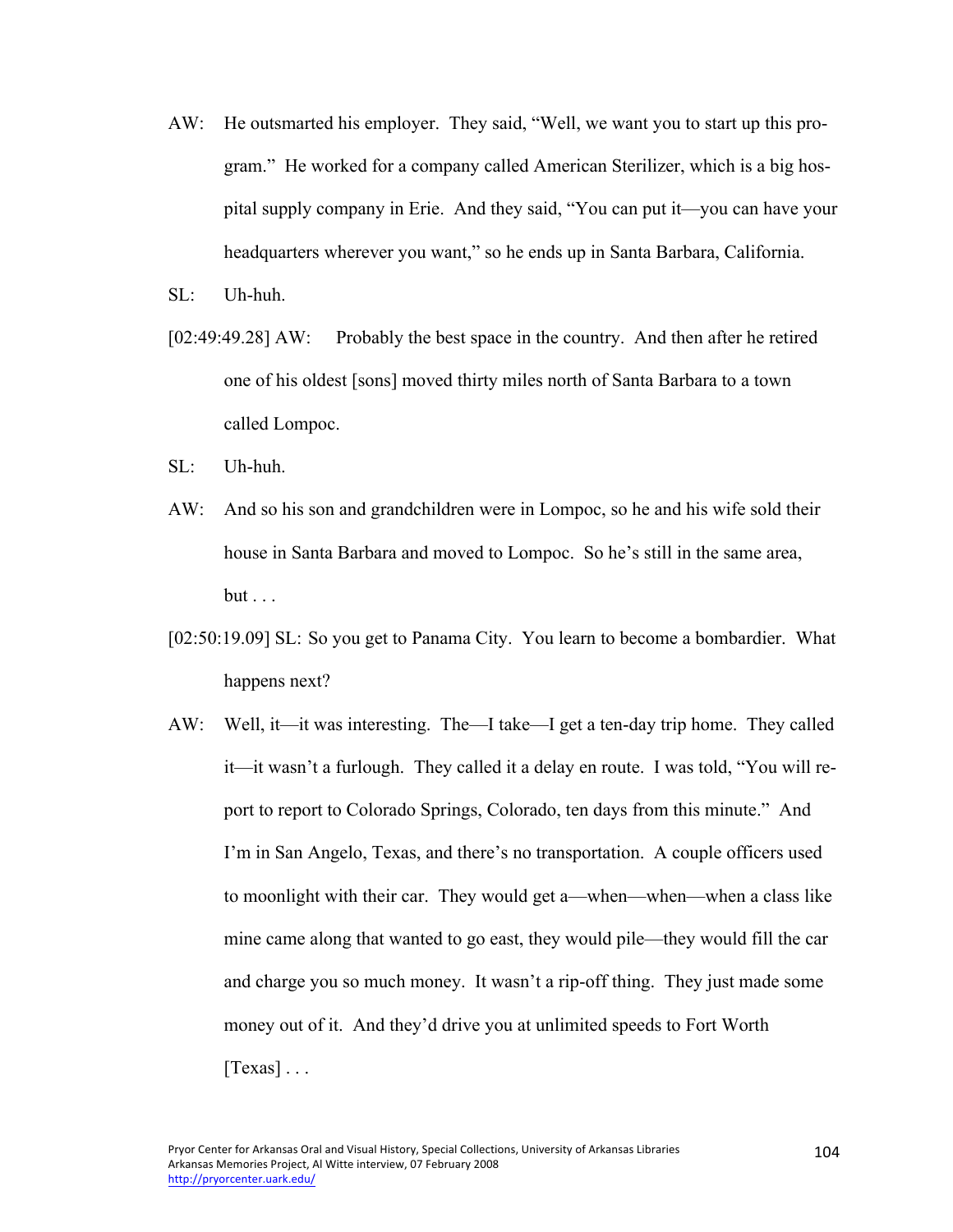AW: He outsmarted his employer. They said, "Well, we want you to start up this program." He worked for a company called American Sterilizer, which is a big hospital supply company in Erie. And they said, "You can put it—you can have your headquarters wherever you want," so he ends up in Santa Barbara, California.

SL: Uh-huh.

[02:49:49.28] AW: Probably the best space in the country. And then after he retired one of his oldest [sons] moved thirty miles north of Santa Barbara to a town called Lompoc.

SL: Uh-huh.

AW: And so his son and grandchildren were in Lompoc, so he and his wife sold their house in Santa Barbara and moved to Lompoc. So he's still in the same area, but . . .

[02:50:19.09] SL: So you get to Panama City. You learn to become a bombardier. What happens next?

AW: Well, it—it was interesting. The—I take—I get a ten-day trip home. They called it—it wasn't a furlough. They called it a delay en route. I was told, "You will report to report to Colorado Springs, Colorado, ten days from this minute." And I'm in San Angelo, Texas, and there's no transportation. A couple officers used to moonlight with their car. They would get a—when—when—when a class like mine came along that wanted to go east, they would pile—they would fill the car and charge you so much money. It wasn't a rip-off thing. They just made some money out of it. And they'd drive you at unlimited speeds to Fort Worth [Texas] . . .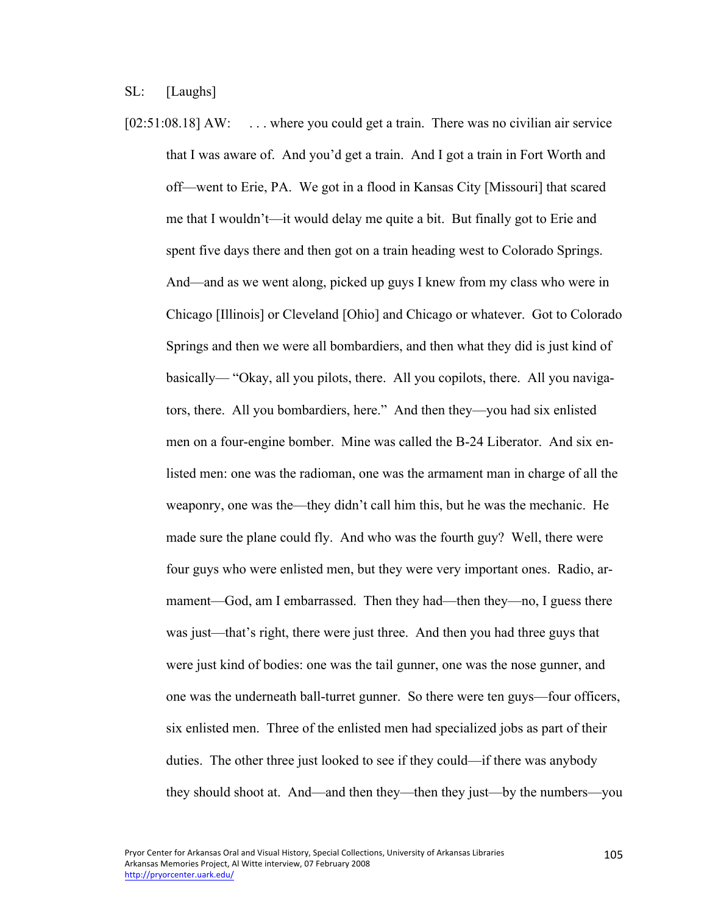SL: [Laughs]

[02:51:08.18] AW: . . . where you could get a train. There was no civilian air service that I was aware of. And you'd get a train. And I got a train in Fort Worth and off—went to Erie, PA. We got in a flood in Kansas City [Missouri] that scared me that I wouldn't—it would delay me quite a bit. But finally got to Erie and spent five days there and then got on a train heading west to Colorado Springs. And—and as we went along, picked up guys I knew from my class who were in Chicago [Illinois] or Cleveland [Ohio] and Chicago or whatever. Got to Colorado Springs and then we were all bombardiers, and then what they did is just kind of basically— "Okay, all you pilots, there. All you copilots, there. All you navigators, there. All you bombardiers, here." And then they—you had six enlisted men on a four-engine bomber. Mine was called the B-24 Liberator. And six enlisted men: one was the radioman, one was the armament man in charge of all the weaponry, one was the—they didn't call him this, but he was the mechanic. He made sure the plane could fly. And who was the fourth guy? Well, there were four guys who were enlisted men, but they were very important ones. Radio, armament—God, am I embarrassed. Then they had—then they—no, I guess there was just—that's right, there were just three. And then you had three guys that were just kind of bodies: one was the tail gunner, one was the nose gunner, and one was the underneath ball-turret gunner. So there were ten guys—four officers, six enlisted men. Three of the enlisted men had specialized jobs as part of their duties. The other three just looked to see if they could—if there was anybody they should shoot at. And—and then they—then they just—by the numbers—you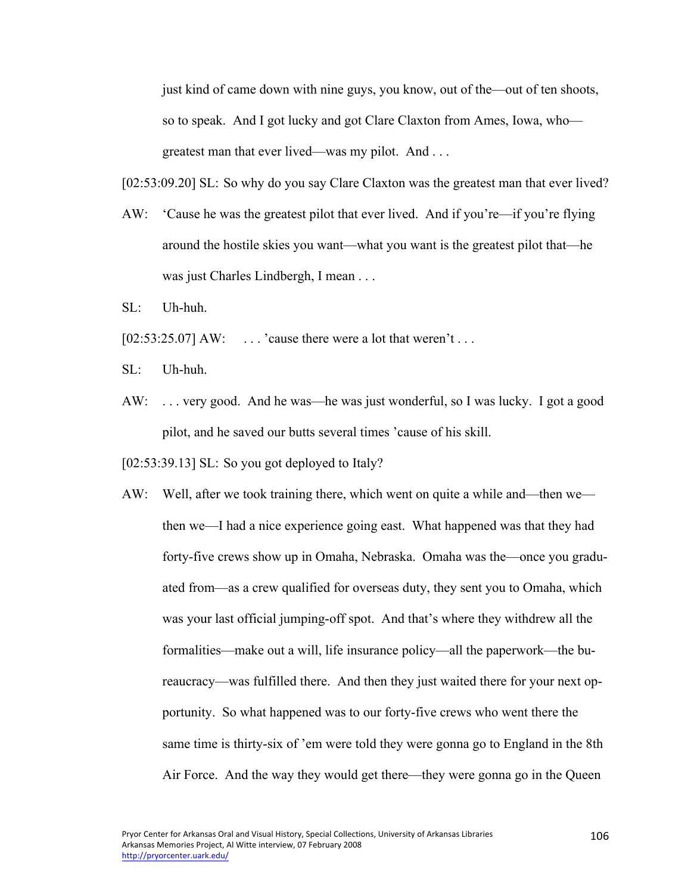just kind of came down with nine guys, you know, out of the—out of ten shoots, so to speak. And I got lucky and got Clare Claxton from Ames, Iowa, who—greatest man that ever lived—was my pilot. And . . .

[02:53:09.20] SL: So why do you say Clare Claxton was the greatest man that ever lived?

AW: 'Cause he was the greatest pilot that ever lived. And if you're—if you're flying around the hostile skies you want—what you want is the greatest pilot that—he was just Charles Lindbergh, I mean . . .

SL: Uh-huh.

[02:53:25.07] AW: . . . 'cause there were a lot that weren't . . .

SL: Uh-huh.

AW: . . . very good. And he was—he was just wonderful, so I was lucky. I got a good pilot, and he saved our butts several times 'cause of his skill.

[02:53:39.13] SL: So you got deployed to Italy?

AW: Well, after we took training there, which went on quite a while and—then we—then we—I had a nice experience going east. What happened was that they had forty-five crews show up in Omaha, Nebraska. Omaha was the—once you graduated from—as a crew qualified for overseas duty, they sent you to Omaha, which was your last official jumping-off spot. And that's where they withdrew all the formalities—make out a will, life insurance policy—all the paperwork—the bureaucracy—was fulfilled there. And then they just waited there for your next opportunity. So what happened was to our forty-five crews who went there the same time is thirty-six of 'em were told they were gonna go to England in the 8th Air Force. And the way they would get there—they were gonna go in the Queen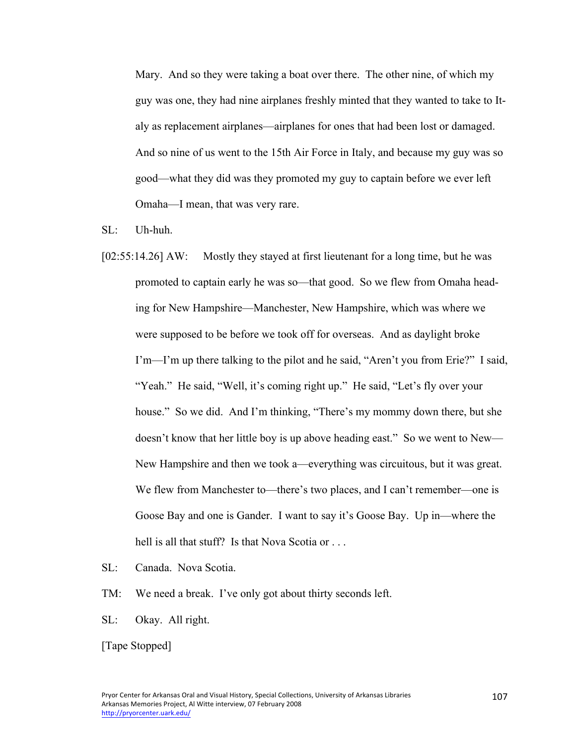Mary. And so they were taking a boat over there. The other nine, of which my guy was one, they had nine airplanes freshly minted that they wanted to take to Italy as replacement airplanes—airplanes for ones that had been lost or damaged. And so nine of us went to the 15th Air Force in Italy, and because my guy was so good—what they did was they promoted my guy to captain before we ever left Omaha—I mean, that was very rare.

SL: Uh-huh.

[02:55:14.26] AW: Mostly they stayed at first lieutenant for a long time, but he was promoted to captain early he was so—that good. So we flew from Omaha heading for New Hampshire—Manchester, New Hampshire, which was where we were supposed to be before we took off for overseas. And as daylight broke I'm—I'm up there talking to the pilot and he said, "Aren't you from Erie?" I said, "Yeah." He said, "Well, it's coming right up." He said, "Let's fly over your house." So we did. And I'm thinking, "There's my mommy down there, but she doesn't know that her little boy is up above heading east." So we went to New—New Hampshire and then we took a—everything was circuitous, but it was great. We flew from Manchester to—there's two places, and I can't remember—one is Goose Bay and one is Gander. I want to say it's Goose Bay. Up in—where the hell is all that stuff? Is that Nova Scotia or . . .

SL: Canada. Nova Scotia.

TM: We need a break. I've only got about thirty seconds left.

SL: Okay. All right.

[Tape Stopped]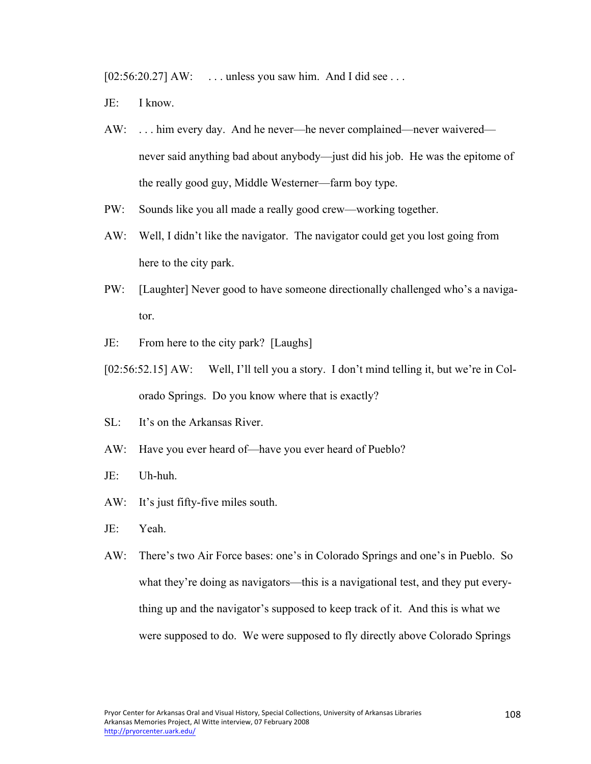[02:56:20.27] AW: . . . unless you saw him. And I did see . . .

JE: I know.

AW: . . . him every day. And he never—he never complained—never waivered—never said anything bad about anybody—just did his job. He was the epitome of the really good guy, Middle Westerner—farm boy type.

PW: Sounds like you all made a really good crew—working together.

AW: Well, I didn't like the navigator. The navigator could get you lost going from here to the city park.

PW: [Laughter] Never good to have someone directionally challenged who's a navigator.

JE: From here to the city park? [Laughs]

[02:56:52.15] AW: Well, I'll tell you a story. I don't mind telling it, but we're in Colorado Springs. Do you know where that is exactly?

SL: It's on the Arkansas River.

AW: Have you ever heard of—have you ever heard of Pueblo?

JE: Uh-huh.

AW: It's just fifty-five miles south.

JE: Yeah.

AW: There's two Air Force bases: one's in Colorado Springs and one's in Pueblo. So what they're doing as navigators—this is a navigational test, and they put everything up and the navigator's supposed to keep track of it. And this is what we were supposed to do. We were supposed to fly directly above Colorado Springs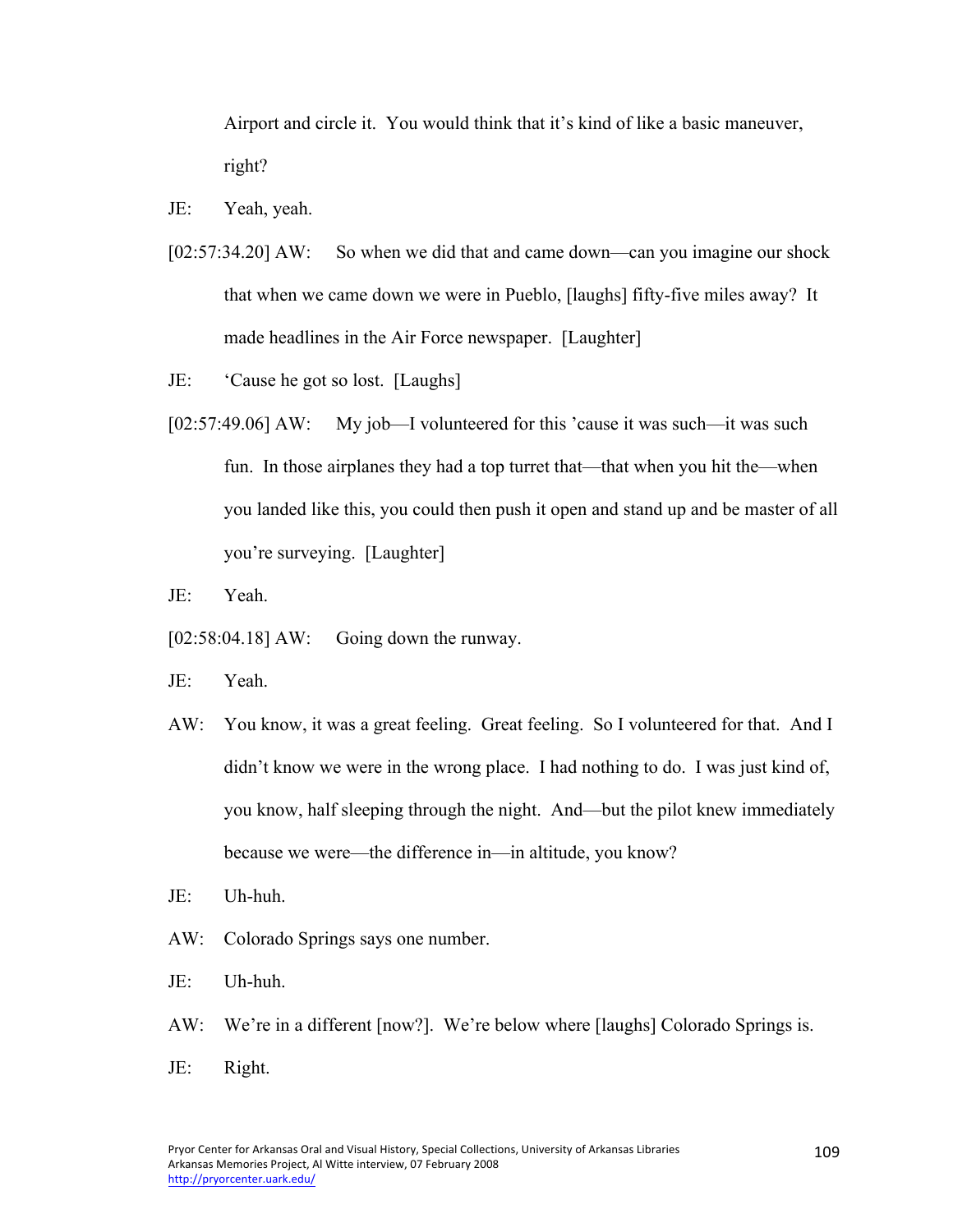Airport and circle it. You would think that it's kind of like a basic maneuver, right?

JE: Yeah, yeah.

[02:57:34.20] AW: So when we did that and came down—can you imagine our shock that when we came down we were in Pueblo, [laughs] fifty-five miles away? It made headlines in the Air Force newspaper. [Laughter]

JE: 'Cause he got so lost. [Laughs]

[02:57:49.06] AW: My job—I volunteered for this 'cause it was such—it was such fun. In those airplanes they had a top turret that—that when you hit the—when you landed like this, you could then push it open and stand up and be master of all you're surveying. [Laughter]

JE: Yeah.

[02:58:04.18] AW: Going down the runway.

JE: Yeah.

AW: You know, it was a great feeling. Great feeling. So I volunteered for that. And I didn't know we were in the wrong place. I had nothing to do. I was just kind of, you know, half sleeping through the night. And—but the pilot knew immediately because we were—the difference in—in altitude, you know?

JE: Uh-huh.

AW: Colorado Springs says one number.

JE: Uh-huh.

AW: We're in a different [now?]. We're below where [laughs] Colorado Springs is.

JE: Right.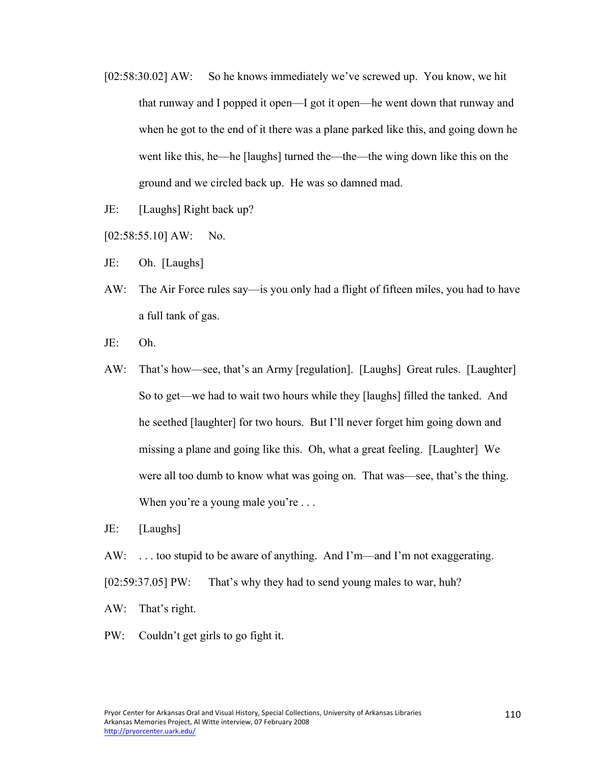[02:58:30.02] AW: So he knows immediately we've screwed up. You know, we hit that runway and I popped it open—I got it open—he went down that runway and when he got to the end of it there was a plane parked like this, and going down he went like this, he—he [laughs] turned the—the—the wing down like this on the ground and we circled back up. He was so damned mad.

JE: [Laughs] Right back up?

[02:58:55.10] AW: No.

JE: Oh. [Laughs]

AW: The Air Force rules say—is you only had a flight of fifteen miles, you had to have a full tank of gas.

JE: Oh.

AW: That's how—see, that's an Army [regulation]. [Laughs] Great rules. [Laughter] So to get—we had to wait two hours while they [laughs] filled the tanked. And he seethed [laughter] for two hours. But I'll never forget him going down and missing a plane and going like this. Oh, what a great feeling. [Laughter] We were all too dumb to know what was going on. That was—see, that's the thing. When you're a young male you're . . .

JE: [Laughs]

AW: . . . too stupid to be aware of anything. And I'm—and I'm not exaggerating.

[02:59:37.05] PW: That's why they had to send young males to war, huh?

AW: That's right.

PW: Couldn't get girls to go fight it.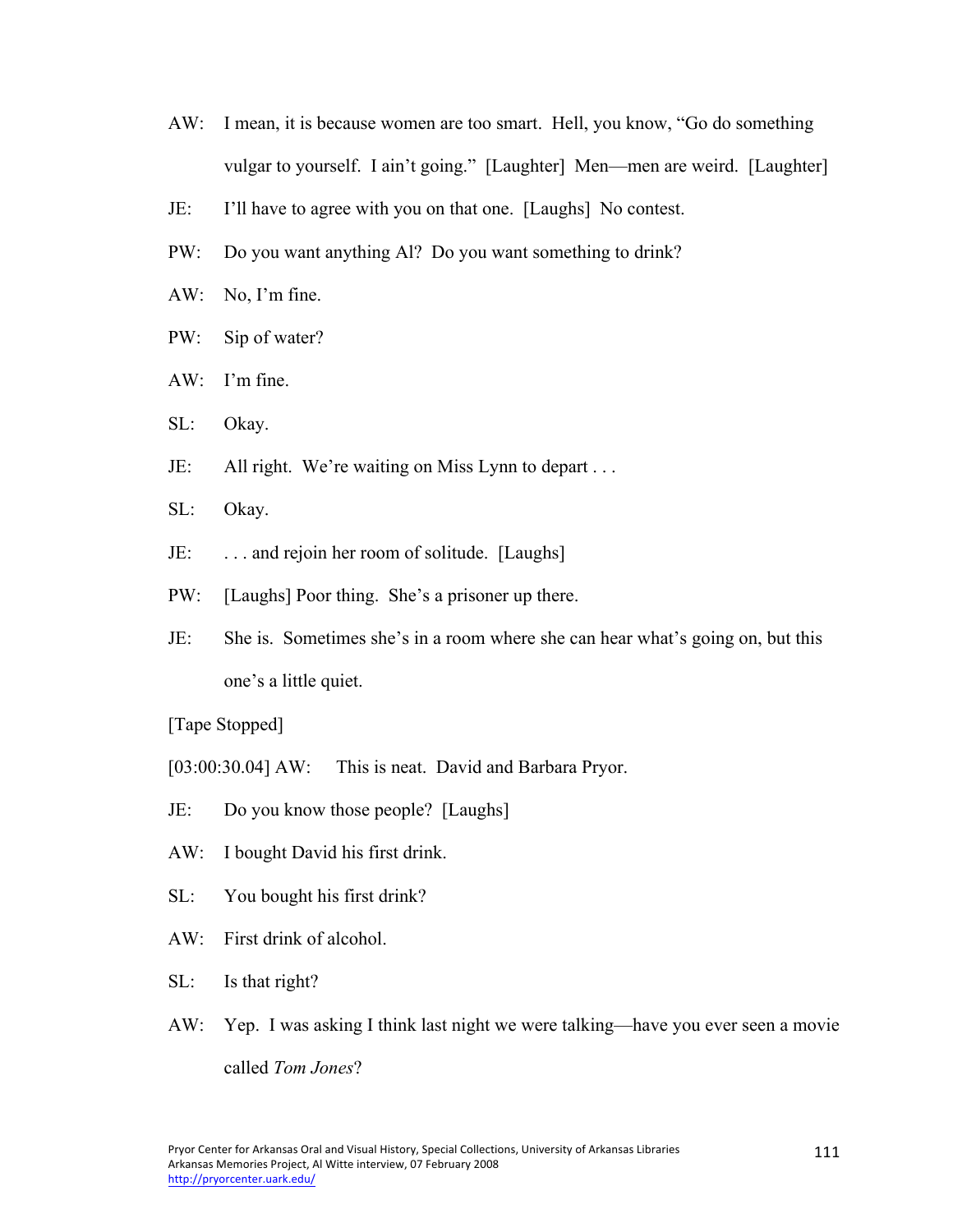AW: I mean, it is because women are too smart. Hell, you know, "Go do something vulgar to yourself. I ain't going." [Laughter] Men—men are weird. [Laughter]

JE: I'll have to agree with you on that one. [Laughs] No contest.

PW: Do you want anything Al? Do you want something to drink?

AW: No, I'm fine.

PW: Sip of water?

AW: I'm fine.

SL: Okay.

JE: All right. We're waiting on Miss Lynn to depart . . .

SL: Okay.

JE: . . . and rejoin her room of solitude. [Laughs]

PW: [Laughs] Poor thing. She's a prisoner up there.

JE: She is. Sometimes she's in a room where she can hear what's going on, but this one's a little quiet.

[Tape Stopped]

[03:00:30.04] AW: This is neat. David and Barbara Pryor.

JE: Do you know those people? [Laughs]

AW: I bought David his first drink.

SL: You bought his first drink?

AW: First drink of alcohol.

SL: Is that right?

AW: Yep. I was asking I think last night we were talking—have you ever seen a movie called *Tom Jones*?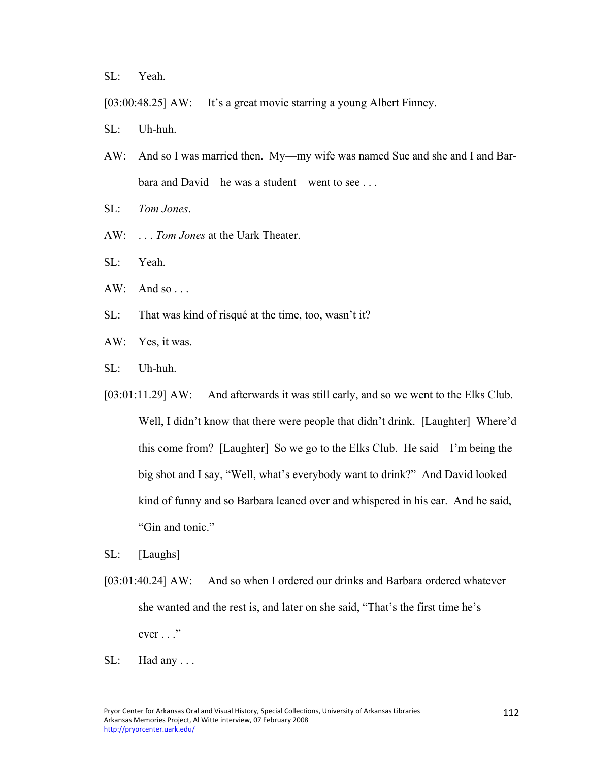SL: Yeah.

[03:00:48.25] AW: It's a great movie starring a young Albert Finney.

SL: Uh-huh.

AW: And so I was married then. My—my wife was named Sue and she and I and Barbara and David—he was a student—went to see . . .

SL: *Tom Jones*.

AW: . . . *Tom Jones* at the Uark Theater.

SL: Yeah.

AW: And so . . .

SL: That was kind of risqué at the time, too, wasn't it?

AW: Yes, it was.

SL: Uh-huh.

[03:01:11.29] AW: And afterwards it was still early, and so we went to the Elks Club. Well, I didn't know that there were people that didn't drink. [Laughter] Where'd this come from? [Laughter] So we go to the Elks Club. He said—I'm being the big shot and I say, "Well, what's everybody want to drink?" And David looked kind of funny and so Barbara leaned over and whispered in his ear. And he said, "Gin and tonic."

SL: [Laughs]

[03:01:40.24] AW: And so when I ordered our drinks and Barbara ordered whatever she wanted and the rest is, and later on she said, "That's the first time he's ever . . ."

SL: Had any . . .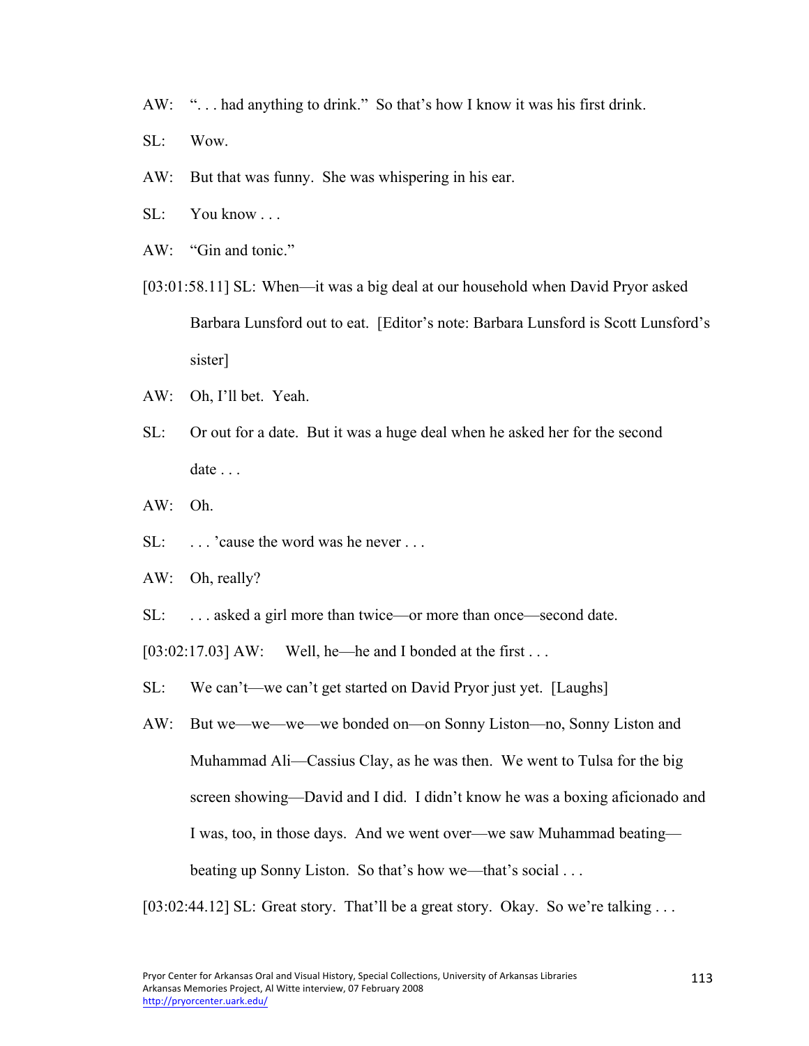AW: ". . . had anything to drink." So that's how I know it was his first drink.

SL: Wow.

AW: But that was funny. She was whispering in his ear.

SL: You know . . .

AW: "Gin and tonic."

[03:01:58.11] SL: When—it was a big deal at our household when David Pryor asked Barbara Lunsford out to eat. [Editor's note: Barbara Lunsford is Scott Lunsford's sister]

AW: Oh, I'll bet. Yeah.

SL: Or out for a date. But it was a huge deal when he asked her for the second date . . .

AW: Oh.

SL: . . . 'cause the word was he never . . .

AW: Oh, really?

SL: . . . asked a girl more than twice—or more than once—second date.

[03:02:17.03] AW: Well, he—he and I bonded at the first . . .

SL: We can't—we can't get started on David Pryor just yet. [Laughs]

AW: But we—we—we—we bonded on—on Sonny Liston—no, Sonny Liston and Muhammad Ali—Cassius Clay, as he was then. We went to Tulsa for the big screen showing—David and I did. I didn't know he was a boxing aficionado and I was, too, in those days. And we went over—we saw Muhammad beating—beating up Sonny Liston. So that's how we—that's social . . .

[03:02:44.12] SL: Great story. That'll be a great story. Okay. So we're talking . . .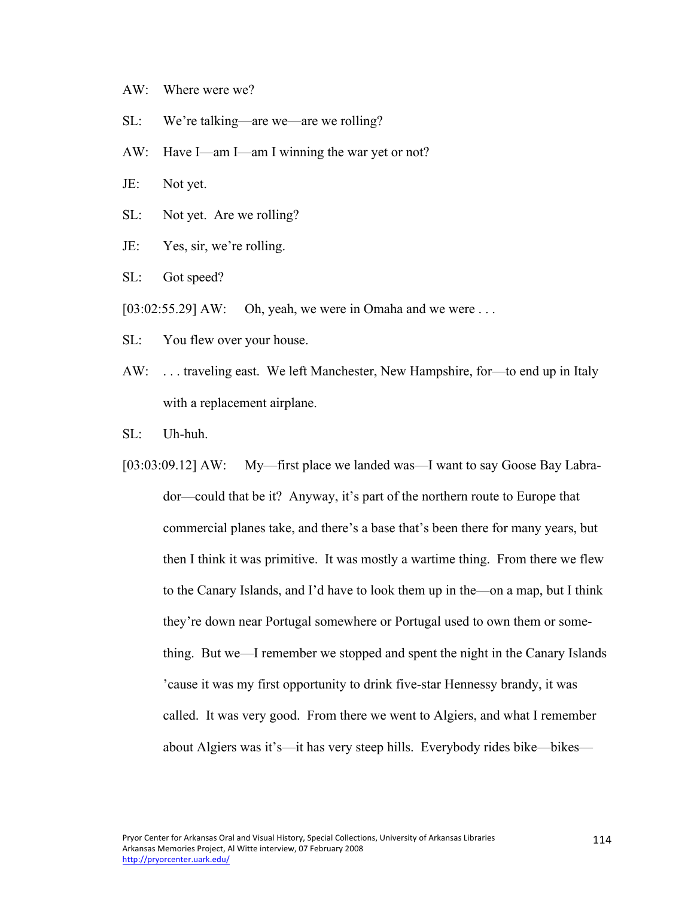AW: Where were we?

SL: We're talking—are we—are we rolling?

AW: Have I—am I—am I winning the war yet or not?

JE: Not yet.

SL: Not yet. Are we rolling?

JE: Yes, sir, we're rolling.

SL: Got speed?

[03:02:55.29] AW: Oh, yeah, we were in Omaha and we were . . .

SL: You flew over your house.

AW: . . . traveling east. We left Manchester, New Hampshire, for—to end up in Italy with a replacement airplane.

SL: Uh-huh.

[03:03:09.12] AW: My—first place we landed was—I want to say Goose Bay Labrador—could that be it? Anyway, it's part of the northern route to Europe that commercial planes take, and there's a base that's been there for many years, but then I think it was primitive. It was mostly a wartime thing. From there we flew to the Canary Islands, and I'd have to look them up in the—on a map, but I think they're down near Portugal somewhere or Portugal used to own them or something. But we—I remember we stopped and spent the night in the Canary Islands 'cause it was my first opportunity to drink five-star Hennessy brandy, it was called. It was very good. From there we went to Algiers, and what I remember about Algiers was it's—it has very steep hills. Everybody rides bike—bikes—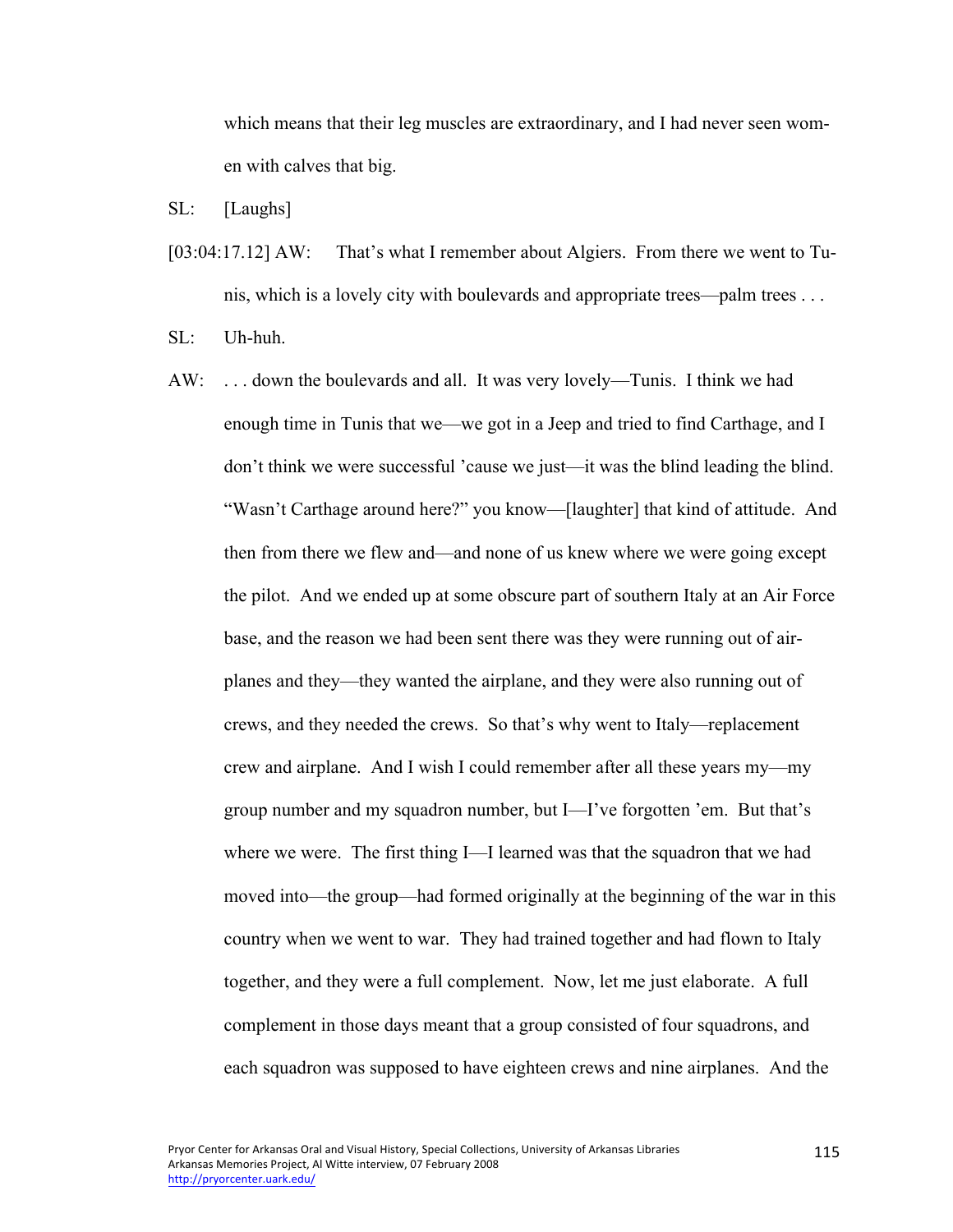which means that their leg muscles are extraordinary, and I had never seen women with calves that big.

SL: [Laughs]

[03:04:17.12] AW: That's what I remember about Algiers. From there we went to Tunis, which is a lovely city with boulevards and appropriate trees—palm trees . . .

SL: Uh-huh.

AW: . . . down the boulevards and all. It was very lovely—Tunis. I think we had enough time in Tunis that we—we got in a Jeep and tried to find Carthage, and I don't think we were successful 'cause we just—it was the blind leading the blind. "Wasn't Carthage around here?" you know—[laughter] that kind of attitude. And then from there we flew and—and none of us knew where we were going except the pilot. And we ended up at some obscure part of southern Italy at an Air Force base, and the reason we had been sent there was they were running out of airplanes and they—they wanted the airplane, and they were also running out of crews, and they needed the crews. So that's why went to Italy—replacement crew and airplane. And I wish I could remember after all these years my—my group number and my squadron number, but I—I've forgotten 'em. But that's where we were. The first thing I—I learned was that the squadron that we had moved into—the group—had formed originally at the beginning of the war in this country when we went to war. They had trained together and had flown to Italy together, and they were a full complement. Now, let me just elaborate. A full complement in those days meant that a group consisted of four squadrons, and each squadron was supposed to have eighteen crews and nine airplanes. And the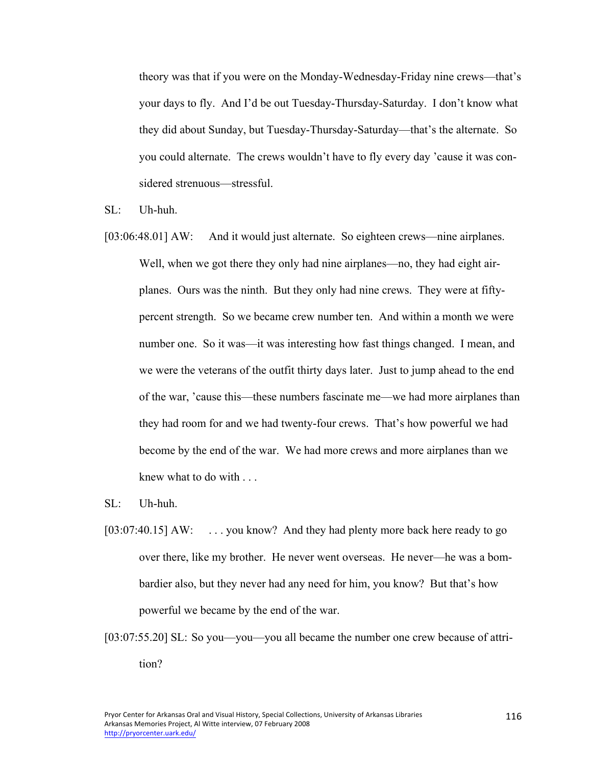theory was that if you were on the Monday-Wednesday-Friday nine crews—that's your days to fly. And I'd be out Tuesday-Thursday-Saturday. I don't know what they did about Sunday, but Tuesday-Thursday-Saturday—that's the alternate. So you could alternate. The crews wouldn't have to fly every day 'cause it was considered strenuous—stressful.

SL: Uh-huh.

[03:06:48.01] AW: And it would just alternate. So eighteen crews—nine airplanes. Well, when we got there they only had nine airplanes—no, they had eight airplanes. Ours was the ninth. But they only had nine crews. They were at fifty-percent strength. So we became crew number ten. And within a month we were number one. So it was—it was interesting how fast things changed. I mean, and we were the veterans of the outfit thirty days later. Just to jump ahead to the end of the war, 'cause this—these numbers fascinate me—we had more airplanes than they had room for and we had twenty-four crews. That's how powerful we had become by the end of the war. We had more crews and more airplanes than we knew what to do with . . .

SL: Uh-huh.

[03:07:40.15] AW: . . . you know? And they had plenty more back here ready to go over there, like my brother. He never went overseas. He never—he was a bombardier also, but they never had any need for him, you know? But that's how powerful we became by the end of the war.

[03:07:55.20] SL: So you—you—you all became the number one crew because of attrition?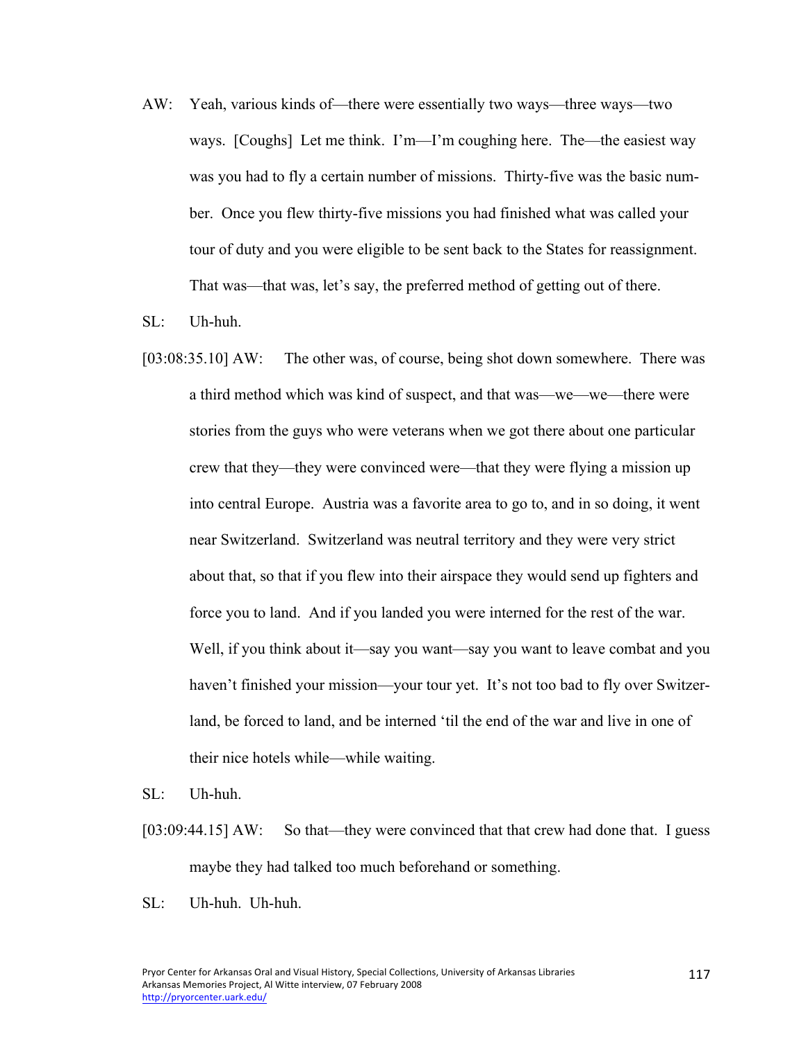AW: Yeah, various kinds of—there were essentially two ways—three ways—two ways. [Coughs] Let me think. I'm—I'm coughing here. The—the easiest way was you had to fly a certain number of missions. Thirty-five was the basic number. Once you flew thirty-five missions you had finished what was called your tour of duty and you were eligible to be sent back to the States for reassignment. That was—that was, let's say, the preferred method of getting out of there.

SL: Uh-huh.

[03:08:35.10] AW: The other was, of course, being shot down somewhere. There was a third method which was kind of suspect, and that was—we—we—there were stories from the guys who were veterans when we got there about one particular crew that they—they were convinced were—that they were flying a mission up into central Europe. Austria was a favorite area to go to, and in so doing, it went near Switzerland. Switzerland was neutral territory and they were very strict about that, so that if you flew into their airspace they would send up fighters and force you to land. And if you landed you were interned for the rest of the war. Well, if you think about it—say you want—say you want to leave combat and you haven't finished your mission—your tour yet. It's not too bad to fly over Switzerland, be forced to land, and be interned 'til the end of the war and live in one of their nice hotels while—while waiting.

SL: Uh-huh.

[03:09:44.15] AW: So that—they were convinced that that crew had done that. I guess maybe they had talked too much beforehand or something.

SL: Uh-huh. Uh-huh.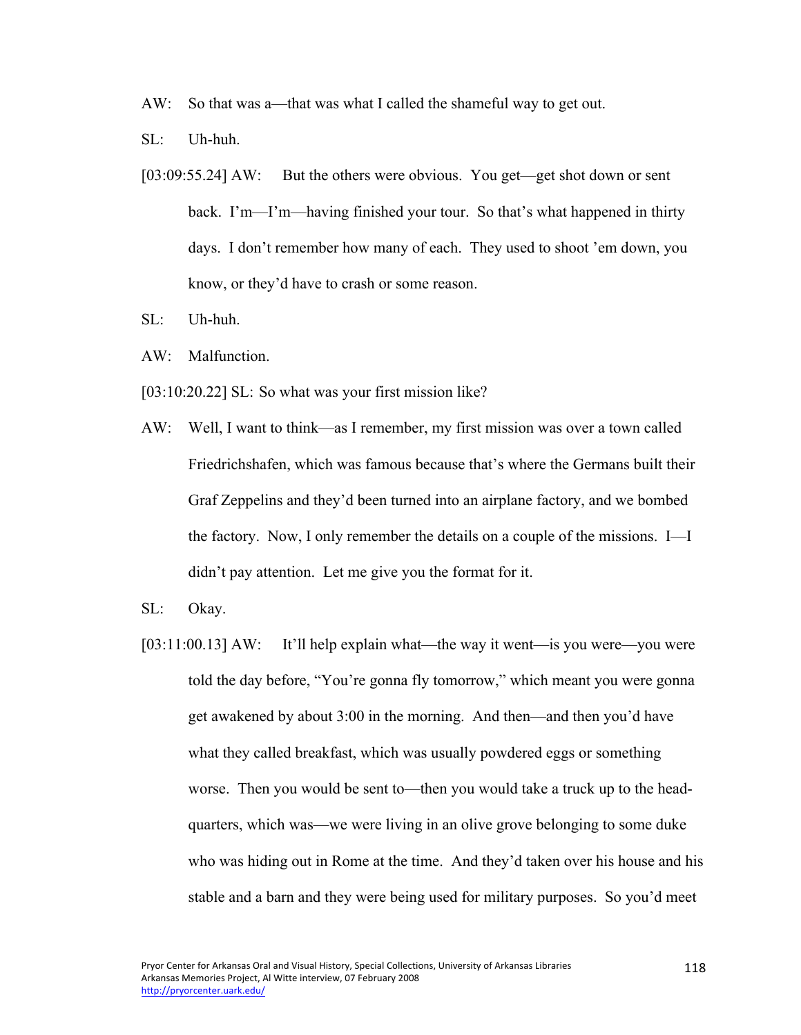AW: So that was a—that was what I called the shameful way to get out.

SL: Uh-huh.

[03:09:55.24] AW: But the others were obvious. You get—get shot down or sent back. I'm—I'm—having finished your tour. So that's what happened in thirty days. I don't remember how many of each. They used to shoot 'em down, you know, or they'd have to crash or some reason.

SL: Uh-huh.

AW: Malfunction.

[03:10:20.22] SL: So what was your first mission like?

AW: Well, I want to think—as I remember, my first mission was over a town called Friedrichshafen, which was famous because that's where the Germans built their Graf Zeppelins and they'd been turned into an airplane factory, and we bombed the factory. Now, I only remember the details on a couple of the missions. I—I didn't pay attention. Let me give you the format for it.

SL: Okay.

[03:11:00.13] AW: It'll help explain what—the way it went—is you were—you were told the day before, "You're gonna fly tomorrow," which meant you were gonna get awakened by about 3:00 in the morning. And then—and then you'd have what they called breakfast, which was usually powdered eggs or something worse. Then you would be sent to—then you would take a truck up to the head-quarters, which was—we were living in an olive grove belonging to some duke who was hiding out in Rome at the time. And they'd taken over his house and his stable and a barn and they were being used for military purposes. So you'd meet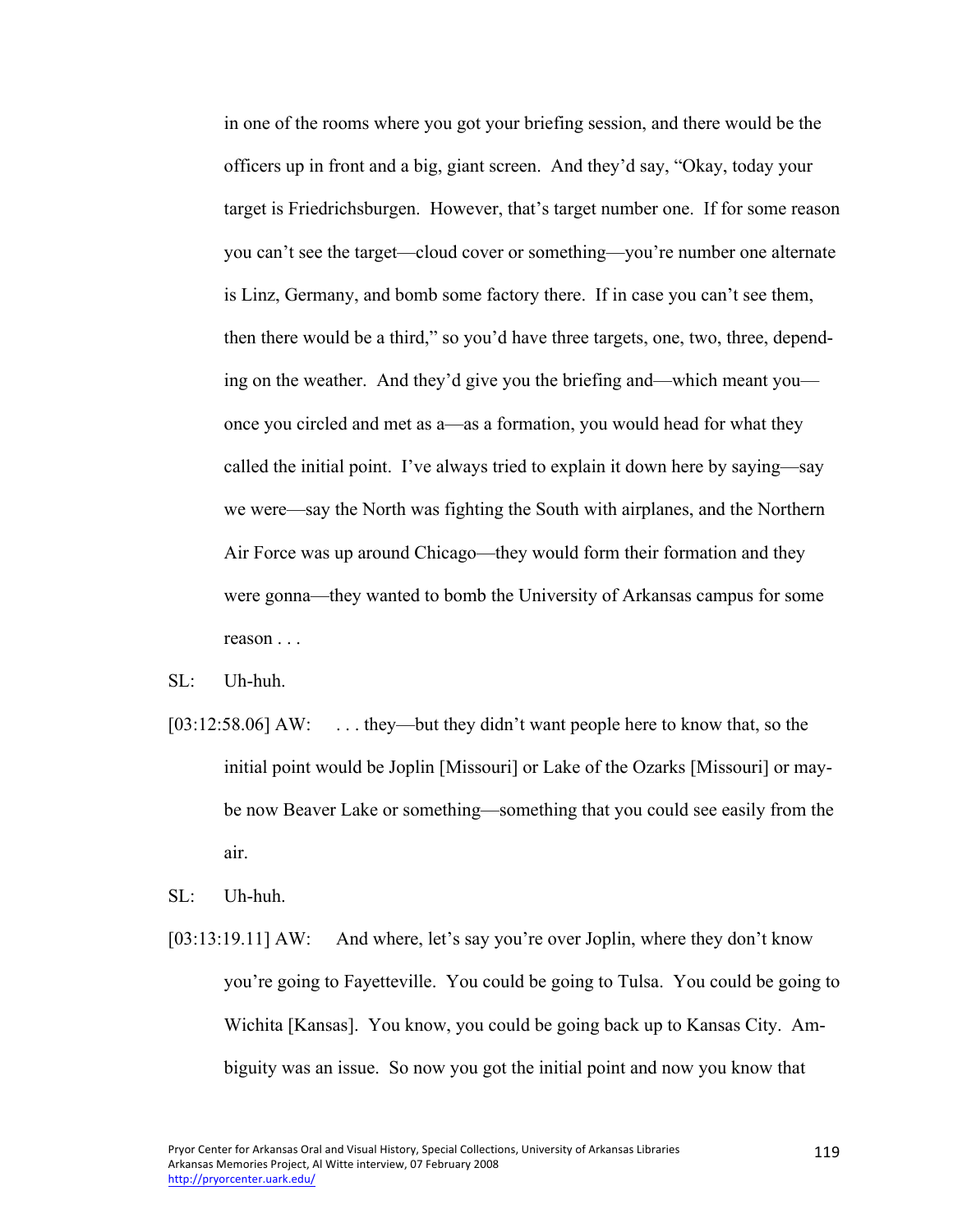in one of the rooms where you got your briefing session, and there would be the officers up in front and a big, giant screen. And they'd say, "Okay, today your target is Friedrichsburgen. However, that's target number one. If for some reason you can't see the target—cloud cover or something—you're number one alternate is Linz, Germany, and bomb some factory there. If in case you can't see them, then there would be a third," so you'd have three targets, one, two, three, depending on the weather. And they'd give you the briefing and—which meant you—once you circled and met as a—as a formation, you would head for what they called the initial point. I've always tried to explain it down here by saying—say we were—say the North was fighting the South with airplanes, and the Northern Air Force was up around Chicago—they would form their formation and they were gonna—they wanted to bomb the University of Arkansas campus for some reason . . .

SL: Uh-huh.

[03:12:58.06] AW: . . . they—but they didn't want people here to know that, so the initial point would be Joplin [Missouri] or Lake of the Ozarks [Missouri] or maybe now Beaver Lake or something—something that you could see easily from the air.

SL: Uh-huh.

[03:13:19.11] AW: And where, let's say you're over Joplin, where they don't know you're going to Fayetteville. You could be going to Tulsa. You could be going to Wichita [Kansas]. You know, you could be going back up to Kansas City. Ambiguity was an issue. So now you got the initial point and now you know that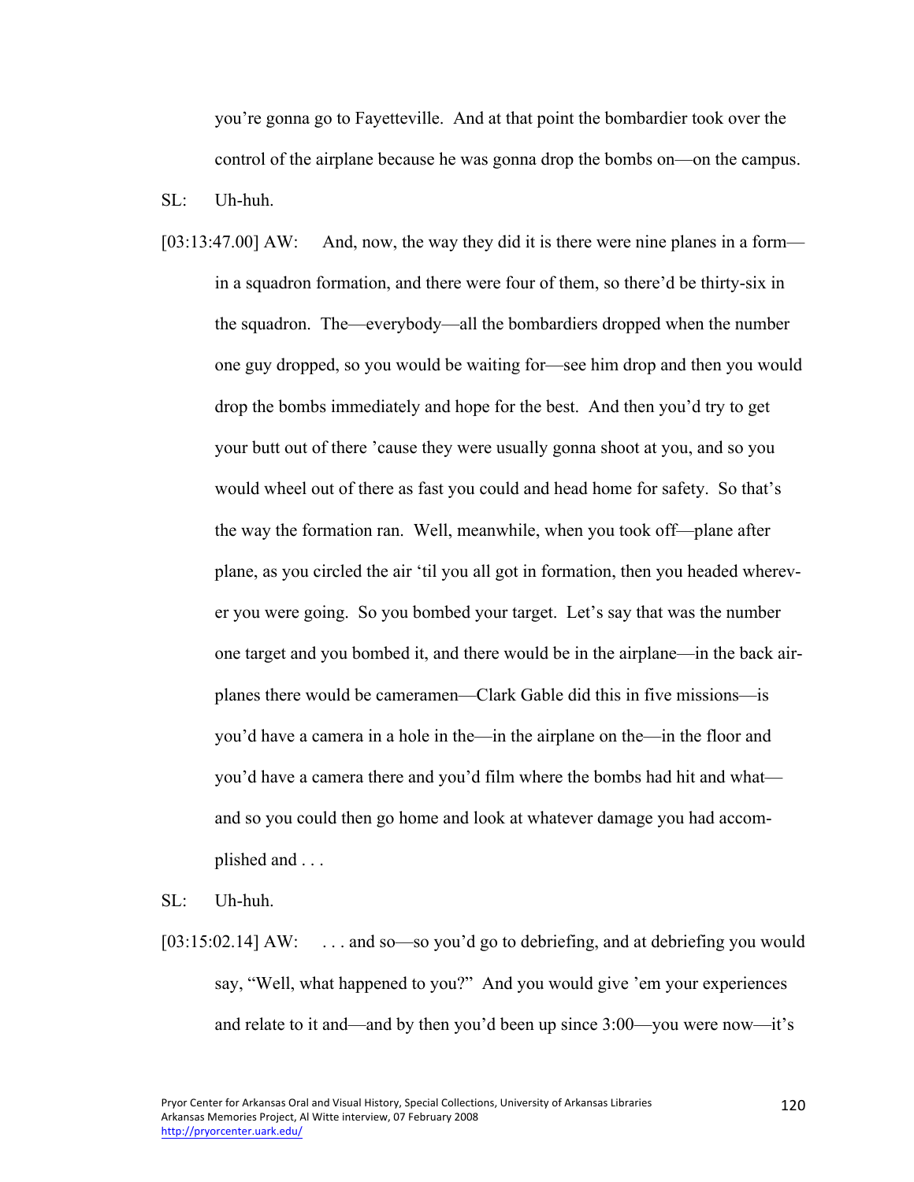you're gonna go to Fayetteville. And at that point the bombardier took over the control of the airplane because he was gonna drop the bombs on—on the campus.

SL: Uh-huh.

[03:13:47.00] AW: And, now, the way they did it is there were nine planes in a form—in a squadron formation, and there were four of them, so there'd be thirty-six in the squadron. The—everybody—all the bombardiers dropped when the number one guy dropped, so you would be waiting for—see him drop and then you would drop the bombs immediately and hope for the best. And then you'd try to get your butt out of there 'cause they were usually gonna shoot at you, and so you would wheel out of there as fast you could and head home for safety. So that's the way the formation ran. Well, meanwhile, when you took off—plane after plane, as you circled the air 'til you all got in formation, then you headed wherever you were going. So you bombed your target. Let's say that was the number one target and you bombed it, and there would be in the airplane—in the back airplanes there would be cameramen—Clark Gable did this in five missions—is you'd have a camera in a hole in the—in the airplane on the—in the floor and you'd have a camera there and you'd film where the bombs had hit and what—and so you could then go home and look at whatever damage you had accomplished and . . .

SL: Uh-huh.

[03:15:02.14] AW: . . . and so—so you'd go to debriefing, and at debriefing you would say, "Well, what happened to you?" And you would give 'em your experiences and relate to it and—and by then you'd been up since 3:00—you were now—it's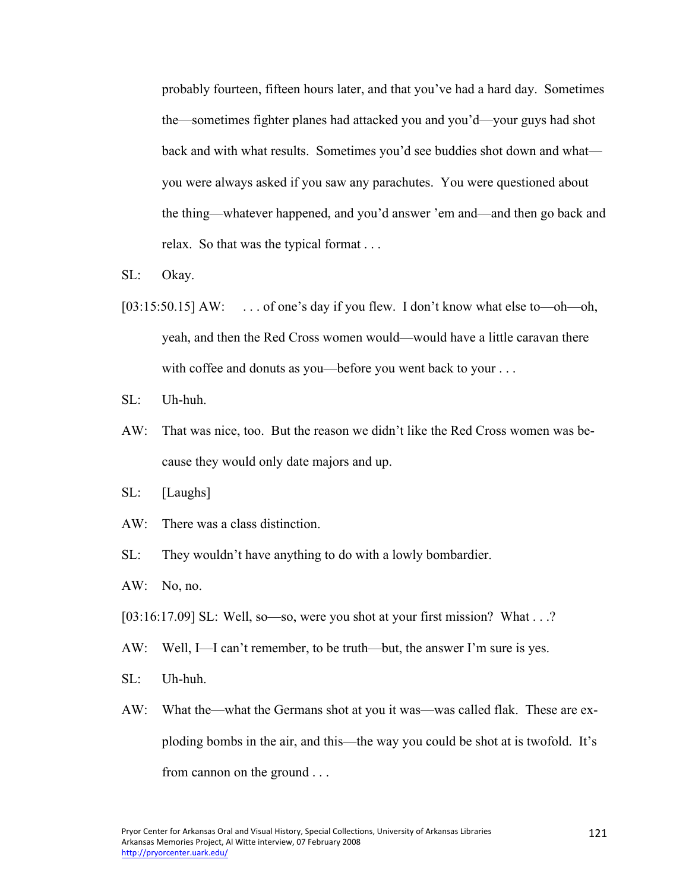probably fourteen, fifteen hours later, and that you've had a hard day. Sometimes the—sometimes fighter planes had attacked you and you'd—your guys had shot back and with what results. Sometimes you'd see buddies shot down and what—you were always asked if you saw any parachutes. You were questioned about the thing—whatever happened, and you'd answer 'em and—and then go back and relax. So that was the typical format . . .

SL: Okay.

[03:15:50.15] AW: . . . of one's day if you flew. I don't know what else to—oh—oh, yeah, and then the Red Cross women would—would have a little caravan there with coffee and donuts as you—before you went back to your . . .

SL: Uh-huh.

AW: That was nice, too. But the reason we didn't like the Red Cross women was because they would only date majors and up.

SL: [Laughs]

AW: There was a class distinction.

SL: They wouldn't have anything to do with a lowly bombardier.

AW: No, no.

[03:16:17.09] SL: Well, so—so, were you shot at your first mission? What . . .?

AW: Well, I—I can't remember, to be truth—but, the answer I'm sure is yes.

SL: Uh-huh.

AW: What the—what the Germans shot at you it was—was called flak. These are exploding bombs in the air, and this—the way you could be shot at is twofold. It's from cannon on the ground . . .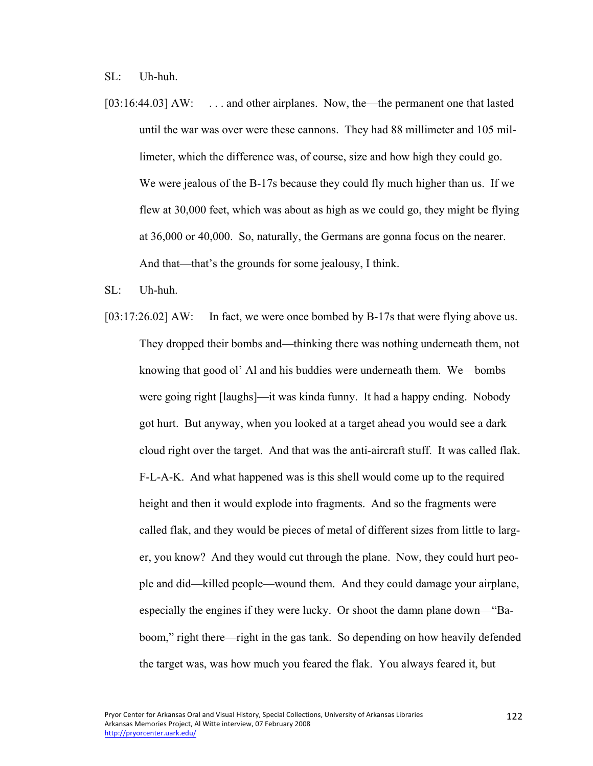SL: Uh-huh.

[03:16:44.03] AW: . . . and other airplanes. Now, the—the permanent one that lasted until the war was over were these cannons. They had 88 millimeter and 105 millimeter, which the difference was, of course, size and how high they could go. We were jealous of the B-17s because they could fly much higher than us. If we flew at 30,000 feet, which was about as high as we could go, they might be flying at 36,000 or 40,000. So, naturally, the Germans are gonna focus on the nearer. And that—that's the grounds for some jealousy, I think.

SL: Uh-huh.

[03:17:26.02] AW: In fact, we were once bombed by B-17s that were flying above us. They dropped their bombs and—thinking there was nothing underneath them, not knowing that good ol' Al and his buddies were underneath them. We—bombs were going right [laughs]—it was kinda funny. It had a happy ending. Nobody got hurt. But anyway, when you looked at a target ahead you would see a dark cloud right over the target. And that was the anti-aircraft stuff. It was called flak. F-L-A-K. And what happened was is this shell would come up to the required height and then it would explode into fragments. And so the fragments were called flak, and they would be pieces of metal of different sizes from little to larger, you know? And they would cut through the plane. Now, they could hurt people and did—killed people—wound them. And they could damage your airplane, especially the engines if they were lucky. Or shoot the damn plane down—"Baboom," right there—right in the gas tank. So depending on how heavily defended the target was, was how much you feared the flak. You always feared it, but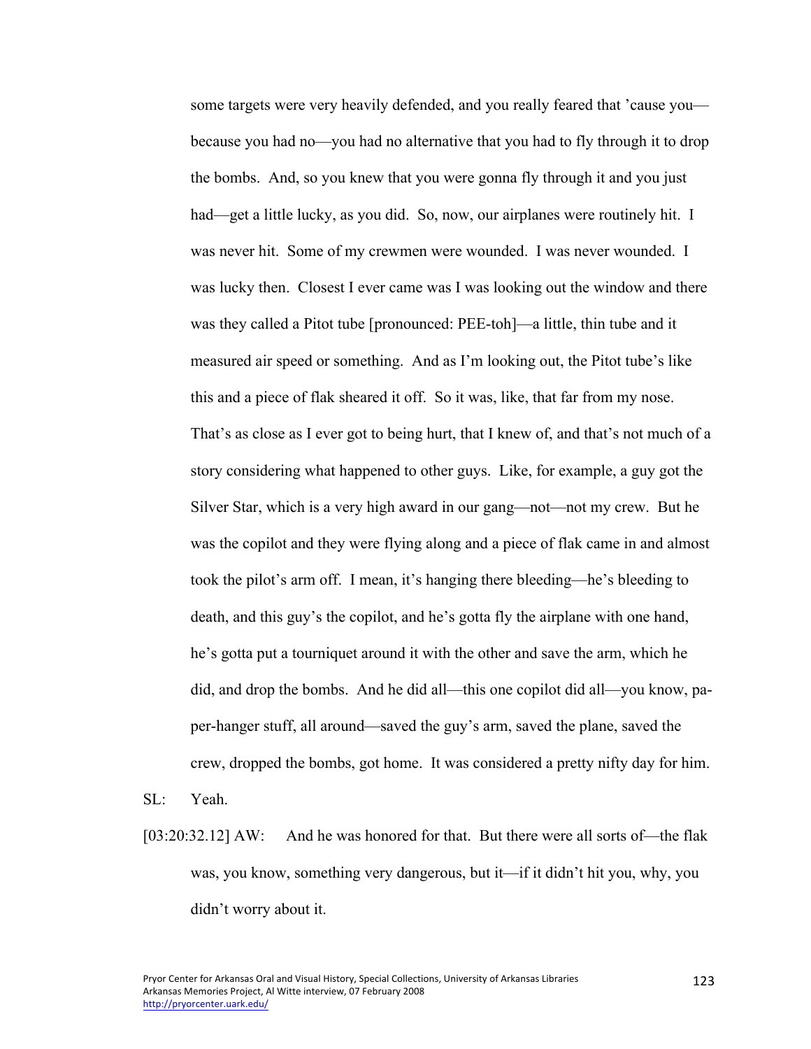some targets were very heavily defended, and you really feared that 'cause you—because you had no—you had no alternative that you had to fly through it to drop the bombs. And, so you knew that you were gonna fly through it and you just had—get a little lucky, as you did. So, now, our airplanes were routinely hit. I was never hit. Some of my crewmen were wounded. I was never wounded. I was lucky then. Closest I ever came was I was looking out the window and there was they called a Pitot tube [pronounced: PEE-toh]—a little, thin tube and it measured air speed or something. And as I'm looking out, the Pitot tube's like this and a piece of flak sheared it off. So it was, like, that far from my nose. That's as close as I ever got to being hurt, that I knew of, and that's not much of a story considering what happened to other guys. Like, for example, a guy got the Silver Star, which is a very high award in our gang—not—not my crew. But he was the copilot and they were flying along and a piece of flak came in and almost took the pilot's arm off. I mean, it's hanging there bleeding—he's bleeding to death, and this guy's the copilot, and he's gotta fly the airplane with one hand, he's gotta put a tourniquet around it with the other and save the arm, which he did, and drop the bombs. And he did all—this one copilot did all—you know, paper-hanger stuff, all around—saved the guy's arm, saved the plane, saved the crew, dropped the bombs, got home. It was considered a pretty nifty day for him.

SL: Yeah.

[03:20:32.12] AW: And he was honored for that. But there were all sorts of—the flak was, you know, something very dangerous, but it—if it didn't hit you, why, you didn't worry about it.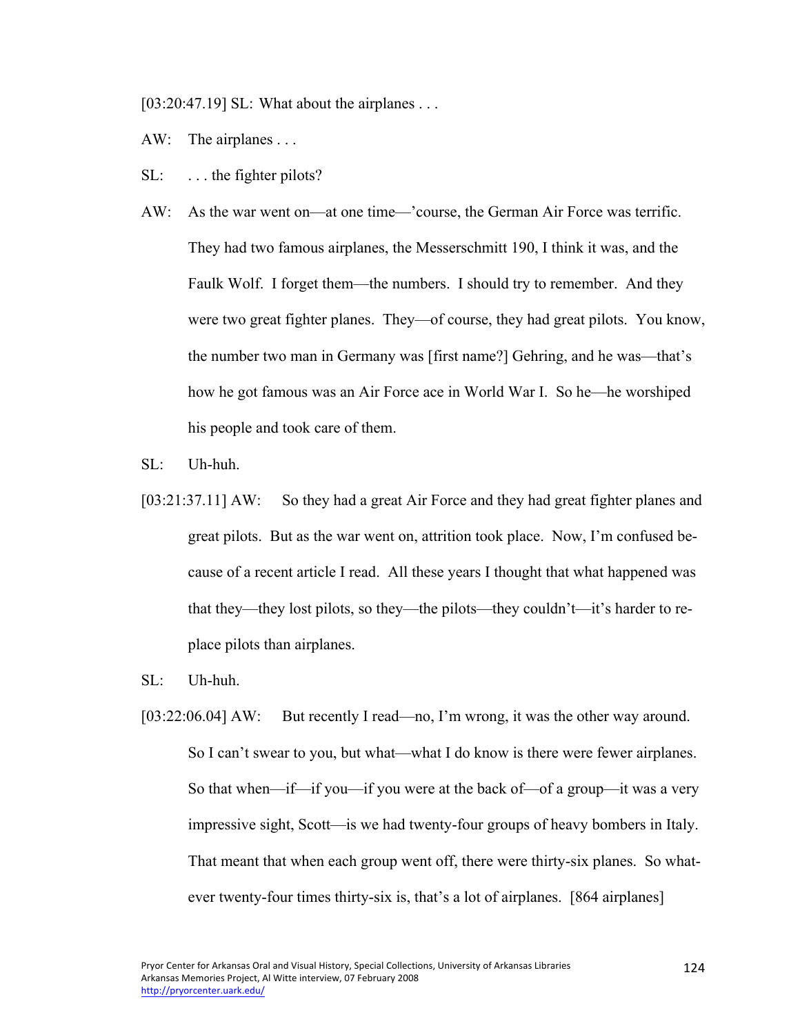[03:20:47.19] SL: What about the airplanes . . .

AW: The airplanes . . .

SL: . . . the fighter pilots?

AW: As the war went on—at one time—'course, the German Air Force was terrific. They had two famous airplanes, the Messerschmitt 190, I think it was, and the Faulk Wolf. I forget them—the numbers. I should try to remember. And they were two great fighter planes. They—of course, they had great pilots. You know, the number two man in Germany was [first name?] Gehring, and he was—that's how he got famous was an Air Force ace in World War I. So he—he worshiped his people and took care of them.

SL: Uh-huh.

[03:21:37.11] AW: So they had a great Air Force and they had great fighter planes and great pilots. But as the war went on, attrition took place. Now, I'm confused because of a recent article I read. All these years I thought that what happened was that they—they lost pilots, so they—the pilots—they couldn't—it's harder to replace pilots than airplanes.

SL: Uh-huh.

[03:22:06.04] AW: But recently I read—no, I'm wrong, it was the other way around. So I can't swear to you, but what—what I do know is there were fewer airplanes. So that when—if—if you—if you were at the back of—of a group—it was a very impressive sight, Scott—is we had twenty-four groups of heavy bombers in Italy. That meant that when each group went off, there were thirty-six planes. So whatever twenty-four times thirty-six is, that's a lot of airplanes. [864 airplanes]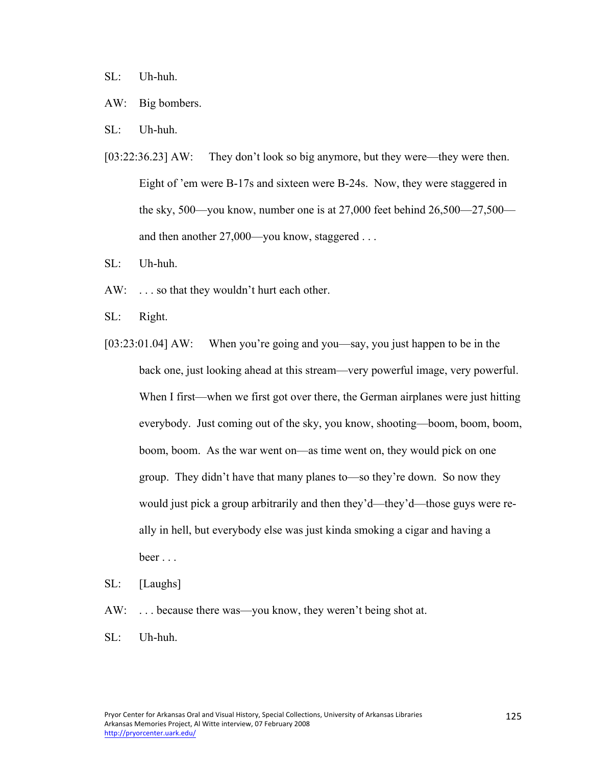SL: Uh-huh.

AW: Big bombers.

SL: Uh-huh.

[03:22:36.23] AW: They don't look so big anymore, but they were—they were then. Eight of 'em were B-17s and sixteen were B-24s. Now, they were staggered in the sky, 500—you know, number one is at 27,000 feet behind 26,500—27,500—and then another 27,000—you know, staggered . . .

SL: Uh-huh.

AW: . . . so that they wouldn't hurt each other.

SL: Right.

[03:23:01.04] AW: When you're going and you—say, you just happen to be in the back one, just looking ahead at this stream—very powerful image, very powerful. When I first—when we first got over there, the German airplanes were just hitting everybody. Just coming out of the sky, you know, shooting—boom, boom, boom, boom, boom. As the war went on—as time went on, they would pick on one group. They didn't have that many planes to—so they're down. So now they would just pick a group arbitrarily and then they'd—they'd—those guys were really in hell, but everybody else was just kinda smoking a cigar and having a beer . . .

SL: [Laughs]

AW: . . . because there was—you know, they weren't being shot at.

SL: Uh-huh.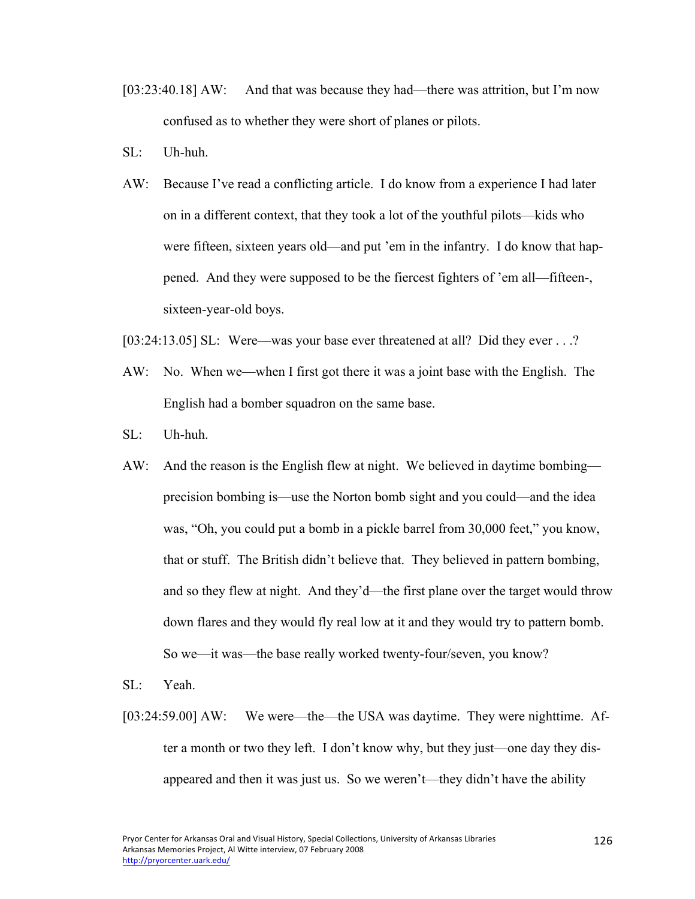[03:23:40.18] AW: And that was because they had—there was attrition, but I'm now confused as to whether they were short of planes or pilots.

SL: Uh-huh.

AW: Because I've read a conflicting article. I do know from a experience I had later on in a different context, that they took a lot of the youthful pilots—kids who were fifteen, sixteen years old—and put 'em in the infantry. I do know that happened. And they were supposed to be the fiercest fighters of 'em all—fifteen-, sixteen-year-old boys.

[03:24:13.05] SL: Were—was your base ever threatened at all? Did they ever . . .?

AW: No. When we—when I first got there it was a joint base with the English. The English had a bomber squadron on the same base.

SL: Uh-huh.

AW: And the reason is the English flew at night. We believed in daytime bombing—precision bombing is—use the Norton bomb sight and you could—and the idea was, "Oh, you could put a bomb in a pickle barrel from 30,000 feet," you know, that or stuff. The British didn't believe that. They believed in pattern bombing, and so they flew at night. And they'd—the first plane over the target would throw down flares and they would fly real low at it and they would try to pattern bomb. So we—it was—the base really worked twenty-four/seven, you know?

SL: Yeah.

[03:24:59.00] AW: We were—the—the USA was daytime. They were nighttime. After a month or two they left. I don't know why, but they just—one day they disappeared and then it was just us. So we weren't—they didn't have the ability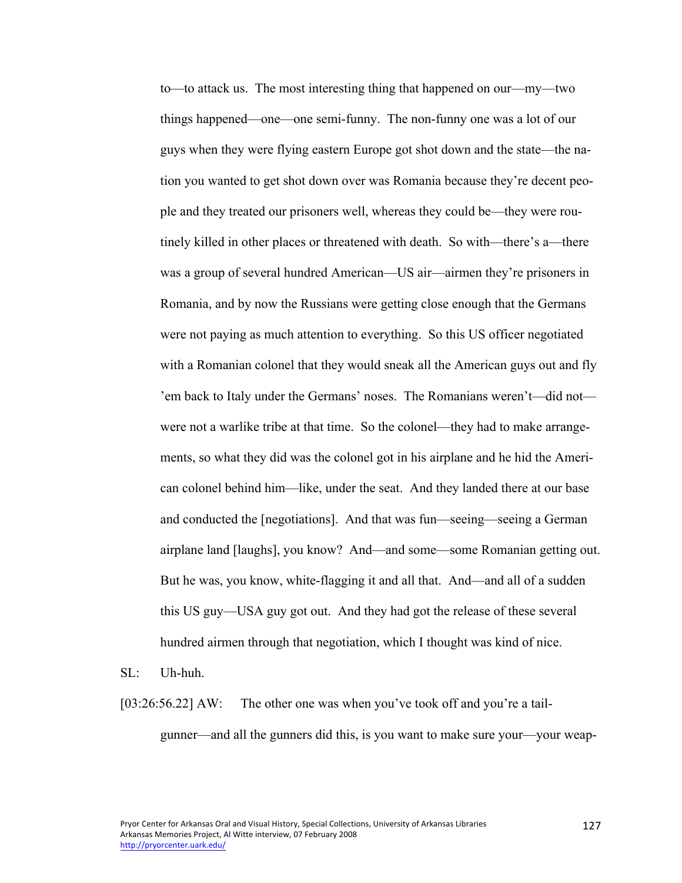to—to attack us. The most interesting thing that happened on our—my—two things happened—one—one semi-funny. The non-funny one was a lot of our guys when they were flying eastern Europe got shot down and the state—the nation you wanted to get shot down over was Romania because they're decent people and they treated our prisoners well, whereas they could be—they were routinely killed in other places or threatened with death. So with—there's a—there was a group of several hundred American—US air—airmen they're prisoners in Romania, and by now the Russians were getting close enough that the Germans were not paying as much attention to everything. So this US officer negotiated with a Romanian colonel that they would sneak all the American guys out and fly 'em back to Italy under the Germans' noses. The Romanians weren't—did not—were not a warlike tribe at that time. So the colonel—they had to make arrangements, so what they did was the colonel got in his airplane and he hid the American colonel behind him—like, under the seat. And they landed there at our base and conducted the [negotiations]. And that was fun—seeing—seeing a German airplane land [laughs], you know? And—and some—some Romanian getting out. But he was, you know, white-flagging it and all that. And—and all of a sudden this US guy—USA guy got out. And they had got the release of these several hundred airmen through that negotiation, which I thought was kind of nice.

SL: Uh-huh.

[03:26:56.22] AW: The other one was when you've took off and you're a tail-gunner—and all the gunners did this, is you want to make sure your—your weap-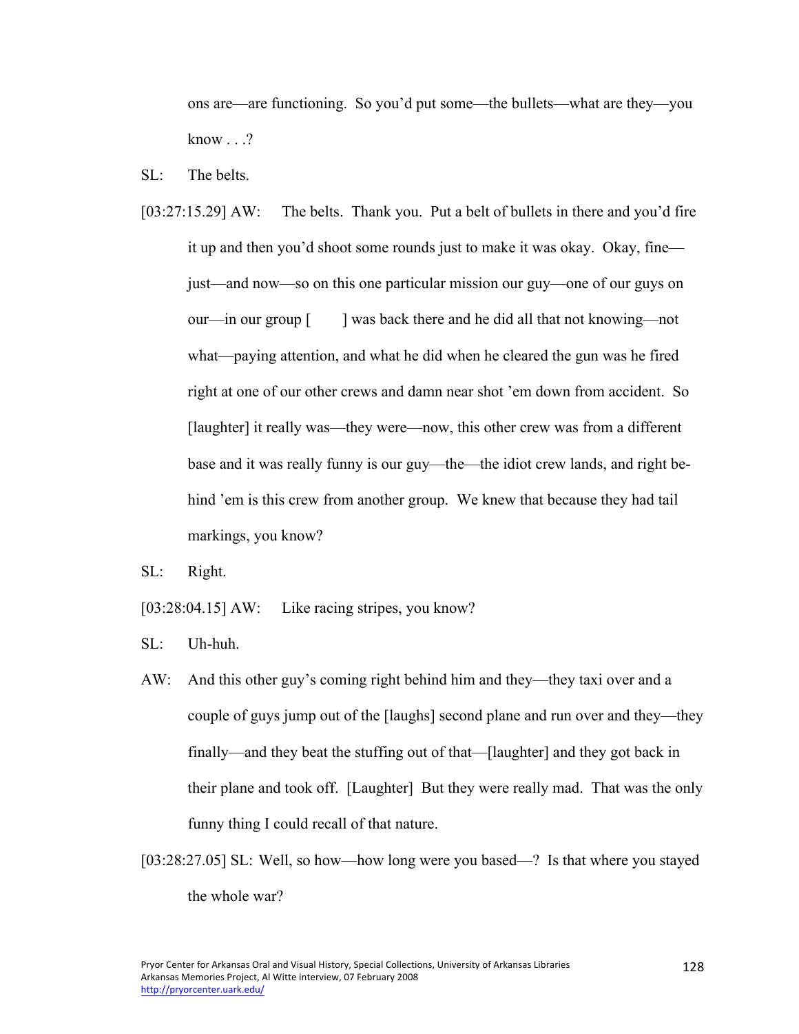ons are—are functioning. So you'd put some—the bullets—what are they—you know . . .?

SL: The belts.

[03:27:15.29] AW: The belts. Thank you. Put a belt of bullets in there and you'd fire it up and then you'd shoot some rounds just to make it was okay. Okay, fine—just—and now—so on this one particular mission our guy—one of our guys on our—in our group [ ] was back there and he did all that not knowing—not what—paying attention, and what he did when he cleared the gun was he fired right at one of our other crews and damn near shot 'em down from accident. So [laughter] it really was—they were—now, this other crew was from a different base and it was really funny is our guy—the—the idiot crew lands, and right behind 'em is this crew from another group. We knew that because they had tail markings, you know?

SL: Right.

[03:28:04.15] AW: Like racing stripes, you know?

SL: Uh-huh.

AW: And this other guy's coming right behind him and they—they taxi over and a couple of guys jump out of the [laughs] second plane and run over and they—they finally—and they beat the stuffing out of that—[laughter] and they got back in their plane and took off. [Laughter] But they were really mad. That was the only funny thing I could recall of that nature.

[03:28:27.05] SL: Well, so how—how long were you based—? Is that where you stayed the whole war?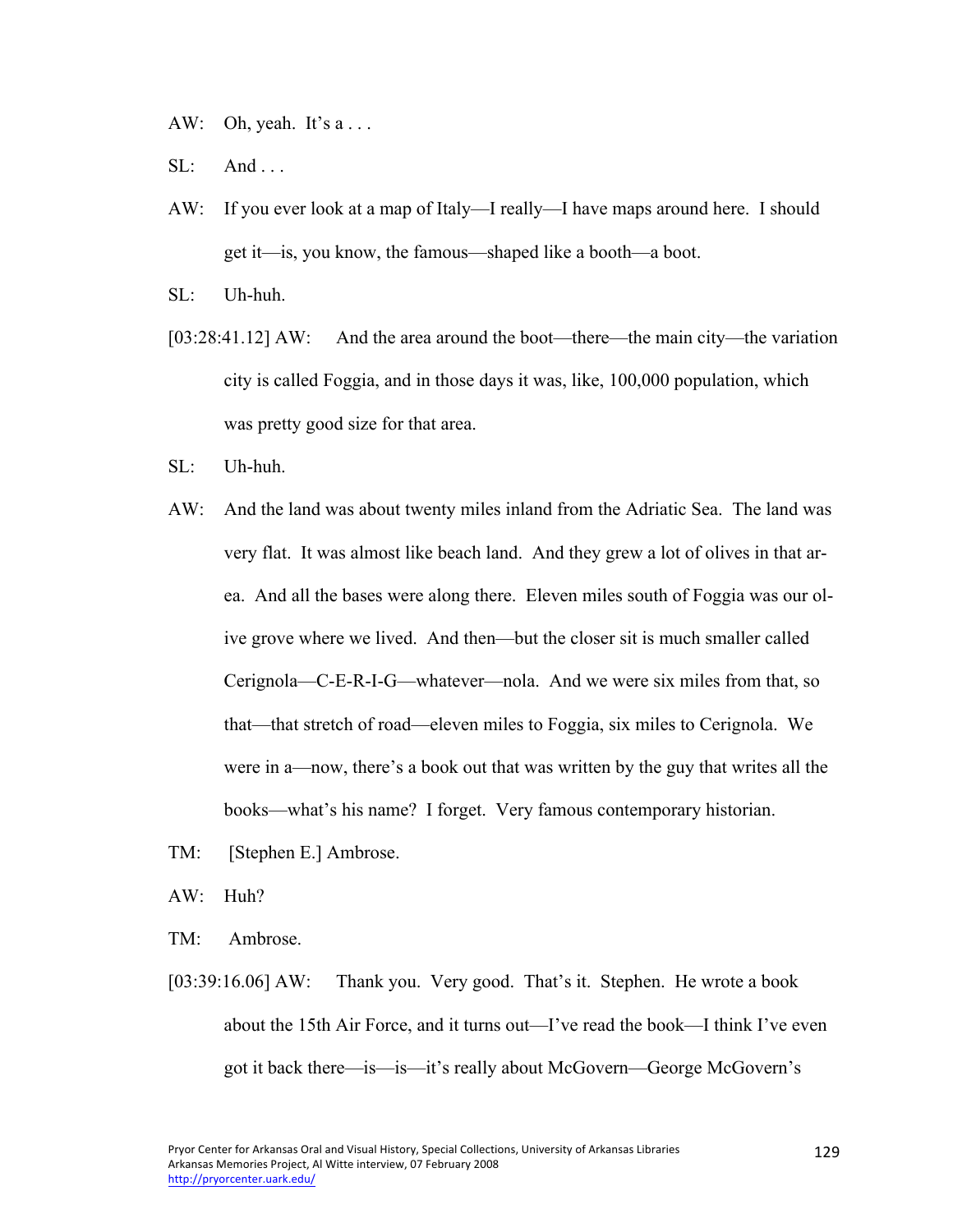AW: Oh, yeah. It's a . . .

SL: And . . .

AW: If you ever look at a map of Italy—I really—I have maps around here. I should get it—is, you know, the famous—shaped like a booth—a boot.

SL: Uh-huh.

[03:28:41.12] AW: And the area around the boot—there—the main city—the variation city is called Foggia, and in those days it was, like, 100,000 population, which was pretty good size for that area.

SL: Uh-huh.

AW: And the land was about twenty miles inland from the Adriatic Sea. The land was very flat. It was almost like beach land. And they grew a lot of olives in that area. And all the bases were along there. Eleven miles south of Foggia was our olive grove where we lived. And then—but the closer sit is much smaller called Cerignola—C-E-R-I-G—whatever—nola. And we were six miles from that, so that—that stretch of road—eleven miles to Foggia, six miles to Cerignola. We were in a—now, there's a book out that was written by the guy that writes all the books—what's his name? I forget. Very famous contemporary historian.

TM: [Stephen E.] Ambrose.

AW: Huh?

TM: Ambrose.

[03:39:16.06] AW: Thank you. Very good. That's it. Stephen. He wrote a book about the 15th Air Force, and it turns out—I've read the book—I think I've even got it back there—is—is—it's really about McGovern—George McGovern's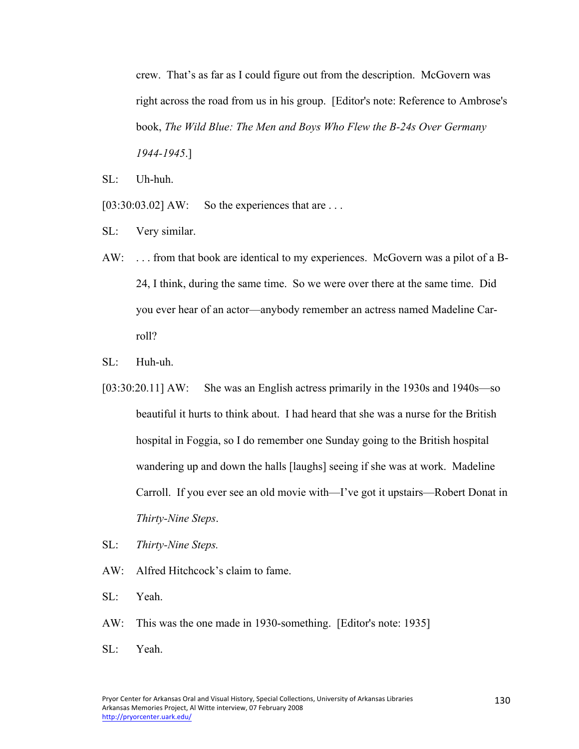crew. That's as far as I could figure out from the description. McGovern was right across the road from us in his group. [Editor's note: Reference to Ambrose's book, *The Wild Blue: The Men and Boys Who Flew the B-24s Over Germany 1944-1945*.]

SL: Uh-huh.

[03:30:03.02] AW: So the experiences that are . . .

SL: Very similar.

AW: . . . from that book are identical to my experiences. McGovern was a pilot of a B-24, I think, during the same time. So we were over there at the same time. Did you ever hear of an actor—anybody remember an actress named Madeline Carroll?

SL: Huh-uh.

[03:30:20.11] AW: She was an English actress primarily in the 1930s and 1940s—so beautiful it hurts to think about. I had heard that she was a nurse for the British hospital in Foggia, so I do remember one Sunday going to the British hospital wandering up and down the halls [laughs] seeing if she was at work. Madeline Carroll. If you ever see an old movie with—I've got it upstairs—Robert Donat in *Thirty-Nine Steps*.

SL: *Thirty-Nine Steps.*

AW: Alfred Hitchcock's claim to fame.

SL: Yeah.

AW: This was the one made in 1930-something. [Editor's note: 1935]

SL: Yeah.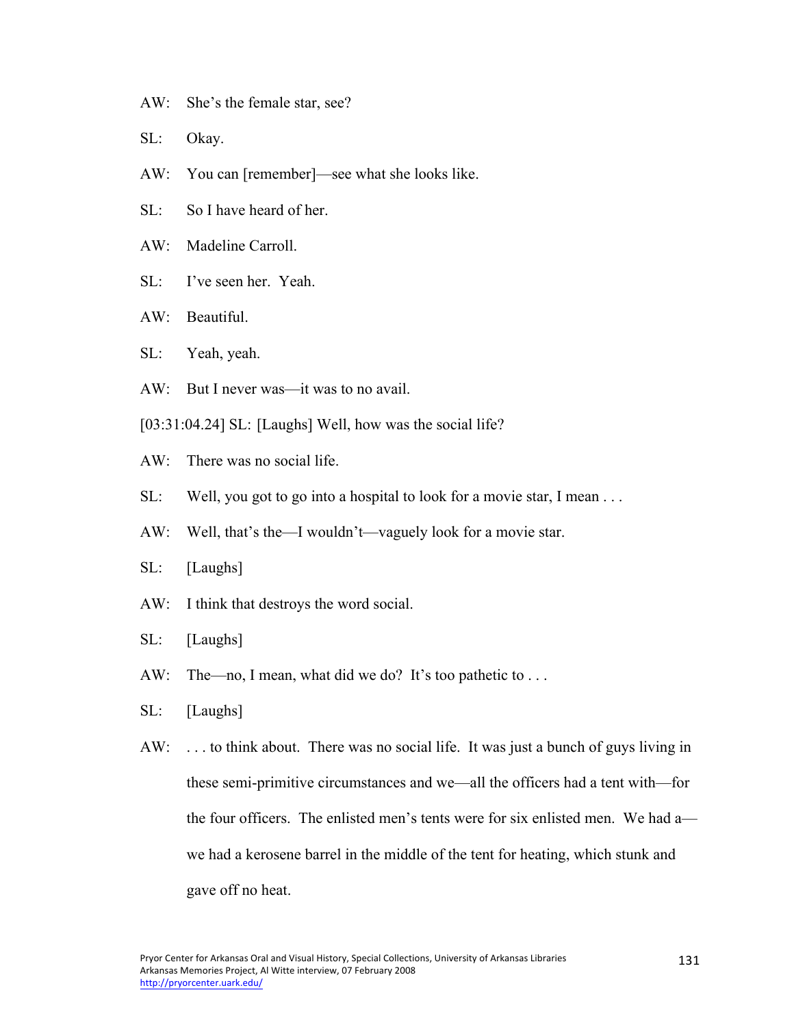AW: She's the female star, see?

SL: Okay.

AW: You can [remember]—see what she looks like.

SL: So I have heard of her.

AW: Madeline Carroll.

SL: I've seen her. Yeah.

AW: Beautiful.

SL: Yeah, yeah.

AW: But I never was—it was to no avail.

[03:31:04.24] SL: [Laughs] Well, how was the social life?

AW: There was no social life.

SL: Well, you got to go into a hospital to look for a movie star, I mean . . .

AW: Well, that's the—I wouldn't—vaguely look for a movie star.

SL: [Laughs]

AW: I think that destroys the word social.

SL: [Laughs]

AW: The—no, I mean, what did we do? It's too pathetic to . . .

SL: [Laughs]

AW: . . . to think about. There was no social life. It was just a bunch of guys living in these semi-primitive circumstances and we—all the officers had a tent with—for the four officers. The enlisted men's tents were for six enlisted men. We had a—we had a kerosene barrel in the middle of the tent for heating, which stunk and gave off no heat.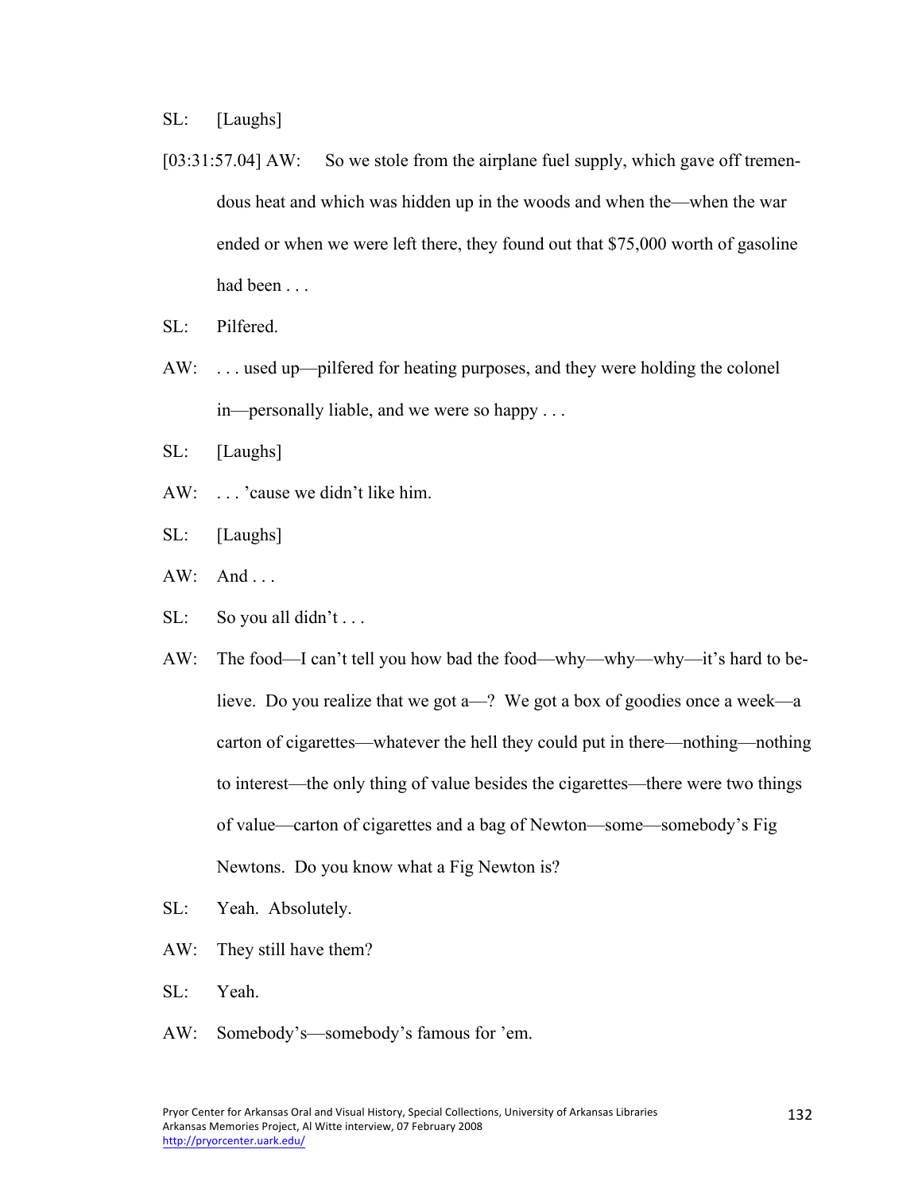SL: [Laughs]

[03:31:57.04] AW: So we stole from the airplane fuel supply, which gave off tremendous heat and which was hidden up in the woods and when the—when the war ended or when we were left there, they found out that $75,000 worth of gasoline had been . . .

SL: Pilfered.

AW: . . . used up—pilfered for heating purposes, and they were holding the colonel in—personally liable, and we were so happy . . .

SL: [Laughs]

AW: . . . 'cause we didn't like him.

SL: [Laughs]

AW: And . . .

SL: So you all didn't . . .

AW: The food—I can't tell you how bad the food—why—why—why—it's hard to believe. Do you realize that we got a—? We got a box of goodies once a week—a carton of cigarettes—whatever the hell they could put in there—nothing—nothing to interest—the only thing of value besides the cigarettes—there were two things of value—carton of cigarettes and a bag of Newton—some—somebody's Fig Newtons. Do you know what a Fig Newton is?

SL: Yeah. Absolutely.

AW: They still have them?

SL: Yeah.

AW: Somebody's—somebody's famous for 'em.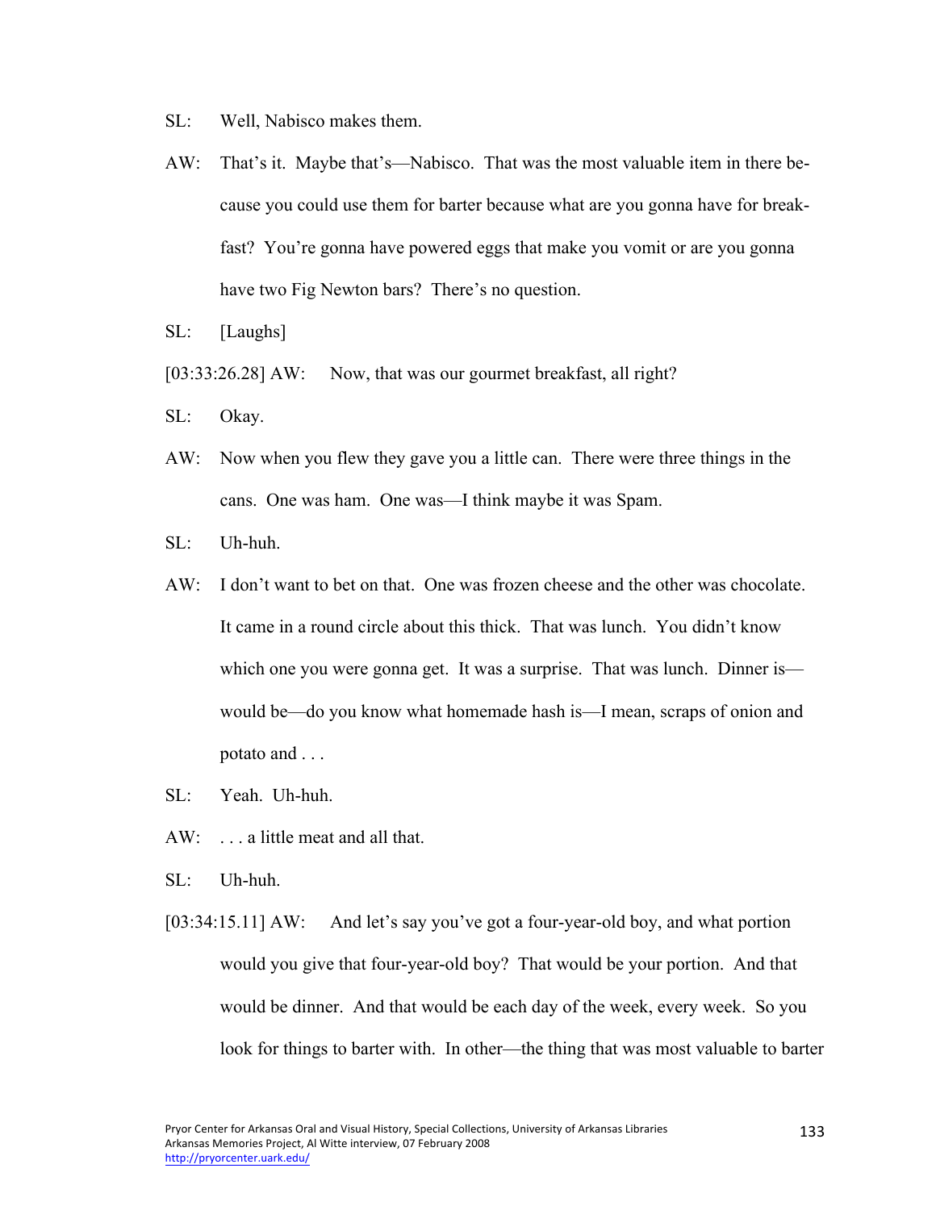SL: Well, Nabisco makes them.

AW: That's it. Maybe that's—Nabisco. That was the most valuable item in there because you could use them for barter because what are you gonna have for breakfast? You're gonna have powered eggs that make you vomit or are you gonna have two Fig Newton bars? There's no question.

SL: [Laughs]

[03:33:26.28] AW: Now, that was our gourmet breakfast, all right?

SL: Okay.

AW: Now when you flew they gave you a little can. There were three things in the cans. One was ham. One was—I think maybe it was Spam.

SL: Uh-huh.

AW: I don't want to bet on that. One was frozen cheese and the other was chocolate. It came in a round circle about this thick. That was lunch. You didn't know which one you were gonna get. It was a surprise. That was lunch. Dinner is—would be—do you know what homemade hash is—I mean, scraps of onion and potato and . . .

SL: Yeah. Uh-huh.

AW: . . . a little meat and all that.

SL: Uh-huh.

[03:34:15.11] AW: And let's say you've got a four-year-old boy, and what portion would you give that four-year-old boy? That would be your portion. And that would be dinner. And that would be each day of the week, every week. So you look for things to barter with. In other—the thing that was most valuable to barter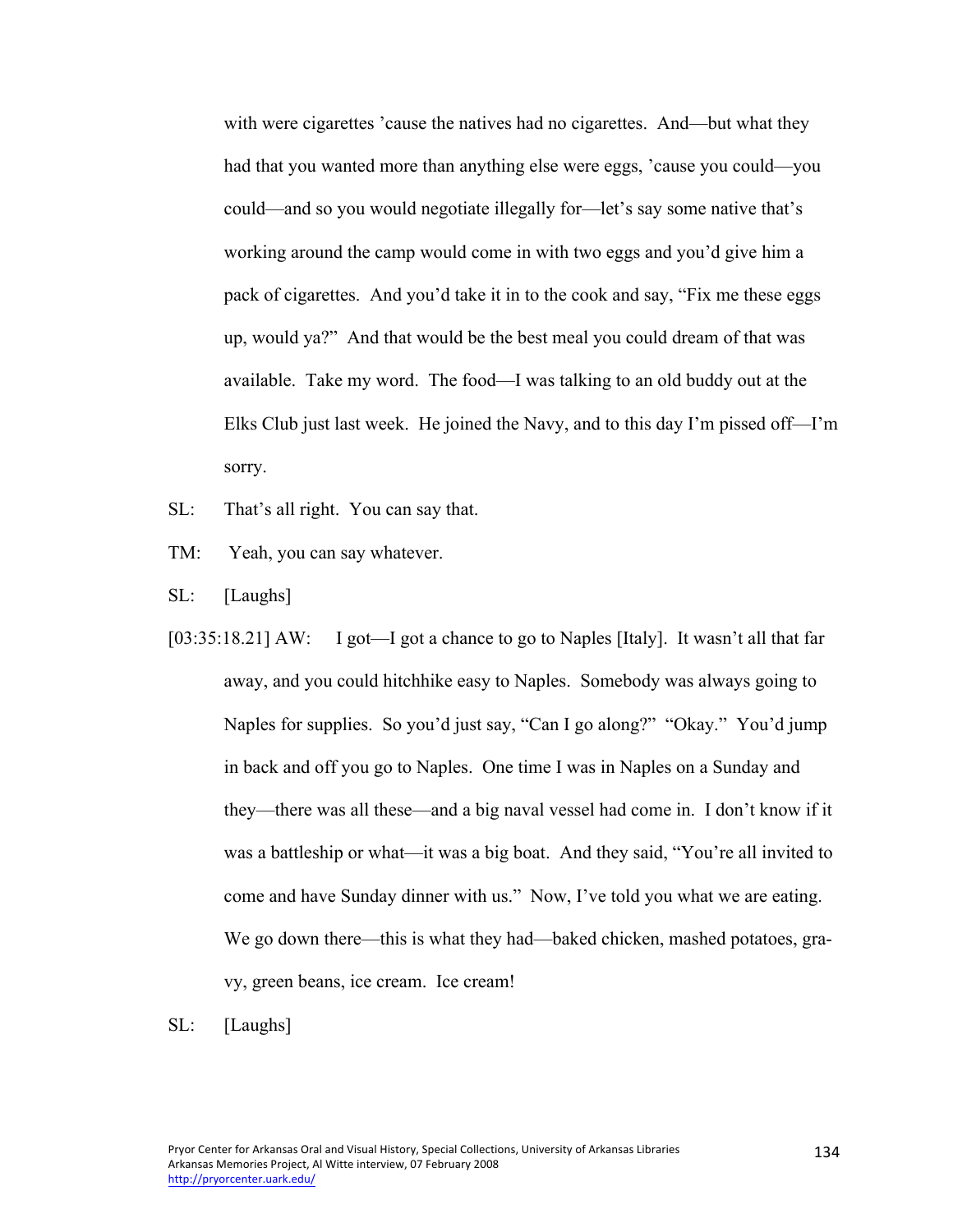with were cigarettes 'cause the natives had no cigarettes. And—but what they had that you wanted more than anything else were eggs, 'cause you could—you could—and so you would negotiate illegally for—let's say some native that's working around the camp would come in with two eggs and you'd give him a pack of cigarettes. And you'd take it in to the cook and say, "Fix me these eggs up, would ya?" And that would be the best meal you could dream of that was available. Take my word. The food—I was talking to an old buddy out at the Elks Club just last week. He joined the Navy, and to this day I'm pissed off—I'm sorry.

SL: That's all right. You can say that.

TM: Yeah, you can say whatever.

SL: [Laughs]

[03:35:18.21] AW: I got—I got a chance to go to Naples [Italy]. It wasn't all that far away, and you could hitchhike easy to Naples. Somebody was always going to Naples for supplies. So you'd just say, "Can I go along?" "Okay." You'd jump in back and off you go to Naples. One time I was in Naples on a Sunday and they—there was all these—and a big naval vessel had come in. I don't know if it was a battleship or what—it was a big boat. And they said, "You're all invited to come and have Sunday dinner with us." Now, I've told you what we are eating. We go down there—this is what they had—baked chicken, mashed potatoes, gravy, green beans, ice cream. Ice cream!

SL: [Laughs]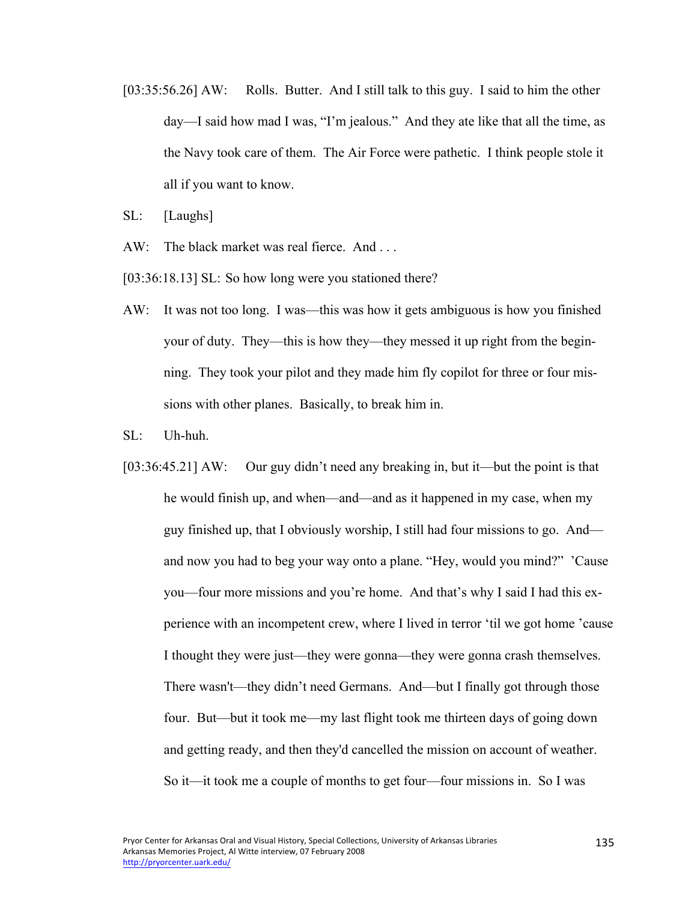[03:35:56.26] AW: Rolls. Butter. And I still talk to this guy. I said to him the other day—I said how mad I was, "I'm jealous." And they ate like that all the time, as the Navy took care of them. The Air Force were pathetic. I think people stole it all if you want to know.

SL: [Laughs]

AW: The black market was real fierce. And . . .

[03:36:18.13] SL: So how long were you stationed there?

AW: It was not too long. I was—this was how it gets ambiguous is how you finished your of duty. They—this is how they—they messed it up right from the beginning. They took your pilot and they made him fly copilot for three or four missions with other planes. Basically, to break him in.

SL: Uh-huh.

[03:36:45.21] AW: Our guy didn't need any breaking in, but it—but the point is that he would finish up, and when—and—and as it happened in my case, when my guy finished up, that I obviously worship, I still had four missions to go. And—and now you had to beg your way onto a plane. "Hey, would you mind?" 'Cause you—four more missions and you're home. And that's why I said I had this experience with an incompetent crew, where I lived in terror 'til we got home 'cause I thought they were just—they were gonna—they were gonna crash themselves. There wasn't—they didn't need Germans. And—but I finally got through those four. But—but it took me—my last flight took me thirteen days of going down and getting ready, and then they'd cancelled the mission on account of weather. So it—it took me a couple of months to get four—four missions in. So I was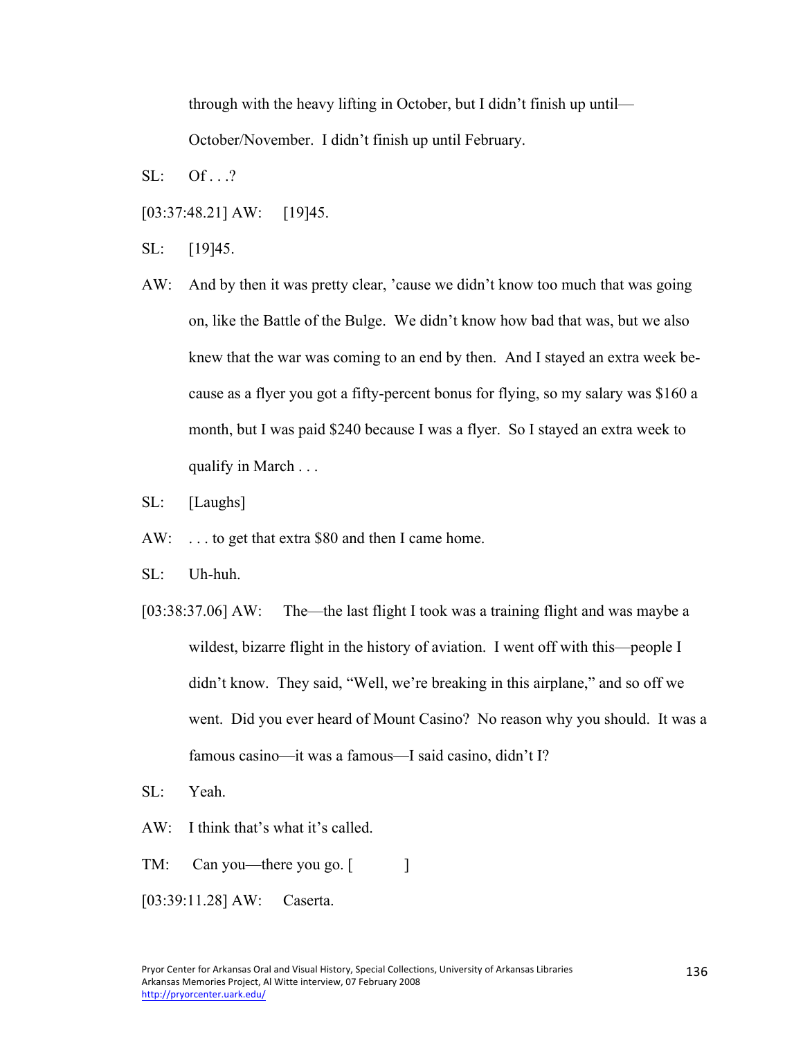through with the heavy lifting in October, but I didn't finish up until—October/November. I didn't finish up until February.

SL: Of . . .?

[03:37:48.21] AW: [19]45.

SL: [19]45.

AW: And by then it was pretty clear, 'cause we didn't know too much that was going on, like the Battle of the Bulge. We didn't know how bad that was, but we also knew that the war was coming to an end by then. And I stayed an extra week because as a flyer you got a fifty-percent bonus for flying, so my salary was $160 a month, but I was paid $240 because I was a flyer. So I stayed an extra week to qualify in March . . .

SL: [Laughs]

AW: . . . to get that extra $80 and then I came home.

SL: Uh-huh.

[03:38:37.06] AW: The—the last flight I took was a training flight and was maybe a wildest, bizarre flight in the history of aviation. I went off with this—people I didn't know. They said, "Well, we're breaking in this airplane," and so off we went. Did you ever heard of Mount Casino? No reason why you should. It was a famous casino—it was a famous—I said casino, didn't I?

SL: Yeah.

AW: I think that's what it's called.

TM: Can you—there you go. [ ]

[03:39:11.28] AW: Caserta.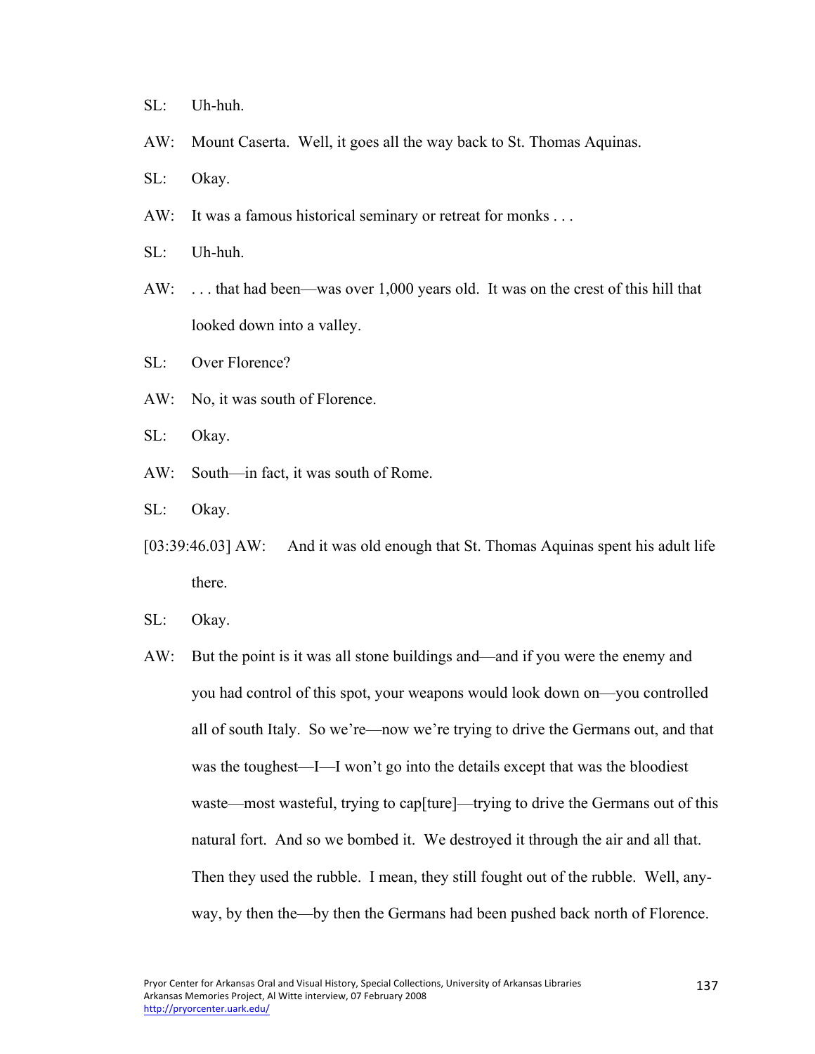SL: Uh-huh.

AW: Mount Caserta. Well, it goes all the way back to St. Thomas Aquinas.

SL: Okay.

AW: It was a famous historical seminary or retreat for monks . . .

SL: Uh-huh.

AW: . . . that had been—was over 1,000 years old. It was on the crest of this hill that looked down into a valley.

SL: Over Florence?

AW: No, it was south of Florence.

SL: Okay.

AW: South—in fact, it was south of Rome.

SL: Okay.

[03:39:46.03] AW: And it was old enough that St. Thomas Aquinas spent his adult life there.

SL: Okay.

AW: But the point is it was all stone buildings and—and if you were the enemy and you had control of this spot, your weapons would look down on—you controlled all of south Italy. So we're—now we're trying to drive the Germans out, and that was the toughest—I—I won't go into the details except that was the bloodiest waste—most wasteful, trying to cap[ture]—trying to drive the Germans out of this natural fort. And so we bombed it. We destroyed it through the air and all that. Then they used the rubble. I mean, they still fought out of the rubble. Well, anyway, by then the—by then the Germans had been pushed back north of Florence.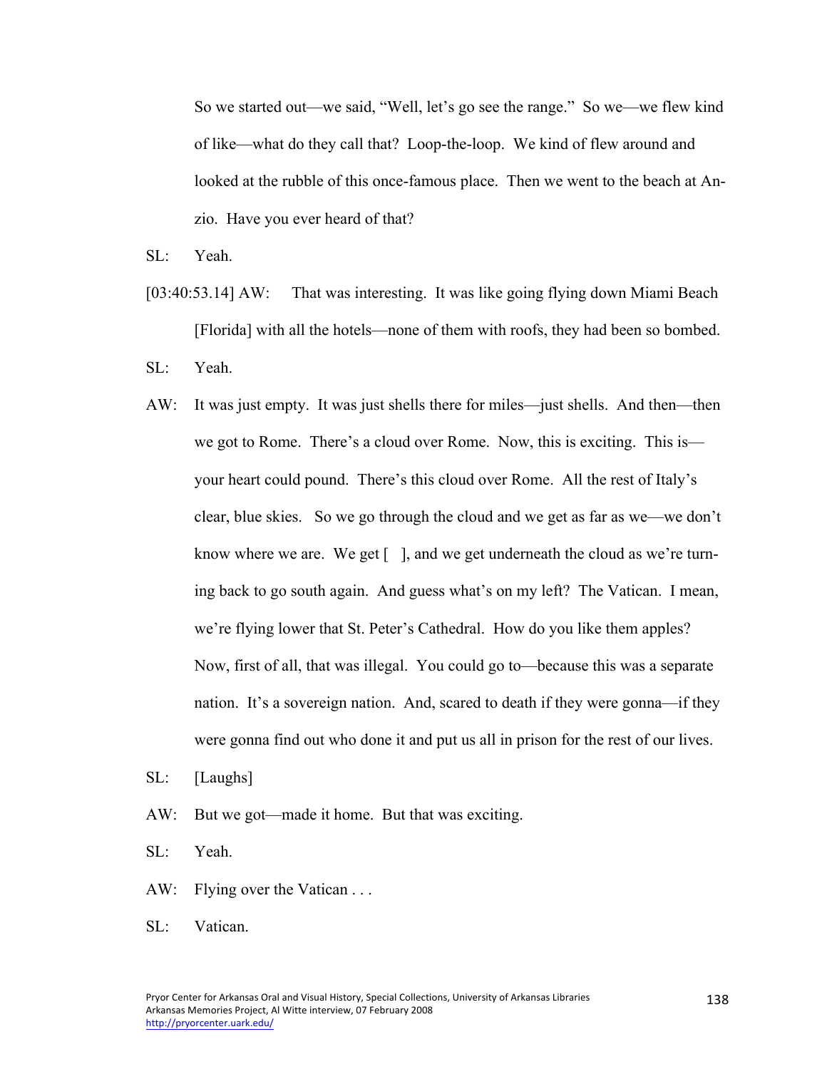So we started out—we said, "Well, let's go see the range." So we—we flew kind of like—what do they call that? Loop-the-loop. We kind of flew around and looked at the rubble of this once-famous place. Then we went to the beach at Anzio. Have you ever heard of that?

SL: Yeah.

[03:40:53.14] AW: That was interesting. It was like going flying down Miami Beach [Florida] with all the hotels—none of them with roofs, they had been so bombed.

SL: Yeah.

AW: It was just empty. It was just shells there for miles—just shells. And then—then we got to Rome. There's a cloud over Rome. Now, this is exciting. This is—your heart could pound. There's this cloud over Rome. All the rest of Italy's clear, blue skies. So we go through the cloud and we get as far as we—we don't know where we are. We get [ ], and we get underneath the cloud as we're turning back to go south again. And guess what's on my left? The Vatican. I mean, we're flying lower that St. Peter's Cathedral. How do you like them apples? Now, first of all, that was illegal. You could go to—because this was a separate nation. It's a sovereign nation. And, scared to death if they were gonna—if they were gonna find out who done it and put us all in prison for the rest of our lives.

SL: [Laughs]

AW: But we got—made it home. But that was exciting.

SL: Yeah.

AW: Flying over the Vatican . . .

SL: Vatican.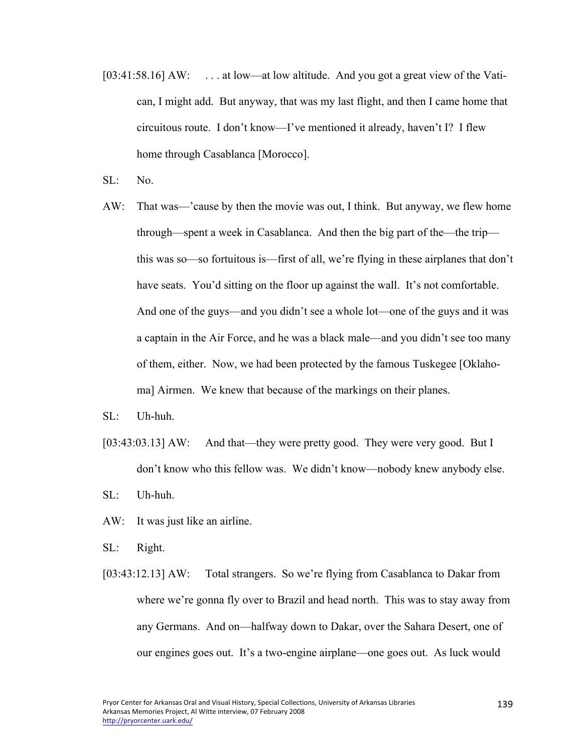[03:41:58.16] AW: . . . at low—at low altitude. And you got a great view of the Vatican, I might add. But anyway, that was my last flight, and then I came home that circuitous route. I don't know—I've mentioned it already, haven't I? I flew home through Casablanca [Morocco].

SL: No.

AW: That was—'cause by then the movie was out, I think. But anyway, we flew home through—spent a week in Casablanca. And then the big part of the—the trip—this was so—so fortuitous is—first of all, we're flying in these airplanes that don't have seats. You'd sitting on the floor up against the wall. It's not comfortable. And one of the guys—and you didn't see a whole lot—one of the guys and it was a captain in the Air Force, and he was a black male—and you didn't see too many of them, either. Now, we had been protected by the famous Tuskegee [Oklahoma] Airmen. We knew that because of the markings on their planes.

SL: Uh-huh.

[03:43:03.13] AW: And that—they were pretty good. They were very good. But I don't know who this fellow was. We didn't know—nobody knew anybody else.

SL: Uh-huh.

AW: It was just like an airline.

SL: Right.

[03:43:12.13] AW: Total strangers. So we're flying from Casablanca to Dakar from where we're gonna fly over to Brazil and head north. This was to stay away from any Germans. And on—halfway down to Dakar, over the Sahara Desert, one of our engines goes out. It's a two-engine airplane—one goes out. As luck would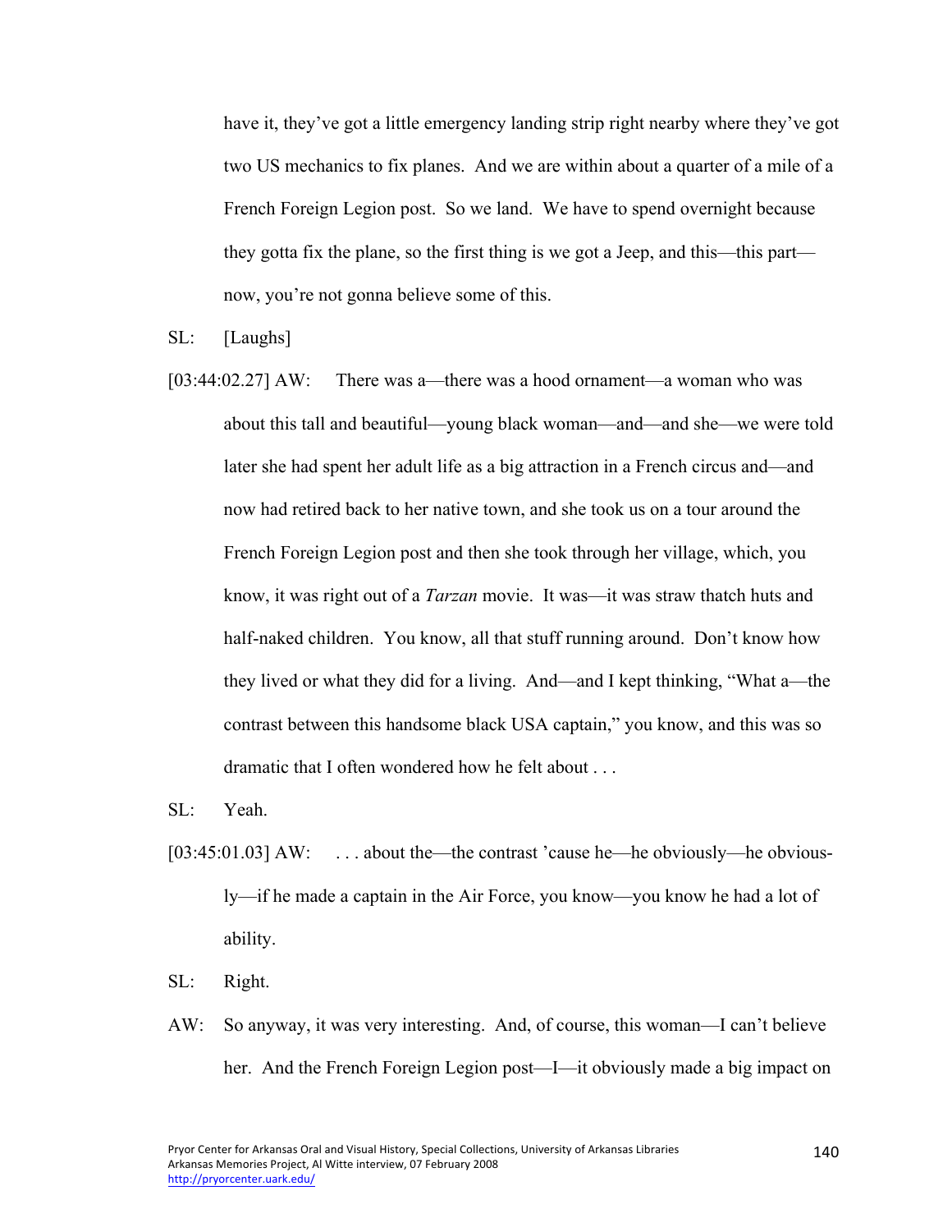have it, they've got a little emergency landing strip right nearby where they've got two US mechanics to fix planes. And we are within about a quarter of a mile of a French Foreign Legion post. So we land. We have to spend overnight because they gotta fix the plane, so the first thing is we got a Jeep, and this—this part—now, you're not gonna believe some of this.

SL: [Laughs]

[03:44:02.27] AW: There was a—there was a hood ornament—a woman who was about this tall and beautiful—young black woman—and—and she—we were told later she had spent her adult life as a big attraction in a French circus and—and now had retired back to her native town, and she took us on a tour around the French Foreign Legion post and then she took through her village, which, you know, it was right out of a *Tarzan* movie. It was—it was straw thatch huts and half-naked children. You know, all that stuff running around. Don't know how they lived or what they did for a living. And—and I kept thinking, "What a—the contrast between this handsome black USA captain," you know, and this was so dramatic that I often wondered how he felt about . . .

SL: Yeah.

[03:45:01.03] AW: . . . about the—the contrast 'cause he—he obviously—he obviously—if he made a captain in the Air Force, you know—you know he had a lot of ability.

SL: Right.

AW: So anyway, it was very interesting. And, of course, this woman—I can't believe her. And the French Foreign Legion post—I—it obviously made a big impact on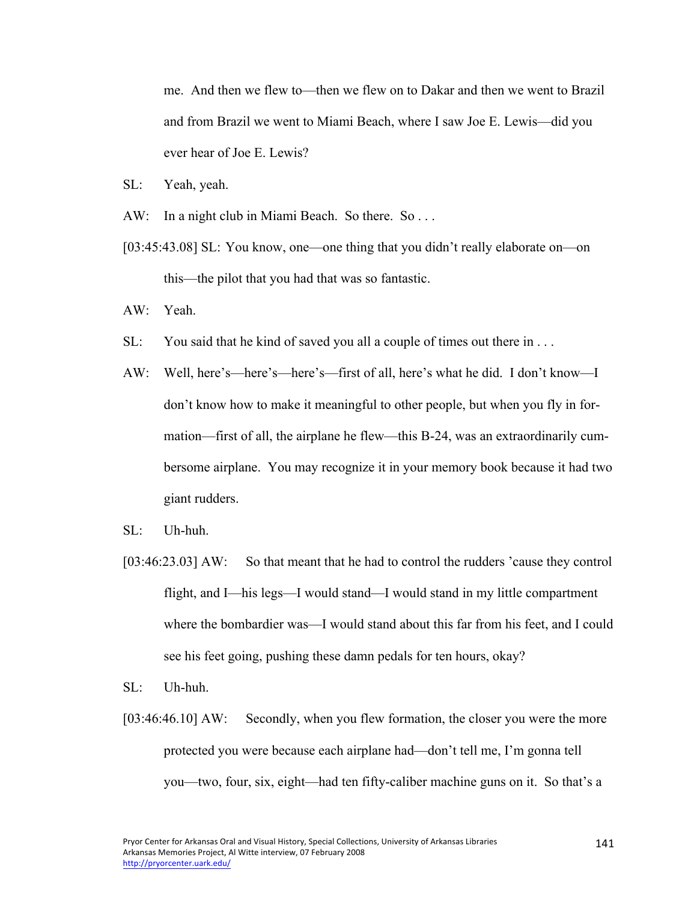me. And then we flew to—then we flew on to Dakar and then we went to Brazil and from Brazil we went to Miami Beach, where I saw Joe E. Lewis—did you ever hear of Joe E. Lewis?

SL: Yeah, yeah.

AW: In a night club in Miami Beach. So there. So . . .

[03:45:43.08] SL: You know, one—one thing that you didn't really elaborate on—on this—the pilot that you had that was so fantastic.

AW: Yeah.

SL: You said that he kind of saved you all a couple of times out there in . . .

AW: Well, here's—here's—here's—first of all, here's what he did. I don't know—I don't know how to make it meaningful to other people, but when you fly in formation—first of all, the airplane he flew—this B-24, was an extraordinarily cumbersome airplane. You may recognize it in your memory book because it had two giant rudders.

SL: Uh-huh.

[03:46:23.03] AW: So that meant that he had to control the rudders 'cause they control flight, and I—his legs—I would stand—I would stand in my little compartment where the bombardier was—I would stand about this far from his feet, and I could see his feet going, pushing these damn pedals for ten hours, okay?

SL: Uh-huh.

[03:46:46.10] AW: Secondly, when you flew formation, the closer you were the more protected you were because each airplane had—don't tell me, I'm gonna tell you—two, four, six, eight—had ten fifty-caliber machine guns on it. So that's a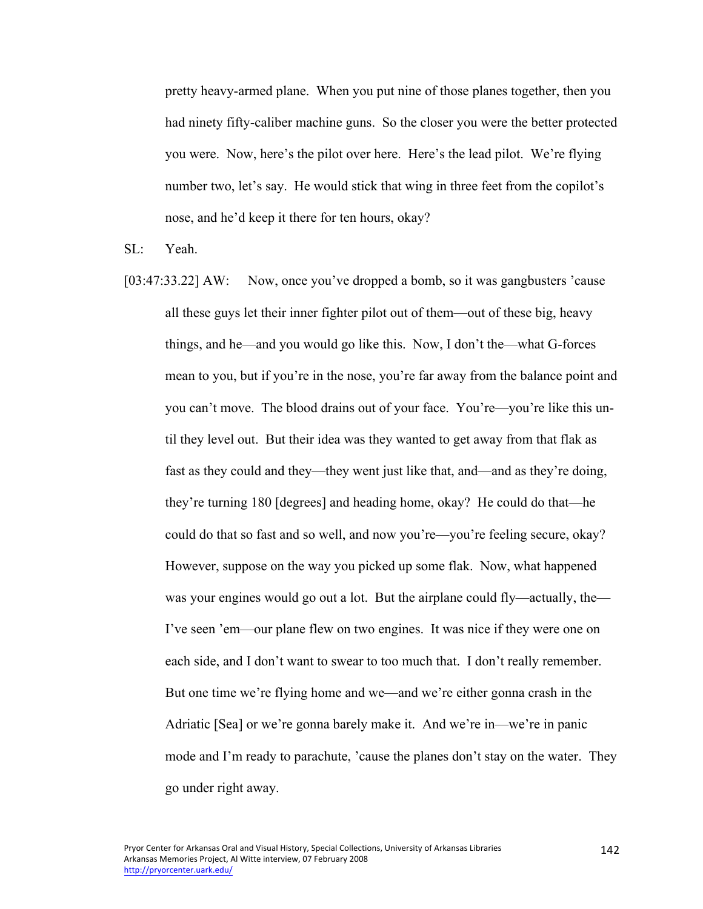pretty heavy-armed plane. When you put nine of those planes together, then you had ninety fifty-caliber machine guns. So the closer you were the better protected you were. Now, here's the pilot over here. Here's the lead pilot. We're flying number two, let's say. He would stick that wing in three feet from the copilot's nose, and he'd keep it there for ten hours, okay?

SL: Yeah.

[03:47:33.22] AW: Now, once you've dropped a bomb, so it was gangbusters 'cause all these guys let their inner fighter pilot out of them—out of these big, heavy things, and he—and you would go like this. Now, I don't the—what G-forces mean to you, but if you're in the nose, you're far away from the balance point and you can't move. The blood drains out of your face. You're—you're like this until they level out. But their idea was they wanted to get away from that flak as fast as they could and they—they went just like that, and—and as they're doing, they're turning 180 [degrees] and heading home, okay? He could do that—he could do that so fast and so well, and now you're—you're feeling secure, okay? However, suppose on the way you picked up some flak. Now, what happened was your engines would go out a lot. But the airplane could fly—actually, the—I've seen 'em—our plane flew on two engines. It was nice if they were one on each side, and I don't want to swear to too much that. I don't really remember. But one time we're flying home and we—and we're either gonna crash in the Adriatic [Sea] or we're gonna barely make it. And we're in—we're in panic mode and I'm ready to parachute, 'cause the planes don't stay on the water. They go under right away.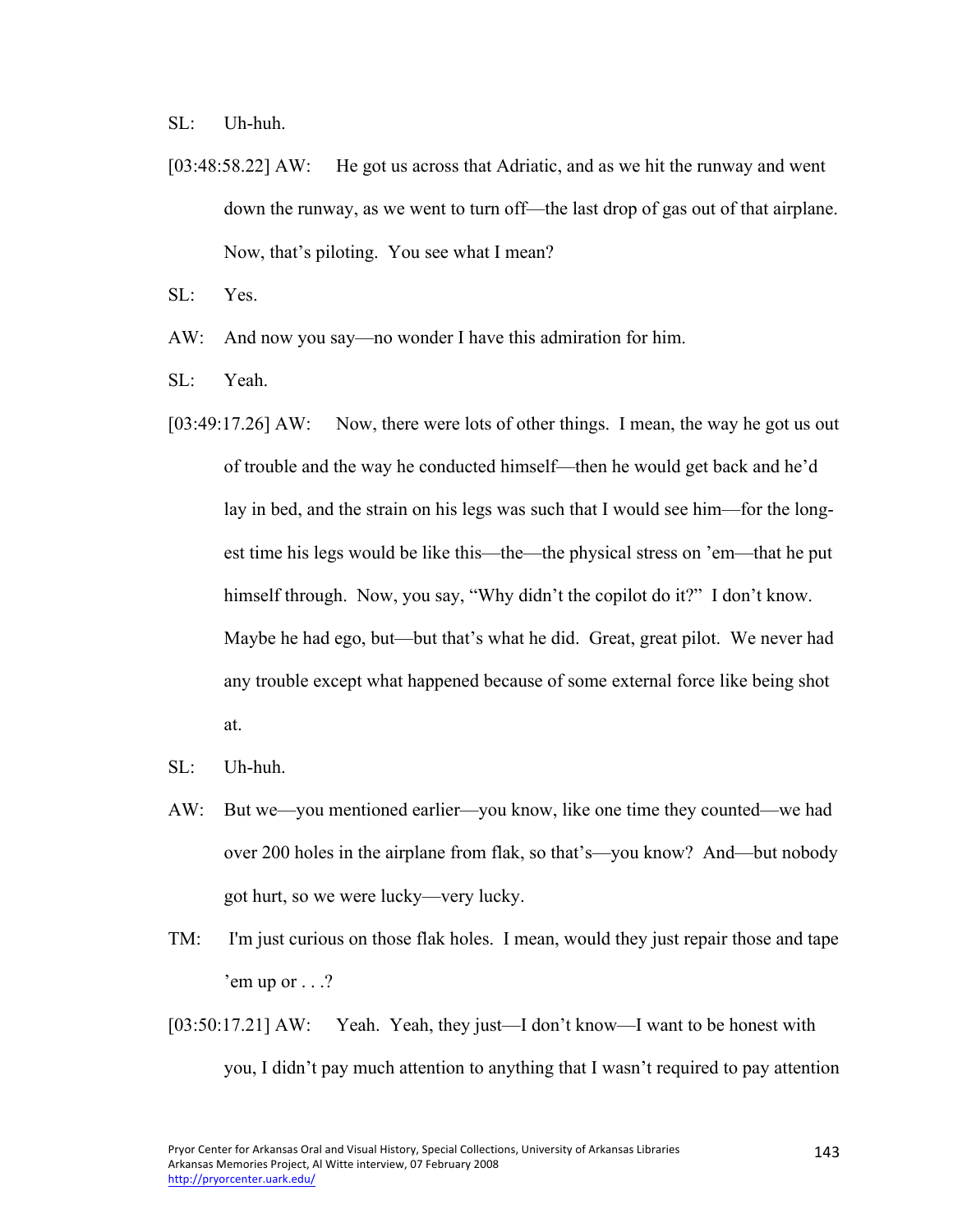SL: Uh-huh.

[03:48:58.22] AW: He got us across that Adriatic, and as we hit the runway and went down the runway, as we went to turn off—the last drop of gas out of that airplane. Now, that's piloting. You see what I mean?

SL: Yes.

AW: And now you say—no wonder I have this admiration for him.

SL: Yeah.

[03:49:17.26] AW: Now, there were lots of other things. I mean, the way he got us out of trouble and the way he conducted himself—then he would get back and he'd lay in bed, and the strain on his legs was such that I would see him—for the longest time his legs would be like this—the—the physical stress on 'em—that he put himself through. Now, you say, "Why didn't the copilot do it?" I don't know. Maybe he had ego, but—but that's what he did. Great, great pilot. We never had any trouble except what happened because of some external force like being shot at.

SL: Uh-huh.

AW: But we—you mentioned earlier—you know, like one time they counted—we had over 200 holes in the airplane from flak, so that's—you know? And—but nobody got hurt, so we were lucky—very lucky.

TM: I'm just curious on those flak holes. I mean, would they just repair those and tape 'em up or . . .?

[03:50:17.21] AW: Yeah. Yeah, they just—I don't know—I want to be honest with you, I didn't pay much attention to anything that I wasn't required to pay attention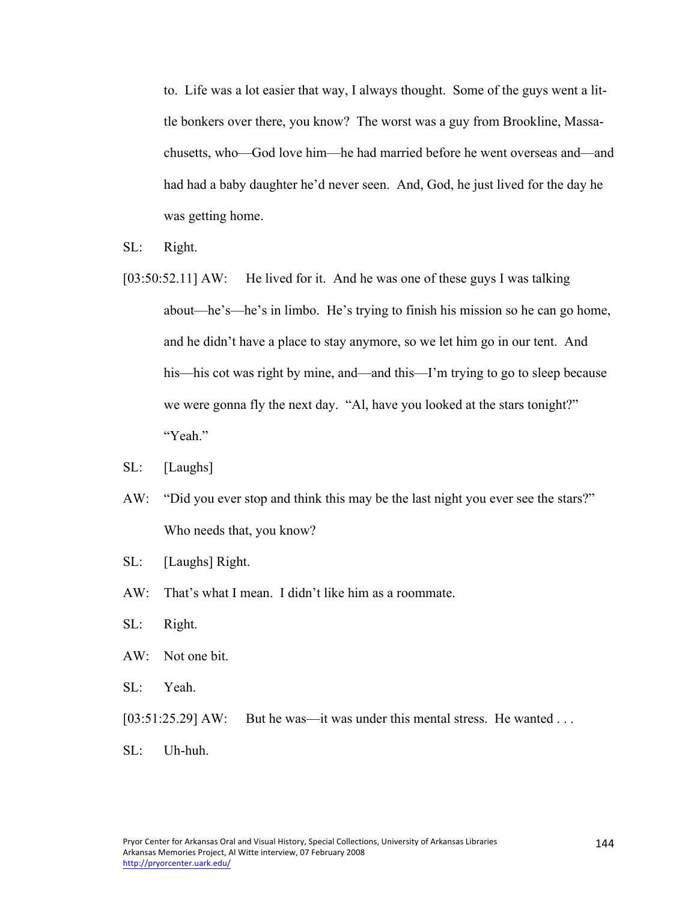to. Life was a lot easier that way, I always thought. Some of the guys went a little bonkers over there, you know? The worst was a guy from Brookline, Massachusetts, who—God love him—he had married before he went overseas and—and had had a baby daughter he'd never seen. And, God, he just lived for the day he was getting home.

SL: Right.

[03:50:52.11] AW: He lived for it. And he was one of these guys I was talking about—he's—he's in limbo. He's trying to finish his mission so he can go home, and he didn't have a place to stay anymore, so we let him go in our tent. And his—his cot was right by mine, and—and this—I'm trying to go to sleep because we were gonna fly the next day. "Al, have you looked at the stars tonight?" "Yeah."

SL: [Laughs]

AW: "Did you ever stop and think this may be the last night you ever see the stars?" Who needs that, you know?

SL: [Laughs] Right.

AW: That's what I mean. I didn't like him as a roommate.

SL: Right.

AW: Not one bit.

SL: Yeah.

[03:51:25.29] AW: But he was—it was under this mental stress. He wanted . . .

SL: Uh-huh.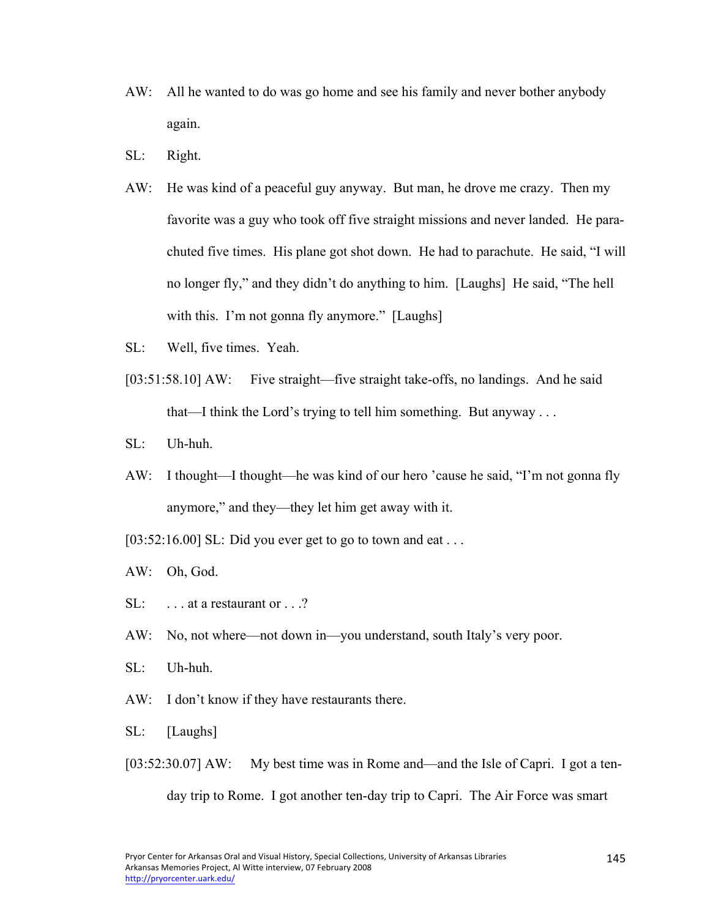AW: All he wanted to do was go home and see his family and never bother anybody again.

SL: Right.

AW: He was kind of a peaceful guy anyway. But man, he drove me crazy. Then my favorite was a guy who took off five straight missions and never landed. He parachuted five times. His plane got shot down. He had to parachute. He said, "I will no longer fly," and they didn't do anything to him. [Laughs] He said, "The hell with this. I'm not gonna fly anymore." [Laughs]

SL: Well, five times. Yeah.

[03:51:58.10] AW: Five straight—five straight take-offs, no landings. And he said that—I think the Lord's trying to tell him something. But anyway . . .

SL: Uh-huh.

AW: I thought—I thought—he was kind of our hero 'cause he said, "I'm not gonna fly anymore," and they—they let him get away with it.

[03:52:16.00] SL: Did you ever get to go to town and eat . . .

AW: Oh, God.

SL: . . . at a restaurant or . . .?

AW: No, not where—not down in—you understand, south Italy's very poor.

SL: Uh-huh.

AW: I don't know if they have restaurants there.

SL: [Laughs]

[03:52:30.07] AW: My best time was in Rome and—and the Isle of Capri. I got a ten-day trip to Rome. I got another ten-day trip to Capri. The Air Force was smart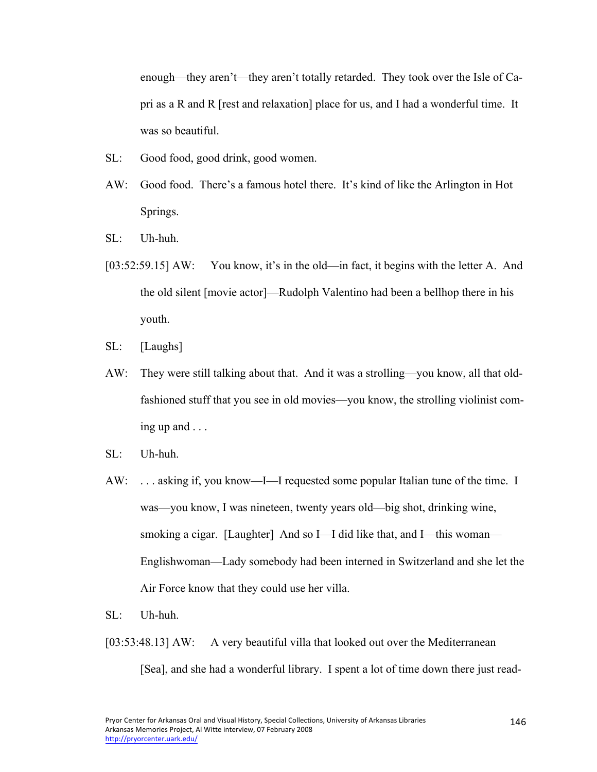enough—they aren't—they aren't totally retarded. They took over the Isle of Capri as a R and R [rest and relaxation] place for us, and I had a wonderful time. It was so beautiful.

SL: Good food, good drink, good women.

AW: Good food. There's a famous hotel there. It's kind of like the Arlington in Hot Springs.

SL: Uh-huh.

[03:52:59.15] AW: You know, it's in the old—in fact, it begins with the letter A. And the old silent [movie actor]—Rudolph Valentino had been a bellhop there in his youth.

SL: [Laughs]

AW: They were still talking about that. And it was a strolling—you know, all that old-fashioned stuff that you see in old movies—you know, the strolling violinist coming up and . . .

SL: Uh-huh.

AW: . . . asking if, you know—I—I requested some popular Italian tune of the time. I was—you know, I was nineteen, twenty years old—big shot, drinking wine, smoking a cigar. [Laughter] And so I—I did like that, and I—this woman—Englishwoman—Lady somebody had been interned in Switzerland and she let the Air Force know that they could use her villa.

SL: Uh-huh.

[03:53:48.13] AW: A very beautiful villa that looked out over the Mediterranean [Sea], and she had a wonderful library. I spent a lot of time down there just read-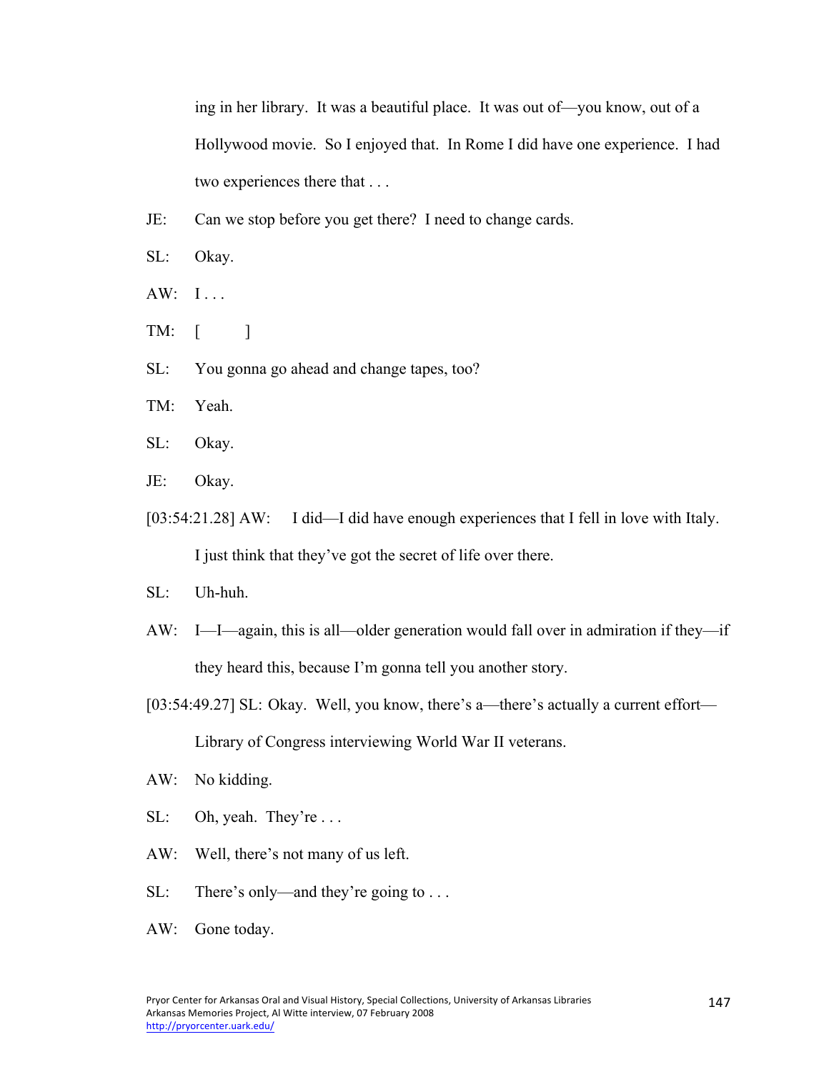ing in her library. It was a beautiful place. It was out of—you know, out of a Hollywood movie. So I enjoyed that. In Rome I did have one experience. I had two experiences there that . . .

JE: Can we stop before you get there? I need to change cards.

SL: Okay.

AW: I . . .

TM: [ ]

SL: You gonna go ahead and change tapes, too?

TM: Yeah.

SL: Okay.

JE: Okay.

[03:54:21.28] AW: I did—I did have enough experiences that I fell in love with Italy. I just think that they've got the secret of life over there.

SL: Uh-huh.

AW: I—I—again, this is all—older generation would fall over in admiration if they—if they heard this, because I'm gonna tell you another story.

[03:54:49.27] SL: Okay. Well, you know, there's a—there's actually a current effort—Library of Congress interviewing World War II veterans.

AW: No kidding.

SL: Oh, yeah. They're . . .

AW: Well, there's not many of us left.

SL: There's only—and they're going to . . .

AW: Gone today.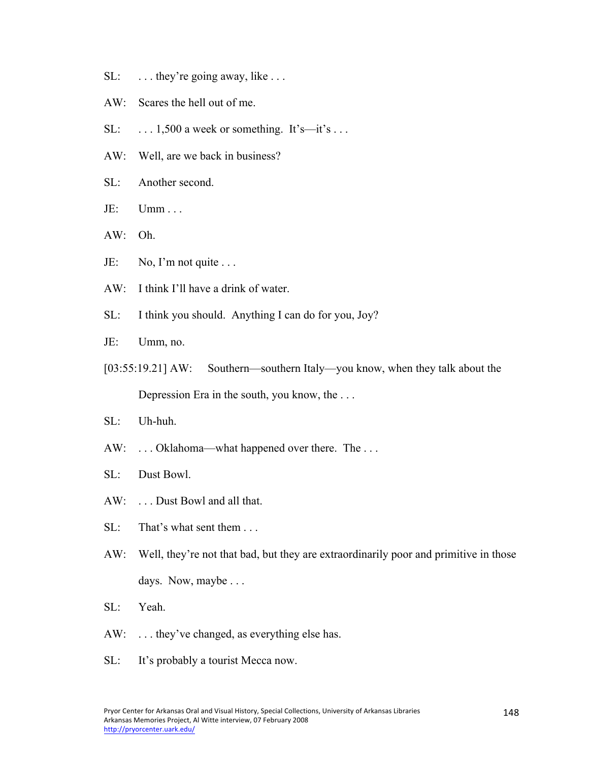SL: . . . they're going away, like . . .

AW: Scares the hell out of me.

SL: . . . 1,500 a week or something. It's—it's . . .

AW: Well, are we back in business?

SL: Another second.

JE: Umm . . .

AW: Oh.

JE: No, I'm not quite . . .

AW: I think I'll have a drink of water.

SL: I think you should. Anything I can do for you, Joy?

JE: Umm, no.

[03:55:19.21] AW: Southern—southern Italy—you know, when they talk about the Depression Era in the south, you know, the . . .

SL: Uh-huh.

AW: . . . Oklahoma—what happened over there. The . . .

SL: Dust Bowl.

AW: . . . Dust Bowl and all that.

SL: That's what sent them . . .

AW: Well, they're not that bad, but they are extraordinarily poor and primitive in those days. Now, maybe . . .

SL: Yeah.

AW: . . . they've changed, as everything else has.

SL: It's probably a tourist Mecca now.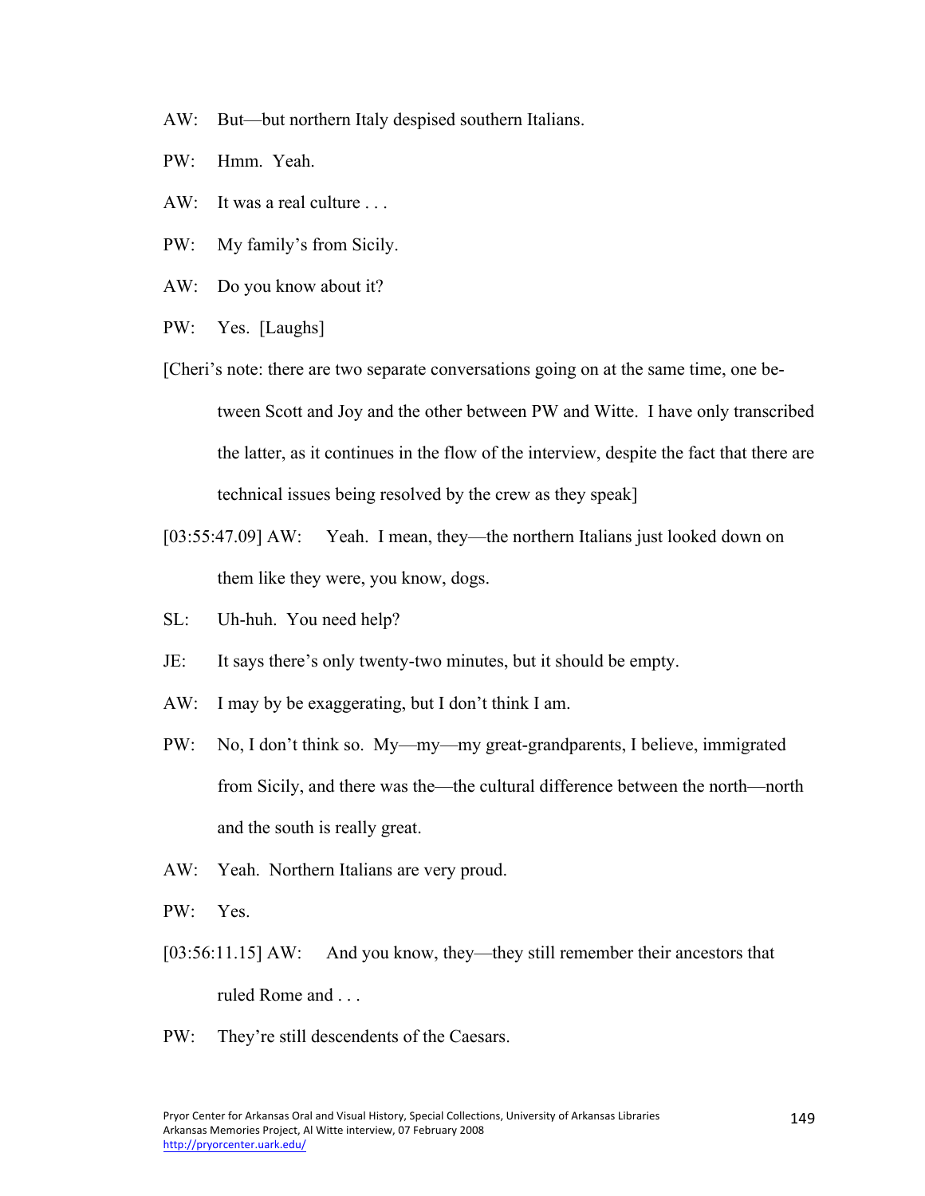AW: But—but northern Italy despised southern Italians.

PW: Hmm. Yeah.

AW: It was a real culture . . .

PW: My family's from Sicily.

AW: Do you know about it?

PW: Yes. [Laughs]

[Cheri's note: there are two separate conversations going on at the same time, one between Scott and Joy and the other between PW and Witte. I have only transcribed the latter, as it continues in the flow of the interview, despite the fact that there are technical issues being resolved by the crew as they speak]

[03:55:47.09] AW: Yeah. I mean, they—the northern Italians just looked down on them like they were, you know, dogs.

SL: Uh-huh. You need help?

JE: It says there's only twenty-two minutes, but it should be empty.

AW: I may by be exaggerating, but I don't think I am.

PW: No, I don't think so. My—my—my great-grandparents, I believe, immigrated from Sicily, and there was the—the cultural difference between the north—north and the south is really great.

AW: Yeah. Northern Italians are very proud.

PW: Yes.

[03:56:11.15] AW: And you know, they—they still remember their ancestors that ruled Rome and . . .

PW: They're still descendents of the Caesars.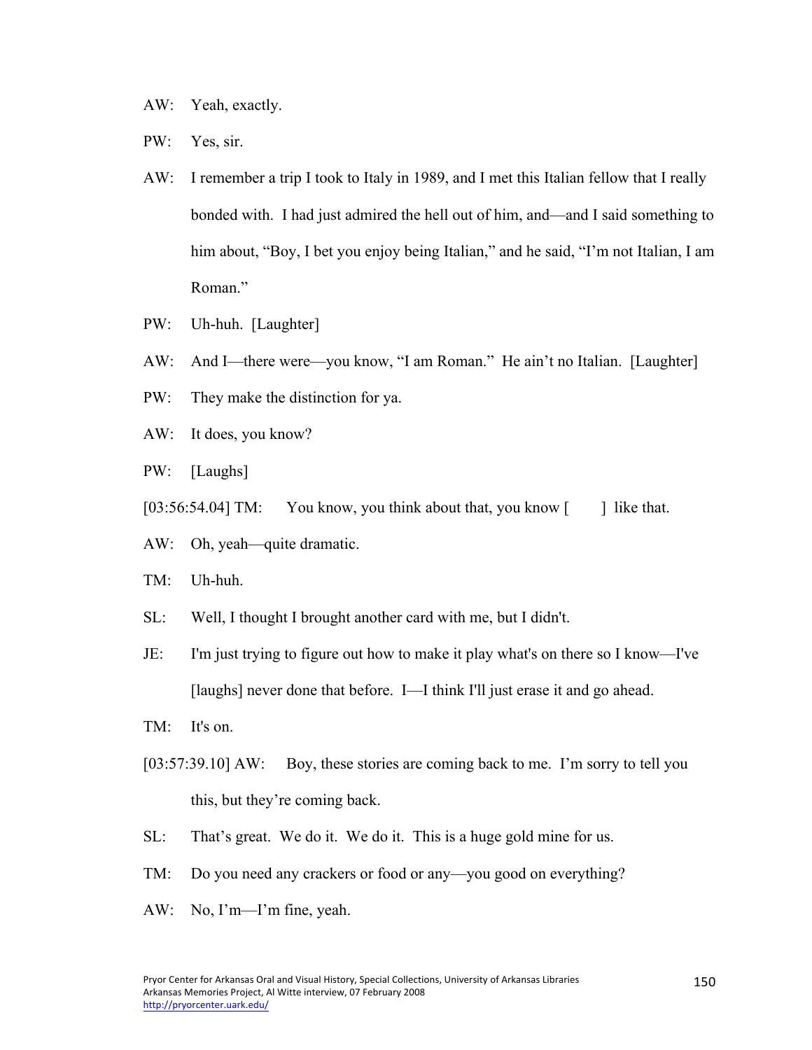AW: Yeah, exactly.

PW: Yes, sir.

AW: I remember a trip I took to Italy in 1989, and I met this Italian fellow that I really bonded with. I had just admired the hell out of him, and—and I said something to him about, "Boy, I bet you enjoy being Italian," and he said, "I'm not Italian, I am Roman."

PW: Uh-huh. [Laughter]

AW: And I—there were—you know, "I am Roman." He ain't no Italian. [Laughter]

PW: They make the distinction for ya.

AW: It does, you know?

PW: [Laughs]

[03:56:54.04] TM: You know, you think about that, you know [ ] like that.

AW: Oh, yeah—quite dramatic.

TM: Uh-huh.

SL: Well, I thought I brought another card with me, but I didn't.

JE: I'm just trying to figure out how to make it play what's on there so I know—I've [laughs] never done that before. I—I think I'll just erase it and go ahead.

TM: It's on.

[03:57:39.10] AW: Boy, these stories are coming back to me. I'm sorry to tell you this, but they're coming back.

SL: That's great. We do it. We do it. This is a huge gold mine for us.

TM: Do you need any crackers or food or any—you good on everything?

AW: No, I'm—I'm fine, yeah.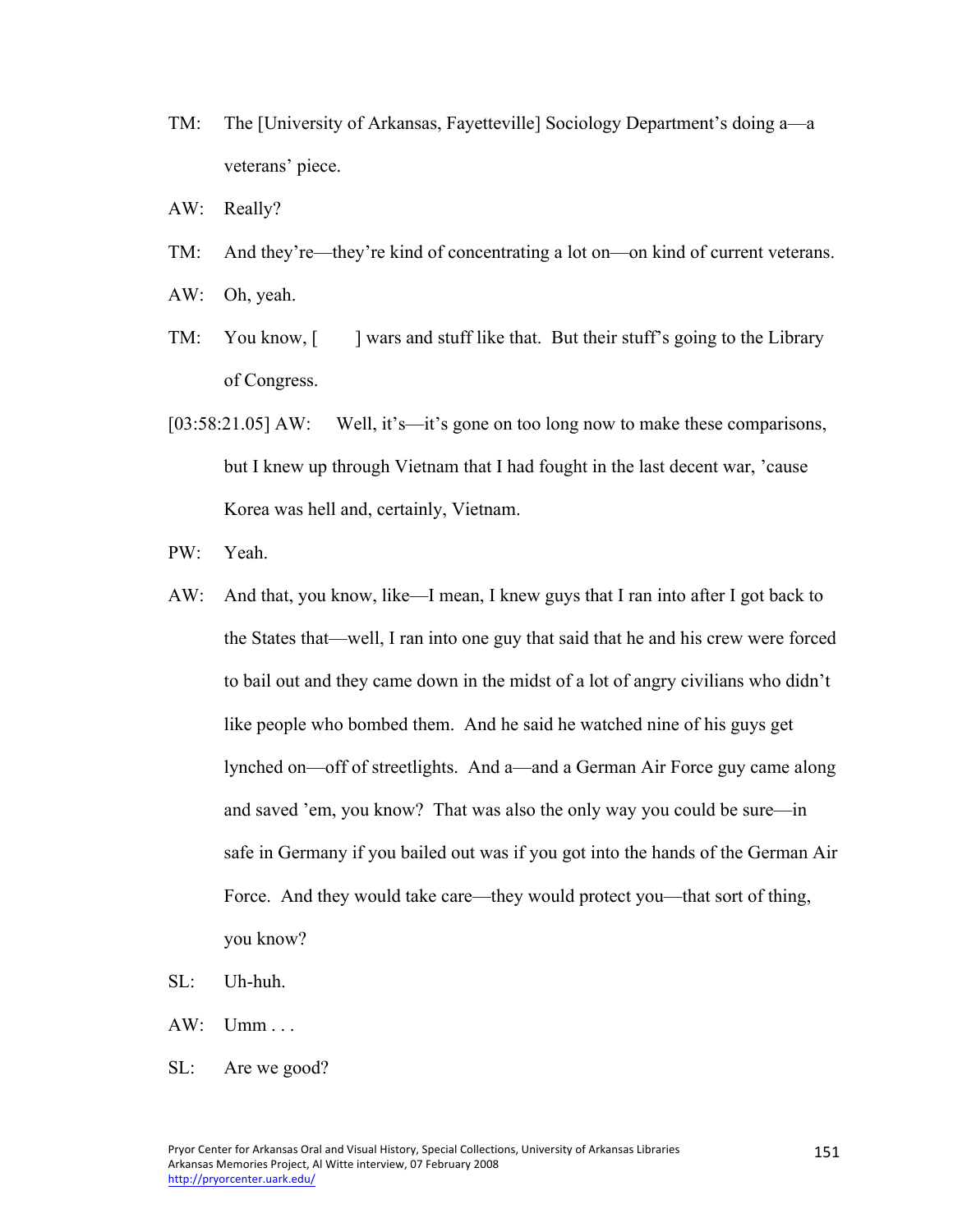TM: The [University of Arkansas, Fayetteville] Sociology Department's doing a—a veterans' piece.

AW: Really?

TM: And they're—they're kind of concentrating a lot on—on kind of current veterans.

AW: Oh, yeah.

TM: You know, [ ] wars and stuff like that. But their stuff's going to the Library of Congress.

[03:58:21.05] AW: Well, it's—it's gone on too long now to make these comparisons, but I knew up through Vietnam that I had fought in the last decent war, 'cause Korea was hell and, certainly, Vietnam.

PW: Yeah.

AW: And that, you know, like—I mean, I knew guys that I ran into after I got back to the States that—well, I ran into one guy that said that he and his crew were forced to bail out and they came down in the midst of a lot of angry civilians who didn't like people who bombed them. And he said he watched nine of his guys get lynched on—off of streetlights. And a—and a German Air Force guy came along and saved 'em, you know? That was also the only way you could be sure—in safe in Germany if you bailed out was if you got into the hands of the German Air Force. And they would take care—they would protect you—that sort of thing, you know?

SL: Uh-huh.

AW: Umm . . .

SL: Are we good?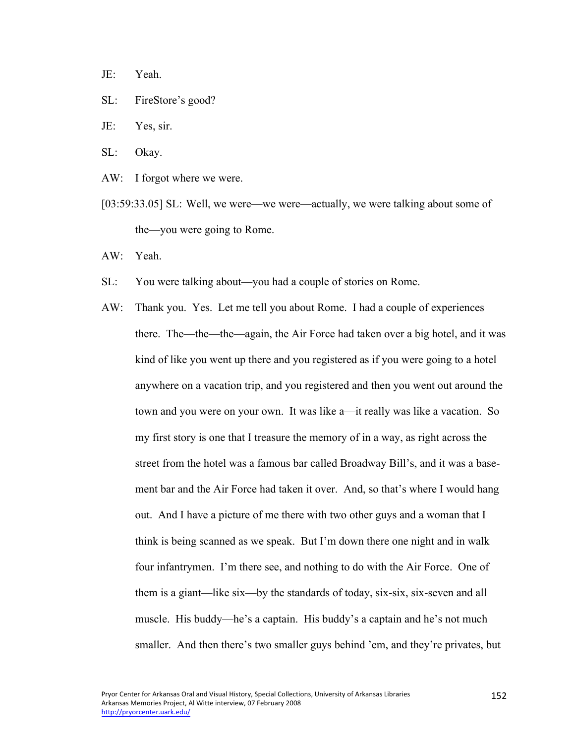JE: Yeah.

SL: FireStore's good?

JE: Yes, sir.

SL: Okay.

AW: I forgot where we were.

[03:59:33.05] SL: Well, we were—we were—actually, we were talking about some of the—you were going to Rome.

AW: Yeah.

SL: You were talking about—you had a couple of stories on Rome.

AW: Thank you. Yes. Let me tell you about Rome. I had a couple of experiences there. The—the—the—again, the Air Force had taken over a big hotel, and it was kind of like you went up there and you registered as if you were going to a hotel anywhere on a vacation trip, and you registered and then you went out around the town and you were on your own. It was like a—it really was like a vacation. So my first story is one that I treasure the memory of in a way, as right across the street from the hotel was a famous bar called Broadway Bill's, and it was a basement bar and the Air Force had taken it over. And, so that's where I would hang out. And I have a picture of me there with two other guys and a woman that I think is being scanned as we speak. But I'm down there one night and in walk four infantrymen. I'm there see, and nothing to do with the Air Force. One of them is a giant—like six—by the standards of today, six-six, six-seven and all muscle. His buddy—he's a captain. His buddy's a captain and he's not much smaller. And then there's two smaller guys behind 'em, and they're privates, but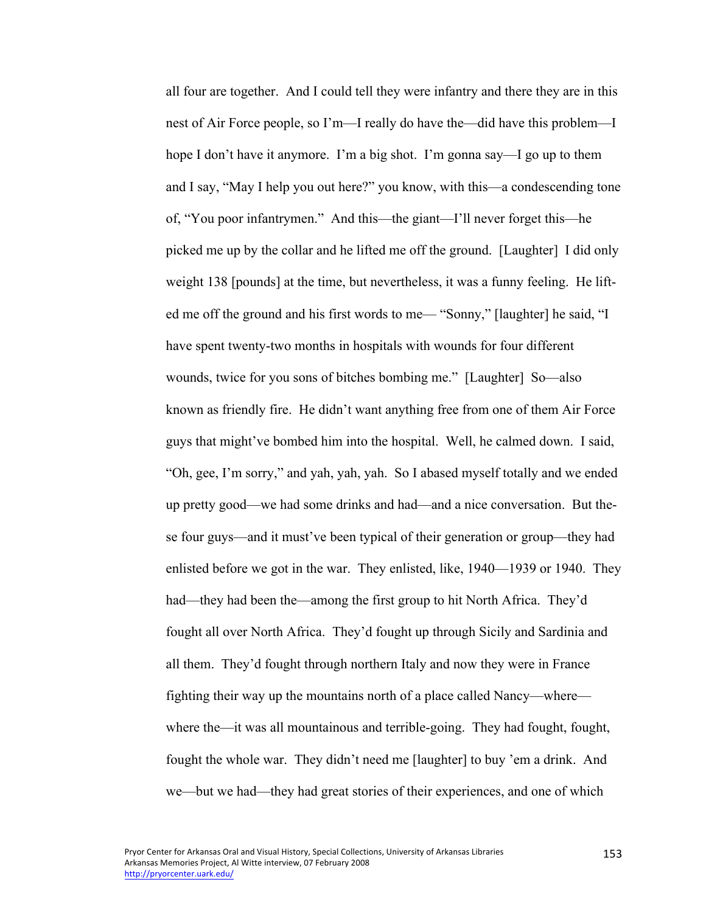all four are together. And I could tell they were infantry and there they are in this nest of Air Force people, so I'm—I really do have the—did have this problem—I hope I don't have it anymore. I'm a big shot. I'm gonna say—I go up to them and I say, "May I help you out here?" you know, with this—a condescending tone of, "You poor infantrymen." And this—the giant—I'll never forget this—he picked me up by the collar and he lifted me off the ground. [Laughter] I did only weight 138 [pounds] at the time, but nevertheless, it was a funny feeling. He lifted me off the ground and his first words to me— "Sonny," [laughter] he said, "I have spent twenty-two months in hospitals with wounds for four different wounds, twice for you sons of bitches bombing me." [Laughter] So—also known as friendly fire. He didn't want anything free from one of them Air Force guys that might've bombed him into the hospital. Well, he calmed down. I said, "Oh, gee, I'm sorry," and yah, yah, yah. So I abased myself totally and we ended up pretty good—we had some drinks and had—and a nice conversation. But these four guys—and it must've been typical of their generation or group—they had enlisted before we got in the war. They enlisted, like, 1940—1939 or 1940. They had—they had been the—among the first group to hit North Africa. They'd fought all over North Africa. They'd fought up through Sicily and Sardinia and all them. They'd fought through northern Italy and now they were in France fighting their way up the mountains north of a place called Nancy—where—where the—it was all mountainous and terrible-going. They had fought, fought, fought the whole war. They didn't need me [laughter] to buy 'em a drink. And we—but we had—they had great stories of their experiences, and one of which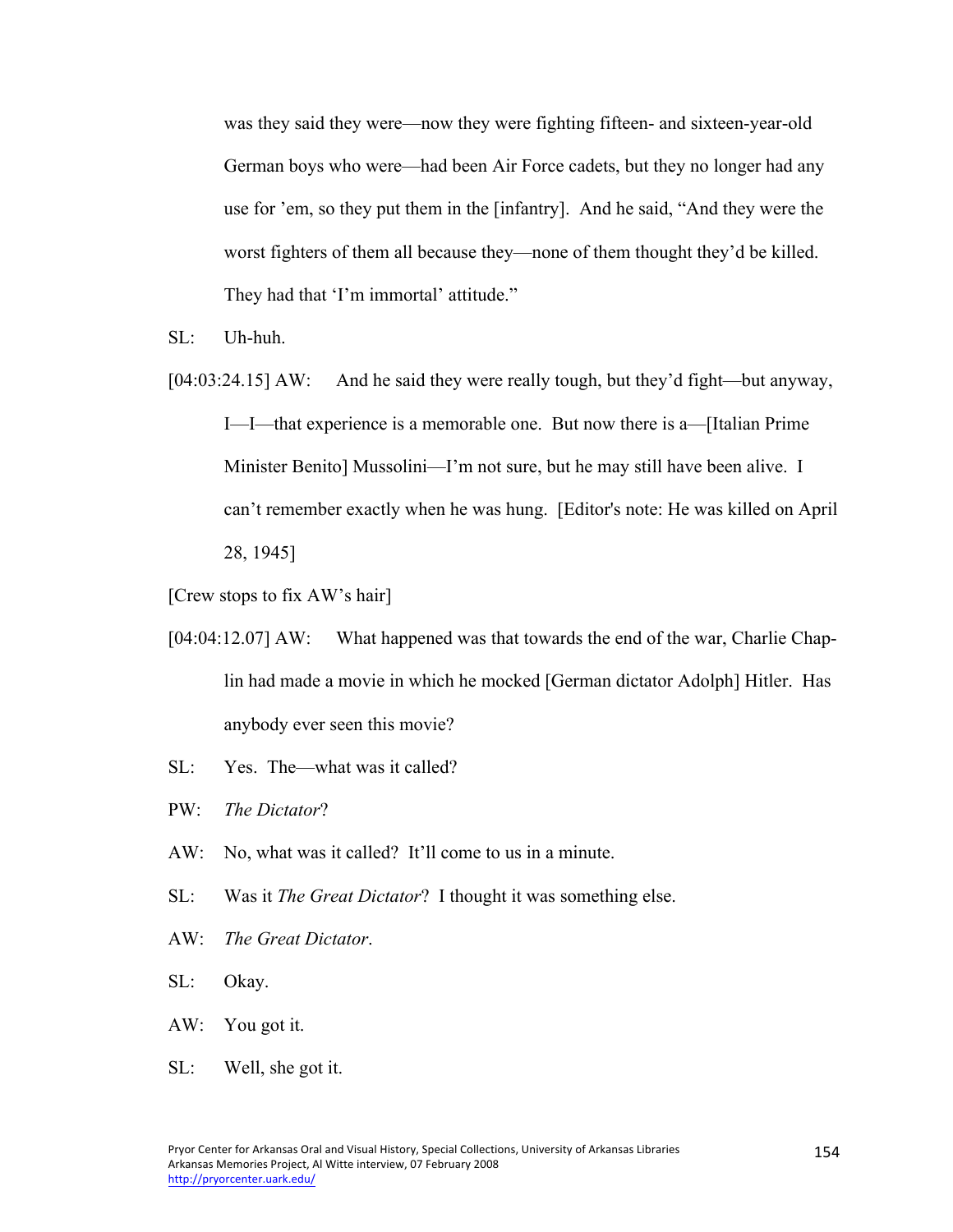was they said they were—now they were fighting fifteen- and sixteen-year-old German boys who were—had been Air Force cadets, but they no longer had any use for 'em, so they put them in the [infantry]. And he said, "And they were the worst fighters of them all because they—none of them thought they'd be killed. They had that 'I'm immortal' attitude."

SL: Uh-huh.

[04:03:24.15] AW: And he said they were really tough, but they'd fight—but anyway, I—I—that experience is a memorable one. But now there is a—[Italian Prime Minister Benito] Mussolini—I'm not sure, but he may still have been alive. I can't remember exactly when he was hung. [Editor's note: He was killed on April 28, 1945]

[Crew stops to fix AW's hair]

[04:04:12.07] AW: What happened was that towards the end of the war, Charlie Chaplin had made a movie in which he mocked [German dictator Adolph] Hitler. Has anybody ever seen this movie?

SL: Yes. The—what was it called?

PW: *The Dictator*?

AW: No, what was it called? It'll come to us in a minute.

SL: Was it *The Great Dictator*? I thought it was something else.

AW: *The Great Dictator*.

SL: Okay.

AW: You got it.

SL: Well, she got it.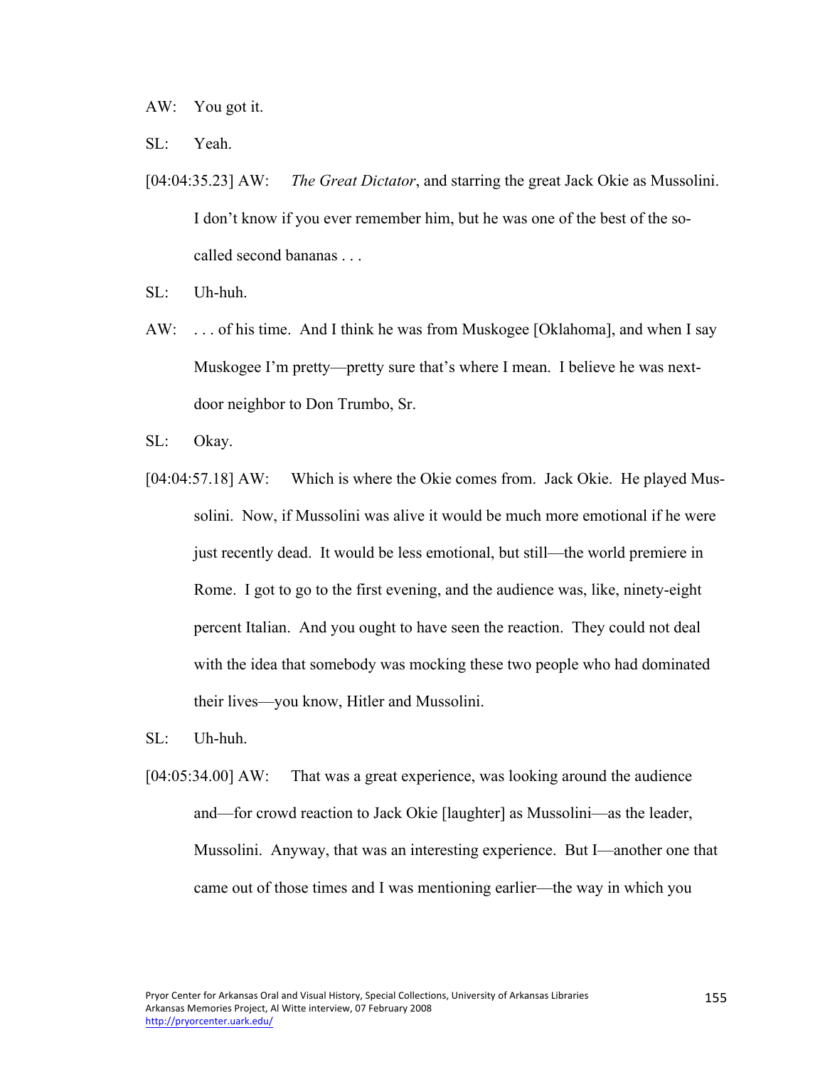AW: You got it.

SL: Yeah.

[04:04:35.23] AW: *The Great Dictator*, and starring the great Jack Okie as Mussolini. I don't know if you ever remember him, but he was one of the best of the so-called second bananas . . .

SL: Uh-huh.

AW: . . . of his time. And I think he was from Muskogee [Oklahoma], and when I say Muskogee I'm pretty—pretty sure that's where I mean. I believe he was next-door neighbor to Don Trumbo, Sr.

SL: Okay.

[04:04:57.18] AW: Which is where the Okie comes from. Jack Okie. He played Mussolini. Now, if Mussolini was alive it would be much more emotional if he were just recently dead. It would be less emotional, but still—the world premiere in Rome. I got to go to the first evening, and the audience was, like, ninety-eight percent Italian. And you ought to have seen the reaction. They could not deal with the idea that somebody was mocking these two people who had dominated their lives—you know, Hitler and Mussolini.

SL: Uh-huh.

[04:05:34.00] AW: That was a great experience, was looking around the audience and—for crowd reaction to Jack Okie [laughter] as Mussolini—as the leader, Mussolini. Anyway, that was an interesting experience. But I—another one that came out of those times and I was mentioning earlier—the way in which you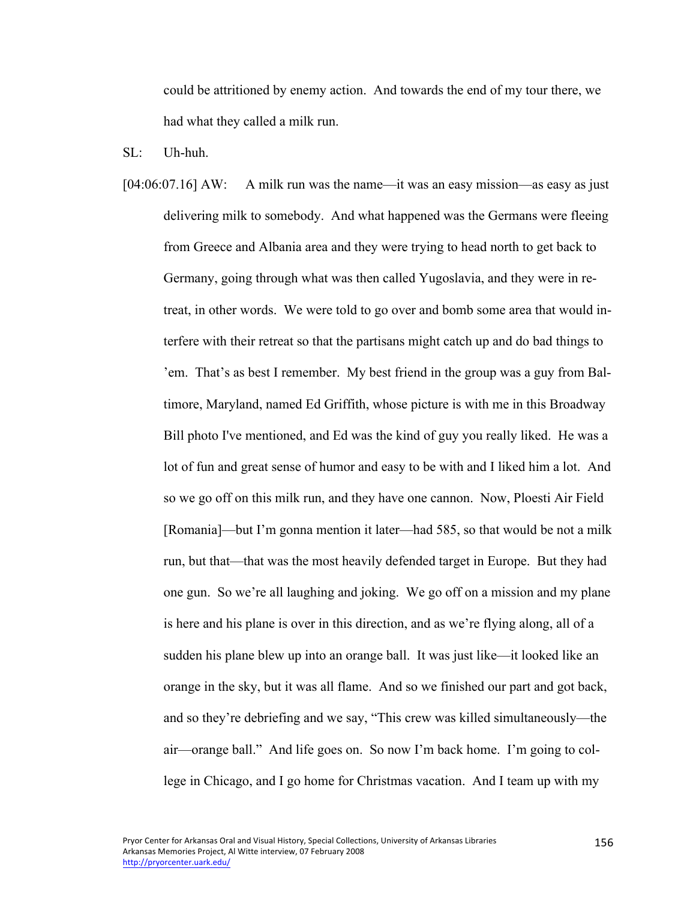could be attritioned by enemy action. And towards the end of my tour there, we had what they called a milk run.

SL: Uh-huh.

[04:06:07.16] AW: A milk run was the name—it was an easy mission—as easy as just delivering milk to somebody. And what happened was the Germans were fleeing from Greece and Albania area and they were trying to head north to get back to Germany, going through what was then called Yugoslavia, and they were in retreat, in other words. We were told to go over and bomb some area that would interfere with their retreat so that the partisans might catch up and do bad things to 'em. That's as best I remember. My best friend in the group was a guy from Baltimore, Maryland, named Ed Griffith, whose picture is with me in this Broadway Bill photo I've mentioned, and Ed was the kind of guy you really liked. He was a lot of fun and great sense of humor and easy to be with and I liked him a lot. And so we go off on this milk run, and they have one cannon. Now, Ploesti Air Field [Romania]—but I'm gonna mention it later—had 585, so that would be not a milk run, but that—that was the most heavily defended target in Europe. But they had one gun. So we're all laughing and joking. We go off on a mission and my plane is here and his plane is over in this direction, and as we're flying along, all of a sudden his plane blew up into an orange ball. It was just like—it looked like an orange in the sky, but it was all flame. And so we finished our part and got back, and so they're debriefing and we say, "This crew was killed simultaneously—the air—orange ball." And life goes on. So now I'm back home. I'm going to college in Chicago, and I go home for Christmas vacation. And I team up with my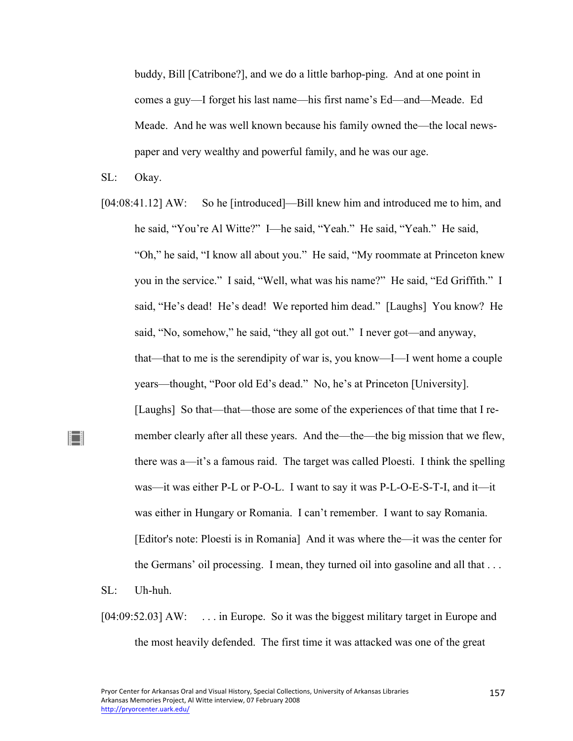buddy, Bill [Catribone?], and we do a little barhop-ping. And at one point in comes a guy—I forget his last name—his first name's Ed—and—Meade. Ed Meade. And he was well known because his family owned the—the local newspaper and very wealthy and powerful family, and he was our age.

SL: Okay.

[04:08:41.12] AW: So he [introduced]—Bill knew him and introduced me to him, and he said, "You're Al Witte?" I—he said, "Yeah." He said, "Yeah." He said, "Oh," he said, "I know all about you." He said, "My roommate at Princeton knew you in the service." I said, "Well, what was his name?" He said, "Ed Griffith." I said, "He's dead! He's dead! We reported him dead." [Laughs] You know? He said, "No, somehow," he said, "they all got out." I never got—and anyway, that—that to me is the serendipity of war is, you know—I—I went home a couple years—thought, "Poor old Ed's dead." No, he's at Princeton [University]. [Laughs] So that—that—those are some of the experiences of that time that I remember clearly after all these years. And the—the—the big mission that we flew, there was a—it's a famous raid. The target was called Ploesti. I think the spelling was—it was either P-L or P-O-L. I want to say it was P-L-O-E-S-T-I, and it—it was either in Hungary or Romania. I can't remember. I want to say Romania. [Editor's note: Ploesti is in Romania] And it was where the—it was the center for the Germans' oil processing. I mean, they turned oil into gasoline and all that . . .

SL: Uh-huh.

[04:09:52.03] AW: . . . in Europe. So it was the biggest military target in Europe and the most heavily defended. The first time it was attacked was one of the great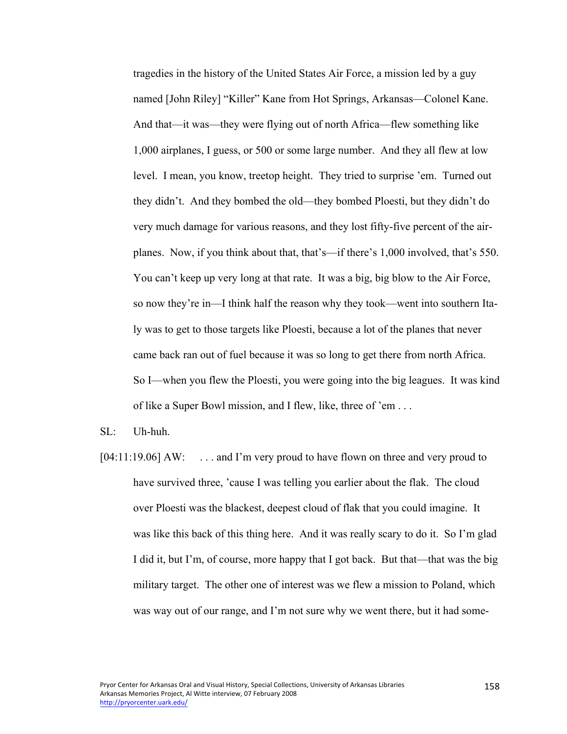tragedies in the history of the United States Air Force, a mission led by a guy named [John Riley] "Killer" Kane from Hot Springs, Arkansas—Colonel Kane. And that—it was—they were flying out of north Africa—flew something like 1,000 airplanes, I guess, or 500 or some large number. And they all flew at low level. I mean, you know, treetop height. They tried to surprise 'em. Turned out they didn't. And they bombed the old—they bombed Ploesti, but they didn't do very much damage for various reasons, and they lost fifty-five percent of the airplanes. Now, if you think about that, that's—if there's 1,000 involved, that's 550. You can't keep up very long at that rate. It was a big, big blow to the Air Force, so now they're in—I think half the reason why they took—went into southern Italy was to get to those targets like Ploesti, because a lot of the planes that never came back ran out of fuel because it was so long to get there from north Africa. So I—when you flew the Ploesti, you were going into the big leagues. It was kind of like a Super Bowl mission, and I flew, like, three of 'em . . .

SL: Uh-huh.

[04:11:19.06] AW: . . . and I'm very proud to have flown on three and very proud to have survived three, 'cause I was telling you earlier about the flak. The cloud over Ploesti was the blackest, deepest cloud of flak that you could imagine. It was like this back of this thing here. And it was really scary to do it. So I'm glad I did it, but I'm, of course, more happy that I got back. But that—that was the big military target. The other one of interest was we flew a mission to Poland, which was way out of our range, and I'm not sure why we went there, but it had some-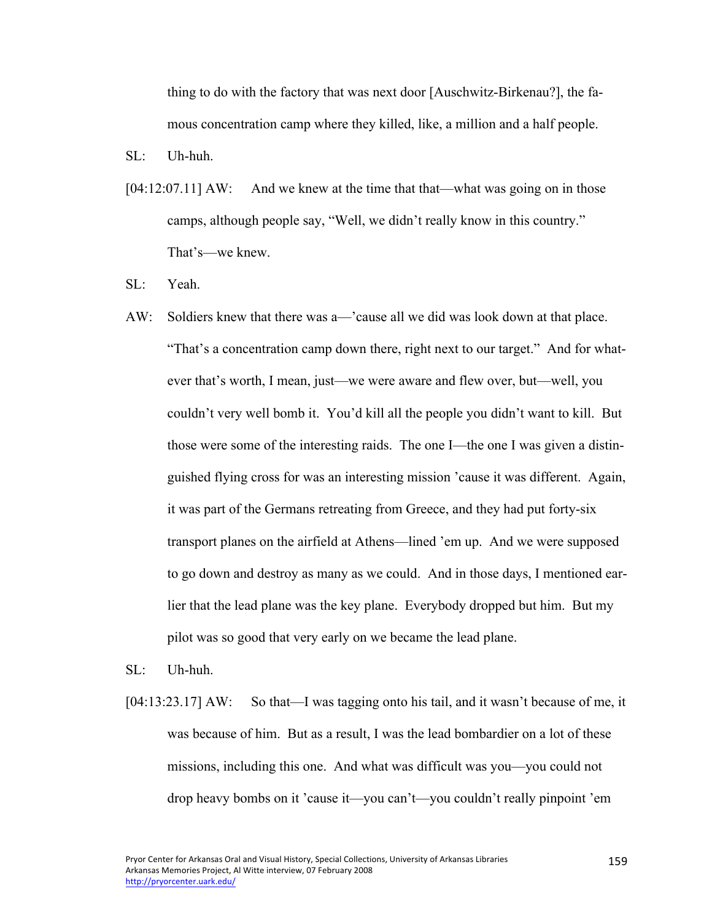thing to do with the factory that was next door [Auschwitz-Birkenau?], the famous concentration camp where they killed, like, a million and a half people.

SL: Uh-huh.

[04:12:07.11] AW: And we knew at the time that that—what was going on in those camps, although people say, "Well, we didn't really know in this country." That's—we knew.

SL: Yeah.

AW: Soldiers knew that there was a—'cause all we did was look down at that place. "That's a concentration camp down there, right next to our target." And for whatever that's worth, I mean, just—we were aware and flew over, but—well, you couldn't very well bomb it. You'd kill all the people you didn't want to kill. But those were some of the interesting raids. The one I—the one I was given a distinguished flying cross for was an interesting mission 'cause it was different. Again, it was part of the Germans retreating from Greece, and they had put forty-six transport planes on the airfield at Athens—lined 'em up. And we were supposed to go down and destroy as many as we could. And in those days, I mentioned earlier that the lead plane was the key plane. Everybody dropped but him. But my pilot was so good that very early on we became the lead plane.

SL: Uh-huh.

[04:13:23.17] AW: So that—I was tagging onto his tail, and it wasn't because of me, it was because of him. But as a result, I was the lead bombardier on a lot of these missions, including this one. And what was difficult was you—you could not drop heavy bombs on it 'cause it—you can't—you couldn't really pinpoint 'em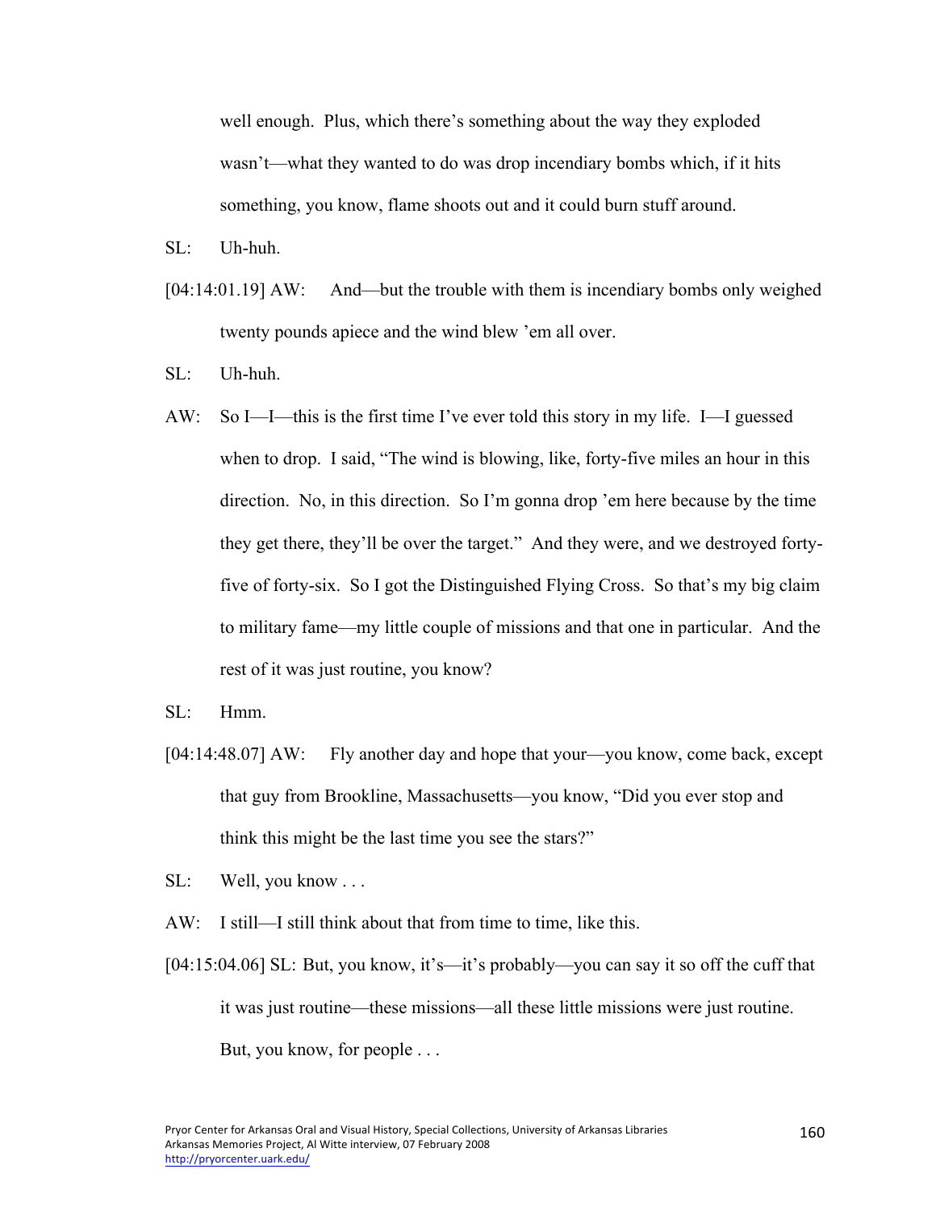well enough. Plus, which there's something about the way they exploded wasn't—what they wanted to do was drop incendiary bombs which, if it hits something, you know, flame shoots out and it could burn stuff around.

SL: Uh-huh.

[04:14:01.19] AW: And—but the trouble with them is incendiary bombs only weighed twenty pounds apiece and the wind blew 'em all over.

SL: Uh-huh.

AW: So I—I—this is the first time I've ever told this story in my life. I—I guessed when to drop. I said, "The wind is blowing, like, forty-five miles an hour in this direction. No, in this direction. So I'm gonna drop 'em here because by the time they get there, they'll be over the target." And they were, and we destroyed forty-five of forty-six. So I got the Distinguished Flying Cross. So that's my big claim to military fame—my little couple of missions and that one in particular. And the rest of it was just routine, you know?

SL: Hmm.

[04:14:48.07] AW: Fly another day and hope that your—you know, come back, except that guy from Brookline, Massachusetts—you know, "Did you ever stop and think this might be the last time you see the stars?"

SL: Well, you know . . .

AW: I still—I still think about that from time to time, like this.

[04:15:04.06] SL: But, you know, it's—it's probably—you can say it so off the cuff that it was just routine—these missions—all these little missions were just routine. But, you know, for people . . .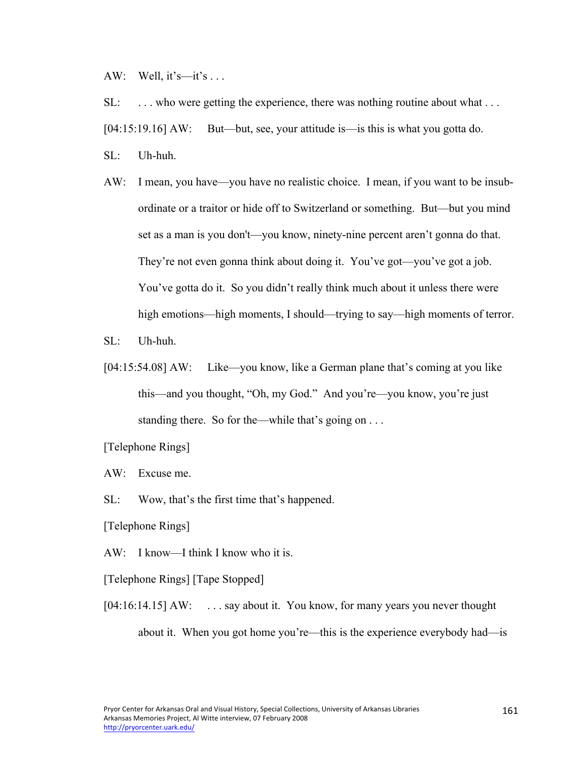AW: Well, it's—it's . . .

SL: . . . who were getting the experience, there was nothing routine about what . . .

[04:15:19.16] AW: But—but, see, your attitude is—is this is what you gotta do.

SL: Uh-huh.

AW: I mean, you have—you have no realistic choice. I mean, if you want to be insubordinate or a traitor or hide off to Switzerland or something. But—but you mind set as a man is you don't—you know, ninety-nine percent aren't gonna do that. They're not even gonna think about doing it. You've got—you've got a job. You've gotta do it. So you didn't really think much about it unless there were high emotions—high moments, I should—trying to say—high moments of terror.

SL: Uh-huh.

[04:15:54.08] AW: Like—you know, like a German plane that's coming at you like this—and you thought, "Oh, my God." And you're—you know, you're just standing there. So for the—while that's going on . . .

[Telephone Rings]

AW: Excuse me.

SL: Wow, that's the first time that's happened.

[Telephone Rings]

AW: I know—I think I know who it is.

[Telephone Rings] [Tape Stopped]

[04:16:14.15] AW: . . . say about it. You know, for many years you never thought about it. When you got home you're—this is the experience everybody had—is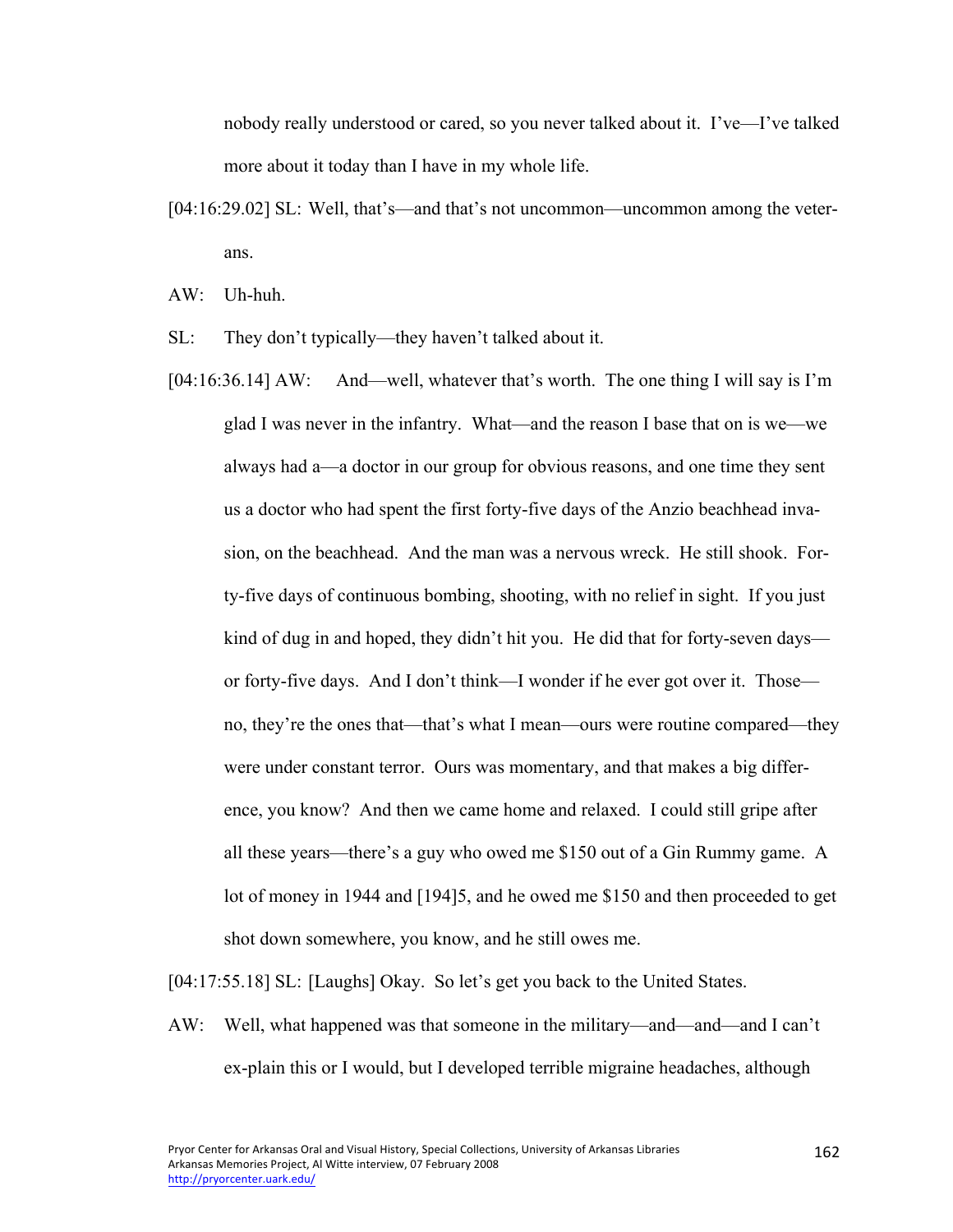nobody really understood or cared, so you never talked about it. I've—I've talked more about it today than I have in my whole life.

[04:16:29.02] SL: Well, that's—and that's not uncommon—uncommon among the veterans.

AW: Uh-huh.

SL: They don't typically—they haven't talked about it.

[04:16:36.14] AW: And—well, whatever that's worth. The one thing I will say is I'm glad I was never in the infantry. What—and the reason I base that on is we—we always had a—a doctor in our group for obvious reasons, and one time they sent us a doctor who had spent the first forty-five days of the Anzio beachhead invasion, on the beachhead. And the man was a nervous wreck. He still shook. Forty-five days of continuous bombing, shooting, with no relief in sight. If you just kind of dug in and hoped, they didn't hit you. He did that for forty-seven days—or forty-five days. And I don't think—I wonder if he ever got over it. Those—no, they're the ones that—that's what I mean—ours were routine compared—they were under constant terror. Ours was momentary, and that makes a big difference, you know? And then we came home and relaxed. I could still gripe after all these years—there's a guy who owed me $150 out of a Gin Rummy game. A lot of money in 1944 and [194]5, and he owed me $150 and then proceeded to get shot down somewhere, you know, and he still owes me.

[04:17:55.18] SL: [Laughs] Okay. So let's get you back to the United States.

AW: Well, what happened was that someone in the military—and—and—and I can't ex-plain this or I would, but I developed terrible migraine headaches, although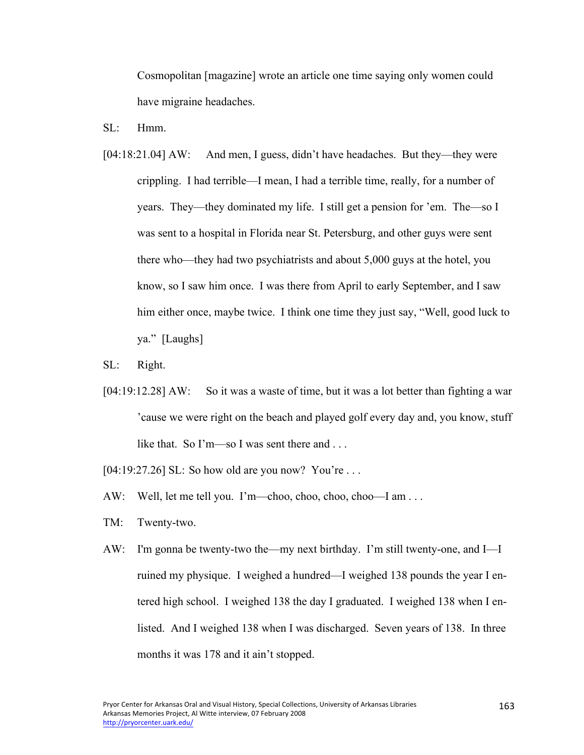Cosmopolitan [magazine] wrote an article one time saying only women could have migraine headaches.

SL: Hmm.

[04:18:21.04] AW: And men, I guess, didn't have headaches. But they—they were crippling. I had terrible—I mean, I had a terrible time, really, for a number of years. They—they dominated my life. I still get a pension for 'em. The—so I was sent to a hospital in Florida near St. Petersburg, and other guys were sent there who—they had two psychiatrists and about 5,000 guys at the hotel, you know, so I saw him once. I was there from April to early September, and I saw him either once, maybe twice. I think one time they just say, "Well, good luck to ya." [Laughs]

SL: Right.

[04:19:12.28] AW: So it was a waste of time, but it was a lot better than fighting a war 'cause we were right on the beach and played golf every day and, you know, stuff like that. So I'm—so I was sent there and . . .

[04:19:27.26] SL: So how old are you now? You're . . .

AW: Well, let me tell you. I'm—choo, choo, choo, choo—I am . . .

TM: Twenty-two.

AW: I'm gonna be twenty-two the—my next birthday. I'm still twenty-one, and I—I ruined my physique. I weighed a hundred—I weighed 138 pounds the year I entered high school. I weighed 138 the day I graduated. I weighed 138 when I enlisted. And I weighed 138 when I was discharged. Seven years of 138. In three months it was 178 and it ain't stopped.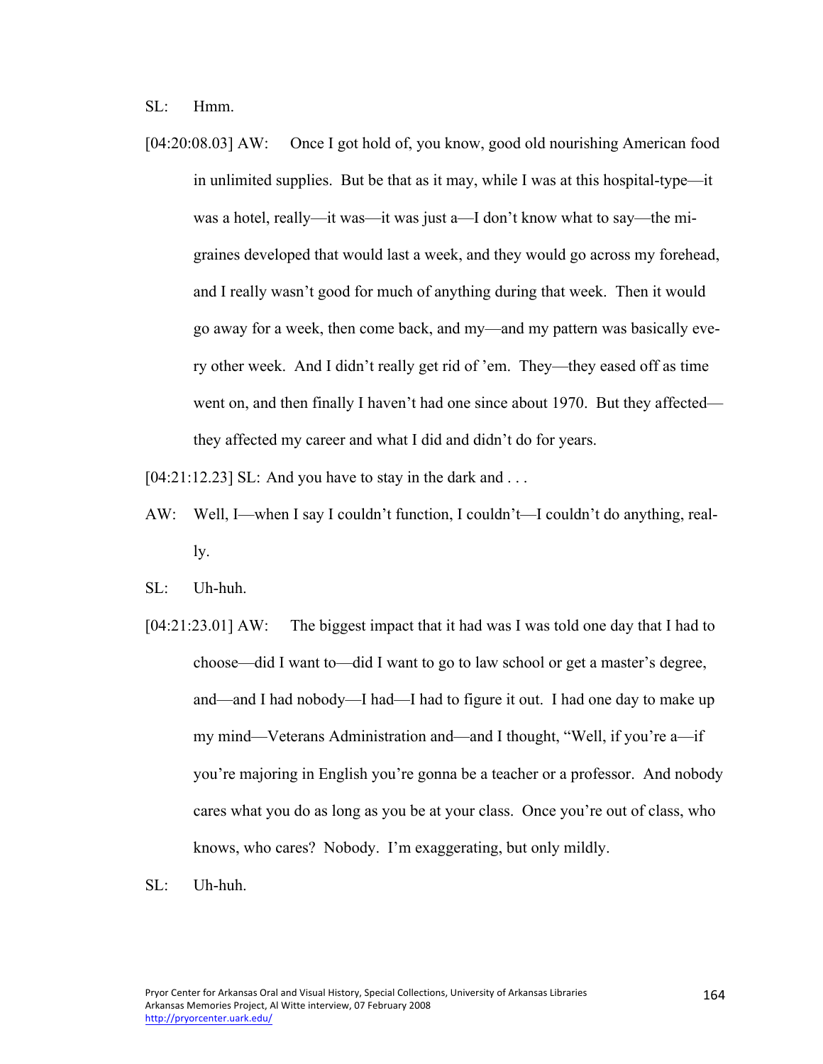SL: Hmm.

[04:20:08.03] AW: Once I got hold of, you know, good old nourishing American food in unlimited supplies. But be that as it may, while I was at this hospital-type—it was a hotel, really—it was—it was just a—I don't know what to say—the migraines developed that would last a week, and they would go across my forehead, and I really wasn't good for much of anything during that week. Then it would go away for a week, then come back, and my—and my pattern was basically every other week. And I didn't really get rid of 'em. They—they eased off as time went on, and then finally I haven't had one since about 1970. But they affected—they affected my career and what I did and didn't do for years.

[04:21:12.23] SL: And you have to stay in the dark and . . .

AW: Well, I—when I say I couldn't function, I couldn't—I couldn't do anything, really.

SL: Uh-huh.

[04:21:23.01] AW: The biggest impact that it had was I was told one day that I had to choose—did I want to—did I want to go to law school or get a master's degree, and—and I had nobody—I had—I had to figure it out. I had one day to make up my mind—Veterans Administration and—and I thought, "Well, if you're a—if you're majoring in English you're gonna be a teacher or a professor. And nobody cares what you do as long as you be at your class. Once you're out of class, who knows, who cares? Nobody. I'm exaggerating, but only mildly.

SL: Uh-huh.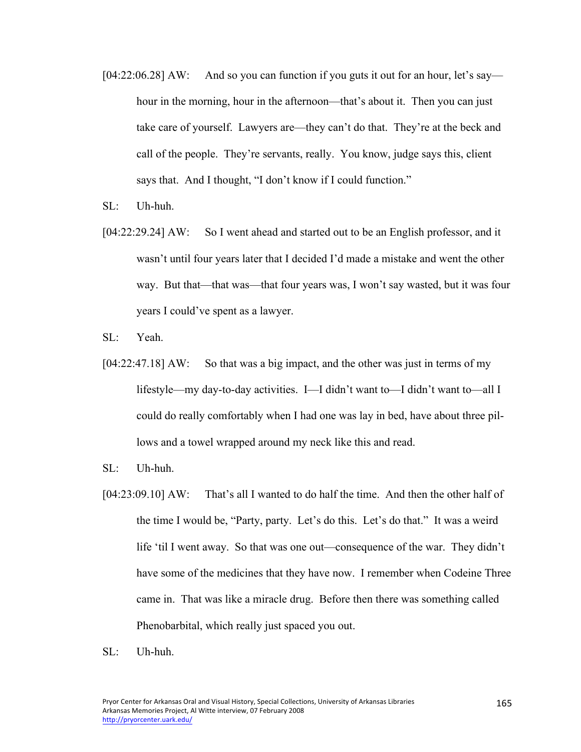[04:22:06.28] AW: And so you can function if you guts it out for an hour, let's say—hour in the morning, hour in the afternoon—that's about it. Then you can just take care of yourself. Lawyers are—they can't do that. They're at the beck and call of the people. They're servants, really. You know, judge says this, client says that. And I thought, "I don't know if I could function."

SL: Uh-huh.

[04:22:29.24] AW: So I went ahead and started out to be an English professor, and it wasn't until four years later that I decided I'd made a mistake and went the other way. But that—that was—that four years was, I won't say wasted, but it was four years I could've spent as a lawyer.

SL: Yeah.

[04:22:47.18] AW: So that was a big impact, and the other was just in terms of my lifestyle—my day-to-day activities. I—I didn't want to—I didn't want to—all I could do really comfortably when I had one was lay in bed, have about three pillows and a towel wrapped around my neck like this and read.

SL: Uh-huh.

[04:23:09.10] AW: That's all I wanted to do half the time. And then the other half of the time I would be, "Party, party. Let's do this. Let's do that." It was a weird life 'til I went away. So that was one out—consequence of the war. They didn't have some of the medicines that they have now. I remember when Codeine Three came in. That was like a miracle drug. Before then there was something called Phenobarbital, which really just spaced you out.

SL: Uh-huh.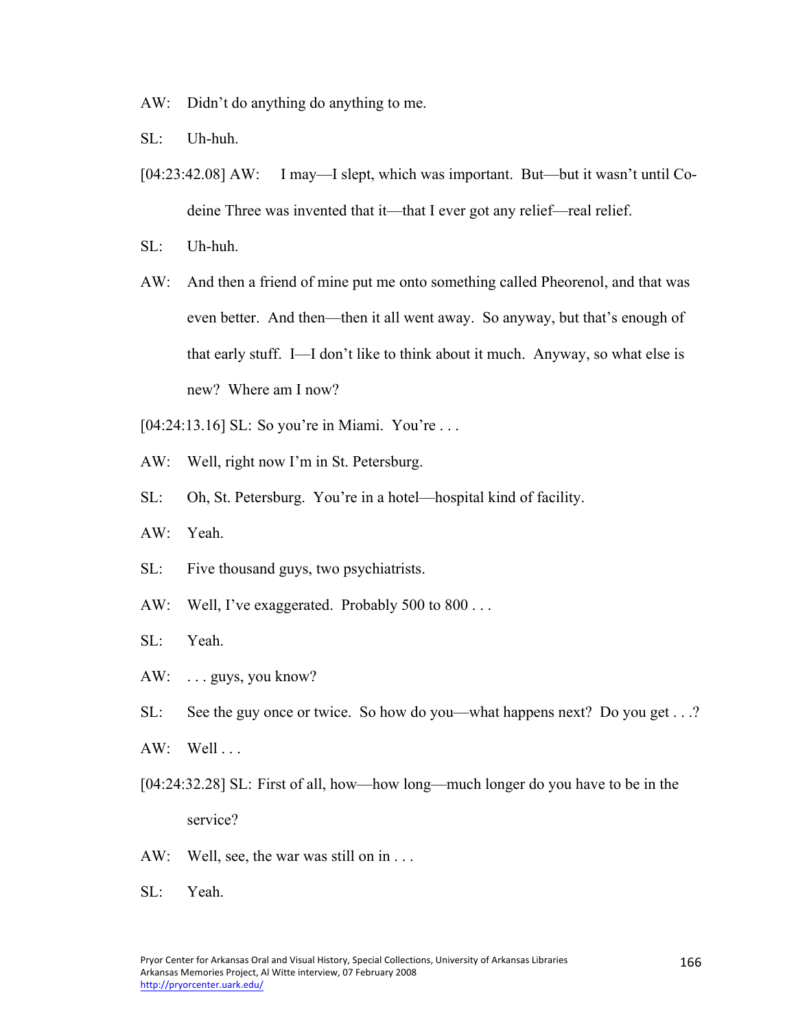AW: Didn't do anything do anything to me.

SL: Uh-huh.

[04:23:42.08] AW: I may—I slept, which was important. But—but it wasn't until Co-deine Three was invented that it—that I ever got any relief—real relief.

SL: Uh-huh.

AW: And then a friend of mine put me onto something called Pheorenol, and that was even better. And then—then it all went away. So anyway, but that's enough of that early stuff. I—I don't like to think about it much. Anyway, so what else is new? Where am I now?

[04:24:13.16] SL: So you're in Miami. You're . . .

AW: Well, right now I'm in St. Petersburg.

SL: Oh, St. Petersburg. You're in a hotel—hospital kind of facility.

AW: Yeah.

SL: Five thousand guys, two psychiatrists.

AW: Well, I've exaggerated. Probably 500 to 800 . . .

SL: Yeah.

AW: . . . guys, you know?

SL: See the guy once or twice. So how do you—what happens next? Do you get . . .?

AW: Well . . .

[04:24:32.28] SL: First of all, how—how long—much longer do you have to be in the service?

AW: Well, see, the war was still on in . . .

SL: Yeah.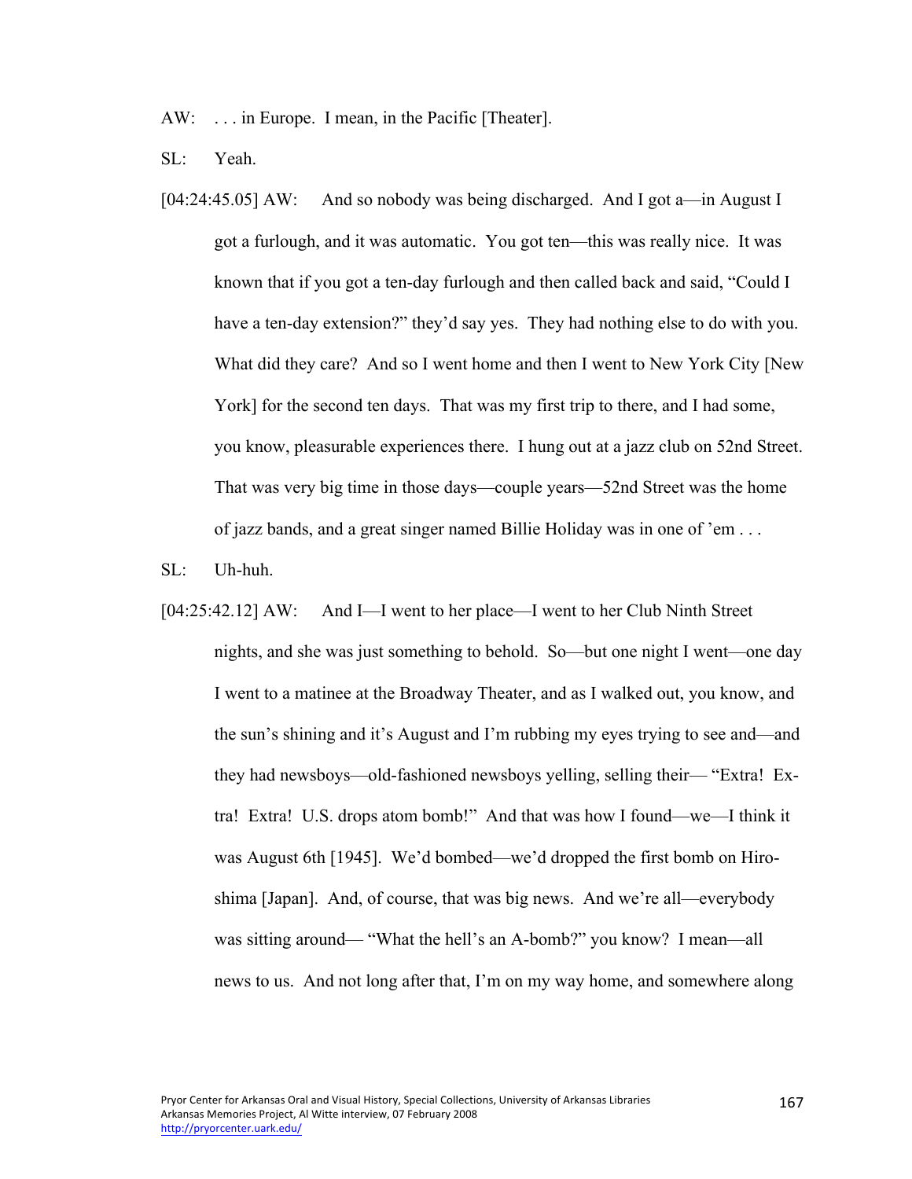AW: . . . in Europe. I mean, in the Pacific [Theater].

SL: Yeah.

[04:24:45.05] AW: And so nobody was being discharged. And I got a—in August I got a furlough, and it was automatic. You got ten—this was really nice. It was known that if you got a ten-day furlough and then called back and said, "Could I have a ten-day extension?" they'd say yes. They had nothing else to do with you. What did they care? And so I went home and then I went to New York City [New York] for the second ten days. That was my first trip to there, and I had some, you know, pleasurable experiences there. I hung out at a jazz club on 52nd Street. That was very big time in those days—couple years—52nd Street was the home of jazz bands, and a great singer named Billie Holiday was in one of 'em . . .

SL: Uh-huh.

[04:25:42.12] AW: And I—I went to her place—I went to her Club Ninth Street nights, and she was just something to behold. So—but one night I went—one day I went to a matinee at the Broadway Theater, and as I walked out, you know, and the sun's shining and it's August and I'm rubbing my eyes trying to see and—and they had newsboys—old-fashioned newsboys yelling, selling their— "Extra! Extra! Extra! U.S. drops atom bomb!" And that was how I found—we—I think it was August 6th [1945]. We'd bombed—we'd dropped the first bomb on Hiroshima [Japan]. And, of course, that was big news. And we're all—everybody was sitting around— "What the hell's an A-bomb?" you know? I mean—all news to us. And not long after that, I'm on my way home, and somewhere along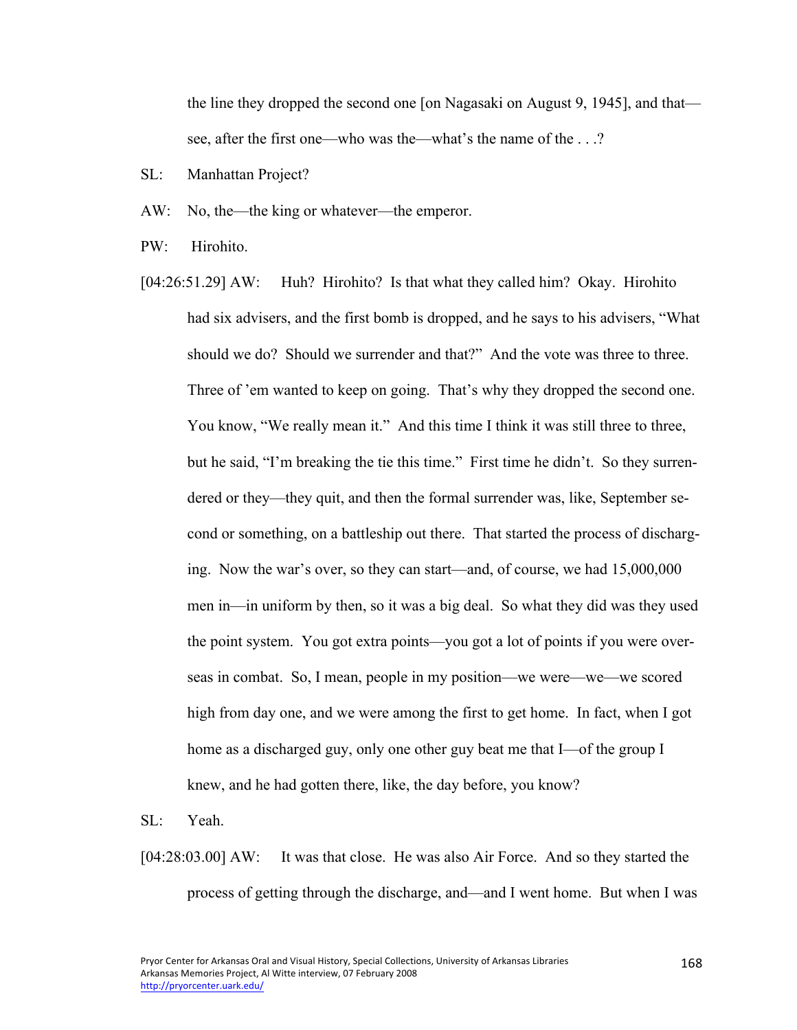the line they dropped the second one [on Nagasaki on August 9, 1945], and that—see, after the first one—who was the—what's the name of the . . .?

SL: Manhattan Project?

AW: No, the—the king or whatever—the emperor.

PW: Hirohito.

[04:26:51.29] AW: Huh? Hirohito? Is that what they called him? Okay. Hirohito had six advisers, and the first bomb is dropped, and he says to his advisers, "What should we do? Should we surrender and that?" And the vote was three to three. Three of 'em wanted to keep on going. That's why they dropped the second one. You know, "We really mean it." And this time I think it was still three to three, but he said, "I'm breaking the tie this time." First time he didn't. So they surrendered or they—they quit, and then the formal surrender was, like, September second or something, on a battleship out there. That started the process of discharging. Now the war's over, so they can start—and, of course, we had 15,000,000 men in—in uniform by then, so it was a big deal. So what they did was they used the point system. You got extra points—you got a lot of points if you were overseas in combat. So, I mean, people in my position—we were—we—we scored high from day one, and we were among the first to get home. In fact, when I got home as a discharged guy, only one other guy beat me that I—of the group I knew, and he had gotten there, like, the day before, you know?

SL: Yeah.

[04:28:03.00] AW: It was that close. He was also Air Force. And so they started the process of getting through the discharge, and—and I went home. But when I was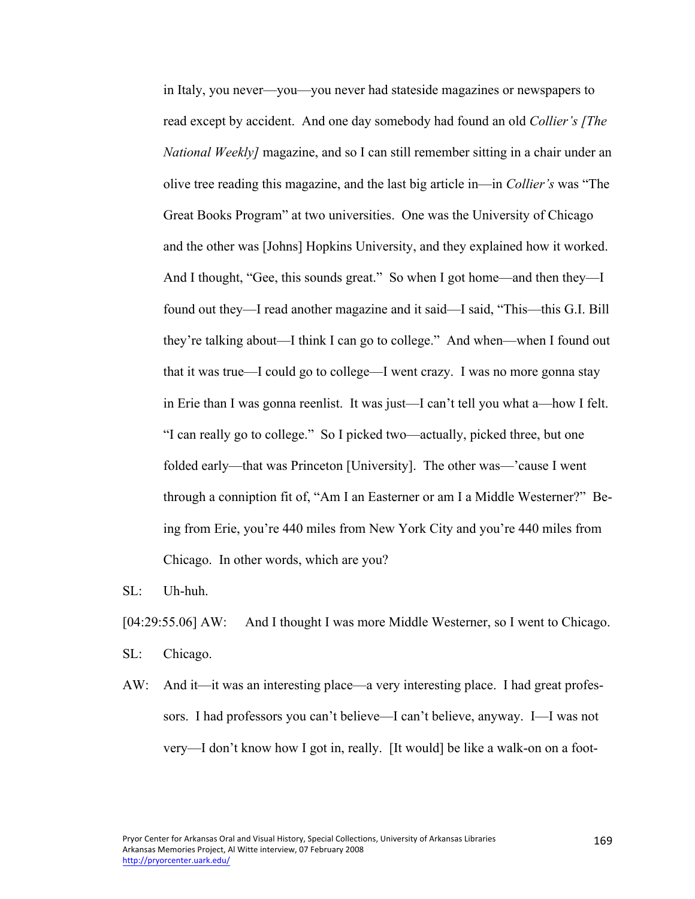in Italy, you never—you—you never had stateside magazines or newspapers to read except by accident. And one day somebody had found an old *Collier's [The National Weekly]* magazine, and so I can still remember sitting in a chair under an olive tree reading this magazine, and the last big article in—in *Collier's* was "The Great Books Program" at two universities. One was the University of Chicago and the other was [Johns] Hopkins University, and they explained how it worked. And I thought, "Gee, this sounds great." So when I got home—and then they—I found out they—I read another magazine and it said—I said, "This—this G.I. Bill they're talking about—I think I can go to college." And when—when I found out that it was true—I could go to college—I went crazy. I was no more gonna stay in Erie than I was gonna reenlist. It was just—I can't tell you what a—how I felt. "I can really go to college." So I picked two—actually, picked three, but one folded early—that was Princeton [University]. The other was—'cause I went through a conniption fit of, "Am I an Easterner or am I a Middle Westerner?" Being from Erie, you're 440 miles from New York City and you're 440 miles from Chicago. In other words, which are you?

SL: Uh-huh.

[04:29:55.06] AW: And I thought I was more Middle Westerner, so I went to Chicago.

SL: Chicago.

AW: And it—it was an interesting place—a very interesting place. I had great professors. I had professors you can't believe—I can't believe, anyway. I—I was not very—I don't know how I got in, really. [It would] be like a walk-on on a foot-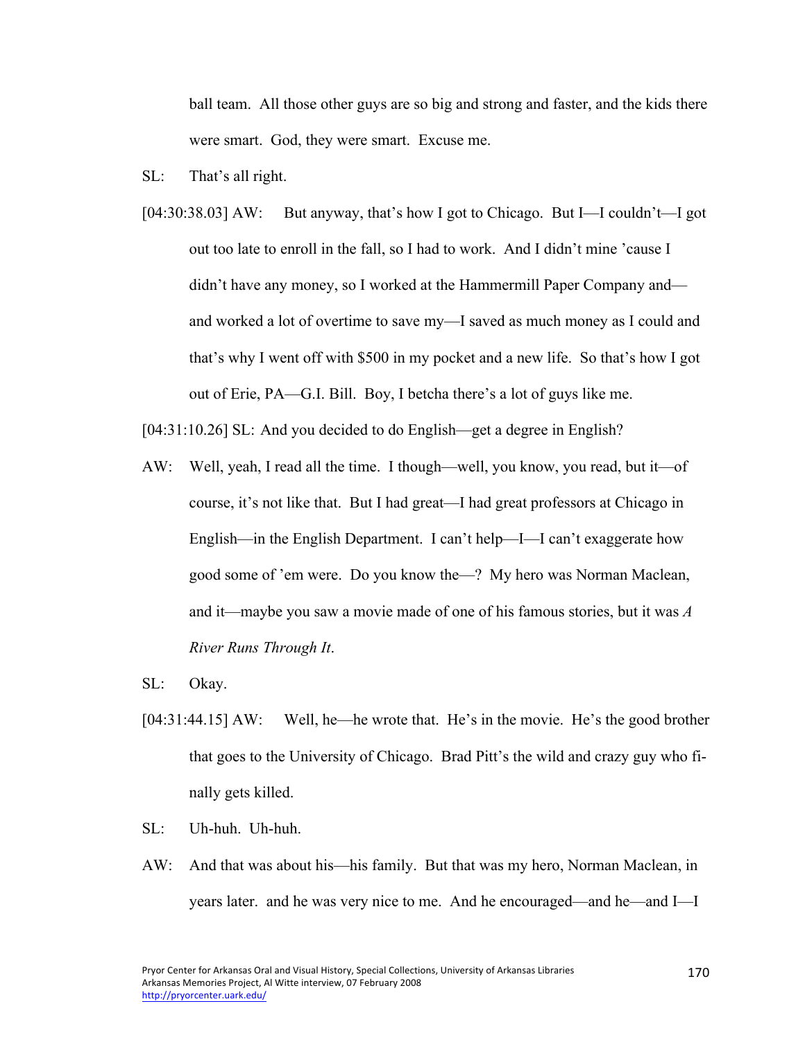ball team. All those other guys are so big and strong and faster, and the kids there were smart. God, they were smart. Excuse me.

SL: That's all right.

[04:30:38.03] AW: But anyway, that's how I got to Chicago. But I—I couldn't—I got out too late to enroll in the fall, so I had to work. And I didn't mine 'cause I didn't have any money, so I worked at the Hammermill Paper Company and—and worked a lot of overtime to save my—I saved as much money as I could and that's why I went off with $500 in my pocket and a new life. So that's how I got out of Erie, PA—G.I. Bill. Boy, I betcha there's a lot of guys like me.

[04:31:10.26] SL: And you decided to do English—get a degree in English?

AW: Well, yeah, I read all the time. I though—well, you know, you read, but it—of course, it's not like that. But I had great—I had great professors at Chicago in English—in the English Department. I can't help—I—I can't exaggerate how good some of 'em were. Do you know the—? My hero was Norman Maclean, and it—maybe you saw a movie made of one of his famous stories, but it was *A River Runs Through It*.

SL: Okay.

[04:31:44.15] AW: Well, he—he wrote that. He's in the movie. He's the good brother that goes to the University of Chicago. Brad Pitt's the wild and crazy guy who finally gets killed.

SL: Uh-huh. Uh-huh.

AW: And that was about his—his family. But that was my hero, Norman Maclean, in years later. and he was very nice to me. And he encouraged—and he—and I—I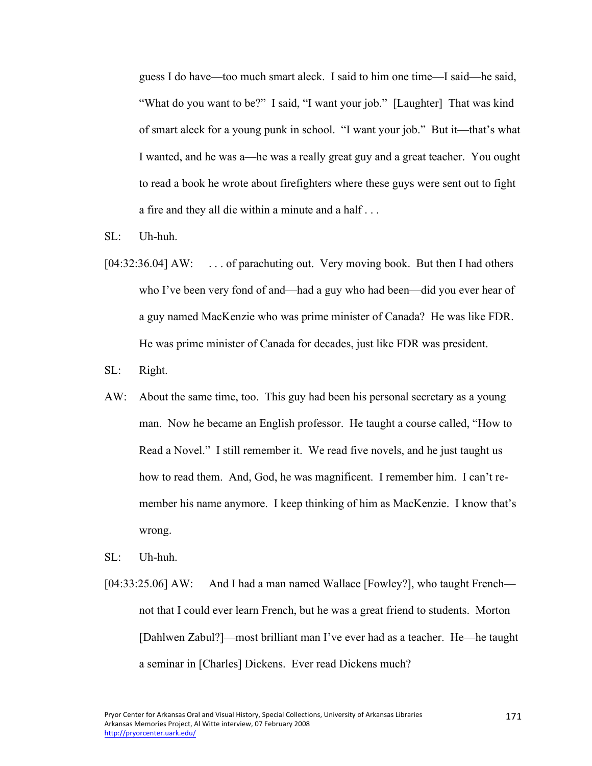guess I do have—too much smart aleck. I said to him one time—I said—he said, "What do you want to be?" I said, "I want your job." [Laughter] That was kind of smart aleck for a young punk in school. "I want your job." But it—that's what I wanted, and he was a—he was a really great guy and a great teacher. You ought to read a book he wrote about firefighters where these guys were sent out to fight a fire and they all die within a minute and a half . . .

SL: Uh-huh.

[04:32:36.04] AW: . . . of parachuting out. Very moving book. But then I had others who I've been very fond of and—had a guy who had been—did you ever hear of a guy named MacKenzie who was prime minister of Canada? He was like FDR. He was prime minister of Canada for decades, just like FDR was president.

SL: Right.

AW: About the same time, too. This guy had been his personal secretary as a young man. Now he became an English professor. He taught a course called, "How to Read a Novel." I still remember it. We read five novels, and he just taught us how to read them. And, God, he was magnificent. I remember him. I can't remember his name anymore. I keep thinking of him as MacKenzie. I know that's wrong.

SL: Uh-huh.

[04:33:25.06] AW: And I had a man named Wallace [Fowley?], who taught French—not that I could ever learn French, but he was a great friend to students. Morton [Dahlwen Zabul?]—most brilliant man I've ever had as a teacher. He—he taught a seminar in [Charles] Dickens. Ever read Dickens much?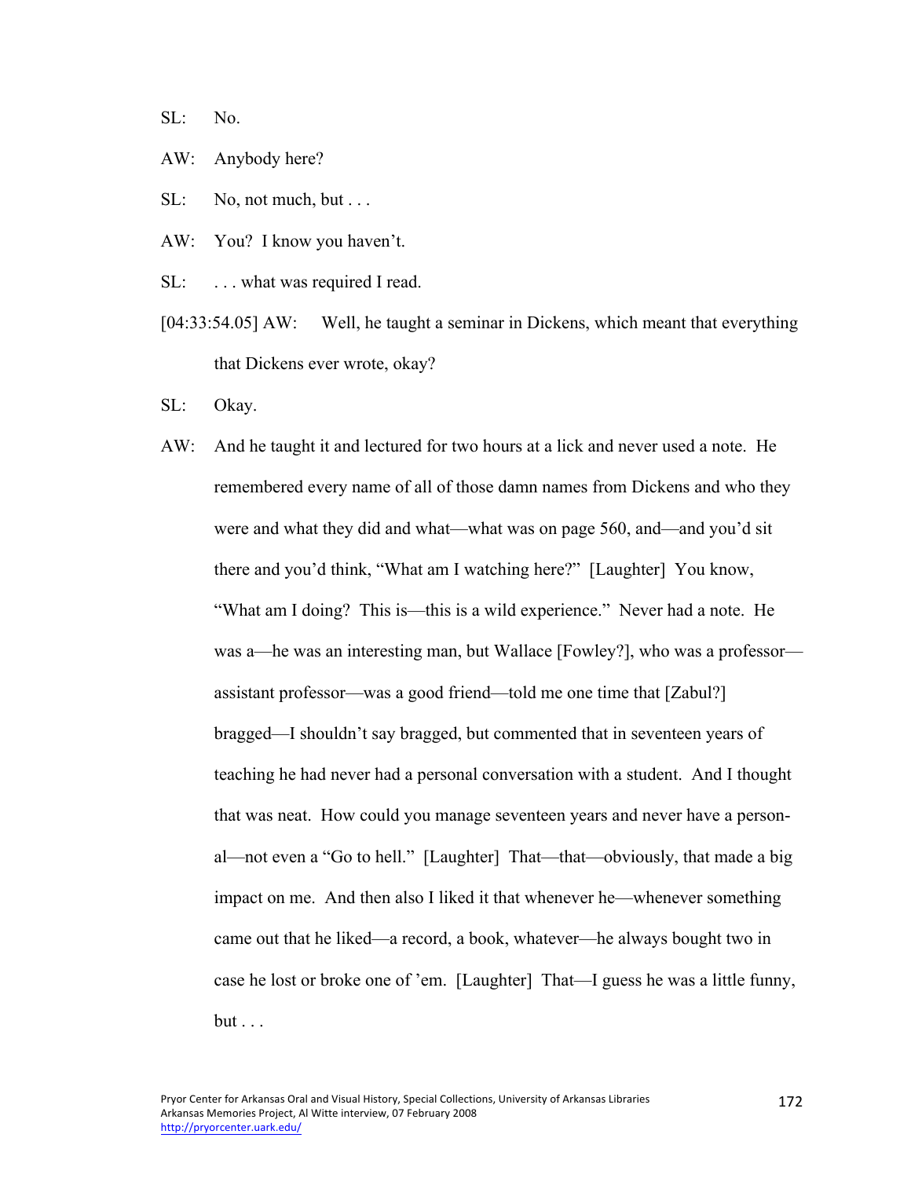SL: No.

AW: Anybody here?

SL: No, not much, but . . .

AW: You? I know you haven't.

SL: . . . what was required I read.

[04:33:54.05] AW: Well, he taught a seminar in Dickens, which meant that everything that Dickens ever wrote, okay?

SL: Okay.

AW: And he taught it and lectured for two hours at a lick and never used a note. He remembered every name of all of those damn names from Dickens and who they were and what they did and what—what was on page 560, and—and you'd sit there and you'd think, "What am I watching here?" [Laughter] You know, "What am I doing? This is—this is a wild experience." Never had a note. He was a—he was an interesting man, but Wallace [Fowley?], who was a professor—assistant professor—was a good friend—told me one time that [Zabul?] bragged—I shouldn't say bragged, but commented that in seventeen years of teaching he had never had a personal conversation with a student. And I thought that was neat. How could you manage seventeen years and never have a personal—not even a "Go to hell." [Laughter] That—that—obviously, that made a big impact on me. And then also I liked it that whenever he—whenever something came out that he liked—a record, a book, whatever—he always bought two in case he lost or broke one of 'em. [Laughter] That—I guess he was a little funny, but . . .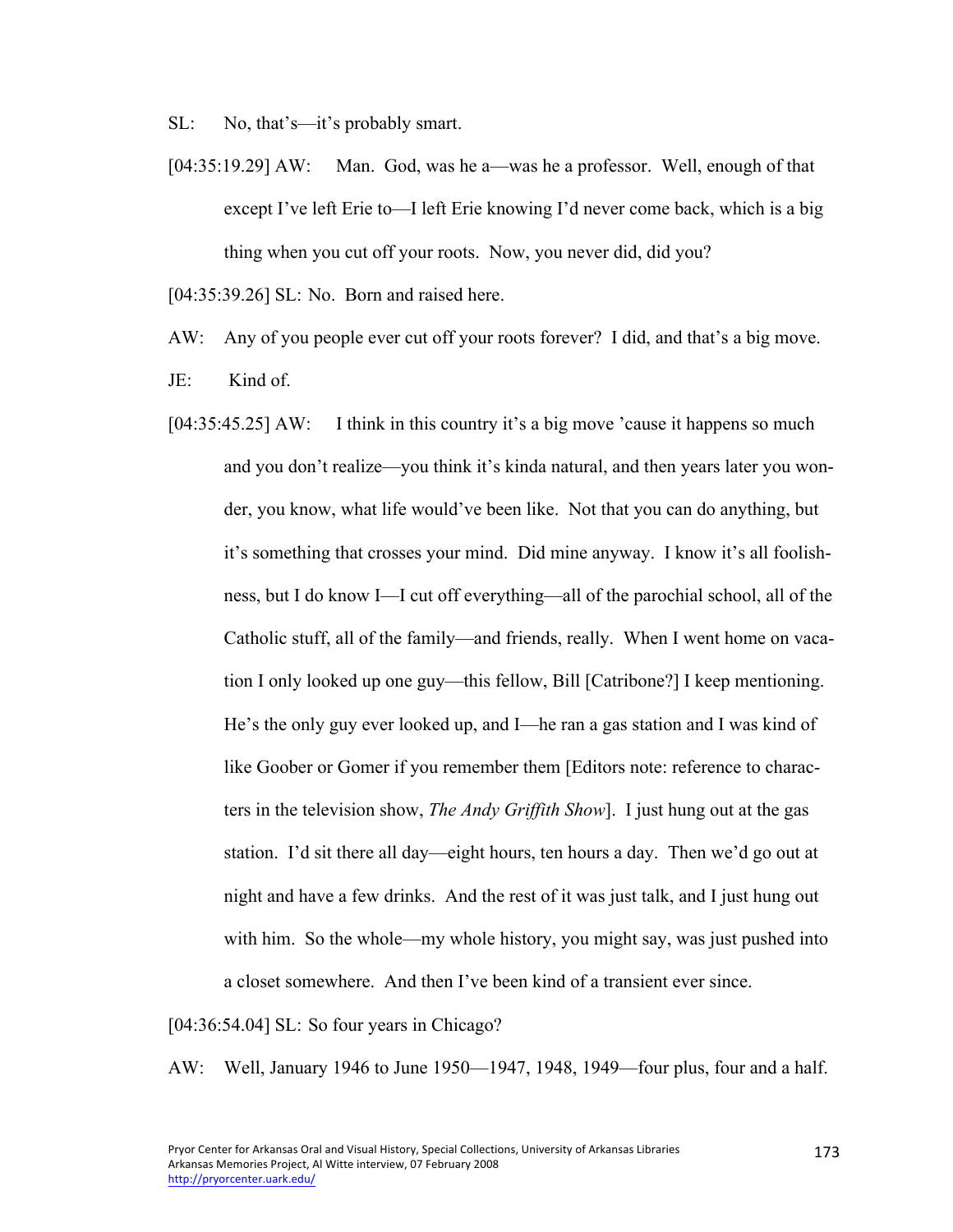SL: No, that's—it's probably smart.

[04:35:19.29] AW: Man. God, was he a—was he a professor. Well, enough of that except I've left Erie to—I left Erie knowing I'd never come back, which is a big thing when you cut off your roots. Now, you never did, did you?

[04:35:39.26] SL: No. Born and raised here.

AW: Any of you people ever cut off your roots forever? I did, and that's a big move.

JE: Kind of.

[04:35:45.25] AW: I think in this country it's a big move 'cause it happens so much and you don't realize—you think it's kinda natural, and then years later you wonder, you know, what life would've been like. Not that you can do anything, but it's something that crosses your mind. Did mine anyway. I know it's all foolishness, but I do know I—I cut off everything—all of the parochial school, all of the Catholic stuff, all of the family—and friends, really. When I went home on vacation I only looked up one guy—this fellow, Bill [Catribone?] I keep mentioning. He's the only guy ever looked up, and I—he ran a gas station and I was kind of like Goober or Gomer if you remember them [Editors note: reference to characters in the television show, *The Andy Griffith Show*]. I just hung out at the gas station. I'd sit there all day—eight hours, ten hours a day. Then we'd go out at night and have a few drinks. And the rest of it was just talk, and I just hung out with him. So the whole—my whole history, you might say, was just pushed into a closet somewhere. And then I've been kind of a transient ever since.

[04:36:54.04] SL: So four years in Chicago?

AW: Well, January 1946 to June 1950—1947, 1948, 1949—four plus, four and a half.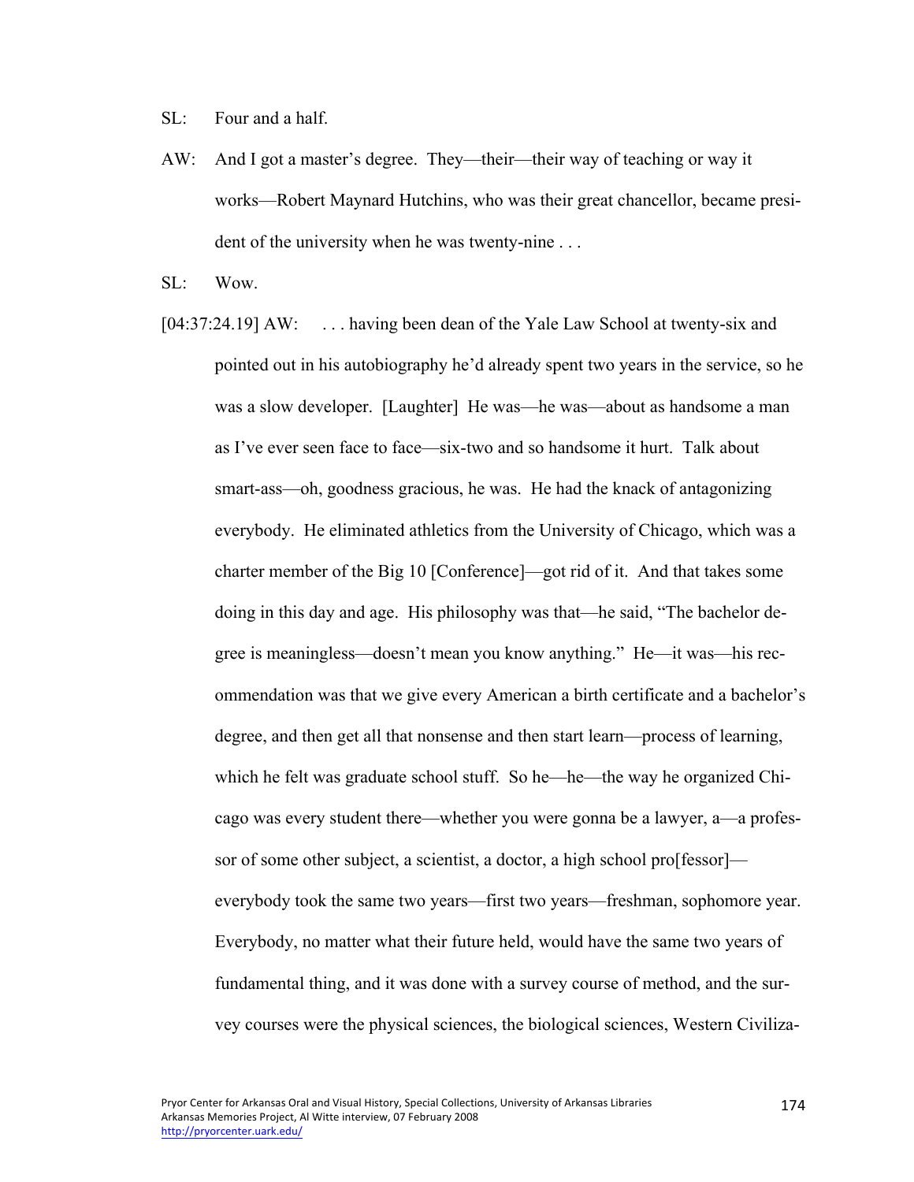SL: Four and a half.

AW: And I got a master's degree. They—their—their way of teaching or way it works—Robert Maynard Hutchins, who was their great chancellor, became president of the university when he was twenty-nine . . .

SL: Wow.

[04:37:24.19] AW: . . . having been dean of the Yale Law School at twenty-six and pointed out in his autobiography he'd already spent two years in the service, so he was a slow developer. [Laughter] He was—he was—about as handsome a man as I've ever seen face to face—six-two and so handsome it hurt. Talk about smart-ass—oh, goodness gracious, he was. He had the knack of antagonizing everybody. He eliminated athletics from the University of Chicago, which was a charter member of the Big 10 [Conference]—got rid of it. And that takes some doing in this day and age. His philosophy was that—he said, "The bachelor degree is meaningless—doesn't mean you know anything." He—it was—his recommendation was that we give every American a birth certificate and a bachelor's degree, and then get all that nonsense and then start learn—process of learning, which he felt was graduate school stuff. So he—he—the way he organized Chicago was every student there—whether you were gonna be a lawyer, a—a professor of some other subject, a scientist, a doctor, a high school pro[fessor]—everybody took the same two years—first two years—freshman, sophomore year. Everybody, no matter what their future held, would have the same two years of fundamental thing, and it was done with a survey course of method, and the survey courses were the physical sciences, the biological sciences, Western Civiliza-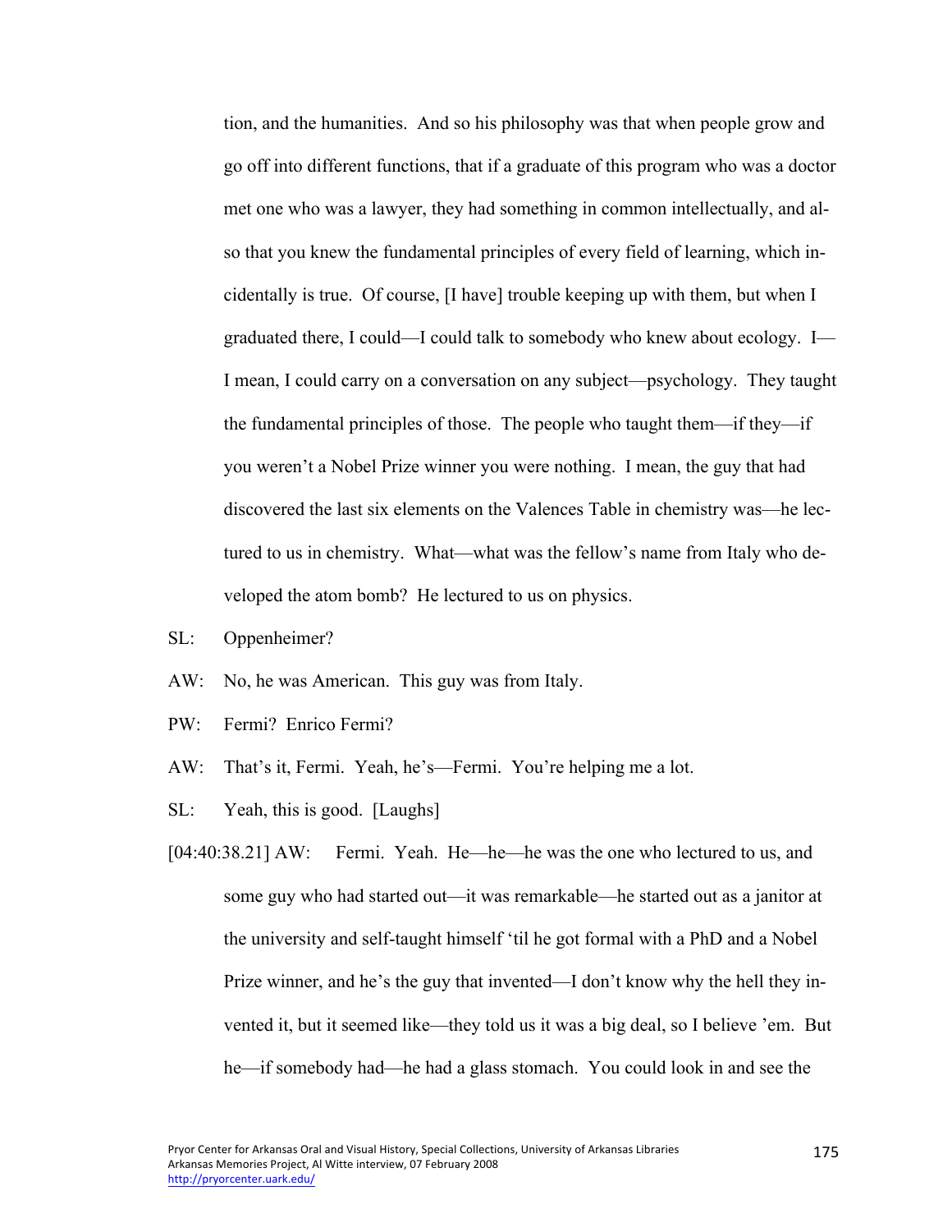tion, and the humanities. And so his philosophy was that when people grow and go off into different functions, that if a graduate of this program who was a doctor met one who was a lawyer, they had something in common intellectually, and also that you knew the fundamental principles of every field of learning, which incidentally is true. Of course, [I have] trouble keeping up with them, but when I graduated there, I could—I could talk to somebody who knew about ecology. I—I mean, I could carry on a conversation on any subject—psychology. They taught the fundamental principles of those. The people who taught them—if they—if you weren't a Nobel Prize winner you were nothing. I mean, the guy that had discovered the last six elements on the Valences Table in chemistry was—he lectured to us in chemistry. What—what was the fellow's name from Italy who developed the atom bomb? He lectured to us on physics.

SL: Oppenheimer?

AW: No, he was American. This guy was from Italy.

PW: Fermi? Enrico Fermi?

AW: That's it, Fermi. Yeah, he's—Fermi. You're helping me a lot.

SL: Yeah, this is good. [Laughs]

[04:40:38.21] AW: Fermi. Yeah. He—he—he was the one who lectured to us, and some guy who had started out—it was remarkable—he started out as a janitor at the university and self-taught himself 'til he got formal with a PhD and a Nobel Prize winner, and he's the guy that invented—I don't know why the hell they invented it, but it seemed like—they told us it was a big deal, so I believe 'em. But he—if somebody had—he had a glass stomach. You could look in and see the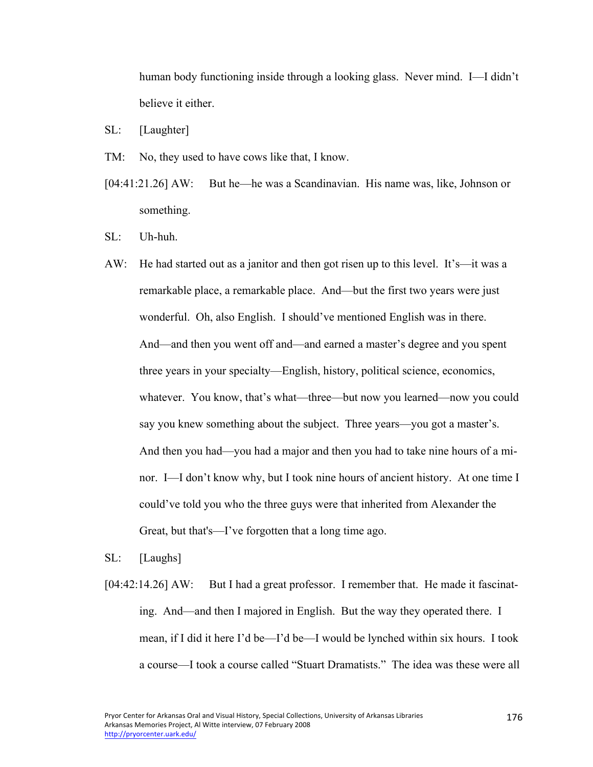human body functioning inside through a looking glass. Never mind. I—I didn't believe it either.

SL: [Laughter]

TM: No, they used to have cows like that, I know.

[04:41:21.26] AW: But he—he was a Scandinavian. His name was, like, Johnson or something.

SL: Uh-huh.

AW: He had started out as a janitor and then got risen up to this level. It's—it was a remarkable place, a remarkable place. And—but the first two years were just wonderful. Oh, also English. I should've mentioned English was in there. And—and then you went off and—and earned a master's degree and you spent three years in your specialty—English, history, political science, economics, whatever. You know, that's what—three—but now you learned—now you could say you knew something about the subject. Three years—you got a master's. And then you had—you had a major and then you had to take nine hours of a minor. I—I don't know why, but I took nine hours of ancient history. At one time I could've told you who the three guys were that inherited from Alexander the Great, but that's—I've forgotten that a long time ago.

SL: [Laughs]

[04:42:14.26] AW: But I had a great professor. I remember that. He made it fascinating. And—and then I majored in English. But the way they operated there. I mean, if I did it here I'd be—I'd be—I would be lynched within six hours. I took a course—I took a course called "Stuart Dramatists." The idea was these were all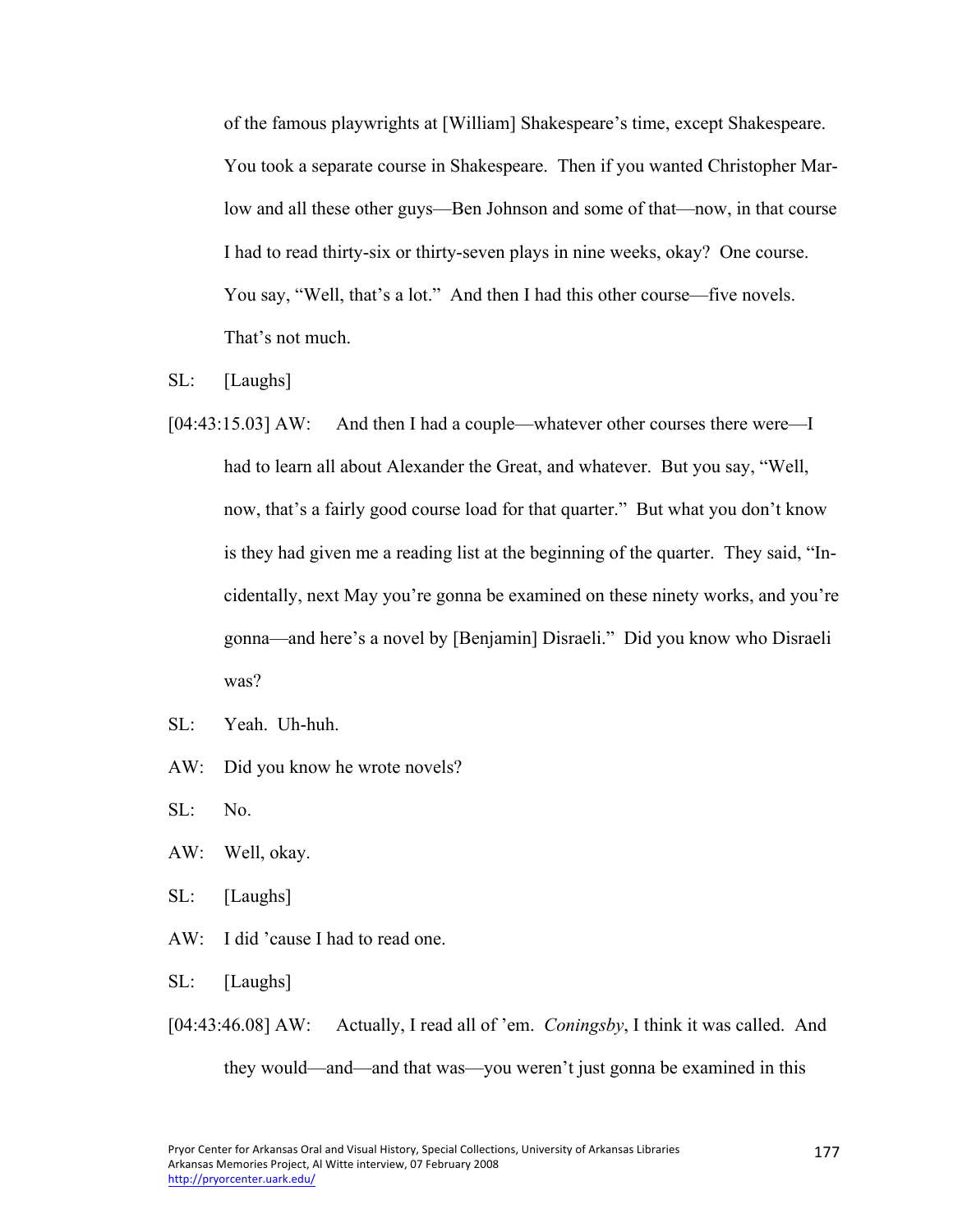of the famous playwrights at [William] Shakespeare's time, except Shakespeare. You took a separate course in Shakespeare. Then if you wanted Christopher Marlow and all these other guys—Ben Johnson and some of that—now, in that course I had to read thirty-six or thirty-seven plays in nine weeks, okay? One course. You say, "Well, that's a lot." And then I had this other course—five novels. That's not much.

SL: [Laughs]

[04:43:15.03] AW: And then I had a couple—whatever other courses there were—I had to learn all about Alexander the Great, and whatever. But you say, "Well, now, that's a fairly good course load for that quarter." But what you don't know is they had given me a reading list at the beginning of the quarter. They said, "Incidentally, next May you're gonna be examined on these ninety works, and you're gonna—and here's a novel by [Benjamin] Disraeli." Did you know who Disraeli was?

SL: Yeah. Uh-huh.

AW: Did you know he wrote novels?

SL: No.

AW: Well, okay.

SL: [Laughs]

AW: I did 'cause I had to read one.

SL: [Laughs]

[04:43:46.08] AW: Actually, I read all of 'em. *Coningsby*, I think it was called. And they would—and—and that was—you weren't just gonna be examined in this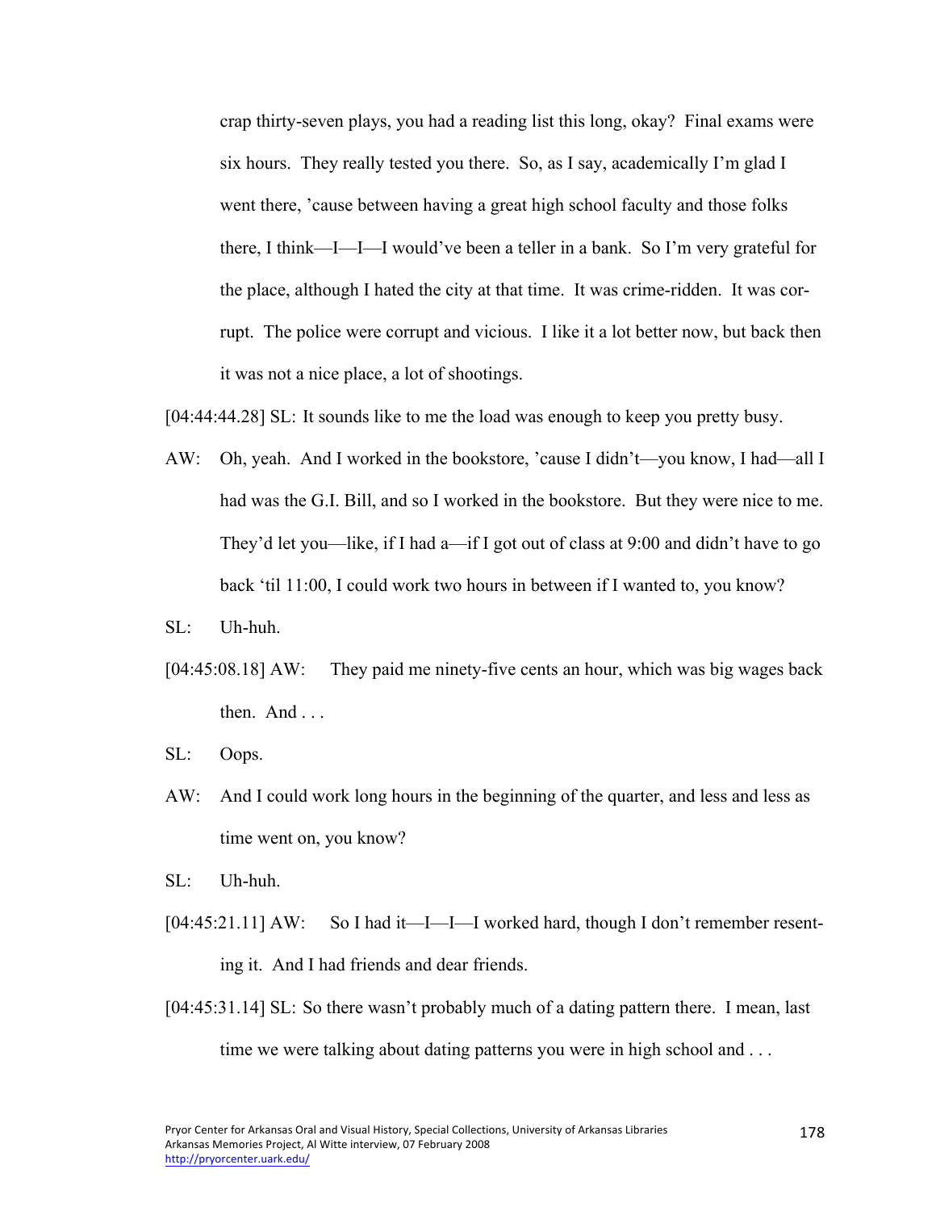crap thirty-seven plays, you had a reading list this long, okay? Final exams were six hours. They really tested you there. So, as I say, academically I'm glad I went there, 'cause between having a great high school faculty and those folks there, I think—I—I—I would've been a teller in a bank. So I'm very grateful for the place, although I hated the city at that time. It was crime-ridden. It was corrupt. The police were corrupt and vicious. I like it a lot better now, but back then it was not a nice place, a lot of shootings.

[04:44:44.28] SL: It sounds like to me the load was enough to keep you pretty busy.

AW: Oh, yeah. And I worked in the bookstore, 'cause I didn't—you know, I had—all I had was the G.I. Bill, and so I worked in the bookstore. But they were nice to me. They'd let you—like, if I had a—if I got out of class at 9:00 and didn't have to go back 'til 11:00, I could work two hours in between if I wanted to, you know?

SL: Uh-huh.

[04:45:08.18] AW: They paid me ninety-five cents an hour, which was big wages back then. And . . .

SL: Oops.

AW: And I could work long hours in the beginning of the quarter, and less and less as time went on, you know?

SL: Uh-huh.

[04:45:21.11] AW: So I had it—I—I—I worked hard, though I don't remember resenting it. And I had friends and dear friends.

[04:45:31.14] SL: So there wasn't probably much of a dating pattern there. I mean, last time we were talking about dating patterns you were in high school and . . .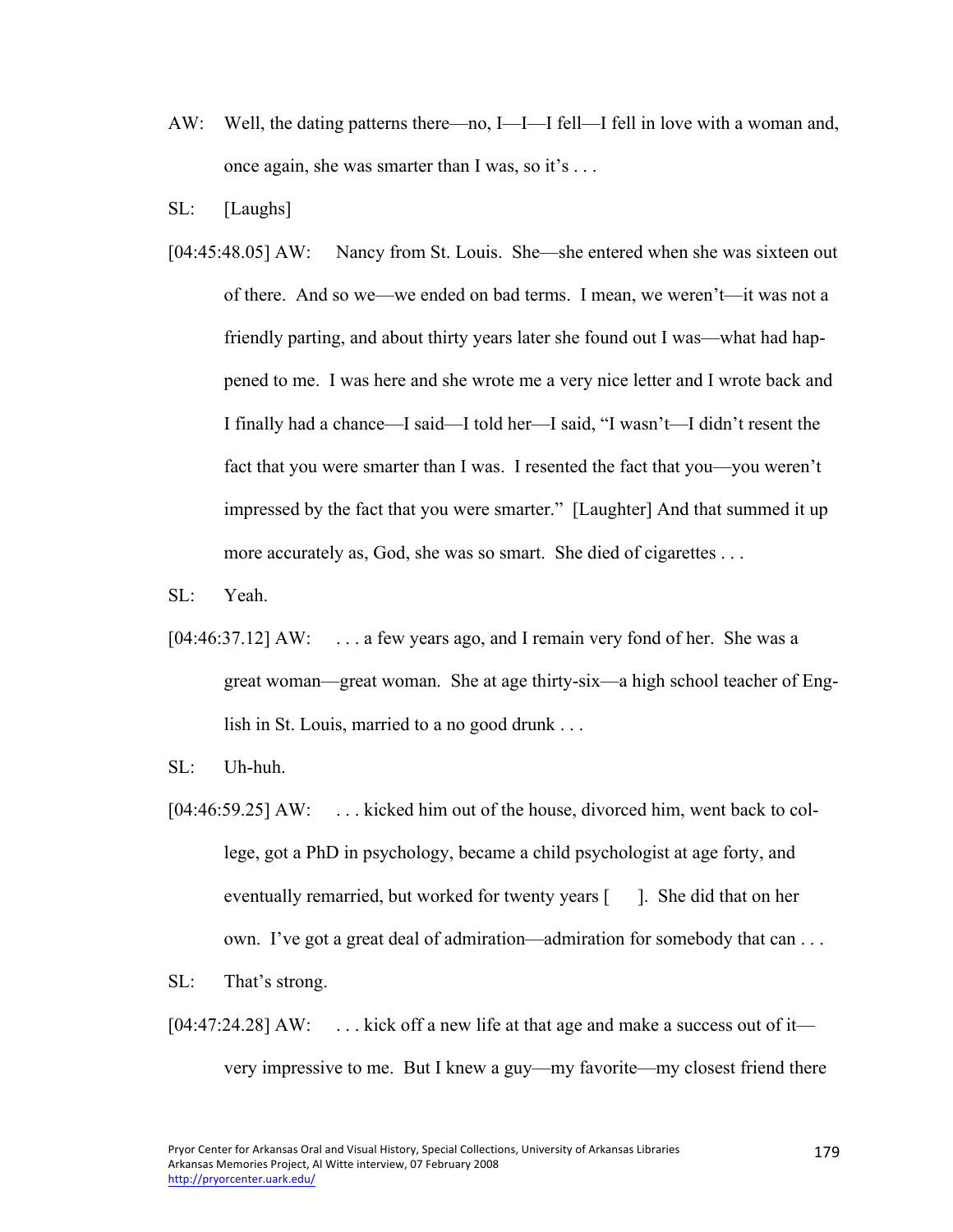AW: Well, the dating patterns there—no, I—I—I fell—I fell in love with a woman and, once again, she was smarter than I was, so it's . . .

SL: [Laughs]

[04:45:48.05] AW: Nancy from St. Louis. She—she entered when she was sixteen out of there. And so we—we ended on bad terms. I mean, we weren't—it was not a friendly parting, and about thirty years later she found out I was—what had happened to me. I was here and she wrote me a very nice letter and I wrote back and I finally had a chance—I said—I told her—I said, "I wasn't—I didn't resent the fact that you were smarter than I was. I resented the fact that you—you weren't impressed by the fact that you were smarter." [Laughter] And that summed it up more accurately as, God, she was so smart. She died of cigarettes . . .

SL: Yeah.

[04:46:37.12] AW: . . . a few years ago, and I remain very fond of her. She was a great woman—great woman. She at age thirty-six—a high school teacher of English in St. Louis, married to a no good drunk . . .

SL: Uh-huh.

[04:46:59.25] AW: . . . kicked him out of the house, divorced him, went back to college, got a PhD in psychology, became a child psychologist at age forty, and eventually remarried, but worked for twenty years [ ]. She did that on her own. I've got a great deal of admiration—admiration for somebody that can . . .

SL: That's strong.

[04:47:24.28] AW: . . . kick off a new life at that age and make a success out of it—very impressive to me. But I knew a guy—my favorite—my closest friend there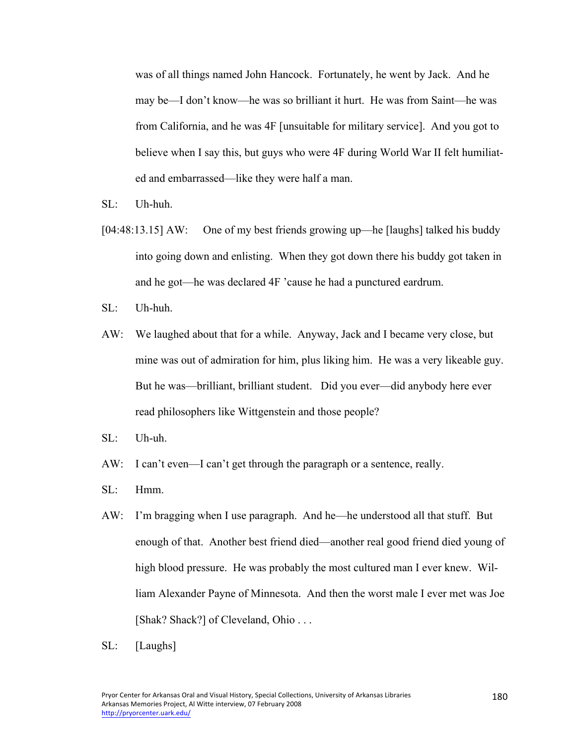was of all things named John Hancock. Fortunately, he went by Jack. And he may be—I don't know—he was so brilliant it hurt. He was from Saint—he was from California, and he was 4F [unsuitable for military service]. And you got to believe when I say this, but guys who were 4F during World War II felt humiliated and embarrassed—like they were half a man.

SL: Uh-huh.

[04:48:13.15] AW: One of my best friends growing up—he [laughs] talked his buddy into going down and enlisting. When they got down there his buddy got taken in and he got—he was declared 4F 'cause he had a punctured eardrum.

SL: Uh-huh.

AW: We laughed about that for a while. Anyway, Jack and I became very close, but mine was out of admiration for him, plus liking him. He was a very likeable guy. But he was—brilliant, brilliant student. Did you ever—did anybody here ever read philosophers like Wittgenstein and those people?

SL: Uh-uh.

AW: I can't even—I can't get through the paragraph or a sentence, really.

SL: Hmm.

AW: I'm bragging when I use paragraph. And he—he understood all that stuff. But enough of that. Another best friend died—another real good friend died young of high blood pressure. He was probably the most cultured man I ever knew. William Alexander Payne of Minnesota. And then the worst male I ever met was Joe [Shak? Shack?] of Cleveland, Ohio . . .

SL: [Laughs]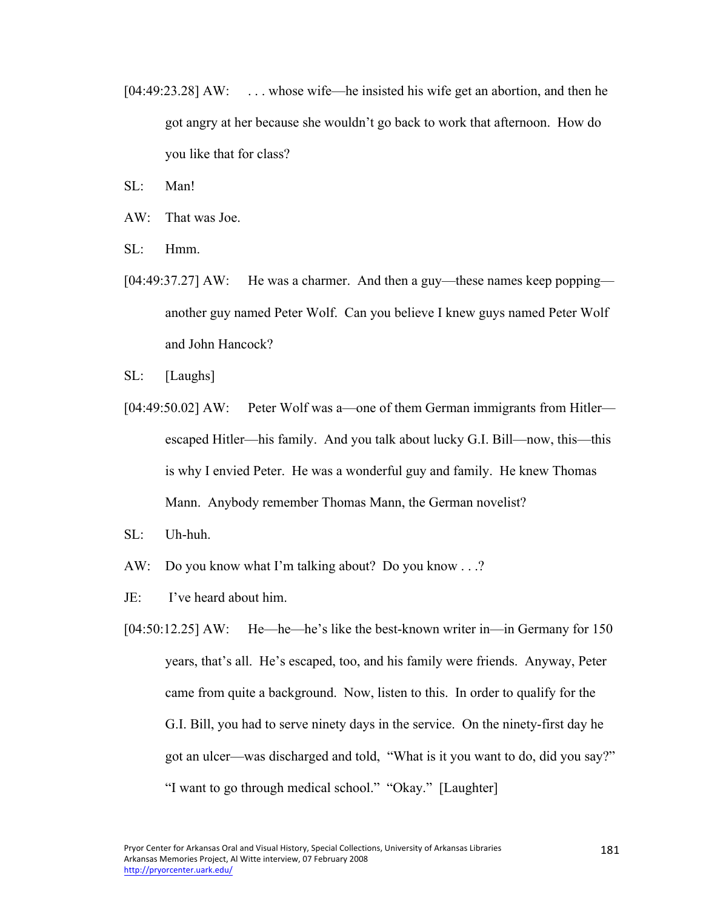[04:49:23.28] AW: . . . whose wife—he insisted his wife get an abortion, and then he got angry at her because she wouldn't go back to work that afternoon. How do you like that for class?

SL: Man!

AW: That was Joe.

SL: Hmm.

[04:49:37.27] AW: He was a charmer. And then a guy—these names keep popping—another guy named Peter Wolf. Can you believe I knew guys named Peter Wolf and John Hancock?

SL: [Laughs]

[04:49:50.02] AW: Peter Wolf was a—one of them German immigrants from Hitler—escaped Hitler—his family. And you talk about lucky G.I. Bill—now, this—this is why I envied Peter. He was a wonderful guy and family. He knew Thomas Mann. Anybody remember Thomas Mann, the German novelist?

SL: Uh-huh.

AW: Do you know what I'm talking about? Do you know . . .?

JE: I've heard about him.

[04:50:12.25] AW: He—he—he's like the best-known writer in—in Germany for 150 years, that's all. He's escaped, too, and his family were friends. Anyway, Peter came from quite a background. Now, listen to this. In order to qualify for the G.I. Bill, you had to serve ninety days in the service. On the ninety-first day he got an ulcer—was discharged and told, "What is it you want to do, did you say?" "I want to go through medical school." "Okay." [Laughter]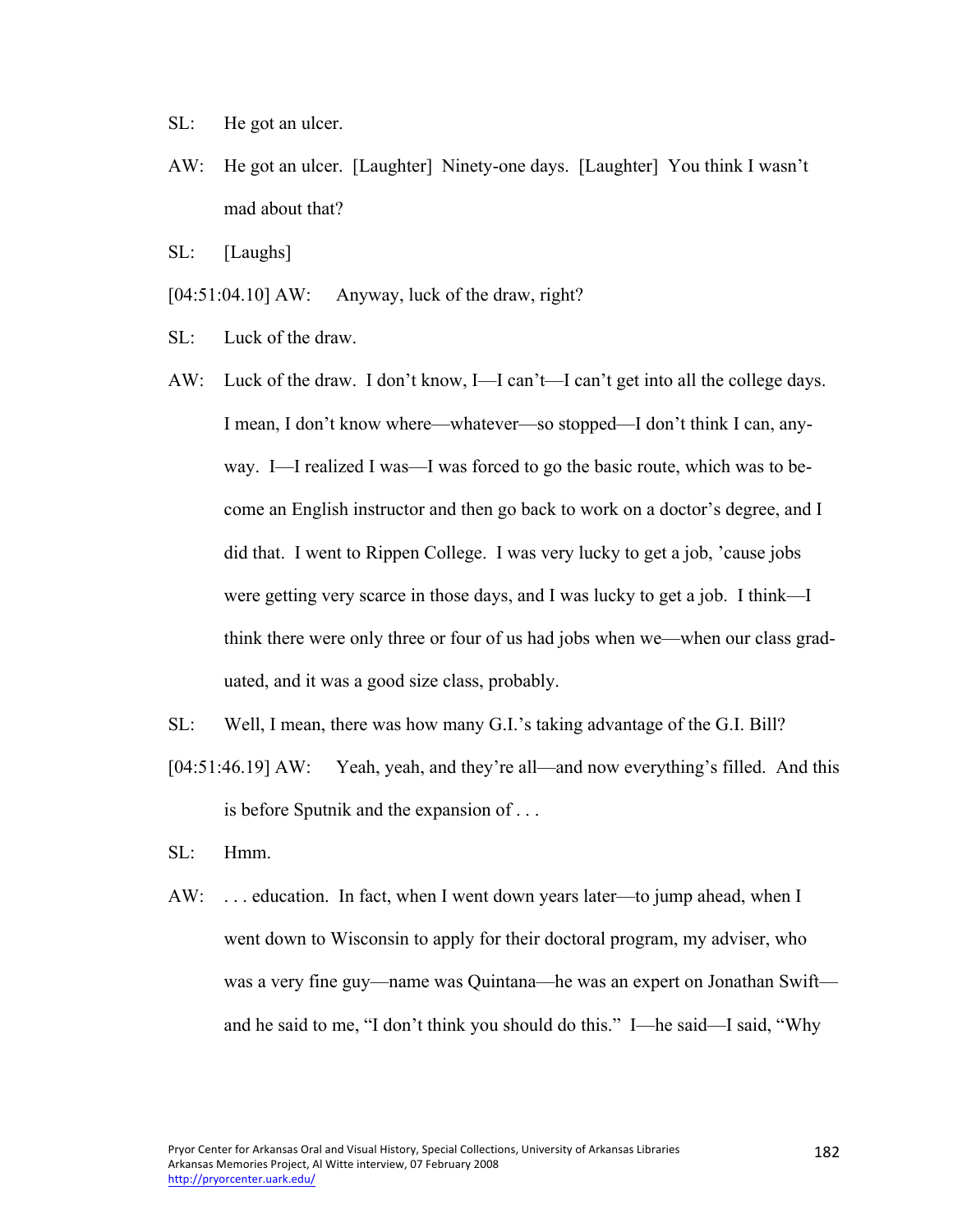SL: He got an ulcer.

AW: He got an ulcer. [Laughter] Ninety-one days. [Laughter] You think I wasn't mad about that?

SL: [Laughs]

[04:51:04.10] AW: Anyway, luck of the draw, right?

SL: Luck of the draw.

AW: Luck of the draw. I don't know, I—I can't—I can't get into all the college days. I mean, I don't know where—whatever—so stopped—I don't think I can, anyway. I—I realized I was—I was forced to go the basic route, which was to become an English instructor and then go back to work on a doctor's degree, and I did that. I went to Rippen College. I was very lucky to get a job, 'cause jobs were getting very scarce in those days, and I was lucky to get a job. I think—I think there were only three or four of us had jobs when we—when our class graduated, and it was a good size class, probably.

SL: Well, I mean, there was how many G.I.'s taking advantage of the G.I. Bill?

[04:51:46.19] AW: Yeah, yeah, and they're all—and now everything's filled. And this is before Sputnik and the expansion of . . .

SL: Hmm.

AW: . . . education. In fact, when I went down years later—to jump ahead, when I went down to Wisconsin to apply for their doctoral program, my adviser, who was a very fine guy—name was Quintana—he was an expert on Jonathan Swift—and he said to me, "I don't think you should do this." I—he said—I said, "Why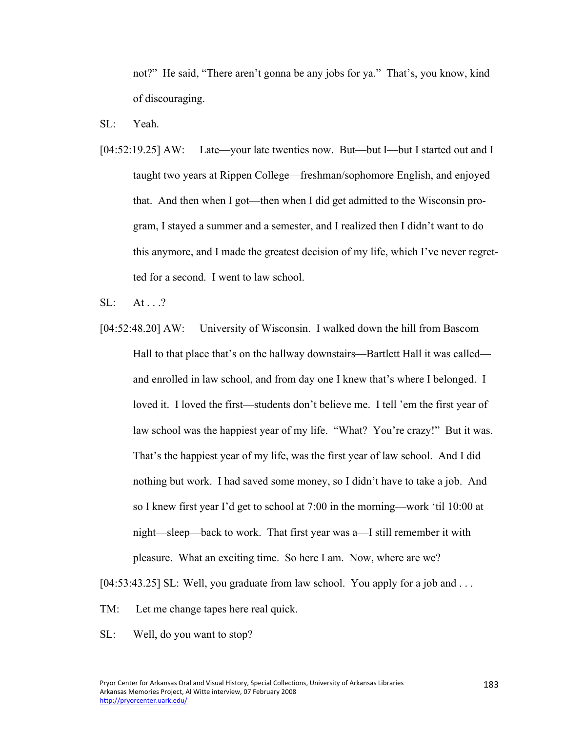not?" He said, "There aren't gonna be any jobs for ya." That's, you know, kind of discouraging.

SL: Yeah.

[04:52:19.25] AW: Late—your late twenties now. But—but I—but I started out and I taught two years at Rippen College—freshman/sophomore English, and enjoyed that. And then when I got—then when I did get admitted to the Wisconsin program, I stayed a summer and a semester, and I realized then I didn't want to do this anymore, and I made the greatest decision of my life, which I've never regretted for a second. I went to law school.

SL: At . . .?

[04:52:48.20] AW: University of Wisconsin. I walked down the hill from Bascom Hall to that place that's on the hallway downstairs—Bartlett Hall it was called—and enrolled in law school, and from day one I knew that's where I belonged. I loved it. I loved the first—students don't believe me. I tell 'em the first year of law school was the happiest year of my life. "What? You're crazy!" But it was. That's the happiest year of my life, was the first year of law school. And I did nothing but work. I had saved some money, so I didn't have to take a job. And so I knew first year I'd get to school at 7:00 in the morning—work 'til 10:00 at night—sleep—back to work. That first year was a—I still remember it with pleasure. What an exciting time. So here I am. Now, where are we?

[04:53:43.25] SL: Well, you graduate from law school. You apply for a job and . . .

TM: Let me change tapes here real quick.

SL: Well, do you want to stop?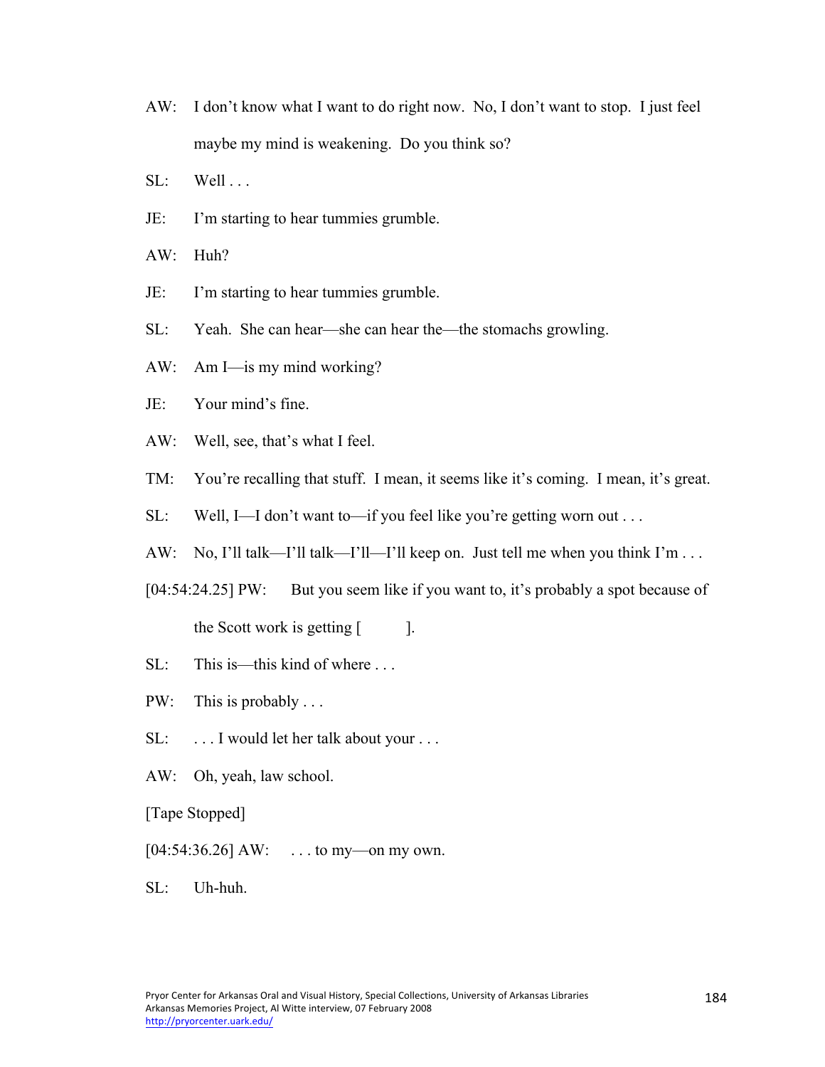AW: I don't know what I want to do right now. No, I don't want to stop. I just feel maybe my mind is weakening. Do you think so?

SL: Well . . .

JE: I'm starting to hear tummies grumble.

AW: Huh?

JE: I'm starting to hear tummies grumble.

SL: Yeah. She can hear—she can hear the—the stomachs growling.

AW: Am I—is my mind working?

JE: Your mind's fine.

AW: Well, see, that's what I feel.

TM: You're recalling that stuff. I mean, it seems like it's coming. I mean, it's great.

SL: Well, I—I don't want to—if you feel like you're getting worn out . . .

AW: No, I'll talk—I'll talk—I'll—I'll keep on. Just tell me when you think I'm . . .

[04:54:24.25] PW: But you seem like if you want to, it's probably a spot because of the Scott work is getting [ ].

SL: This is—this kind of where . . .

PW: This is probably . . .

SL: . . . I would let her talk about your . . .

AW: Oh, yeah, law school.

[Tape Stopped]

[04:54:36.26] AW: . . . to my—on my own.

SL: Uh-huh.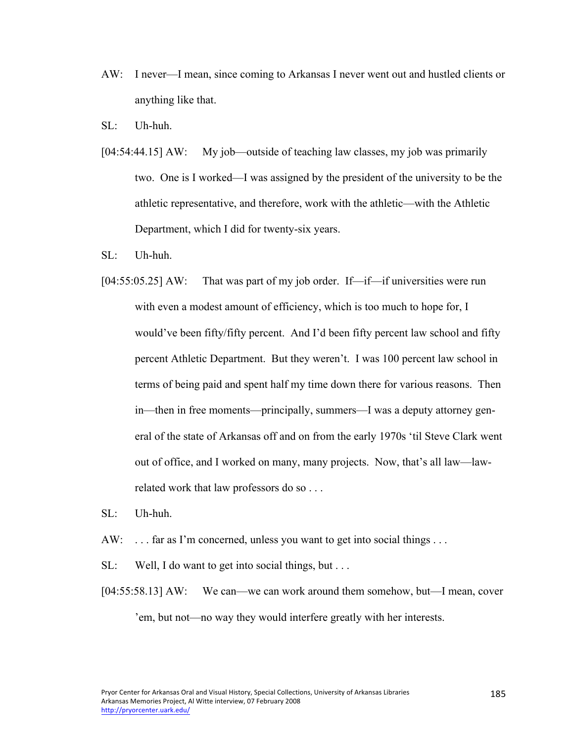AW: I never—I mean, since coming to Arkansas I never went out and hustled clients or anything like that.

SL: Uh-huh.

[04:54:44.15] AW: My job—outside of teaching law classes, my job was primarily two. One is I worked—I was assigned by the president of the university to be the athletic representative, and therefore, work with the athletic—with the Athletic Department, which I did for twenty-six years.

SL: Uh-huh.

[04:55:05.25] AW: That was part of my job order. If—if—if universities were run with even a modest amount of efficiency, which is too much to hope for, I would've been fifty/fifty percent. And I'd been fifty percent law school and fifty percent Athletic Department. But they weren't. I was 100 percent law school in terms of being paid and spent half my time down there for various reasons. Then in—then in free moments—principally, summers—I was a deputy attorney general of the state of Arkansas off and on from the early 1970s 'til Steve Clark went out of office, and I worked on many, many projects. Now, that's all law—law-related work that law professors do so . . .

SL: Uh-huh.

AW: . . . far as I'm concerned, unless you want to get into social things . . .

SL: Well, I do want to get into social things, but . . .

[04:55:58.13] AW: We can—we can work around them somehow, but—I mean, cover 'em, but not—no way they would interfere greatly with her interests.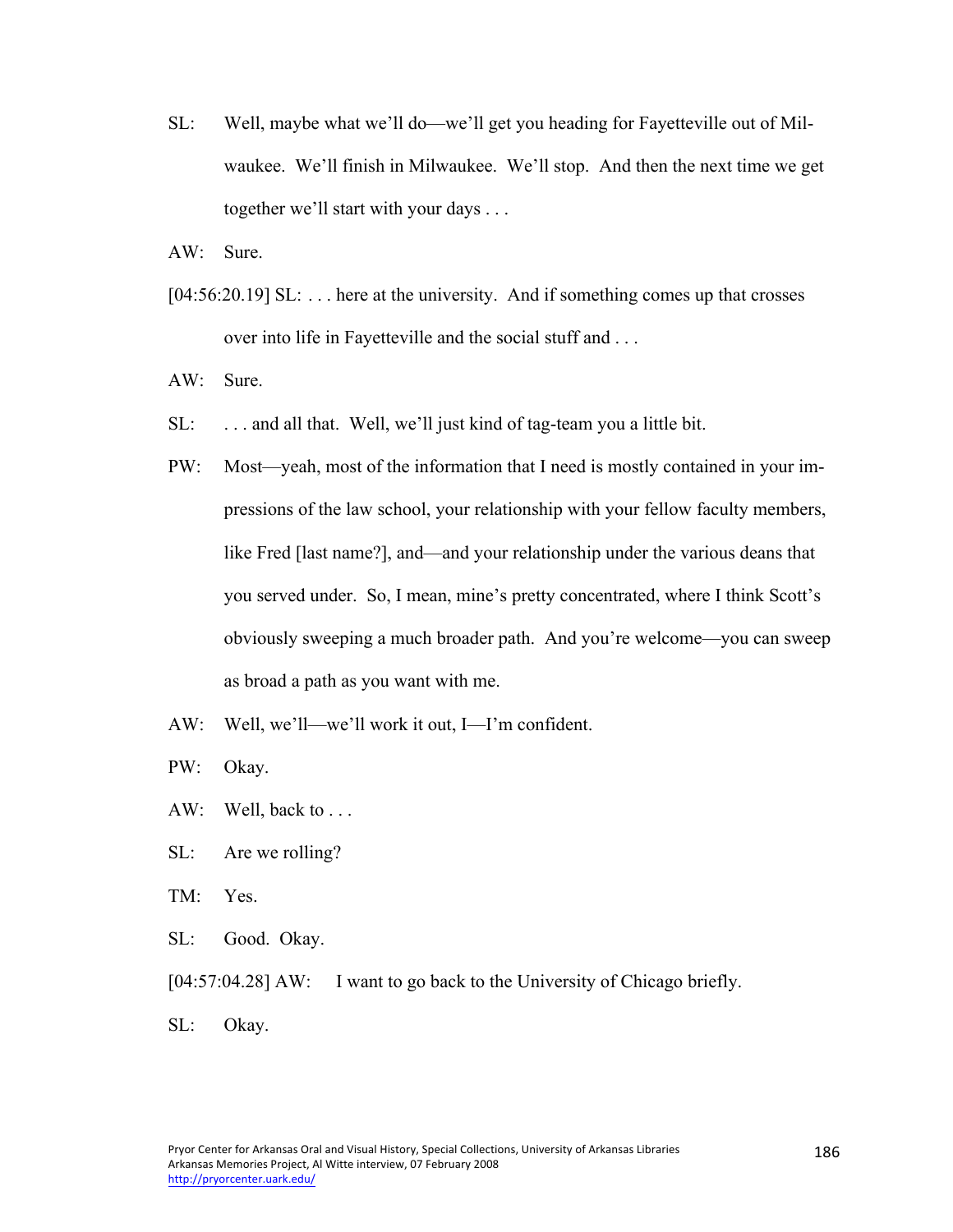SL: Well, maybe what we'll do—we'll get you heading for Fayetteville out of Milwaukee. We'll finish in Milwaukee. We'll stop. And then the next time we get together we'll start with your days . . .

AW: Sure.

[04:56:20.19] SL: . . . here at the university. And if something comes up that crosses over into life in Fayetteville and the social stuff and . . .

AW: Sure.

SL: . . . and all that. Well, we'll just kind of tag-team you a little bit.

PW: Most—yeah, most of the information that I need is mostly contained in your impressions of the law school, your relationship with your fellow faculty members, like Fred [last name?], and—and your relationship under the various deans that you served under. So, I mean, mine's pretty concentrated, where I think Scott's obviously sweeping a much broader path. And you're welcome—you can sweep as broad a path as you want with me.

AW: Well, we'll—we'll work it out, I—I'm confident.

PW: Okay.

AW: Well, back to . . .

SL: Are we rolling?

TM: Yes.

SL: Good. Okay.

[04:57:04.28] AW: I want to go back to the University of Chicago briefly.

SL: Okay.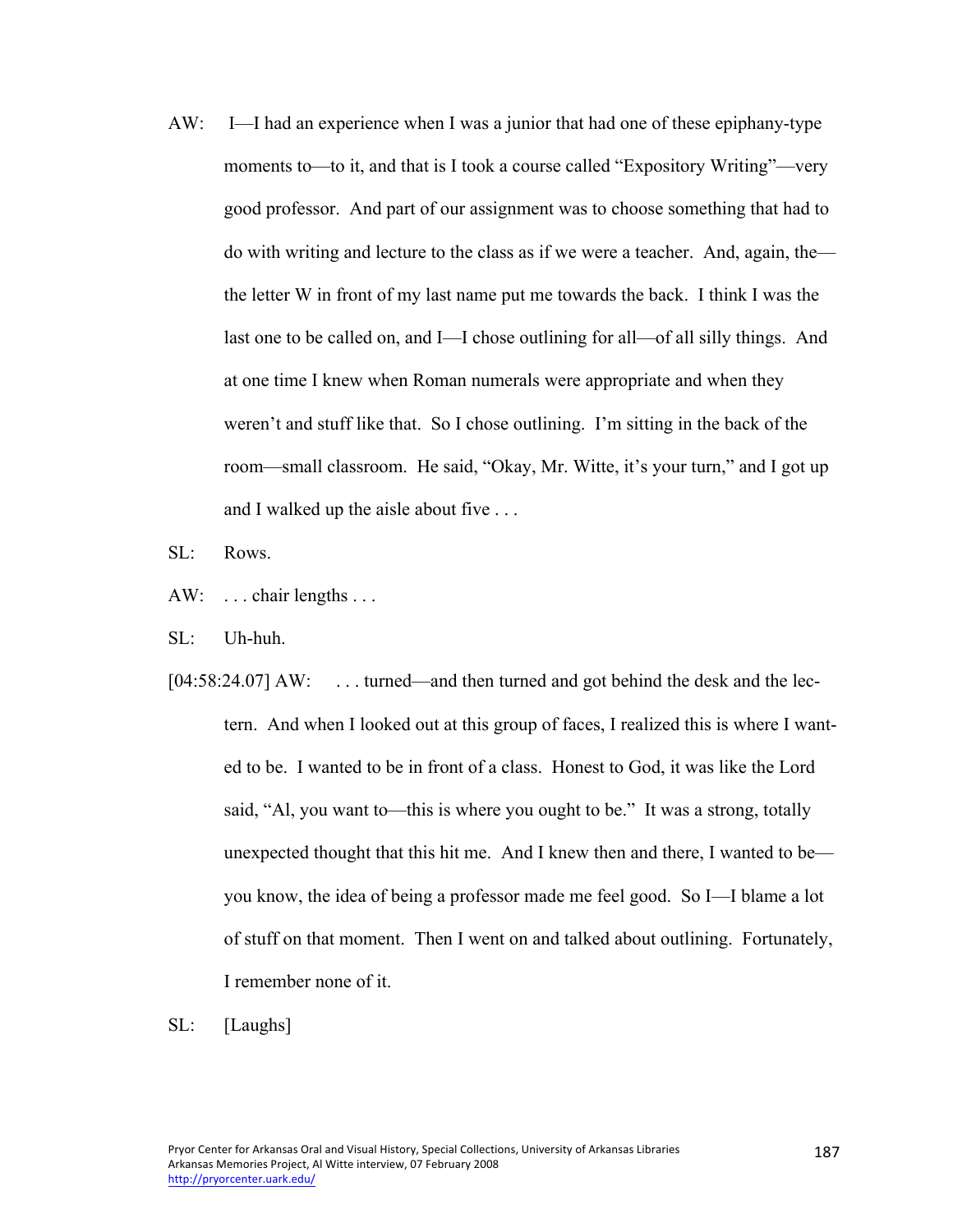AW: I—I had an experience when I was a junior that had one of these epiphany-type moments to—to it, and that is I took a course called "Expository Writing"—very good professor. And part of our assignment was to choose something that had to do with writing and lecture to the class as if we were a teacher. And, again, the—the letter W in front of my last name put me towards the back. I think I was the last one to be called on, and I—I chose outlining for all—of all silly things. And at one time I knew when Roman numerals were appropriate and when they weren't and stuff like that. So I chose outlining. I'm sitting in the back of the room—small classroom. He said, "Okay, Mr. Witte, it's your turn," and I got up and I walked up the aisle about five . . .

SL: Rows.

AW: . . . chair lengths . . .

SL: Uh-huh.

[04:58:24.07] AW: . . . turned—and then turned and got behind the desk and the lectern. And when I looked out at this group of faces, I realized this is where I wanted to be. I wanted to be in front of a class. Honest to God, it was like the Lord said, "Al, you want to—this is where you ought to be." It was a strong, totally unexpected thought that this hit me. And I knew then and there, I wanted to be—you know, the idea of being a professor made me feel good. So I—I blame a lot of stuff on that moment. Then I went on and talked about outlining. Fortunately, I remember none of it.

SL: [Laughs]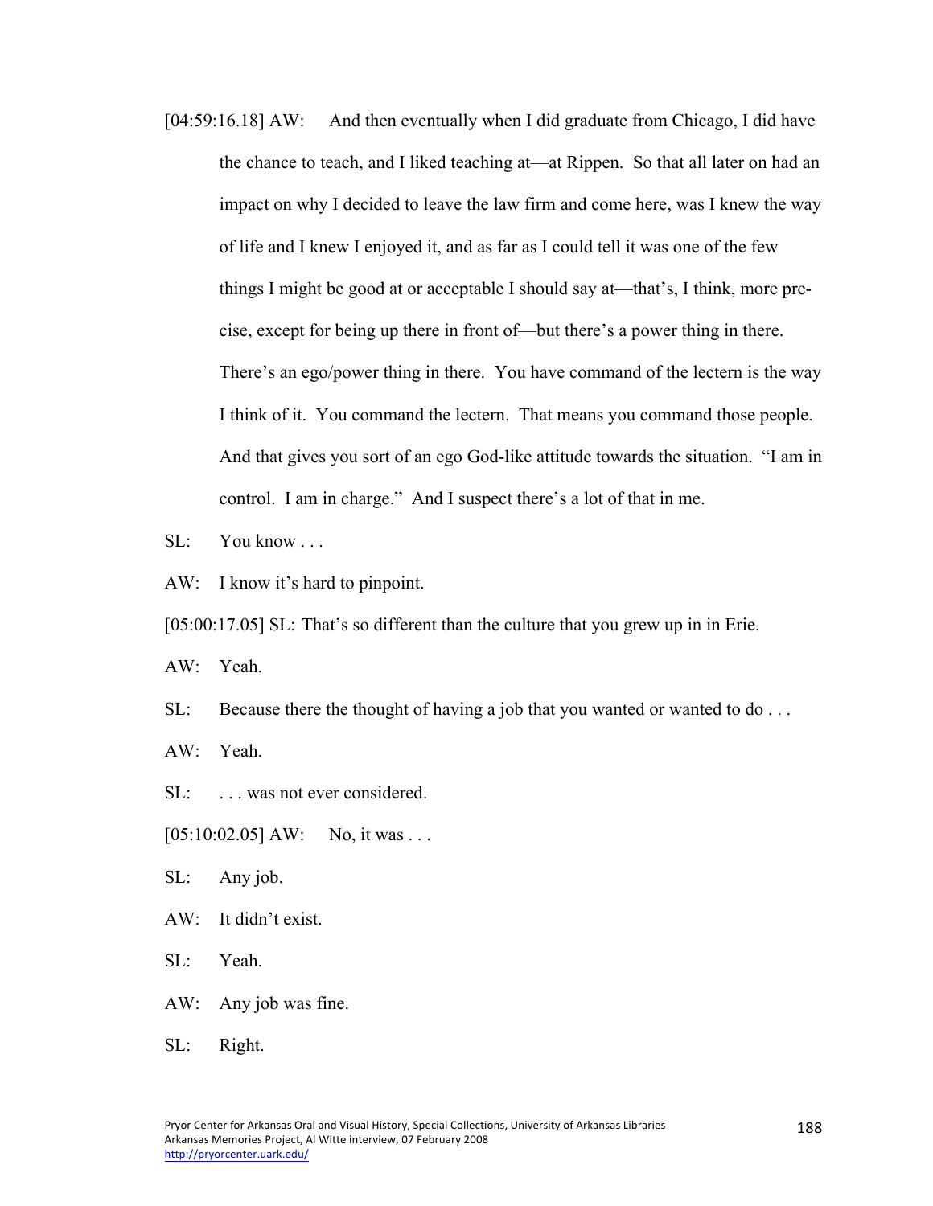[04:59:16.18] AW: And then eventually when I did graduate from Chicago, I did have the chance to teach, and I liked teaching at—at Rippen. So that all later on had an impact on why I decided to leave the law firm and come here, was I knew the way of life and I knew I enjoyed it, and as far as I could tell it was one of the few things I might be good at or acceptable I should say at—that's, I think, more precise, except for being up there in front of—but there's a power thing in there. There's an ego/power thing in there. You have command of the lectern is the way I think of it. You command the lectern. That means you command those people. And that gives you sort of an ego God-like attitude towards the situation. "I am in control. I am in charge." And I suspect there's a lot of that in me.

SL: You know . . .

AW: I know it's hard to pinpoint.

[05:00:17.05] SL: That's so different than the culture that you grew up in in Erie.

AW: Yeah.

SL: Because there the thought of having a job that you wanted or wanted to do . . .

AW: Yeah.

SL: . . . was not ever considered.

[05:10:02.05] AW: No, it was . . .

SL: Any job.

AW: It didn't exist.

SL: Yeah.

AW: Any job was fine.

SL: Right.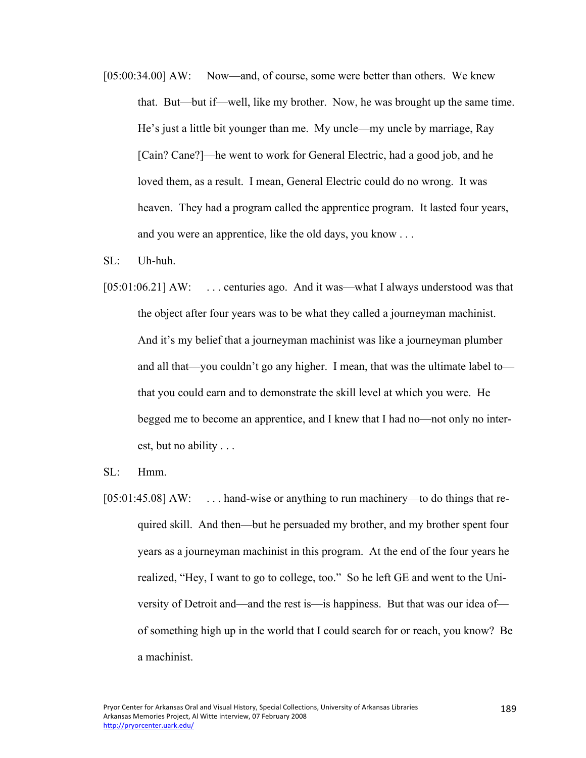[05:00:34.00] AW: Now—and, of course, some were better than others. We knew that. But—but if—well, like my brother. Now, he was brought up the same time. He's just a little bit younger than me. My uncle—my uncle by marriage, Ray [Cain? Cane?]—he went to work for General Electric, had a good job, and he loved them, as a result. I mean, General Electric could do no wrong. It was heaven. They had a program called the apprentice program. It lasted four years, and you were an apprentice, like the old days, you know . . .

SL: Uh-huh.

[05:01:06.21] AW: . . . centuries ago. And it was—what I always understood was that the object after four years was to be what they called a journeyman machinist. And it's my belief that a journeyman machinist was like a journeyman plumber and all that—you couldn't go any higher. I mean, that was the ultimate label to—that you could earn and to demonstrate the skill level at which you were. He begged me to become an apprentice, and I knew that I had no—not only no interest, but no ability . . .

SL: Hmm.

[05:01:45.08] AW: . . . hand-wise or anything to run machinery—to do things that required skill. And then—but he persuaded my brother, and my brother spent four years as a journeyman machinist in this program. At the end of the four years he realized, "Hey, I want to go to college, too." So he left GE and went to the University of Detroit and—and the rest is—is happiness. But that was our idea of—of something high up in the world that I could search for or reach, you know? Be a machinist.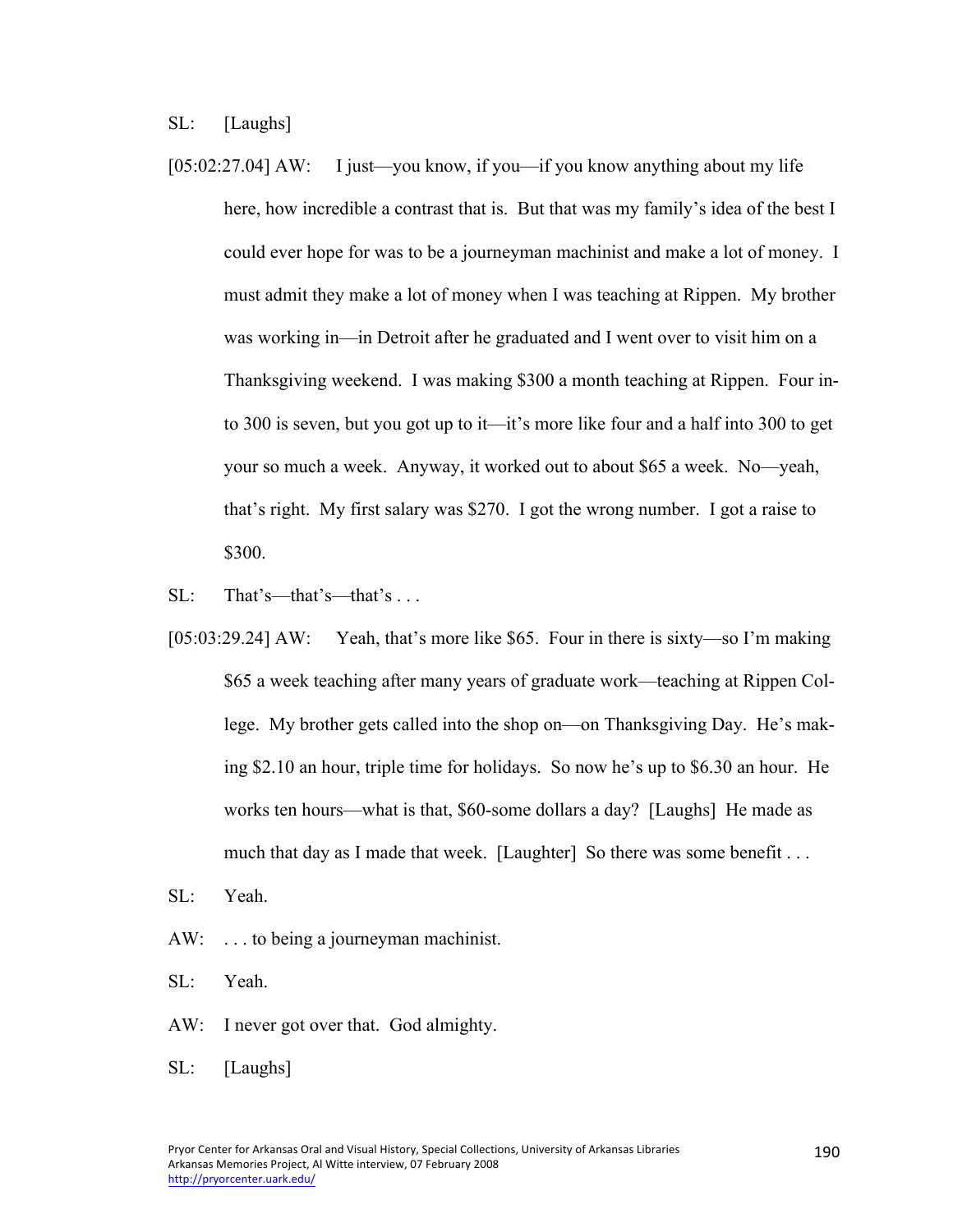SL: [Laughs]

[05:02:27.04] AW: I just—you know, if you—if you know anything about my life here, how incredible a contrast that is. But that was my family's idea of the best I could ever hope for was to be a journeyman machinist and make a lot of money. I must admit they make a lot of money when I was teaching at Rippen. My brother was working in—in Detroit after he graduated and I went over to visit him on a Thanksgiving weekend. I was making $300 a month teaching at Rippen. Four into 300 is seven, but you got up to it—it's more like four and a half into 300 to get your so much a week. Anyway, it worked out to about $65 a week. No—yeah, that's right. My first salary was $270. I got the wrong number. I got a raise to $300.

SL: That's—that's—that's . . .

[05:03:29.24] AW: Yeah, that's more like $65. Four in there is sixty—so I'm making $65 a week teaching after many years of graduate work—teaching at Rippen College. My brother gets called into the shop on—on Thanksgiving Day. He's making $2.10 an hour, triple time for holidays. So now he's up to $6.30 an hour. He works ten hours—what is that, $60-some dollars a day? [Laughs] He made as much that day as I made that week. [Laughter] So there was some benefit . . .

SL: Yeah.

AW: . . . to being a journeyman machinist.

SL: Yeah.

AW: I never got over that. God almighty.

SL: [Laughs]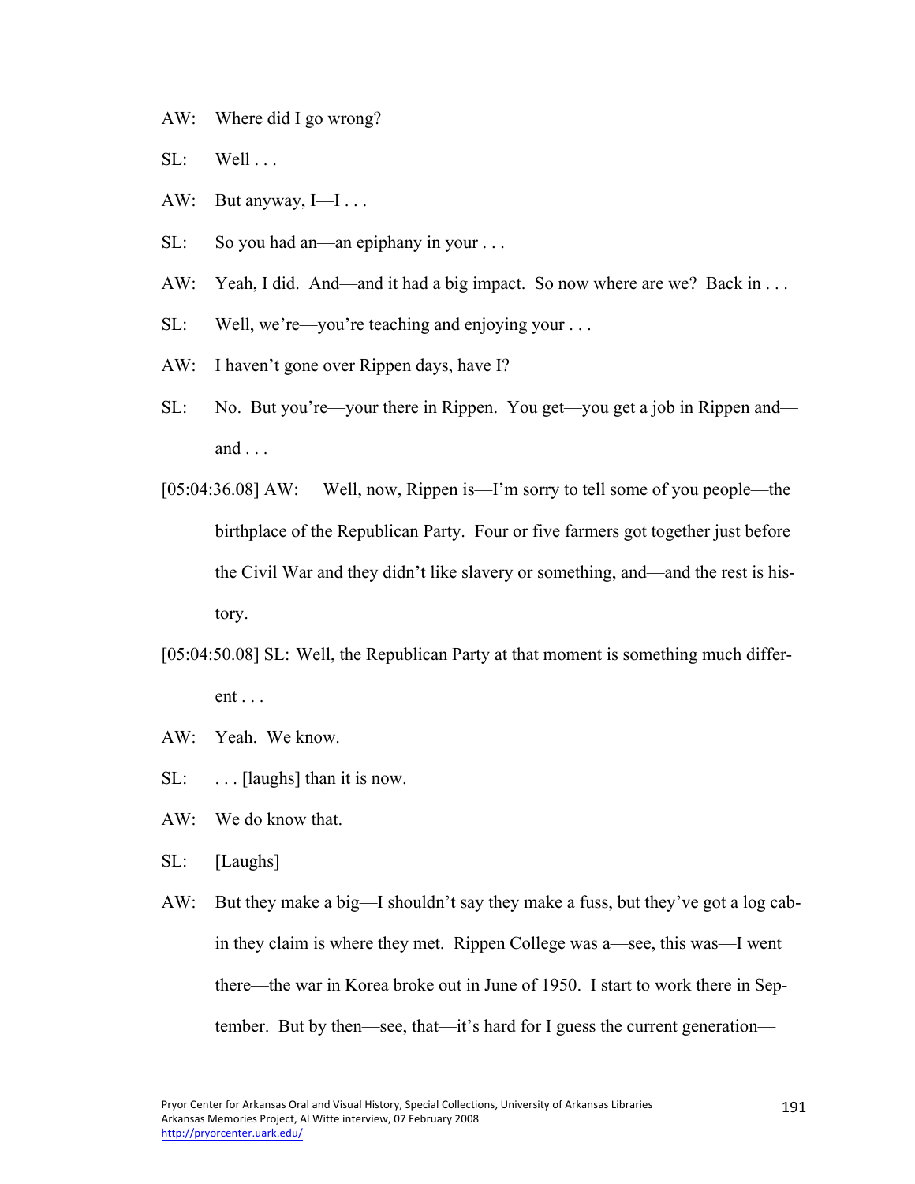AW: Where did I go wrong?

SL: Well . . .

AW: But anyway, I—I . . .

SL: So you had an—an epiphany in your . . .

AW: Yeah, I did. And—and it had a big impact. So now where are we? Back in . . .

SL: Well, we're—you're teaching and enjoying your . . .

AW: I haven't gone over Rippen days, have I?

SL: No. But you're—your there in Rippen. You get—you get a job in Rippen and—and . . .

[05:04:36.08] AW: Well, now, Rippen is—I'm sorry to tell some of you people—the birthplace of the Republican Party. Four or five farmers got together just before the Civil War and they didn't like slavery or something, and—and the rest is history.

[05:04:50.08] SL: Well, the Republican Party at that moment is something much different . . .

AW: Yeah. We know.

SL: . . . [laughs] than it is now.

AW: We do know that.

SL: [Laughs]

AW: But they make a big—I shouldn't say they make a fuss, but they've got a log cabin they claim is where they met. Rippen College was a—see, this was—I went there—the war in Korea broke out in June of 1950. I start to work there in September. But by then—see, that—it's hard for I guess the current generation—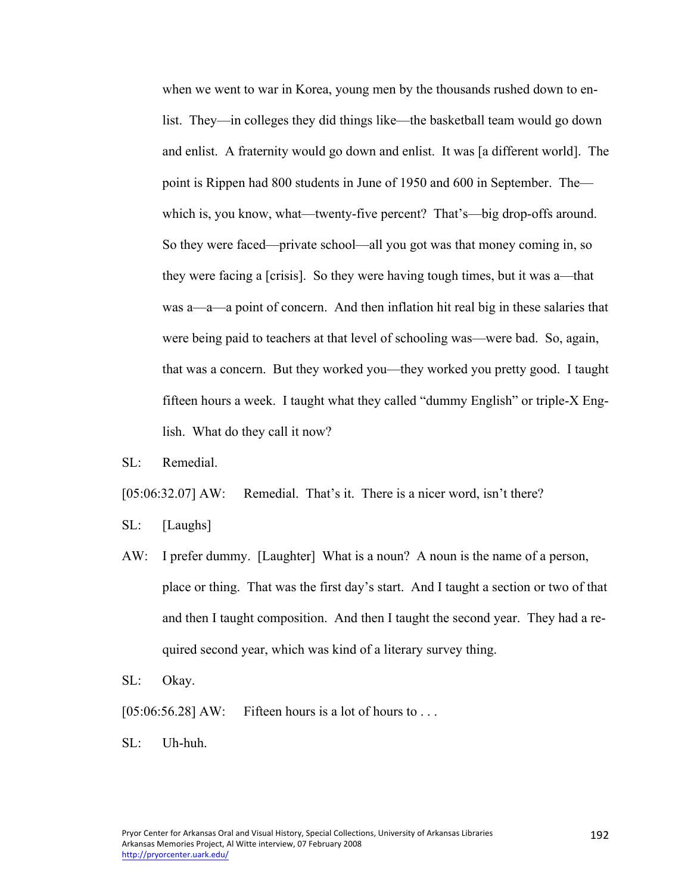when we went to war in Korea, young men by the thousands rushed down to enlist. They—in colleges they did things like—the basketball team would go down and enlist. A fraternity would go down and enlist. It was [a different world]. The point is Rippen had 800 students in June of 1950 and 600 in September. The—which is, you know, what—twenty-five percent? That's—big drop-offs around. So they were faced—private school—all you got was that money coming in, so they were facing a [crisis]. So they were having tough times, but it was a—that was a—a—a point of concern. And then inflation hit real big in these salaries that were being paid to teachers at that level of schooling was—were bad. So, again, that was a concern. But they worked you—they worked you pretty good. I taught fifteen hours a week. I taught what they called "dummy English" or triple-X English. What do they call it now?

SL: Remedial.

[05:06:32.07] AW: Remedial. That's it. There is a nicer word, isn't there?

SL: [Laughs]

AW: I prefer dummy. [Laughter] What is a noun? A noun is the name of a person, place or thing. That was the first day's start. And I taught a section or two of that and then I taught composition. And then I taught the second year. They had a required second year, which was kind of a literary survey thing.

SL: Okay.

[05:06:56.28] AW: Fifteen hours is a lot of hours to . . .

SL: Uh-huh.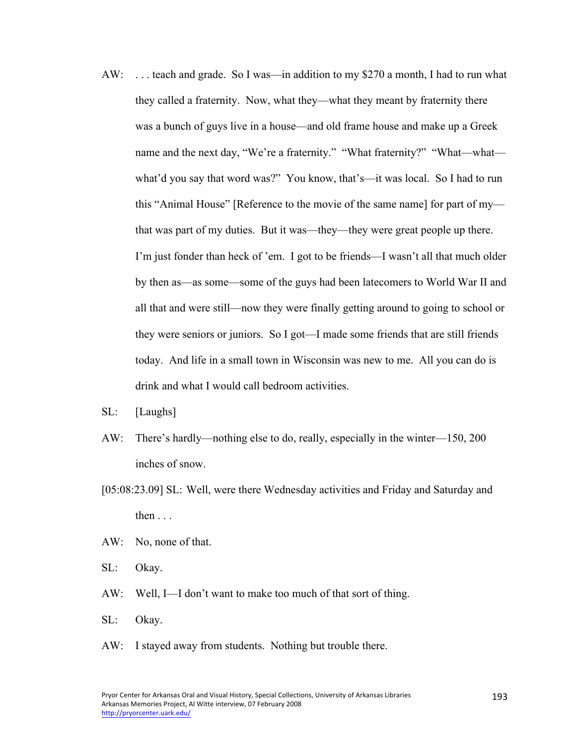AW: . . . teach and grade. So I was—in addition to my $270 a month, I had to run what they called a fraternity. Now, what they—what they meant by fraternity there was a bunch of guys live in a house—and old frame house and make up a Greek name and the next day, "We're a fraternity." "What fraternity?" "What—what—what'd you say that word was?" You know, that's—it was local. So I had to run this "Animal House" [Reference to the movie of the same name] for part of my—that was part of my duties. But it was—they—they were great people up there. I'm just fonder than heck of 'em. I got to be friends—I wasn't all that much older by then as—as some—some of the guys had been latecomers to World War II and all that and were still—now they were finally getting around to going to school or they were seniors or juniors. So I got—I made some friends that are still friends today. And life in a small town in Wisconsin was new to me. All you can do is drink and what I would call bedroom activities.

SL: [Laughs]

AW: There's hardly—nothing else to do, really, especially in the winter—150, 200 inches of snow.

[05:08:23.09] SL: Well, were there Wednesday activities and Friday and Saturday and then . . .

AW: No, none of that.

SL: Okay.

AW: Well, I—I don't want to make too much of that sort of thing.

SL: Okay.

AW: I stayed away from students. Nothing but trouble there.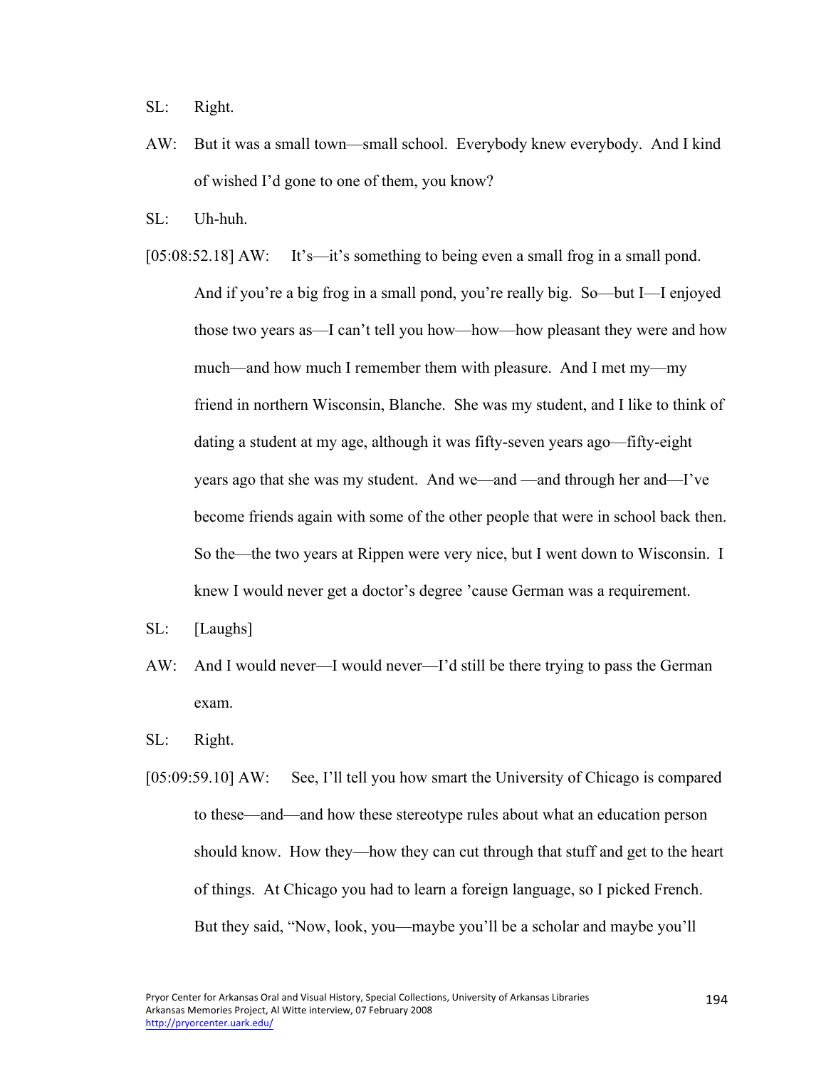SL: Right.

AW: But it was a small town—small school. Everybody knew everybody. And I kind of wished I'd gone to one of them, you know?

SL: Uh-huh.

[05:08:52.18] AW: It's—it's something to being even a small frog in a small pond. And if you're a big frog in a small pond, you're really big. So—but I—I enjoyed those two years as—I can't tell you how—how—how pleasant they were and how much—and how much I remember them with pleasure. And I met my—my friend in northern Wisconsin, Blanche. She was my student, and I like to think of dating a student at my age, although it was fifty-seven years ago—fifty-eight years ago that she was my student. And we—and —and through her and—I've become friends again with some of the other people that were in school back then. So the—the two years at Rippen were very nice, but I went down to Wisconsin. I knew I would never get a doctor's degree 'cause German was a requirement.

SL: [Laughs]

AW: And I would never—I would never—I'd still be there trying to pass the German exam.

SL: Right.

[05:09:59.10] AW: See, I'll tell you how smart the University of Chicago is compared to these—and—and how these stereotype rules about what an education person should know. How they—how they can cut through that stuff and get to the heart of things. At Chicago you had to learn a foreign language, so I picked French. But they said, "Now, look, you—maybe you'll be a scholar and maybe you'll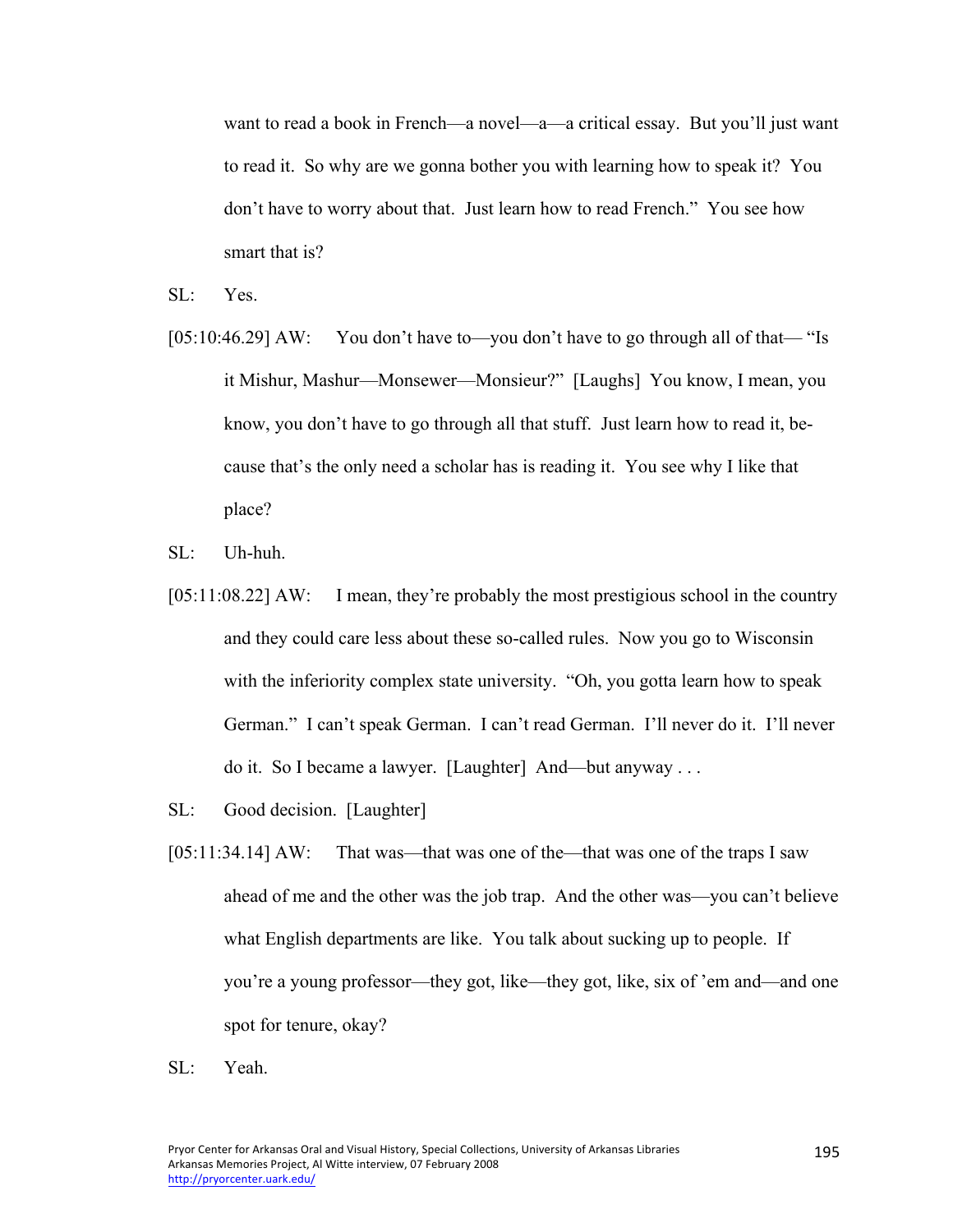want to read a book in French—a novel—a—a critical essay. But you'll just want to read it. So why are we gonna bother you with learning how to speak it? You don't have to worry about that. Just learn how to read French." You see how smart that is?

SL: Yes.

[05:10:46.29] AW: You don't have to—you don't have to go through all of that— "Is it Mishur, Mashur—Monsewer—Monsieur?" [Laughs] You know, I mean, you know, you don't have to go through all that stuff. Just learn how to read it, because that's the only need a scholar has is reading it. You see why I like that place?

SL: Uh-huh.

[05:11:08.22] AW: I mean, they're probably the most prestigious school in the country and they could care less about these so-called rules. Now you go to Wisconsin with the inferiority complex state university. "Oh, you gotta learn how to speak German." I can't speak German. I can't read German. I'll never do it. I'll never do it. So I became a lawyer. [Laughter] And—but anyway . . .

SL: Good decision. [Laughter]

[05:11:34.14] AW: That was—that was one of the—that was one of the traps I saw ahead of me and the other was the job trap. And the other was—you can't believe what English departments are like. You talk about sucking up to people. If you're a young professor—they got, like—they got, like, six of 'em and—and one spot for tenure, okay?

SL: Yeah.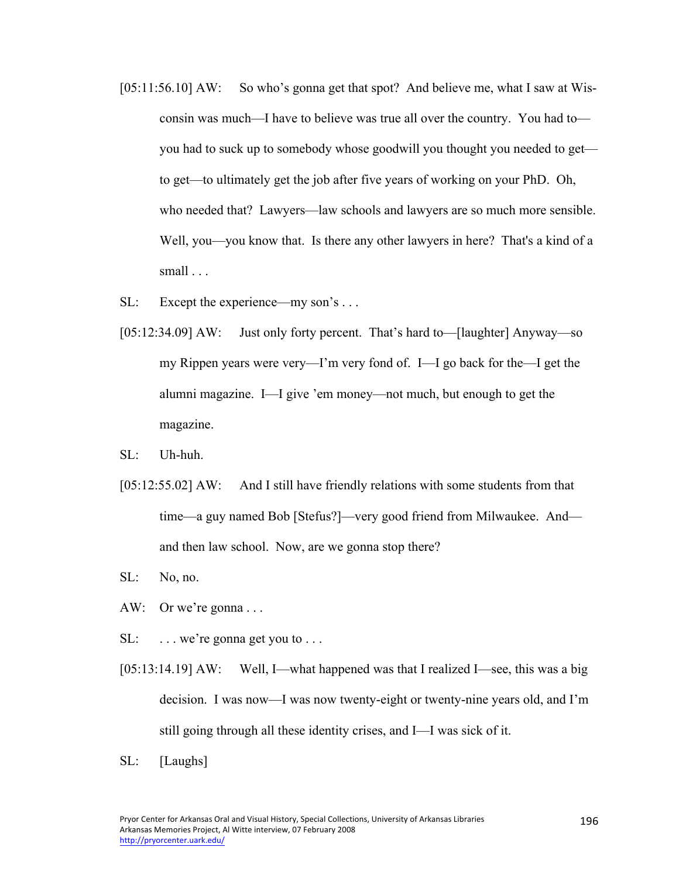[05:11:56.10] AW: So who's gonna get that spot? And believe me, what I saw at Wisconsin was much—I have to believe was true all over the country. You had to—you had to suck up to somebody whose goodwill you thought you needed to get—to get—to ultimately get the job after five years of working on your PhD. Oh, who needed that? Lawyers—law schools and lawyers are so much more sensible. Well, you—you know that. Is there any other lawyers in here? That's a kind of a small . . .

SL: Except the experience—my son's . . .

[05:12:34.09] AW: Just only forty percent. That's hard to—[laughter] Anyway—so my Rippen years were very—I'm very fond of. I—I go back for the—I get the alumni magazine. I—I give 'em money—not much, but enough to get the magazine.

SL: Uh-huh.

[05:12:55.02] AW: And I still have friendly relations with some students from that time—a guy named Bob [Stefus?]—very good friend from Milwaukee. And—and then law school. Now, are we gonna stop there?

SL: No, no.

AW: Or we're gonna . . .

SL: . . . we're gonna get you to . . .

[05:13:14.19] AW: Well, I—what happened was that I realized I—see, this was a big decision. I was now—I was now twenty-eight or twenty-nine years old, and I'm still going through all these identity crises, and I—I was sick of it.

SL: [Laughs]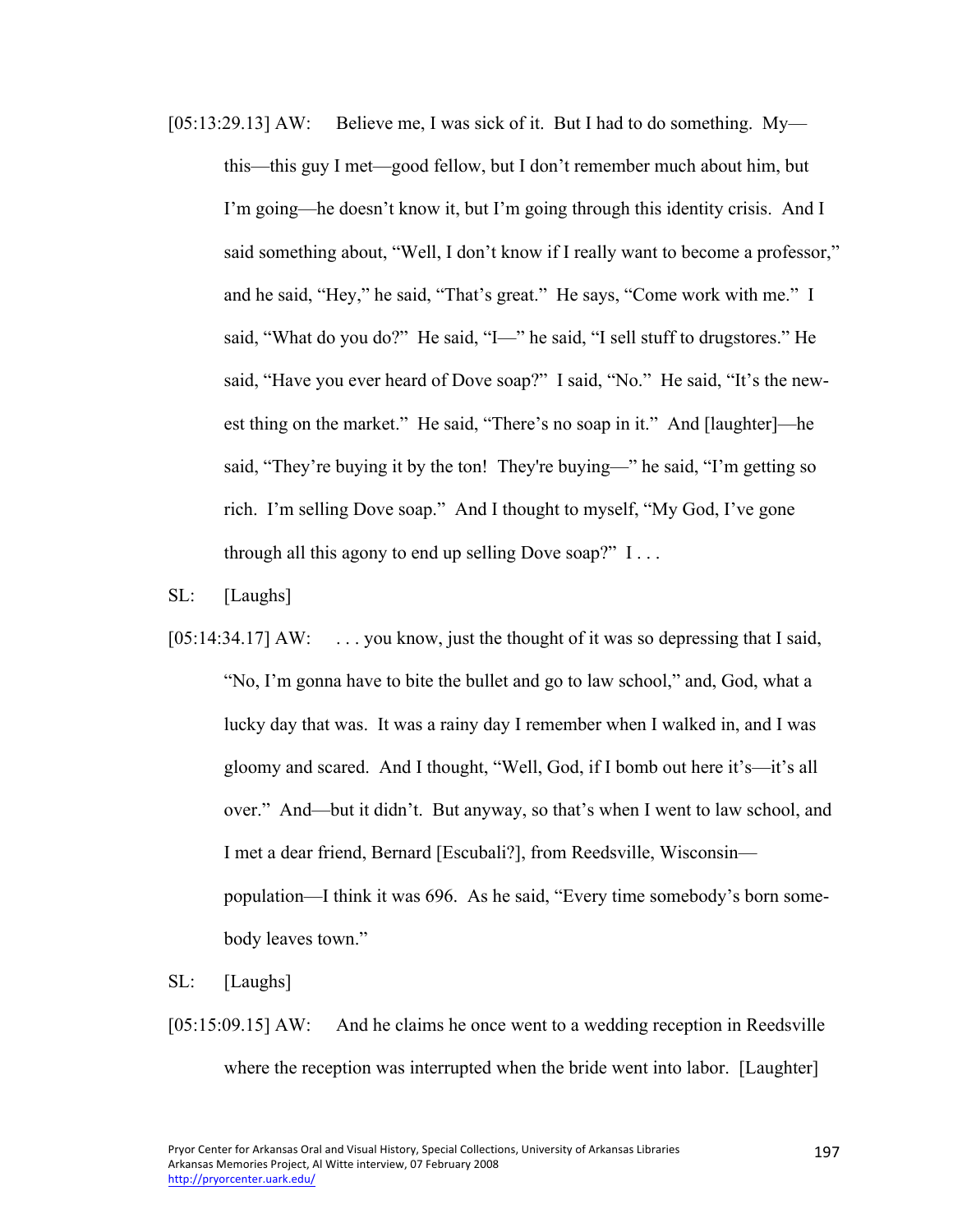[05:13:29.13] AW: Believe me, I was sick of it. But I had to do something. My—this—this guy I met—good fellow, but I don't remember much about him, but I'm going—he doesn't know it, but I'm going through this identity crisis. And I said something about, "Well, I don't know if I really want to become a professor," and he said, "Hey," he said, "That's great." He says, "Come work with me." I said, "What do you do?" He said, "I—" he said, "I sell stuff to drugstores." He said, "Have you ever heard of Dove soap?" I said, "No." He said, "It's the newest thing on the market." He said, "There's no soap in it." And [laughter]—he said, "They're buying it by the ton! They're buying—" he said, "I'm getting so rich. I'm selling Dove soap." And I thought to myself, "My God, I've gone through all this agony to end up selling Dove soap?" I . . .

SL: [Laughs]

[05:14:34.17] AW: . . . you know, just the thought of it was so depressing that I said, "No, I'm gonna have to bite the bullet and go to law school," and, God, what a lucky day that was. It was a rainy day I remember when I walked in, and I was gloomy and scared. And I thought, "Well, God, if I bomb out here it's—it's all over." And—but it didn't. But anyway, so that's when I went to law school, and I met a dear friend, Bernard [Escubali?], from Reedsville, Wisconsin—population—I think it was 696. As he said, "Every time somebody's born somebody leaves town."

SL: [Laughs]

[05:15:09.15] AW: And he claims he once went to a wedding reception in Reedsville where the reception was interrupted when the bride went into labor. [Laughter]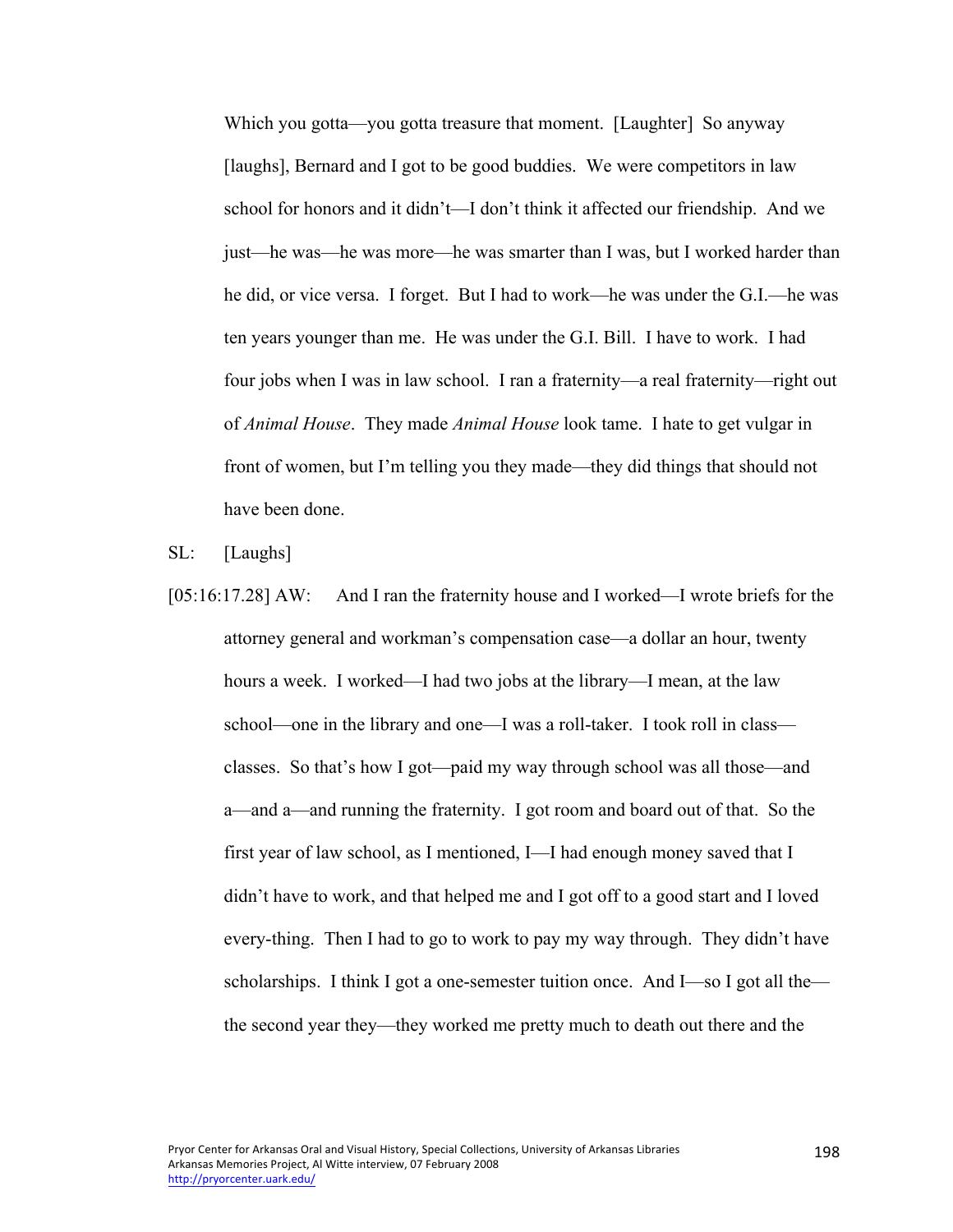Which you gotta—you gotta treasure that moment. [Laughter] So anyway [laughs], Bernard and I got to be good buddies. We were competitors in law school for honors and it didn't—I don't think it affected our friendship. And we just—he was—he was more—he was smarter than I was, but I worked harder than he did, or vice versa. I forget. But I had to work—he was under the G.I.—he was ten years younger than me. He was under the G.I. Bill. I have to work. I had four jobs when I was in law school. I ran a fraternity—a real fraternity—right out of *Animal House*. They made *Animal House* look tame. I hate to get vulgar in front of women, but I'm telling you they made—they did things that should not have been done.

SL: [Laughs]

[05:16:17.28] AW: And I ran the fraternity house and I worked—I wrote briefs for the attorney general and workman's compensation case—a dollar an hour, twenty hours a week. I worked—I had two jobs at the library—I mean, at the law school—one in the library and one—I was a roll-taker. I took roll in class—classes. So that's how I got—paid my way through school was all those—and a—and a—and running the fraternity. I got room and board out of that. So the first year of law school, as I mentioned, I—I had enough money saved that I didn't have to work, and that helped me and I got off to a good start and I loved every-thing. Then I had to go to work to pay my way through. They didn't have scholarships. I think I got a one-semester tuition once. And I—so I got all the—the second year they—they worked me pretty much to death out there and the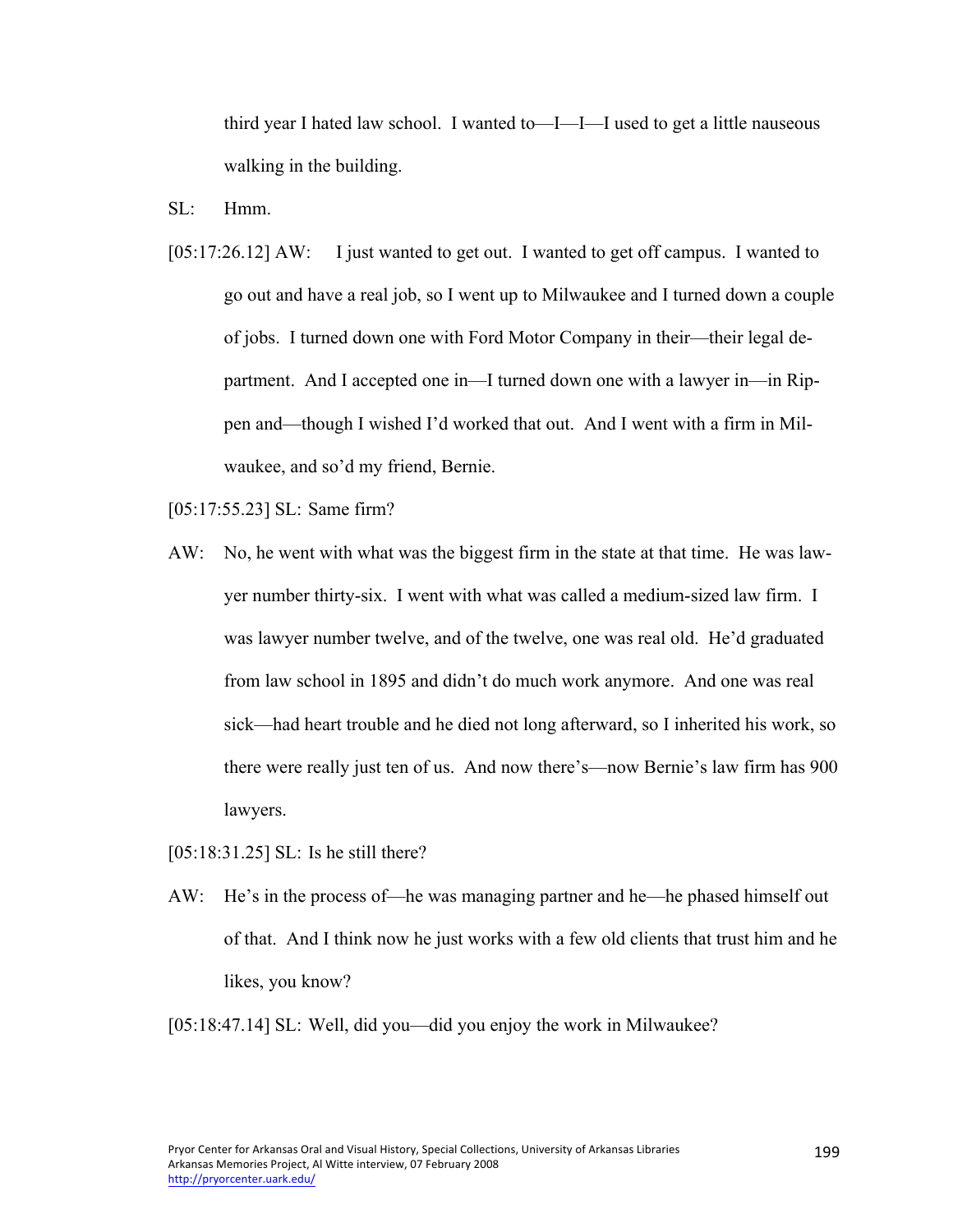third year I hated law school. I wanted to—I—I—I used to get a little nauseous walking in the building.

SL: Hmm.

[05:17:26.12] AW: I just wanted to get out. I wanted to get off campus. I wanted to go out and have a real job, so I went up to Milwaukee and I turned down a couple of jobs. I turned down one with Ford Motor Company in their—their legal department. And I accepted one in—I turned down one with a lawyer in—in Rippen and—though I wished I'd worked that out. And I went with a firm in Milwaukee, and so'd my friend, Bernie.

[05:17:55.23] SL: Same firm?

AW: No, he went with what was the biggest firm in the state at that time. He was lawyer number thirty-six. I went with what was called a medium-sized law firm. I was lawyer number twelve, and of the twelve, one was real old. He'd graduated from law school in 1895 and didn't do much work anymore. And one was real sick—had heart trouble and he died not long afterward, so I inherited his work, so there were really just ten of us. And now there's—now Bernie's law firm has 900 lawyers.

[05:18:31.25] SL: Is he still there?

AW: He's in the process of—he was managing partner and he—he phased himself out of that. And I think now he just works with a few old clients that trust him and he likes, you know?

[05:18:47.14] SL: Well, did you—did you enjoy the work in Milwaukee?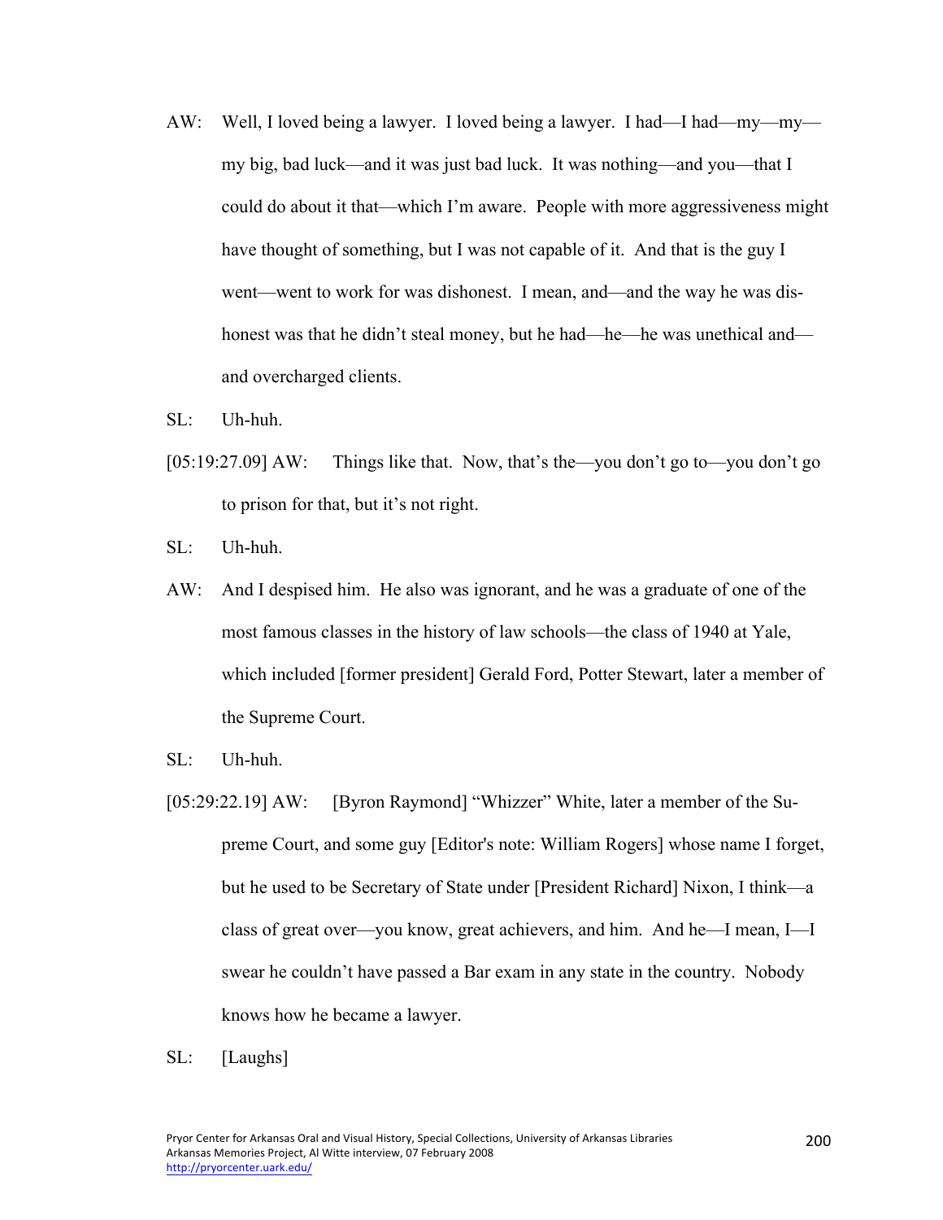AW: Well, I loved being a lawyer. I loved being a lawyer. I had—I had—my—my—my big, bad luck—and it was just bad luck. It was nothing—and you—that I could do about it that—which I'm aware. People with more aggressiveness might have thought of something, but I was not capable of it. And that is the guy I went—went to work for was dishonest. I mean, and—and the way he was dishonest was that he didn't steal money, but he had—he—he was unethical and—and overcharged clients.

SL: Uh-huh.

[05:19:27.09] AW: Things like that. Now, that's the—you don't go to—you don't go to prison for that, but it's not right.

SL: Uh-huh.

AW: And I despised him. He also was ignorant, and he was a graduate of one of the most famous classes in the history of law schools—the class of 1940 at Yale, which included [former president] Gerald Ford, Potter Stewart, later a member of the Supreme Court.

SL: Uh-huh.

[05:29:22.19] AW: [Byron Raymond] "Whizzer" White, later a member of the Supreme Court, and some guy [Editor's note: William Rogers] whose name I forget, but he used to be Secretary of State under [President Richard] Nixon, I think—a class of great over—you know, great achievers, and him. And he—I mean, I—I swear he couldn't have passed a Bar exam in any state in the country. Nobody knows how he became a lawyer.

SL: [Laughs]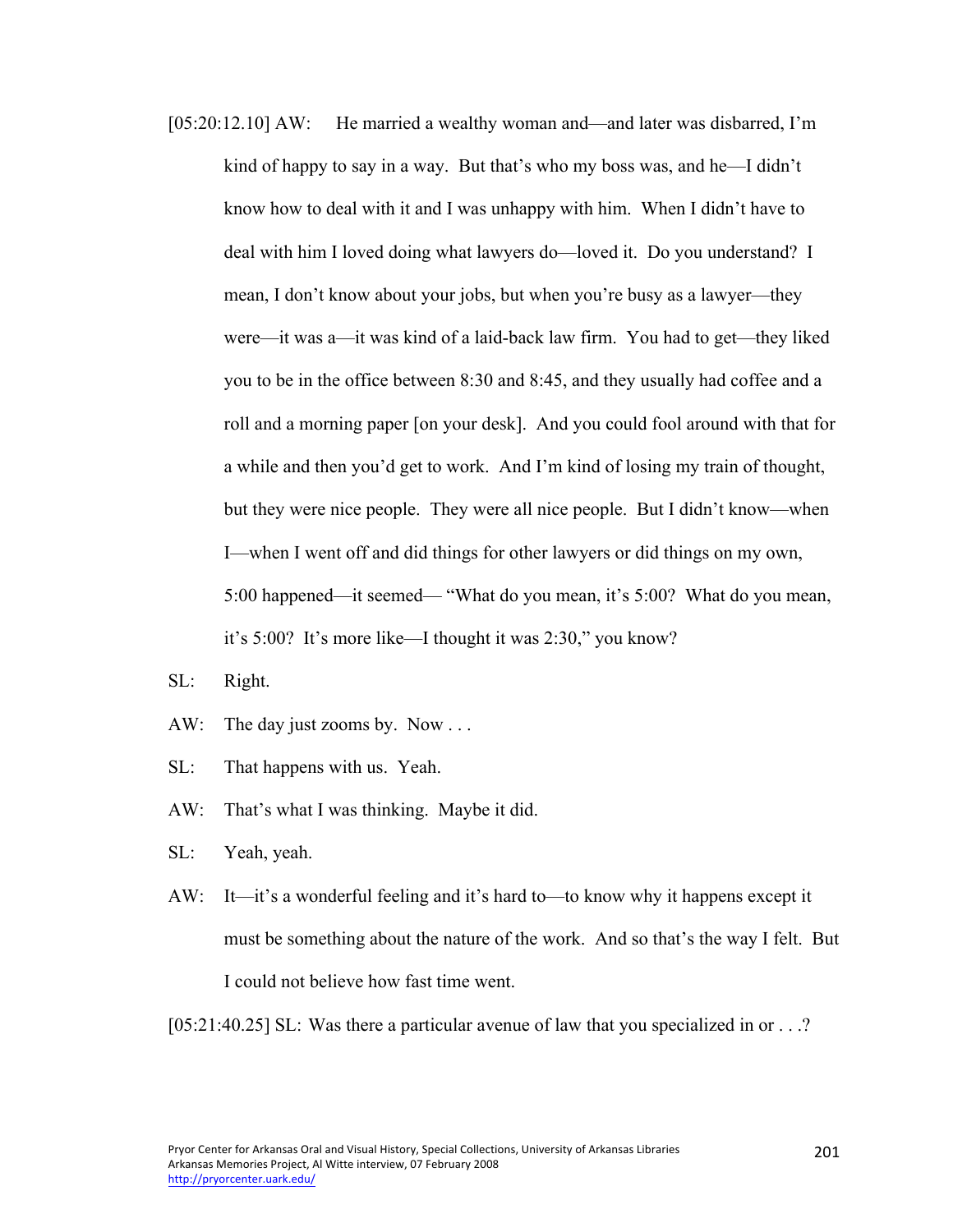[05:20:12.10] AW: He married a wealthy woman and—and later was disbarred, I'm kind of happy to say in a way. But that's who my boss was, and he—I didn't know how to deal with it and I was unhappy with him. When I didn't have to deal with him I loved doing what lawyers do—loved it. Do you understand? I mean, I don't know about your jobs, but when you're busy as a lawyer—they were—it was a—it was kind of a laid-back law firm. You had to get—they liked you to be in the office between 8:30 and 8:45, and they usually had coffee and a roll and a morning paper [on your desk]. And you could fool around with that for a while and then you'd get to work. And I'm kind of losing my train of thought, but they were nice people. They were all nice people. But I didn't know—when I—when I went off and did things for other lawyers or did things on my own, 5:00 happened—it seemed— "What do you mean, it's 5:00? What do you mean, it's 5:00? It's more like—I thought it was 2:30," you know?

SL: Right.

AW: The day just zooms by. Now . . .

SL: That happens with us. Yeah.

AW: That's what I was thinking. Maybe it did.

SL: Yeah, yeah.

AW: It—it's a wonderful feeling and it's hard to—to know why it happens except it must be something about the nature of the work. And so that's the way I felt. But I could not believe how fast time went.

[05:21:40.25] SL: Was there a particular avenue of law that you specialized in or . . .?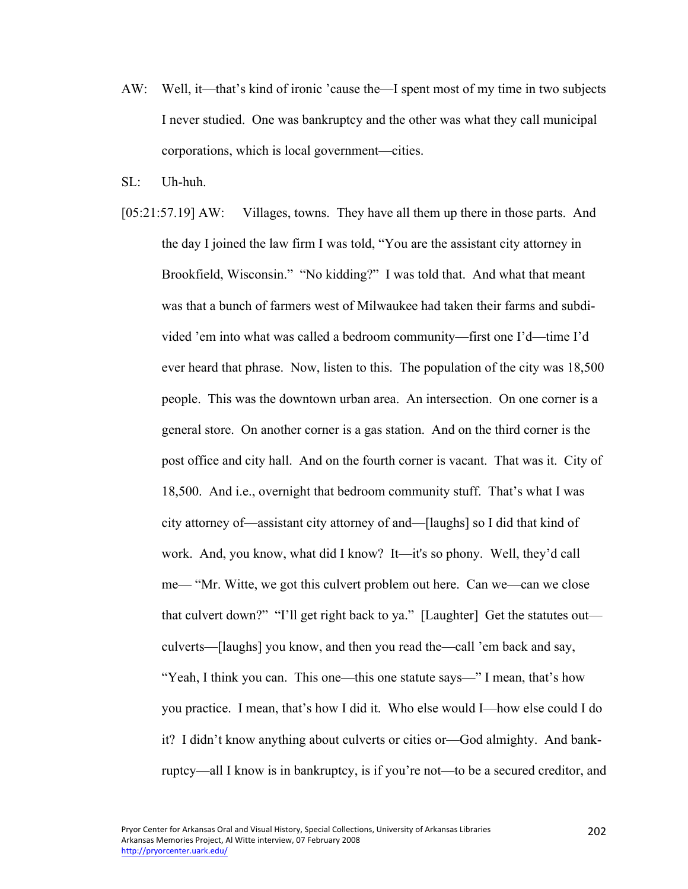AW: Well, it—that's kind of ironic 'cause the—I spent most of my time in two subjects I never studied. One was bankruptcy and the other was what they call municipal corporations, which is local government—cities.

SL: Uh-huh.

[05:21:57.19] AW: Villages, towns. They have all them up there in those parts. And the day I joined the law firm I was told, "You are the assistant city attorney in Brookfield, Wisconsin." "No kidding?" I was told that. And what that meant was that a bunch of farmers west of Milwaukee had taken their farms and subdivided 'em into what was called a bedroom community—first one I'd—time I'd ever heard that phrase. Now, listen to this. The population of the city was 18,500 people. This was the downtown urban area. An intersection. On one corner is a general store. On another corner is a gas station. And on the third corner is the post office and city hall. And on the fourth corner is vacant. That was it. City of 18,500. And i.e., overnight that bedroom community stuff. That's what I was city attorney of—assistant city attorney of and—[laughs] so I did that kind of work. And, you know, what did I know? It—it's so phony. Well, they'd call me— "Mr. Witte, we got this culvert problem out here. Can we—can we close that culvert down?" "I'll get right back to ya." [Laughter] Get the statutes out—culverts—[laughs] you know, and then you read the—call 'em back and say, "Yeah, I think you can. This one—this one statute says—" I mean, that's how you practice. I mean, that's how I did it. Who else would I—how else could I do it? I didn't know anything about culverts or cities or—God almighty. And bankruptcy—all I know is in bankruptcy, is if you're not—to be a secured creditor, and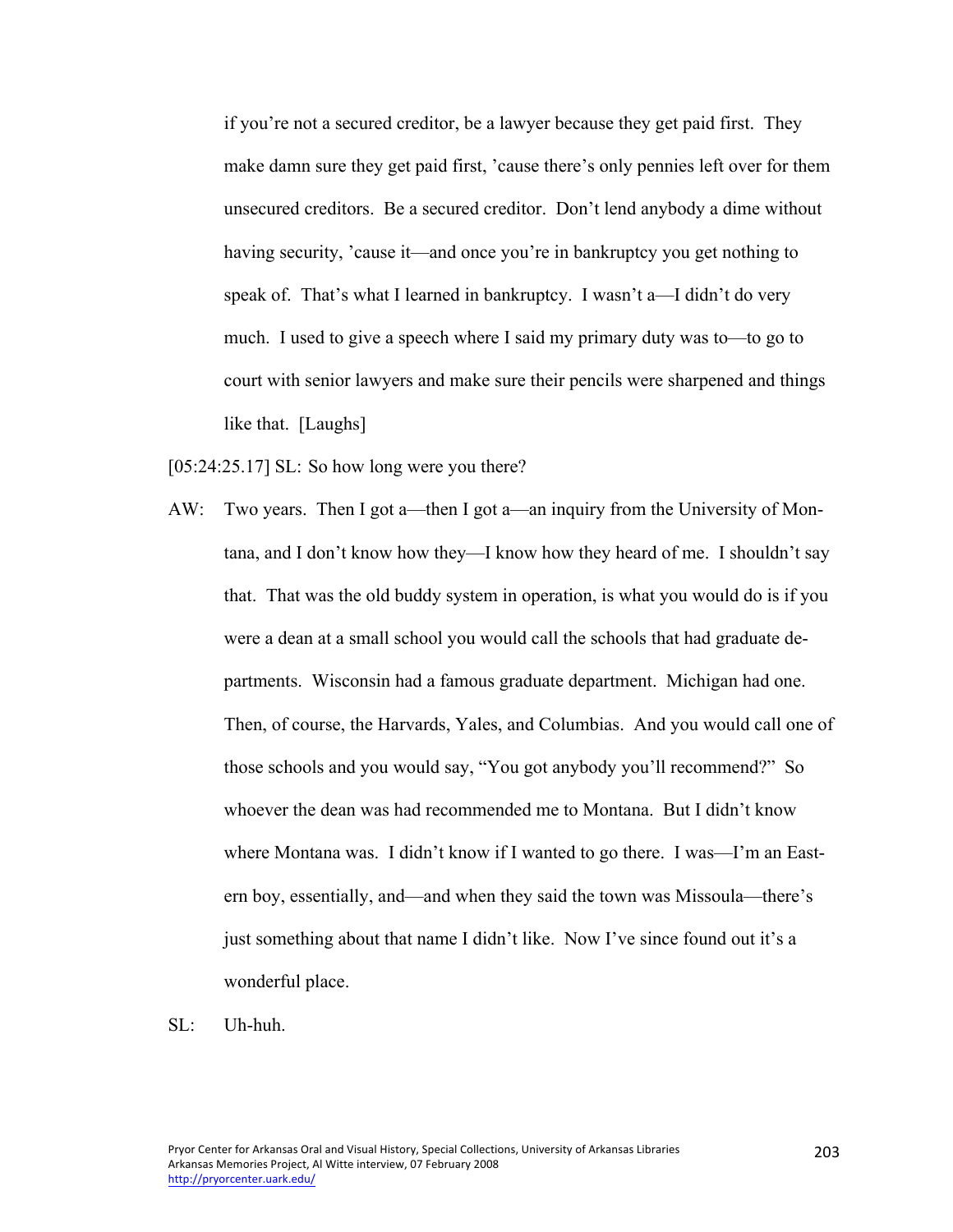if you're not a secured creditor, be a lawyer because they get paid first. They make damn sure they get paid first, 'cause there's only pennies left over for them unsecured creditors. Be a secured creditor. Don't lend anybody a dime without having security, 'cause it—and once you're in bankruptcy you get nothing to speak of. That's what I learned in bankruptcy. I wasn't a—I didn't do very much. I used to give a speech where I said my primary duty was to—to go to court with senior lawyers and make sure their pencils were sharpened and things like that. [Laughs]

[05:24:25.17] SL: So how long were you there?

AW: Two years. Then I got a—then I got a—an inquiry from the University of Montana, and I don't know how they—I know how they heard of me. I shouldn't say that. That was the old buddy system in operation, is what you would do is if you were a dean at a small school you would call the schools that had graduate departments. Wisconsin had a famous graduate department. Michigan had one. Then, of course, the Harvards, Yales, and Columbias. And you would call one of those schools and you would say, "You got anybody you'll recommend?" So whoever the dean was had recommended me to Montana. But I didn't know where Montana was. I didn't know if I wanted to go there. I was—I'm an Eastern boy, essentially, and—and when they said the town was Missoula—there's just something about that name I didn't like. Now I've since found out it's a wonderful place.

SL: Uh-huh.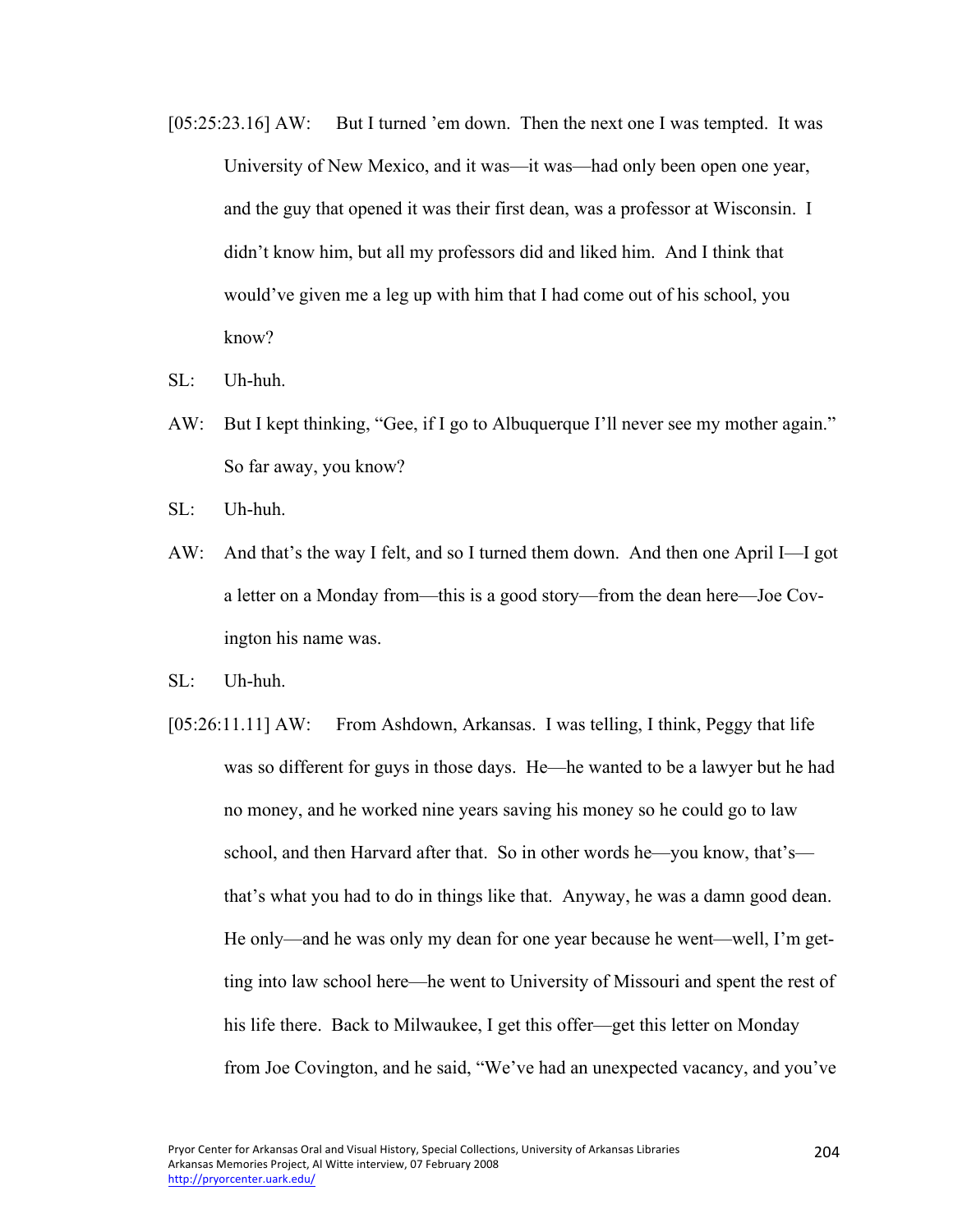[05:25:23.16] AW: But I turned 'em down. Then the next one I was tempted. It was University of New Mexico, and it was—it was—had only been open one year, and the guy that opened it was their first dean, was a professor at Wisconsin. I didn't know him, but all my professors did and liked him. And I think that would've given me a leg up with him that I had come out of his school, you know?

SL: Uh-huh.

AW: But I kept thinking, "Gee, if I go to Albuquerque I'll never see my mother again." So far away, you know?

SL: Uh-huh.

AW: And that's the way I felt, and so I turned them down. And then one April I—I got a letter on a Monday from—this is a good story—from the dean here—Joe Covington his name was.

SL: Uh-huh.

[05:26:11.11] AW: From Ashdown, Arkansas. I was telling, I think, Peggy that life was so different for guys in those days. He—he wanted to be a lawyer but he had no money, and he worked nine years saving his money so he could go to law school, and then Harvard after that. So in other words he—you know, that's—that's what you had to do in things like that. Anyway, he was a damn good dean. He only—and he was only my dean for one year because he went—well, I'm getting into law school here—he went to University of Missouri and spent the rest of his life there. Back to Milwaukee, I get this offer—get this letter on Monday from Joe Covington, and he said, "We've had an unexpected vacancy, and you've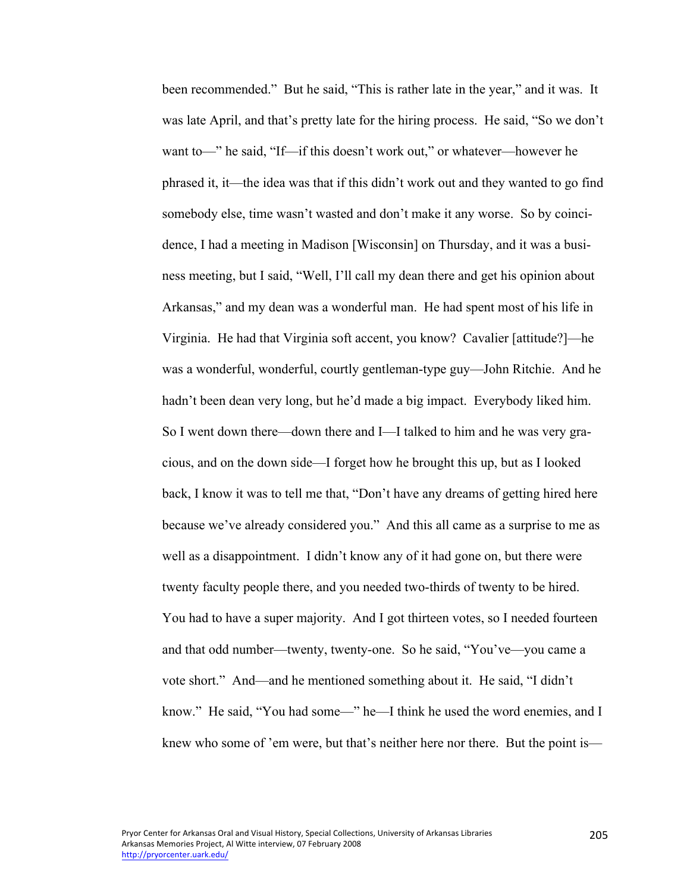been recommended." But he said, "This is rather late in the year," and it was. It was late April, and that's pretty late for the hiring process. He said, "So we don't want to—" he said, "If—if this doesn't work out," or whatever—however he phrased it, it—the idea was that if this didn't work out and they wanted to go find somebody else, time wasn't wasted and don't make it any worse. So by coincidence, I had a meeting in Madison [Wisconsin] on Thursday, and it was a business meeting, but I said, "Well, I'll call my dean there and get his opinion about Arkansas," and my dean was a wonderful man. He had spent most of his life in Virginia. He had that Virginia soft accent, you know? Cavalier [attitude?]—he was a wonderful, wonderful, courtly gentleman-type guy—John Ritchie. And he hadn't been dean very long, but he'd made a big impact. Everybody liked him. So I went down there—down there and I—I talked to him and he was very gracious, and on the down side—I forget how he brought this up, but as I looked back, I know it was to tell me that, "Don't have any dreams of getting hired here because we've already considered you." And this all came as a surprise to me as well as a disappointment. I didn't know any of it had gone on, but there were twenty faculty people there, and you needed two-thirds of twenty to be hired. You had to have a super majority. And I got thirteen votes, so I needed fourteen and that odd number—twenty, twenty-one. So he said, "You've—you came a vote short." And—and he mentioned something about it. He said, "I didn't know." He said, "You had some—" he—I think he used the word enemies, and I knew who some of 'em were, but that's neither here nor there. But the point is—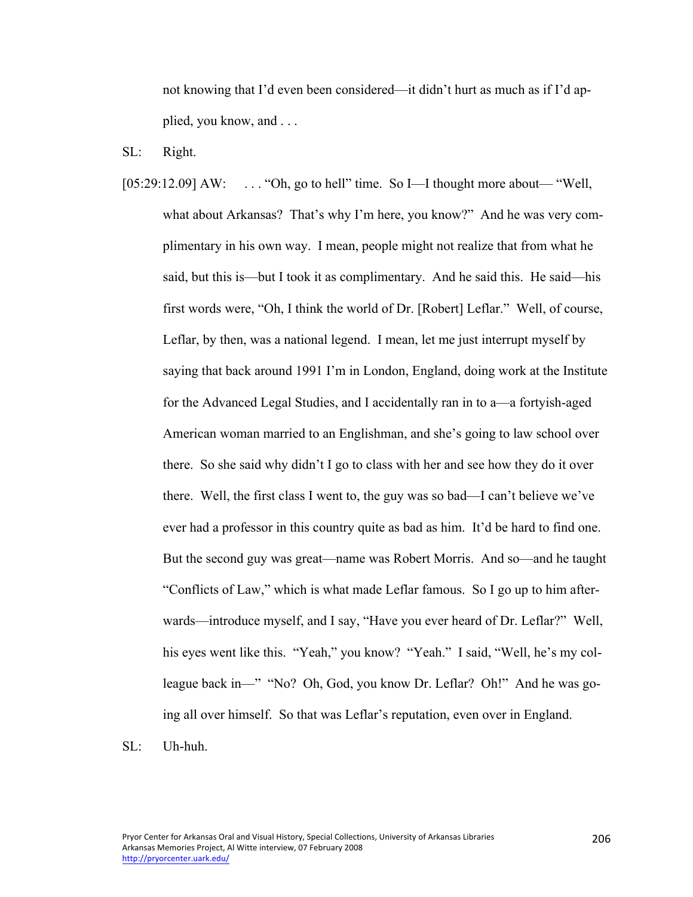not knowing that I'd even been considered—it didn't hurt as much as if I'd applied, you know, and . . .

SL: Right.

[05:29:12.09] AW: . . . "Oh, go to hell" time. So I—I thought more about— "Well, what about Arkansas? That's why I'm here, you know?" And he was very complimentary in his own way. I mean, people might not realize that from what he said, but this is—but I took it as complimentary. And he said this. He said—his first words were, "Oh, I think the world of Dr. [Robert] Leflar." Well, of course, Leflar, by then, was a national legend. I mean, let me just interrupt myself by saying that back around 1991 I'm in London, England, doing work at the Institute for the Advanced Legal Studies, and I accidentally ran in to a—a fortyish-aged American woman married to an Englishman, and she's going to law school over there. So she said why didn't I go to class with her and see how they do it over there. Well, the first class I went to, the guy was so bad—I can't believe we've ever had a professor in this country quite as bad as him. It'd be hard to find one. But the second guy was great—name was Robert Morris. And so—and he taught "Conflicts of Law," which is what made Leflar famous. So I go up to him afterwards—introduce myself, and I say, "Have you ever heard of Dr. Leflar?" Well, his eyes went like this. "Yeah," you know? "Yeah." I said, "Well, he's my colleague back in—" "No? Oh, God, you know Dr. Leflar? Oh!" And he was going all over himself. So that was Leflar's reputation, even over in England.

SL: Uh-huh.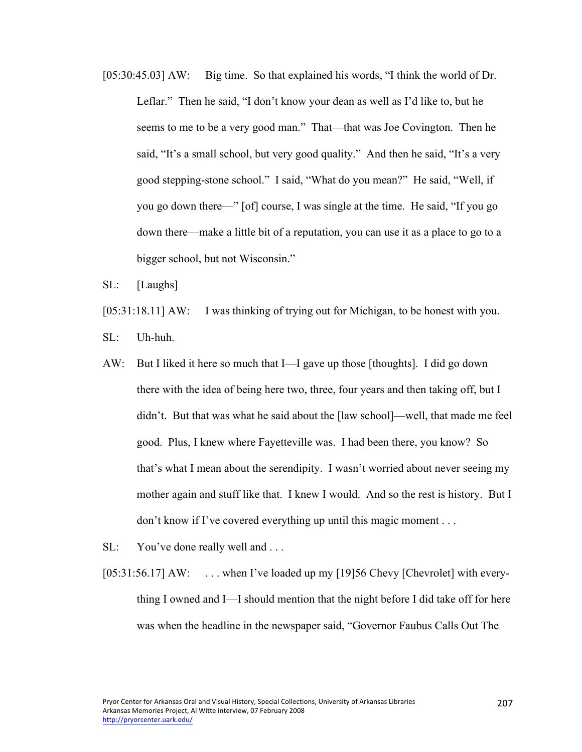[05:30:45.03] AW: Big time. So that explained his words, "I think the world of Dr. Leflar." Then he said, "I don't know your dean as well as I'd like to, but he seems to me to be a very good man." That—that was Joe Covington. Then he said, "It's a small school, but very good quality." And then he said, "It's a very good stepping-stone school." I said, "What do you mean?" He said, "Well, if you go down there—" [of] course, I was single at the time. He said, "If you go down there—make a little bit of a reputation, you can use it as a place to go to a bigger school, but not Wisconsin."

SL: [Laughs]

[05:31:18.11] AW: I was thinking of trying out for Michigan, to be honest with you.

SL: Uh-huh.

AW: But I liked it here so much that I—I gave up those [thoughts]. I did go down there with the idea of being here two, three, four years and then taking off, but I didn't. But that was what he said about the [law school]—well, that made me feel good. Plus, I knew where Fayetteville was. I had been there, you know? So that's what I mean about the serendipity. I wasn't worried about never seeing my mother again and stuff like that. I knew I would. And so the rest is history. But I don't know if I've covered everything up until this magic moment . . .

SL: You've done really well and . . .

[05:31:56.17] AW: . . . when I've loaded up my [19]56 Chevy [Chevrolet] with everything I owned and I—I should mention that the night before I did take off for here was when the headline in the newspaper said, "Governor Faubus Calls Out The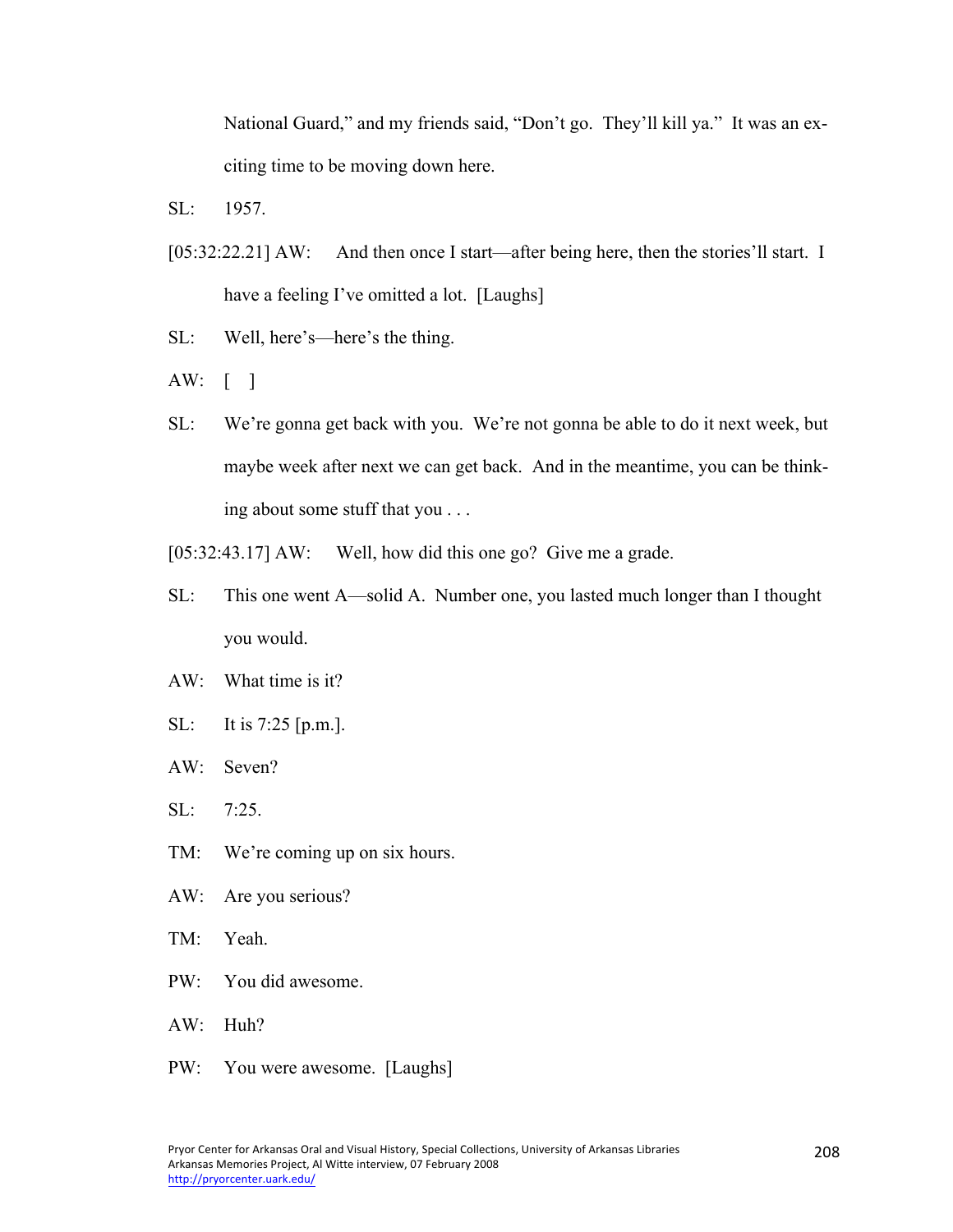National Guard," and my friends said, "Don't go. They'll kill ya." It was an exciting time to be moving down here.

SL: 1957.

[05:32:22.21] AW: And then once I start—after being here, then the stories'll start. I have a feeling I've omitted a lot. [Laughs]

SL: Well, here's—here's the thing.

AW: [ ]

SL: We're gonna get back with you. We're not gonna be able to do it next week, but maybe week after next we can get back. And in the meantime, you can be thinking about some stuff that you . . .

[05:32:43.17] AW: Well, how did this one go? Give me a grade.

SL: This one went A—solid A. Number one, you lasted much longer than I thought you would.

AW: What time is it?

SL: It is 7:25 [p.m.].

AW: Seven?

SL: 7:25.

TM: We're coming up on six hours.

AW: Are you serious?

TM: Yeah.

PW: You did awesome.

AW: Huh?

PW: You were awesome. [Laughs]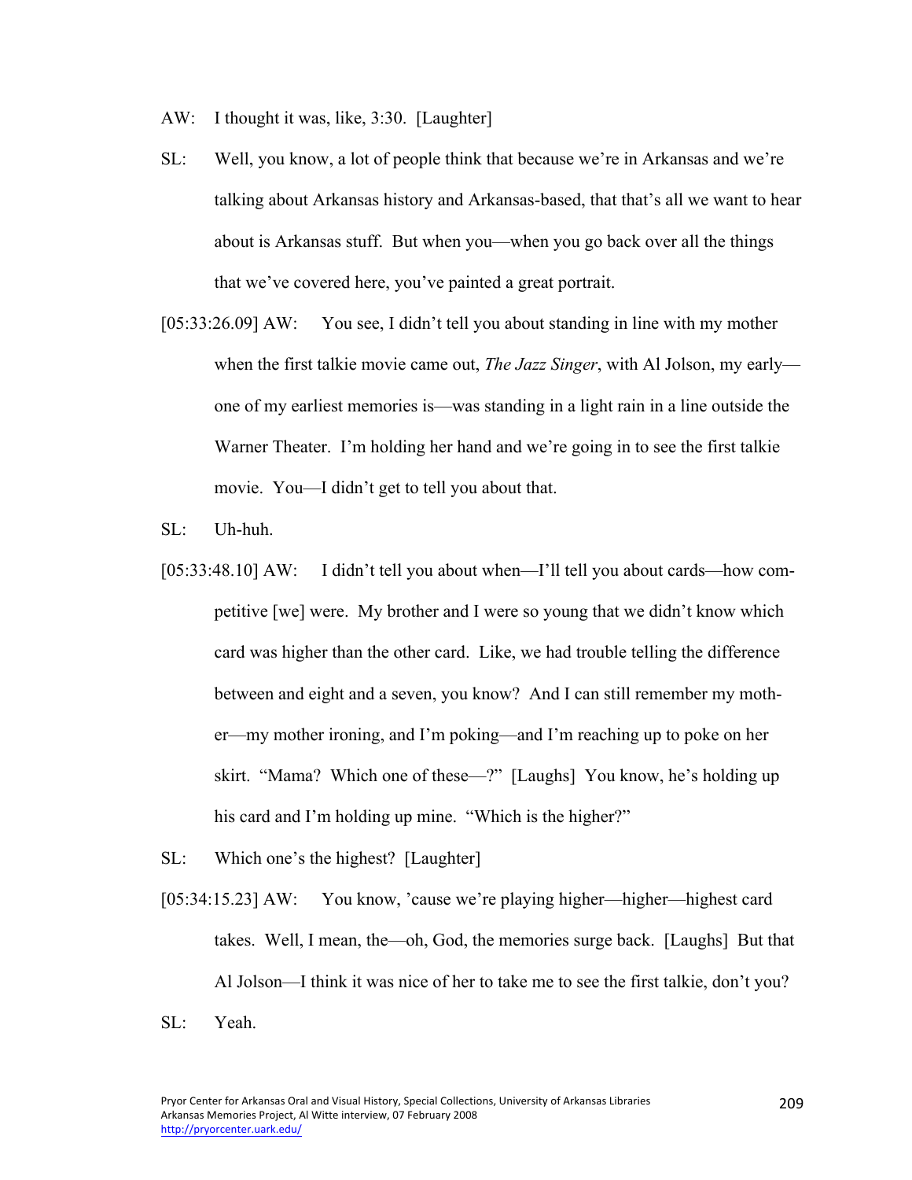AW: I thought it was, like, 3:30. [Laughter]

SL: Well, you know, a lot of people think that because we're in Arkansas and we're talking about Arkansas history and Arkansas-based, that that's all we want to hear about is Arkansas stuff. But when you—when you go back over all the things that we've covered here, you've painted a great portrait.

[05:33:26.09] AW: You see, I didn't tell you about standing in line with my mother when the first talkie movie came out, *The Jazz Singer*, with Al Jolson, my early—one of my earliest memories is—was standing in a light rain in a line outside the Warner Theater. I'm holding her hand and we're going in to see the first talkie movie. You—I didn't get to tell you about that.

SL: Uh-huh.

[05:33:48.10] AW: I didn't tell you about when—I'll tell you about cards—how competitive [we] were. My brother and I were so young that we didn't know which card was higher than the other card. Like, we had trouble telling the difference between and eight and a seven, you know? And I can still remember my mother—my mother ironing, and I'm poking—and I'm reaching up to poke on her skirt. "Mama? Which one of these—?" [Laughs] You know, he's holding up his card and I'm holding up mine. "Which is the higher?"

SL: Which one's the highest? [Laughter]

[05:34:15.23] AW: You know, 'cause we're playing higher—higher—highest card takes. Well, I mean, the—oh, God, the memories surge back. [Laughs] But that Al Jolson—I think it was nice of her to take me to see the first talkie, don't you?

SL: Yeah.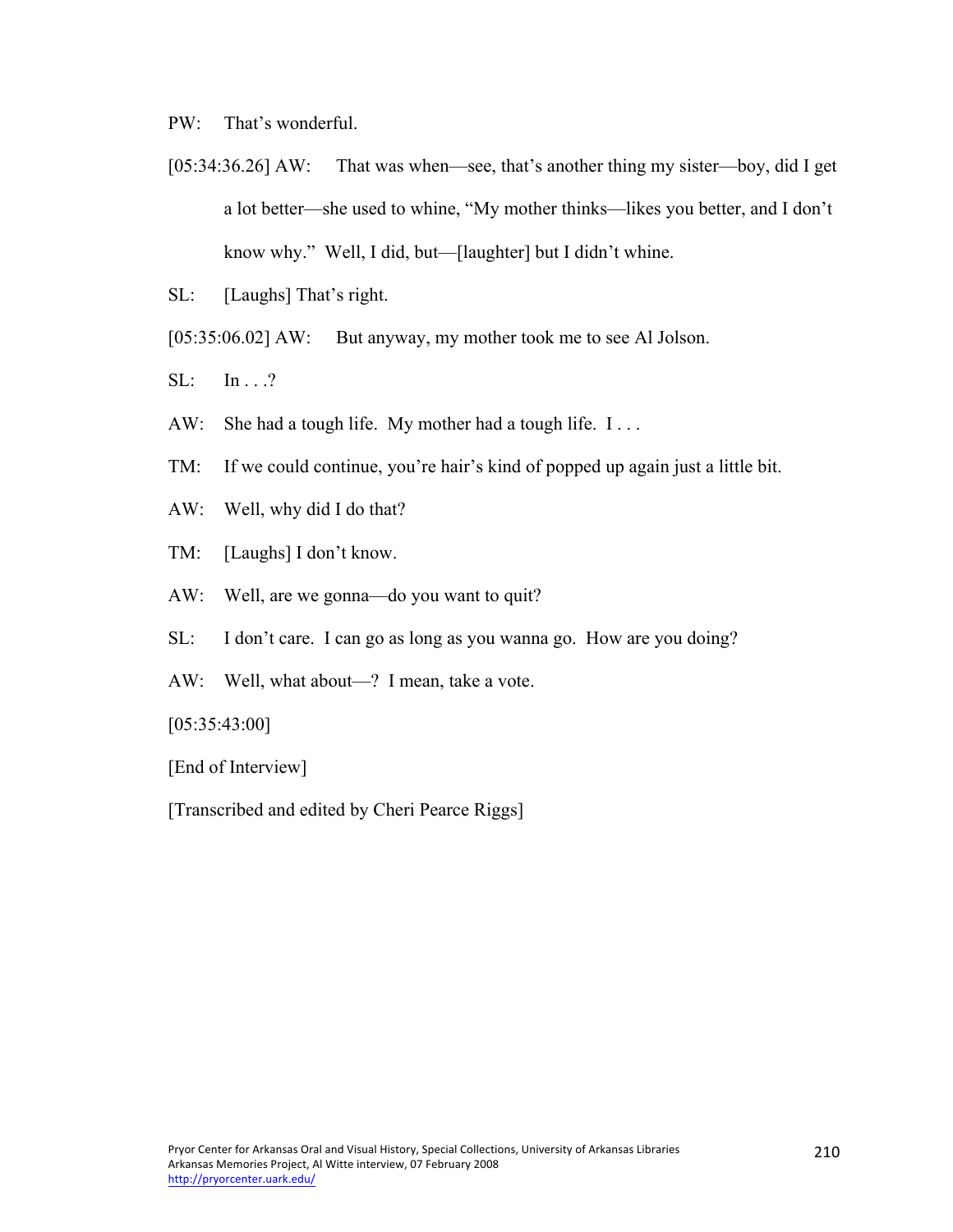PW: That's wonderful.

[05:34:36.26] AW: That was when—see, that's another thing my sister—boy, did I get a lot better—she used to whine, "My mother thinks—likes you better, and I don't know why." Well, I did, but—[laughter] but I didn't whine.

SL: [Laughs] That's right.

[05:35:06.02] AW: But anyway, my mother took me to see Al Jolson.

SL: In . . .?

AW: She had a tough life. My mother had a tough life. I . . .

TM: If we could continue, you're hair's kind of popped up again just a little bit.

AW: Well, why did I do that?

TM: [Laughs] I don't know.

AW: Well, are we gonna—do you want to quit?

SL: I don't care. I can go as long as you wanna go. How are you doing?

AW: Well, what about—? I mean, take a vote.

[05:35:43:00]

[End of Interview]

[Transcribed and edited by Cheri Pearce Riggs]